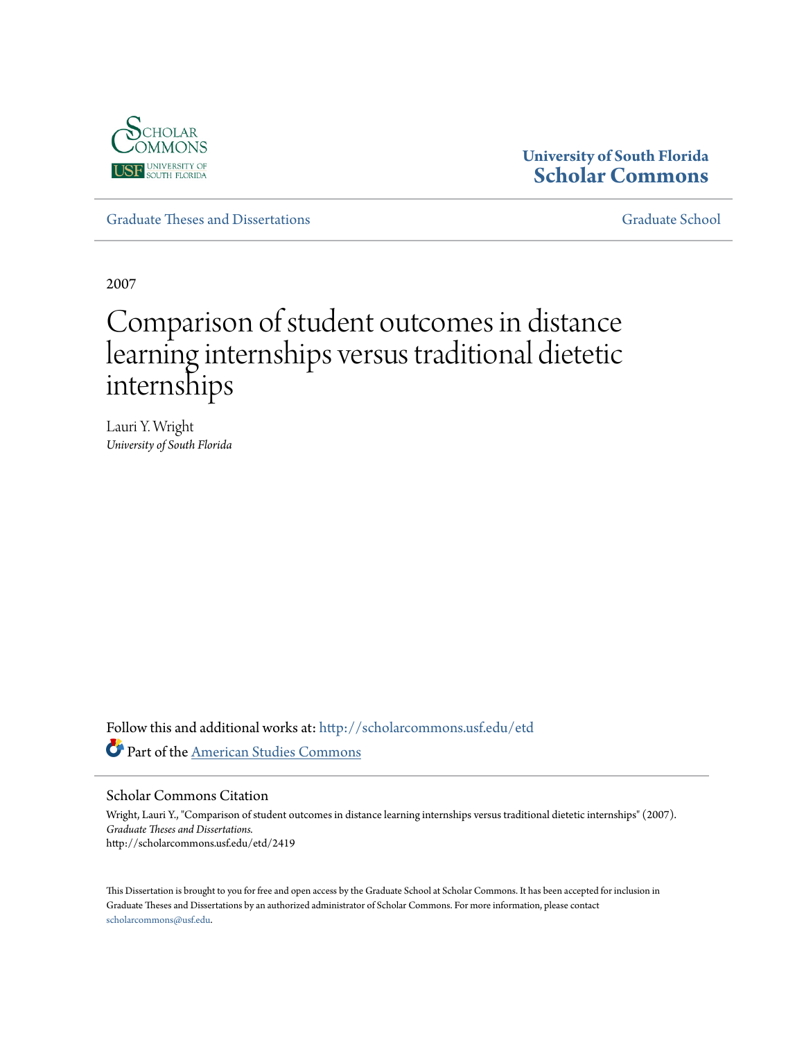University of South Florida
**Scholar Commons**

Graduate Theses and Dissertations | Graduate School

2007

# Comparison of student outcomes in distance learning internships versus traditional dietetic internships

Lauri Y. Wright
*University of South Florida*

Follow this and additional works at: http://scholarcommons.usf.edu/etd

Part of the American Studies Commons

## Scholar Commons Citation

Wright, Lauri Y., "Comparison of student outcomes in distance learning internships versus traditional dietetic internships" (2007). *Graduate Theses and Dissertations.*
http://scholarcommons.usf.edu/etd/2419

This Dissertation is brought to you for free and open access by the Graduate School at Scholar Commons. It has been accepted for inclusion in Graduate Theses and Dissertations by an authorized administrator of Scholar Commons. For more information, please contact scholarcommons@usf.edu.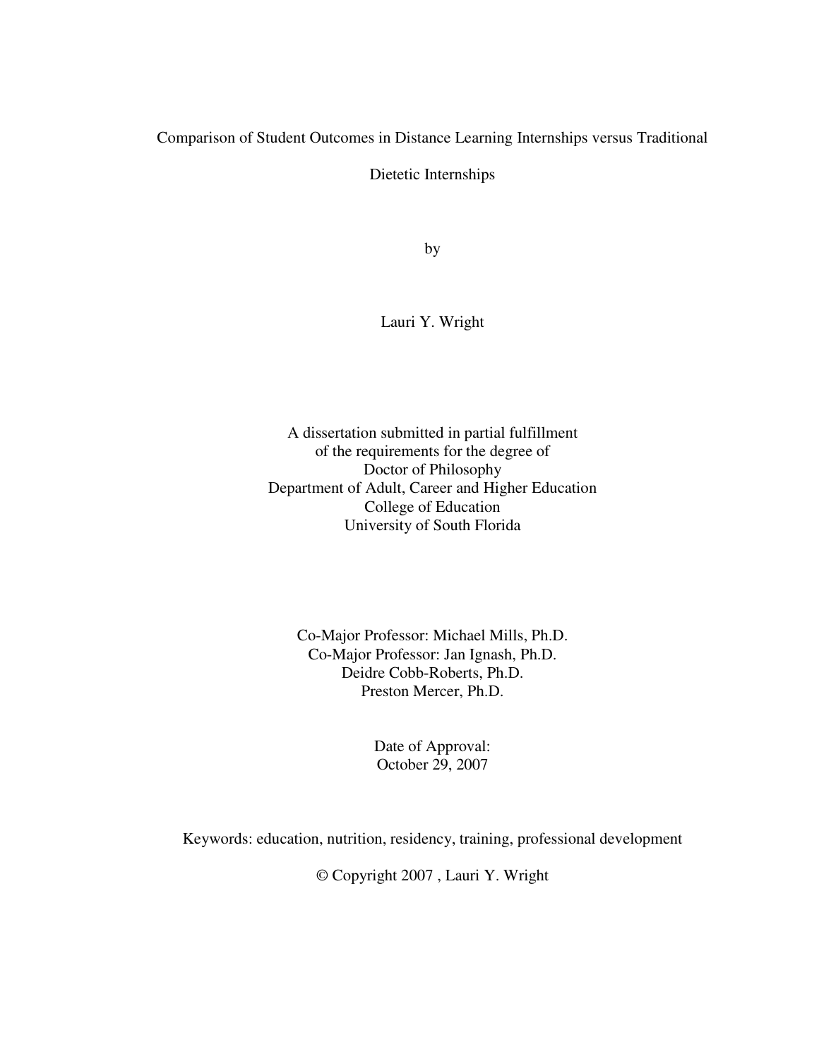# Comparison of Student Outcomes in Distance Learning Internships versus Traditional Dietetic Internships

by

Lauri Y. Wright

A dissertation submitted in partial fulfillment
of the requirements for the degree of
Doctor of Philosophy
Department of Adult, Career and Higher Education
College of Education
University of South Florida

Co-Major Professor: Michael Mills, Ph.D.
Co-Major Professor: Jan Ignash, Ph.D.
Deidre Cobb-Roberts, Ph.D.
Preston Mercer, Ph.D.

Date of Approval:
October 29, 2007

Keywords: education, nutrition, residency, training, professional development

© Copyright 2007 , Lauri Y. Wright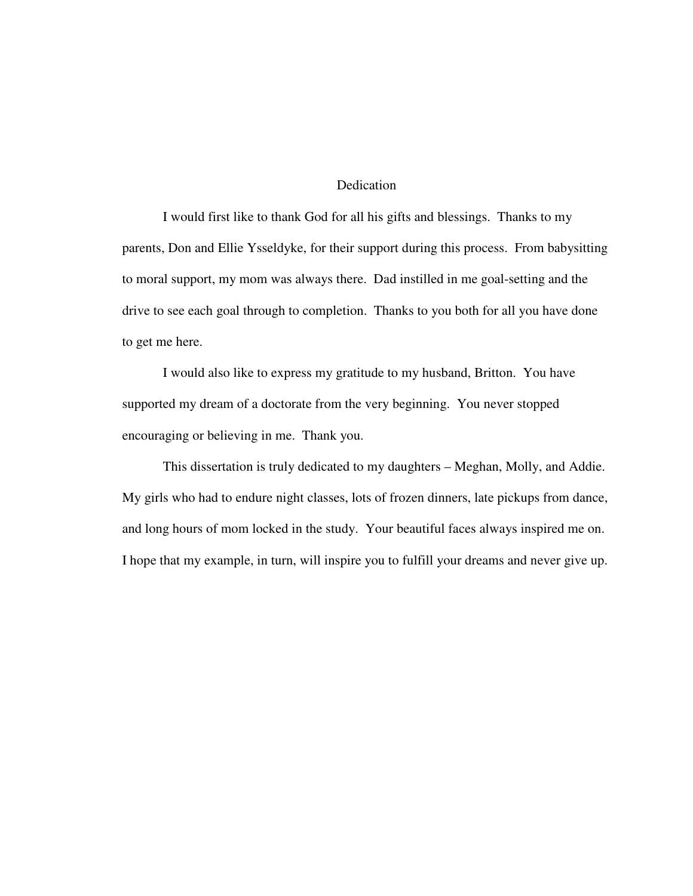# Dedication

I would first like to thank God for all his gifts and blessings. Thanks to my parents, Don and Ellie Ysseldyke, for their support during this process. From babysitting to moral support, my mom was always there. Dad instilled in me goal-setting and the drive to see each goal through to completion. Thanks to you both for all you have done to get me here.

I would also like to express my gratitude to my husband, Britton. You have supported my dream of a doctorate from the very beginning. You never stopped encouraging or believing in me. Thank you.

This dissertation is truly dedicated to my daughters – Meghan, Molly, and Addie. My girls who had to endure night classes, lots of frozen dinners, late pickups from dance, and long hours of mom locked in the study. Your beautiful faces always inspired me on. I hope that my example, in turn, will inspire you to fulfill your dreams and never give up.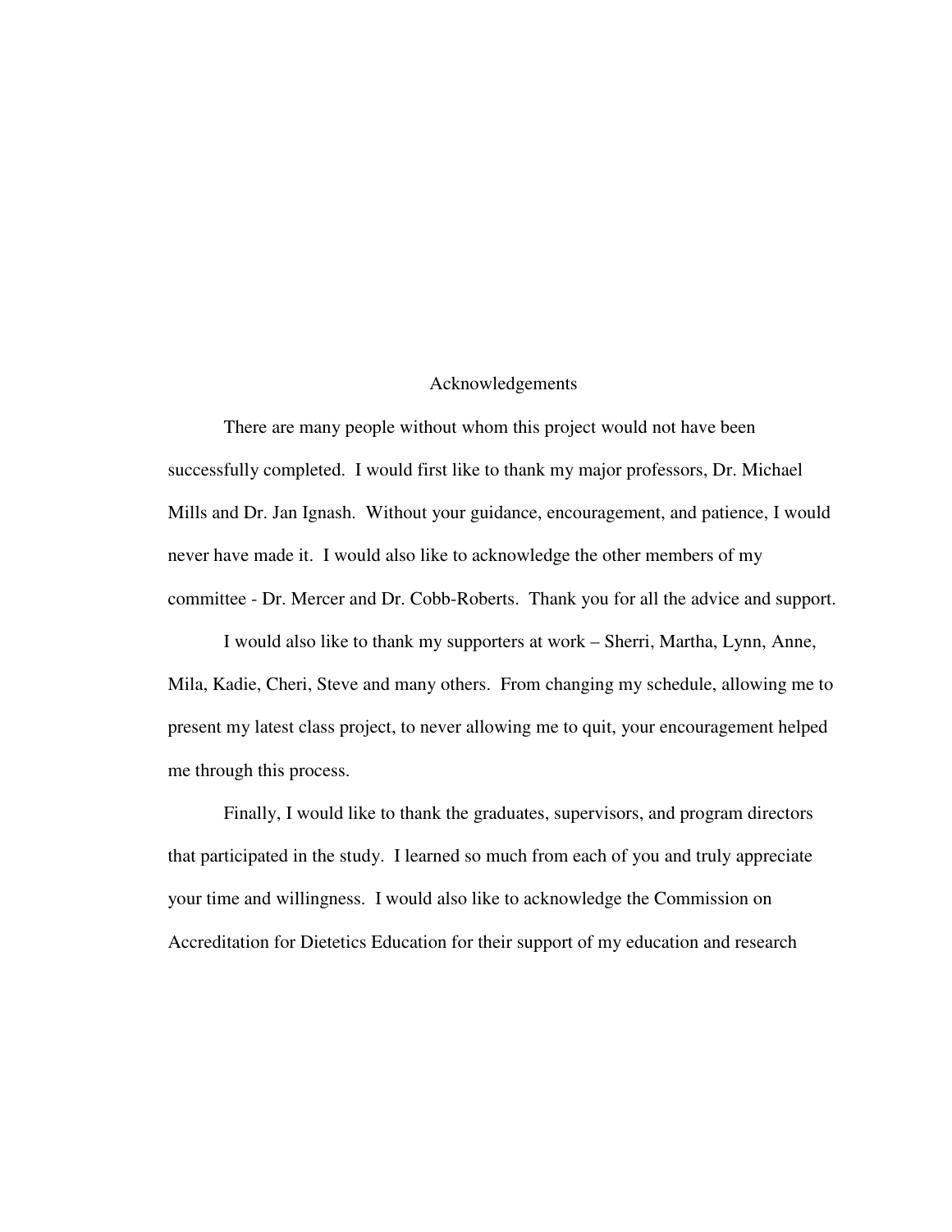# Acknowledgements

There are many people without whom this project would not have been successfully completed. I would first like to thank my major professors, Dr. Michael Mills and Dr. Jan Ignash. Without your guidance, encouragement, and patience, I would never have made it. I would also like to acknowledge the other members of my committee - Dr. Mercer and Dr. Cobb-Roberts. Thank you for all the advice and support.

I would also like to thank my supporters at work – Sherri, Martha, Lynn, Anne, Mila, Kadie, Cheri, Steve and many others. From changing my schedule, allowing me to present my latest class project, to never allowing me to quit, your encouragement helped me through this process.

Finally, I would like to thank the graduates, supervisors, and program directors that participated in the study. I learned so much from each of you and truly appreciate your time and willingness. I would also like to acknowledge the Commission on Accreditation for Dietetics Education for their support of my education and research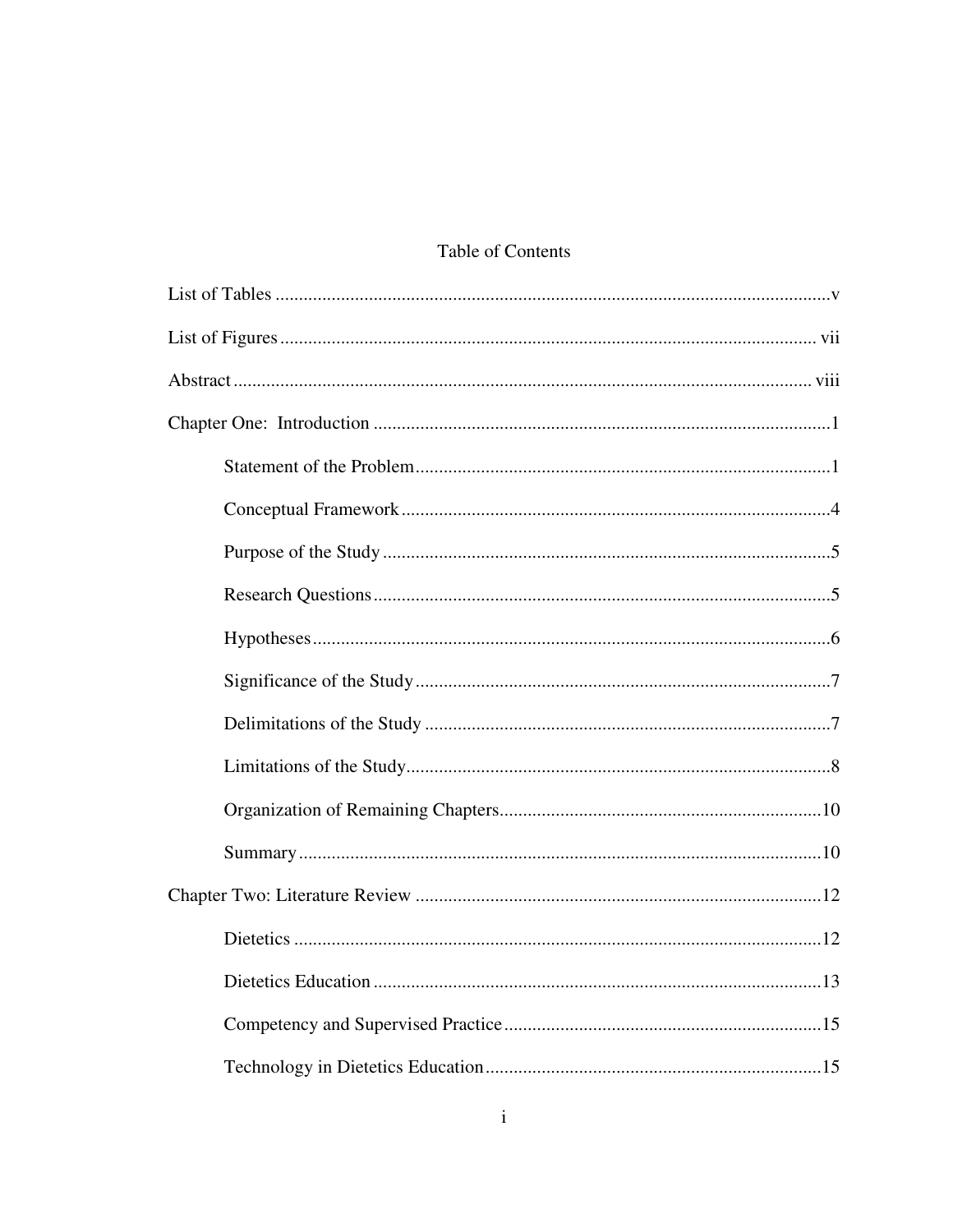# Table of Contents

List of Tables ........................................................................................................................v

List of Figures .................................................................................................................. vii

Abstract .......................................................................................................................... viii

Chapter One: Introduction .................................................................................................1

- Statement of the Problem.........................................................................................1
- Conceptual Framework ............................................................................................4
- Purpose of the Study ...............................................................................................5
- Research Questions .................................................................................................5
- Hypotheses..............................................................................................................6
- Significance of the Study ........................................................................................7
- Delimitations of the Study ......................................................................................7
- Limitations of the Study..........................................................................................8
- Organization of Remaining Chapters....................................................................10
- Summary ...............................................................................................................10

Chapter Two: Literature Review .......................................................................................12

- Dietetics ................................................................................................................12
- Dietetics Education ................................................................................................13
- Competency and Supervised Practice ...................................................................15
- Technology in Dietetics Education.......................................................................15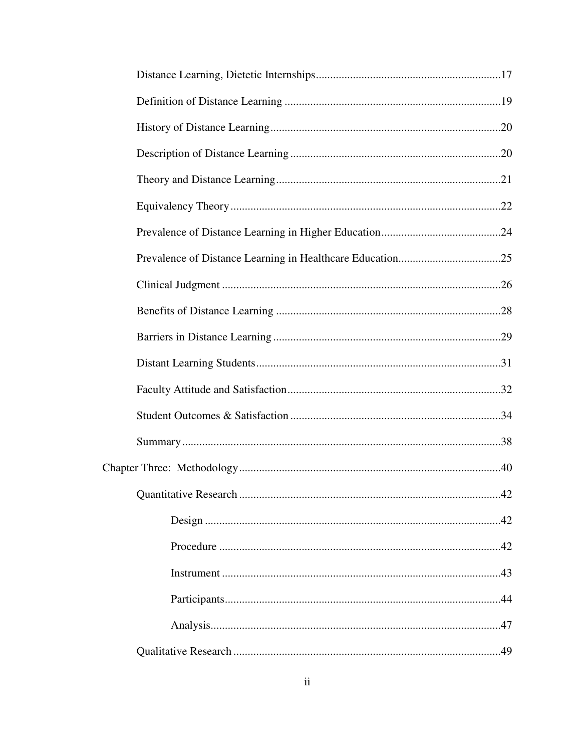Distance Learning, Dietetic Internships ................................................................17

Definition of Distance Learning ........................................................................19

History of Distance Learning ............................................................................20

Description of Distance Learning .....................................................................20

Theory and Distance Learning ..........................................................................21

Equivalency Theory ..........................................................................................22

Prevalence of Distance Learning in Higher Education .....................................24

Prevalence of Distance Learning in Healthcare Education ................................25

Clinical Judgment .............................................................................................26

Benefits of Distance Learning ..........................................................................28

Barriers in Distance Learning ...........................................................................29

Distant Learning Students .................................................................................31

Faculty Attitude and Satisfaction ......................................................................32

Student Outcomes & Satisfaction .....................................................................34

Summary ...........................................................................................................38

Chapter Three: Methodology ....................................................................................40

Quantitative Research .......................................................................................42

Design ...................................................................................................42

Procedure ..............................................................................................42

Instrument .............................................................................................43

Participants ............................................................................................44

Analysis .................................................................................................47

Qualitative Research .........................................................................................49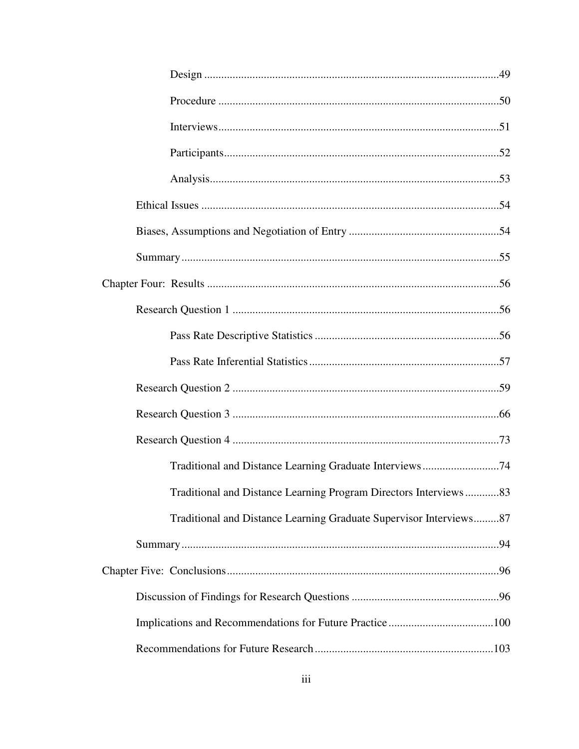Design ........................................................................................................49

Procedure ...................................................................................................50

Interviews...................................................................................................51

Participants.................................................................................................52

Analysis......................................................................................................53

Ethical Issues .........................................................................................................54

Biases, Assumptions and Negotiation of Entry .....................................................54

Summary................................................................................................................55

Chapter Four: Results .......................................................................................................56

Research Question 1 ..............................................................................................56

Pass Rate Descriptive Statistics .................................................................56

Pass Rate Inferential Statistics ...................................................................57

Research Question 2 ..............................................................................................59

Research Question 3 ..............................................................................................66

Research Question 4 ..............................................................................................73

Traditional and Distance Learning Graduate Interviews ...........................74

Traditional and Distance Learning Program Directors Interviews ............83

Traditional and Distance Learning Graduate Supervisor Interviews.........87

Summary................................................................................................................94

Chapter Five: Conclusions................................................................................................96

Discussion of Findings for Research Questions ....................................................96

Implications and Recommendations for Future Practice.....................................100

Recommendations for Future Research ..............................................................103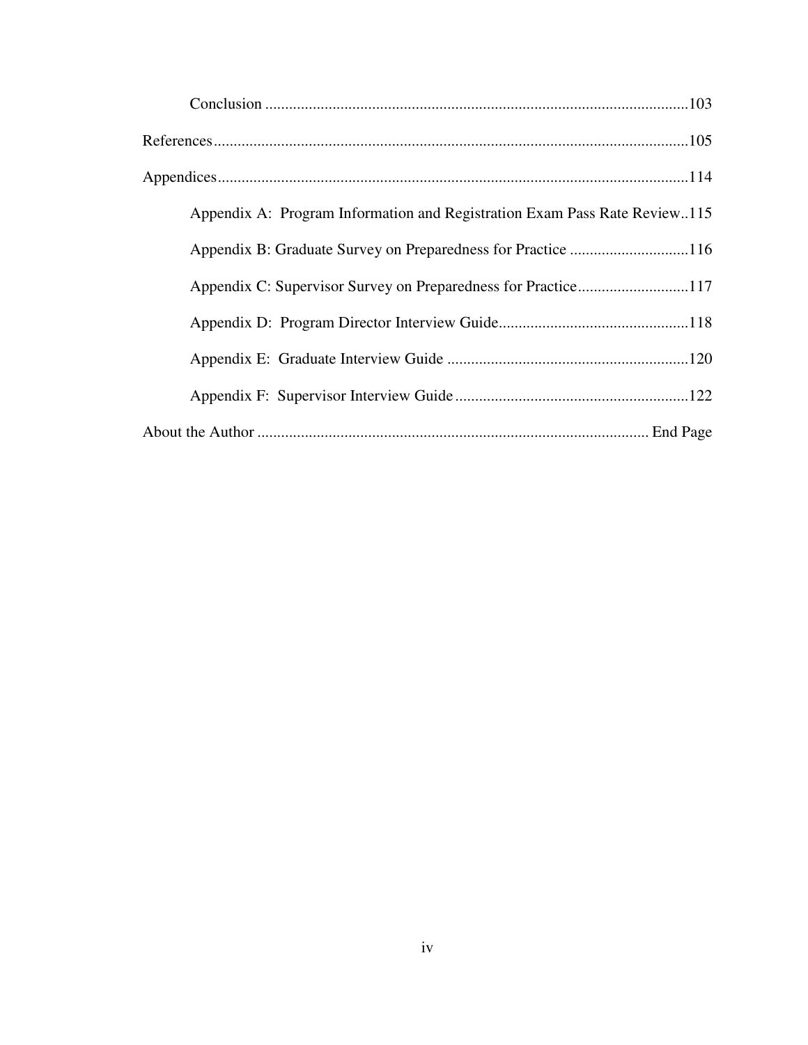Conclusion ..........................................................................................................103

References.......................................................................................................................105

Appendices......................................................................................................................114

Appendix A: Program Information and Registration Exam Pass Rate Review..115

Appendix B: Graduate Survey on Preparedness for Practice ..............................116

Appendix C: Supervisor Survey on Preparedness for Practice............................117

Appendix D: Program Director Interview Guide................................................118

Appendix E: Graduate Interview Guide ............................................................120

Appendix F: Supervisor Interview Guide ...........................................................122

About the Author .................................................................................................. End Page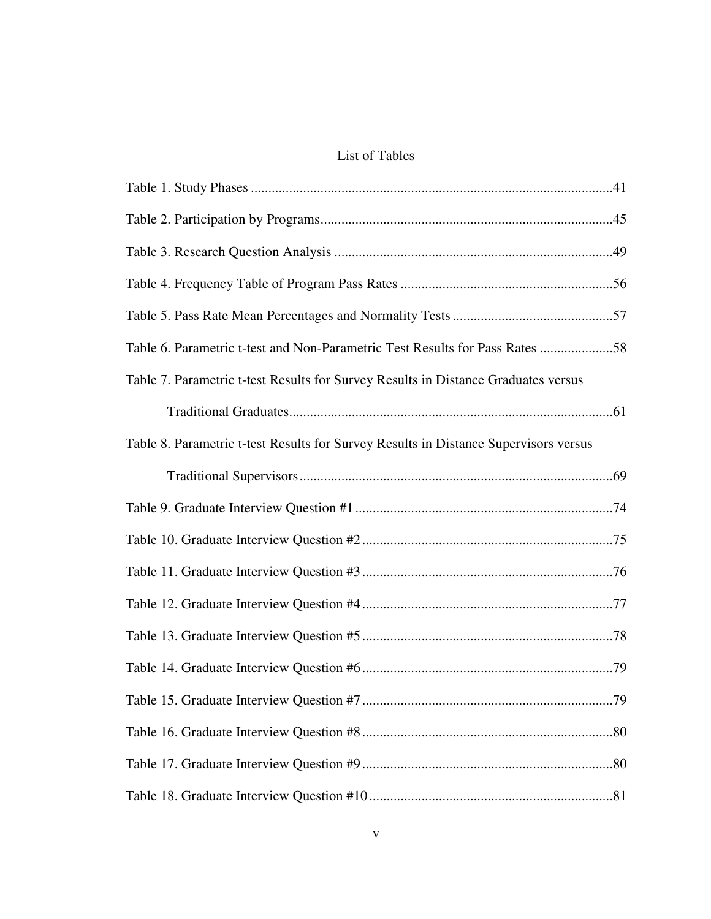# List of Tables

Table 1. Study Phases ....................................................................................................41

Table 2. Participation by Programs...................................................................................45

Table 3. Research Question Analysis ...............................................................................49

Table 4. Frequency Table of Program Pass Rates ............................................................56

Table 5. Pass Rate Mean Percentages and Normality Tests .............................................57

Table 6. Parametric t-test and Non-Parametric Test Results for Pass Rates .....................58

Table 7. Parametric t-test Results for Survey Results in Distance Graduates versus Traditional Graduates............................................................................................61

Table 8. Parametric t-test Results for Survey Results in Distance Supervisors versus Traditional Supervisors.........................................................................................69

Table 9. Graduate Interview Question #1 .........................................................................74

Table 10. Graduate Interview Question #2 .......................................................................75

Table 11. Graduate Interview Question #3 .......................................................................76

Table 12. Graduate Interview Question #4 .......................................................................77

Table 13. Graduate Interview Question #5 .......................................................................78

Table 14. Graduate Interview Question #6 .......................................................................79

Table 15. Graduate Interview Question #7 .......................................................................79

Table 16. Graduate Interview Question #8 .......................................................................80

Table 17. Graduate Interview Question #9 .......................................................................80

Table 18. Graduate Interview Question #10 .....................................................................81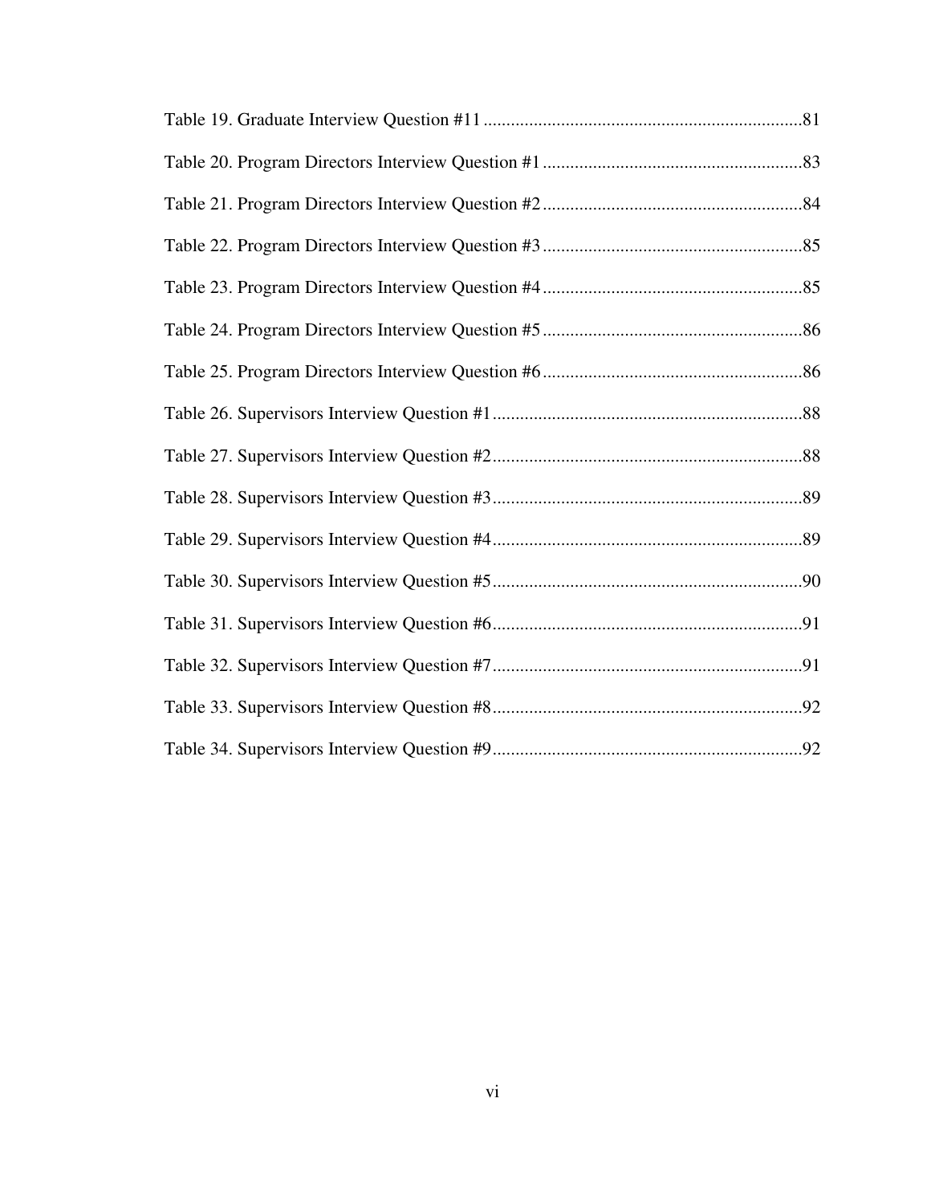Table 19. Graduate Interview Question #11 ......................................................................81

Table 20. Program Directors Interview Question #1 .........................................................83

Table 21. Program Directors Interview Question #2 .........................................................84

Table 22. Program Directors Interview Question #3 .........................................................85

Table 23. Program Directors Interview Question #4 .........................................................85

Table 24. Program Directors Interview Question #5 .........................................................86

Table 25. Program Directors Interview Question #6 .........................................................86

Table 26. Supervisors Interview Question #1....................................................................88

Table 27. Supervisors Interview Question #2....................................................................88

Table 28. Supervisors Interview Question #3....................................................................89

Table 29. Supervisors Interview Question #4....................................................................89

Table 30. Supervisors Interview Question #5....................................................................90

Table 31. Supervisors Interview Question #6....................................................................91

Table 32. Supervisors Interview Question #7....................................................................91

Table 33. Supervisors Interview Question #8....................................................................92

Table 34. Supervisors Interview Question #9....................................................................92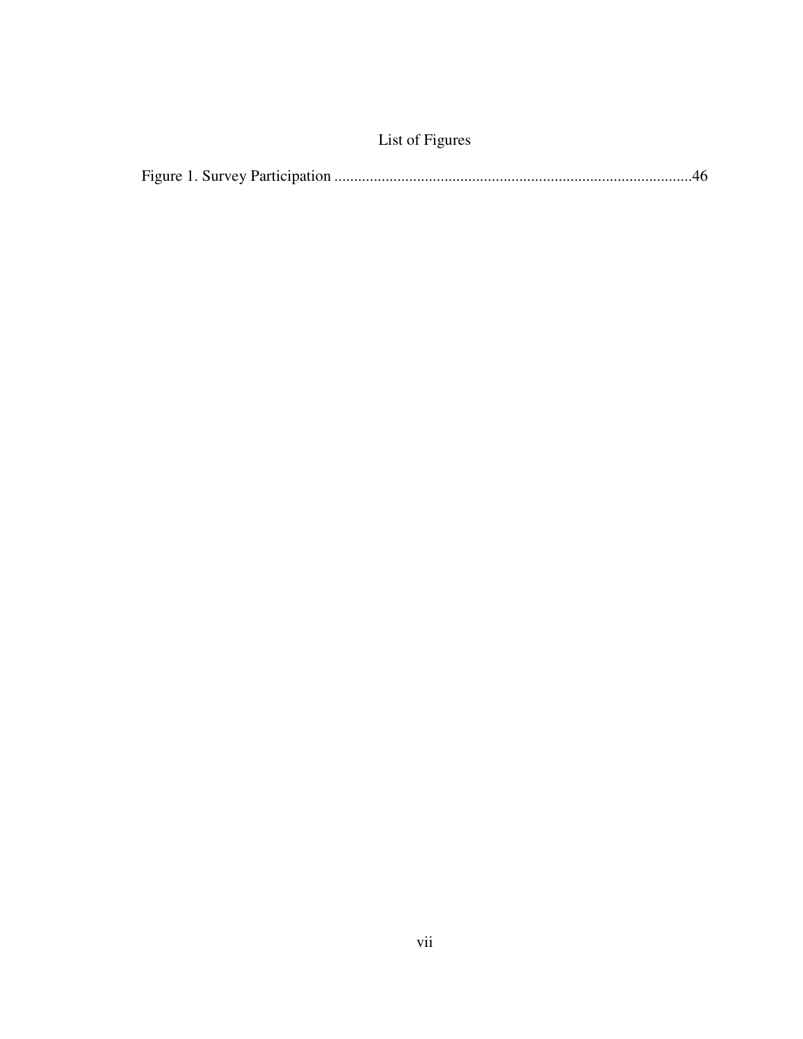# List of Figures

Figure 1. Survey Participation ..........................................................................................46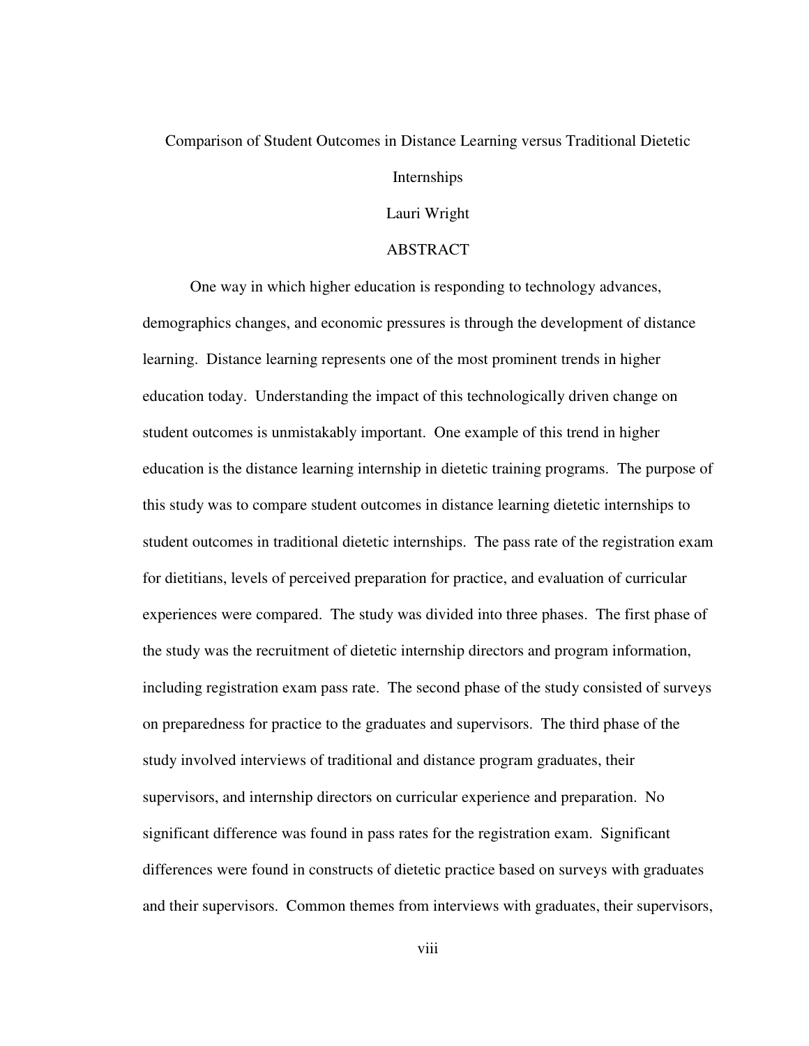Comparison of Student Outcomes in Distance Learning versus Traditional Dietetic Internships

Lauri Wright

# ABSTRACT

One way in which higher education is responding to technology advances, demographics changes, and economic pressures is through the development of distance learning. Distance learning represents one of the most prominent trends in higher education today. Understanding the impact of this technologically driven change on student outcomes is unmistakably important. One example of this trend in higher education is the distance learning internship in dietetic training programs. The purpose of this study was to compare student outcomes in distance learning dietetic internships to student outcomes in traditional dietetic internships. The pass rate of the registration exam for dietitians, levels of perceived preparation for practice, and evaluation of curricular experiences were compared. The study was divided into three phases. The first phase of the study was the recruitment of dietetic internship directors and program information, including registration exam pass rate. The second phase of the study consisted of surveys on preparedness for practice to the graduates and supervisors. The third phase of the study involved interviews of traditional and distance program graduates, their supervisors, and internship directors on curricular experience and preparation. No significant difference was found in pass rates for the registration exam. Significant differences were found in constructs of dietetic practice based on surveys with graduates and their supervisors. Common themes from interviews with graduates, their supervisors,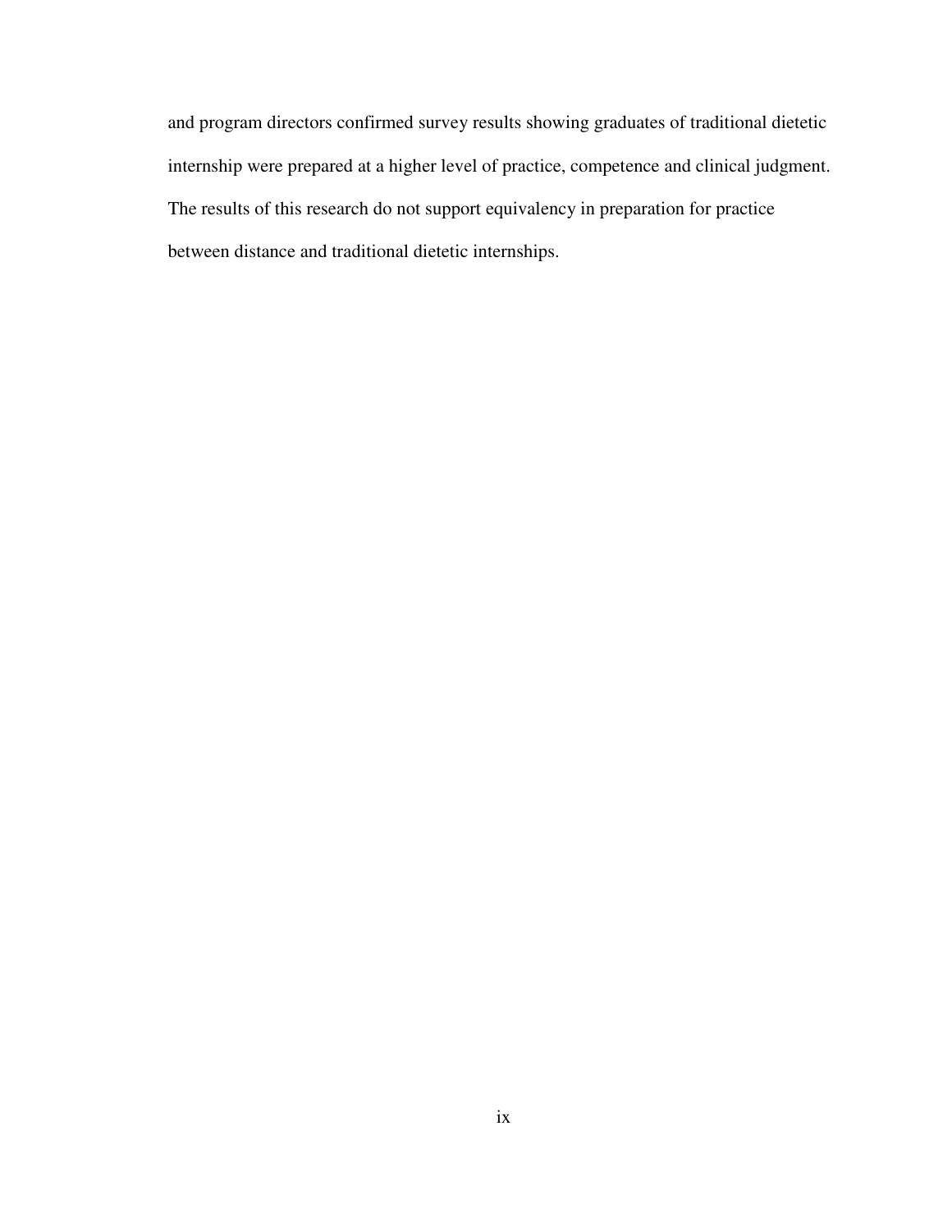and program directors confirmed survey results showing graduates of traditional dietetic internship were prepared at a higher level of practice, competence and clinical judgment. The results of this research do not support equivalency in preparation for practice between distance and traditional dietetic internships.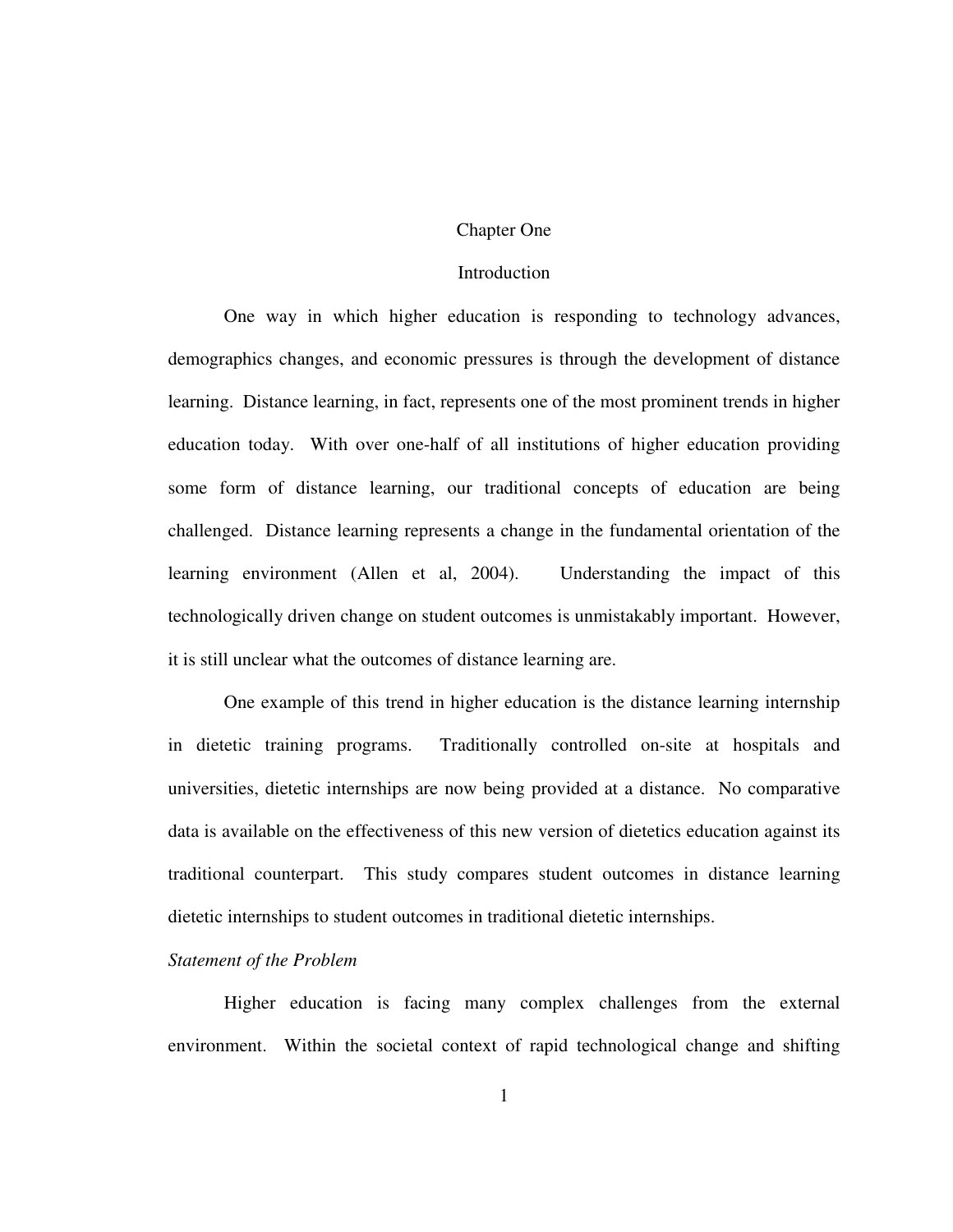# Chapter One

## Introduction

One way in which higher education is responding to technology advances, demographics changes, and economic pressures is through the development of distance learning. Distance learning, in fact, represents one of the most prominent trends in higher education today. With over one-half of all institutions of higher education providing some form of distance learning, our traditional concepts of education are being challenged. Distance learning represents a change in the fundamental orientation of the learning environment (Allen et al, 2004). Understanding the impact of this technologically driven change on student outcomes is unmistakably important. However, it is still unclear what the outcomes of distance learning are.

One example of this trend in higher education is the distance learning internship in dietetic training programs. Traditionally controlled on-site at hospitals and universities, dietetic internships are now being provided at a distance. No comparative data is available on the effectiveness of this new version of dietetics education against its traditional counterpart. This study compares student outcomes in distance learning dietetic internships to student outcomes in traditional dietetic internships.

### *Statement of the Problem*

Higher education is facing many complex challenges from the external environment. Within the societal context of rapid technological change and shifting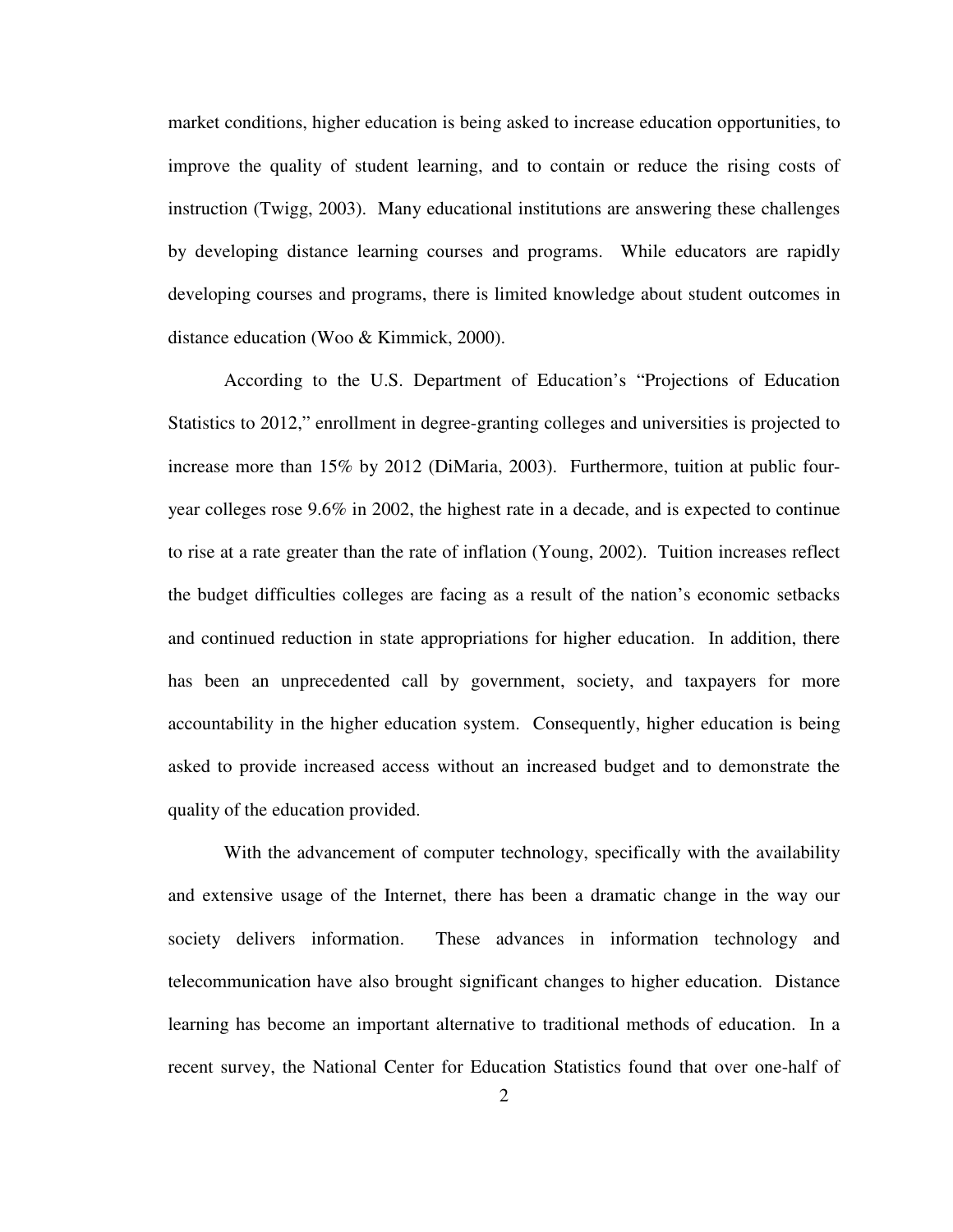market conditions, higher education is being asked to increase education opportunities, to improve the quality of student learning, and to contain or reduce the rising costs of instruction (Twigg, 2003). Many educational institutions are answering these challenges by developing distance learning courses and programs. While educators are rapidly developing courses and programs, there is limited knowledge about student outcomes in distance education (Woo & Kimmick, 2000).

According to the U.S. Department of Education's "Projections of Education Statistics to 2012," enrollment in degree-granting colleges and universities is projected to increase more than 15% by 2012 (DiMaria, 2003). Furthermore, tuition at public four-year colleges rose 9.6% in 2002, the highest rate in a decade, and is expected to continue to rise at a rate greater than the rate of inflation (Young, 2002). Tuition increases reflect the budget difficulties colleges are facing as a result of the nation's economic setbacks and continued reduction in state appropriations for higher education. In addition, there has been an unprecedented call by government, society, and taxpayers for more accountability in the higher education system. Consequently, higher education is being asked to provide increased access without an increased budget and to demonstrate the quality of the education provided.

With the advancement of computer technology, specifically with the availability and extensive usage of the Internet, there has been a dramatic change in the way our society delivers information. These advances in information technology and telecommunication have also brought significant changes to higher education. Distance learning has become an important alternative to traditional methods of education. In a recent survey, the National Center for Education Statistics found that over one-half of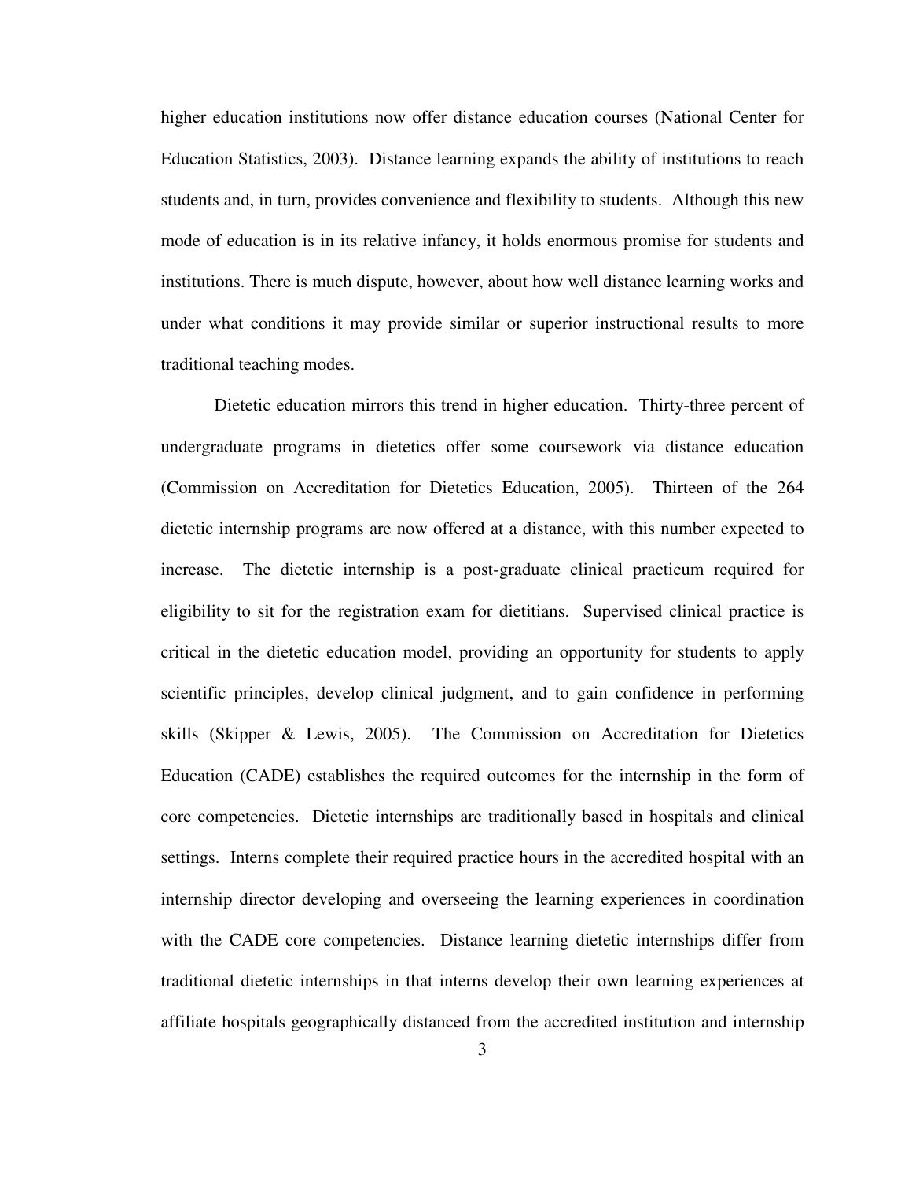higher education institutions now offer distance education courses (National Center for Education Statistics, 2003). Distance learning expands the ability of institutions to reach students and, in turn, provides convenience and flexibility to students. Although this new mode of education is in its relative infancy, it holds enormous promise for students and institutions. There is much dispute, however, about how well distance learning works and under what conditions it may provide similar or superior instructional results to more traditional teaching modes.

Dietetic education mirrors this trend in higher education. Thirty-three percent of undergraduate programs in dietetics offer some coursework via distance education (Commission on Accreditation for Dietetics Education, 2005). Thirteen of the 264 dietetic internship programs are now offered at a distance, with this number expected to increase. The dietetic internship is a post-graduate clinical practicum required for eligibility to sit for the registration exam for dietitians. Supervised clinical practice is critical in the dietetic education model, providing an opportunity for students to apply scientific principles, develop clinical judgment, and to gain confidence in performing skills (Skipper & Lewis, 2005). The Commission on Accreditation for Dietetics Education (CADE) establishes the required outcomes for the internship in the form of core competencies. Dietetic internships are traditionally based in hospitals and clinical settings. Interns complete their required practice hours in the accredited hospital with an internship director developing and overseeing the learning experiences in coordination with the CADE core competencies. Distance learning dietetic internships differ from traditional dietetic internships in that interns develop their own learning experiences at affiliate hospitals geographically distanced from the accredited institution and internship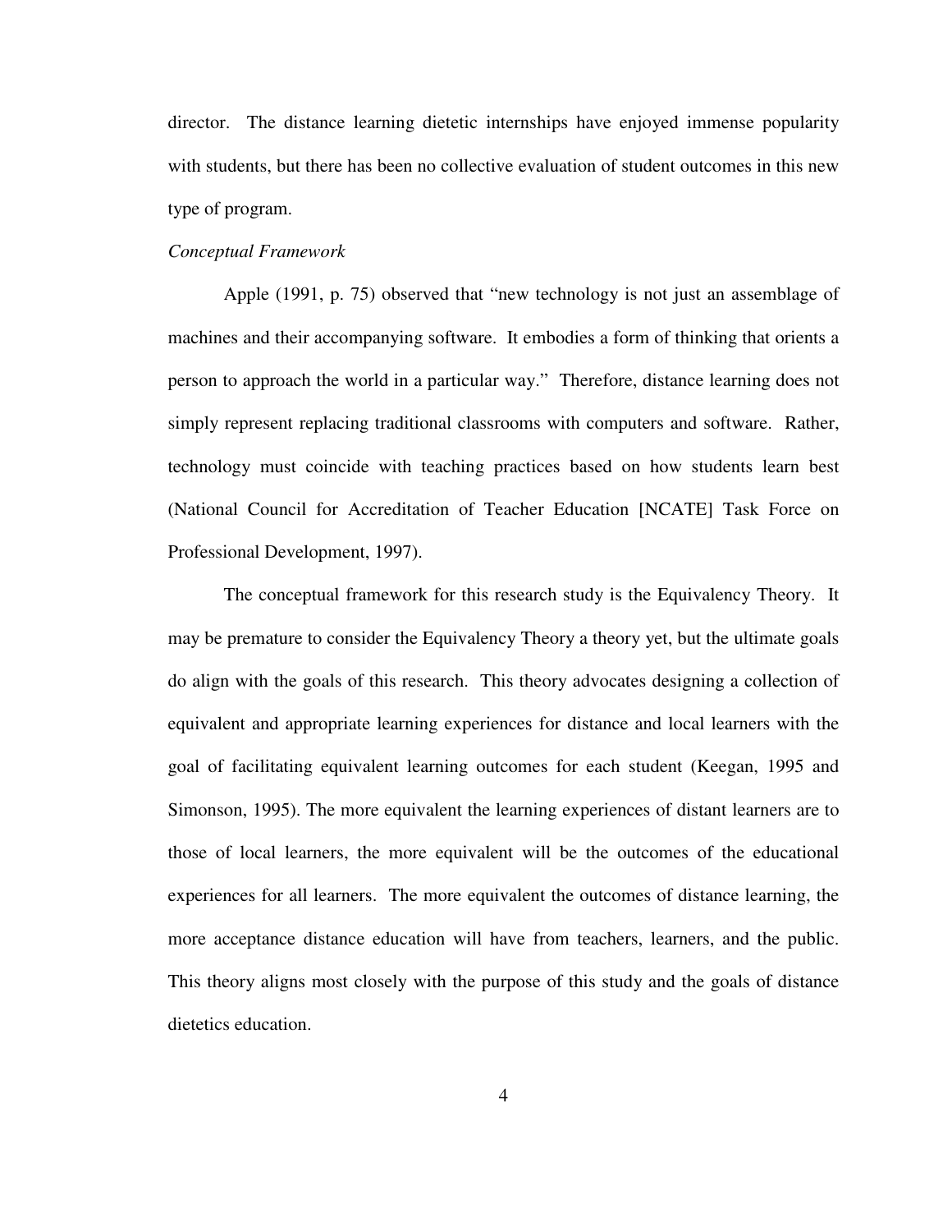director. The distance learning dietetic internships have enjoyed immense popularity with students, but there has been no collective evaluation of student outcomes in this new type of program.

*Conceptual Framework*

Apple (1991, p. 75) observed that "new technology is not just an assemblage of machines and their accompanying software. It embodies a form of thinking that orients a person to approach the world in a particular way." Therefore, distance learning does not simply represent replacing traditional classrooms with computers and software. Rather, technology must coincide with teaching practices based on how students learn best (National Council for Accreditation of Teacher Education [NCATE] Task Force on Professional Development, 1997).

The conceptual framework for this research study is the Equivalency Theory. It may be premature to consider the Equivalency Theory a theory yet, but the ultimate goals do align with the goals of this research. This theory advocates designing a collection of equivalent and appropriate learning experiences for distance and local learners with the goal of facilitating equivalent learning outcomes for each student (Keegan, 1995 and Simonson, 1995). The more equivalent the learning experiences of distant learners are to those of local learners, the more equivalent will be the outcomes of the educational experiences for all learners. The more equivalent the outcomes of distance learning, the more acceptance distance education will have from teachers, learners, and the public. This theory aligns most closely with the purpose of this study and the goals of distance dietetics education.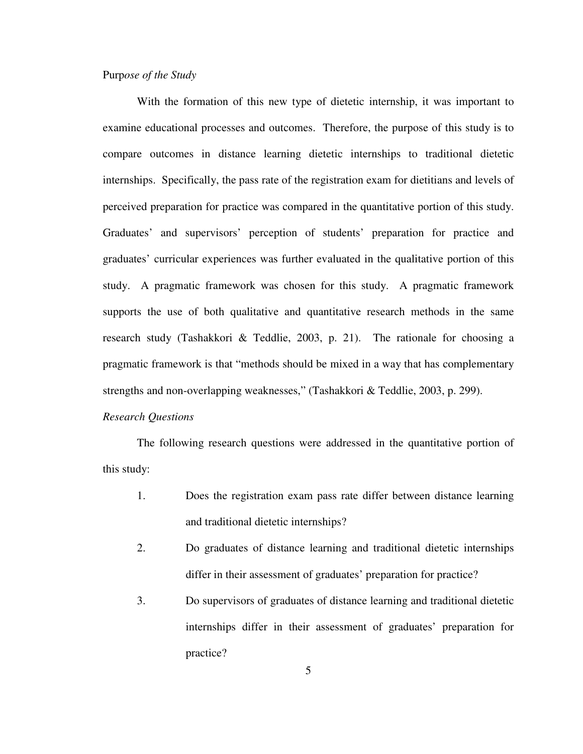*Purpose of the Study*

With the formation of this new type of dietetic internship, it was important to examine educational processes and outcomes. Therefore, the purpose of this study is to compare outcomes in distance learning dietetic internships to traditional dietetic internships. Specifically, the pass rate of the registration exam for dietitians and levels of perceived preparation for practice was compared in the quantitative portion of this study. Graduates' and supervisors' perception of students' preparation for practice and graduates' curricular experiences was further evaluated in the qualitative portion of this study. A pragmatic framework was chosen for this study. A pragmatic framework supports the use of both qualitative and quantitative research methods in the same research study (Tashakkori & Teddlie, 2003, p. 21). The rationale for choosing a pragmatic framework is that "methods should be mixed in a way that has complementary strengths and non-overlapping weaknesses," (Tashakkori & Teddlie, 2003, p. 299).

*Research Questions*

The following research questions were addressed in the quantitative portion of this study:

1. Does the registration exam pass rate differ between distance learning and traditional dietetic internships?
2. Do graduates of distance learning and traditional dietetic internships differ in their assessment of graduates' preparation for practice?
3. Do supervisors of graduates of distance learning and traditional dietetic internships differ in their assessment of graduates' preparation for practice?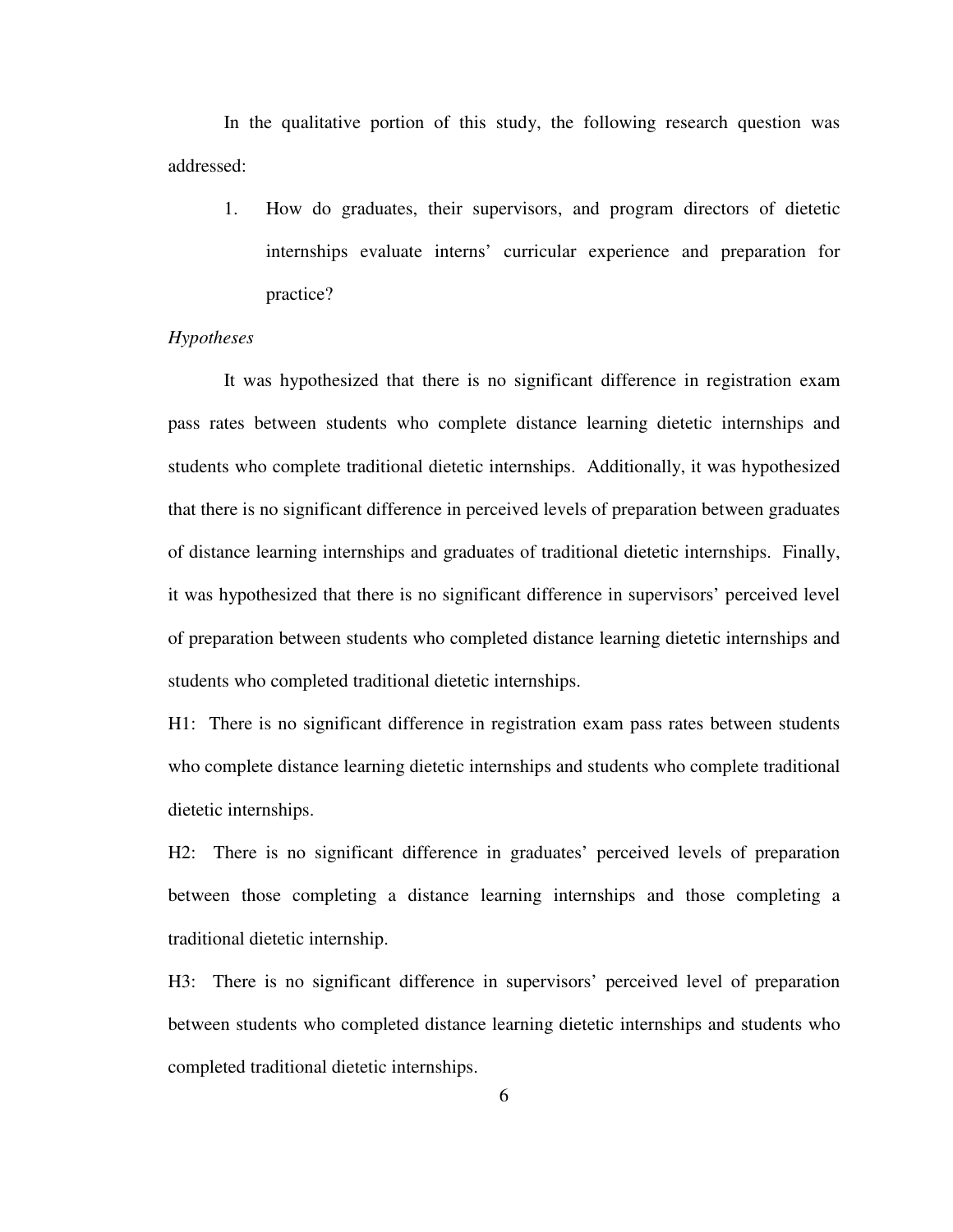In the qualitative portion of this study, the following research question was addressed:

1. How do graduates, their supervisors, and program directors of dietetic internships evaluate interns' curricular experience and preparation for practice?

*Hypotheses*

It was hypothesized that there is no significant difference in registration exam pass rates between students who complete distance learning dietetic internships and students who complete traditional dietetic internships. Additionally, it was hypothesized that there is no significant difference in perceived levels of preparation between graduates of distance learning internships and graduates of traditional dietetic internships. Finally, it was hypothesized that there is no significant difference in supervisors' perceived level of preparation between students who completed distance learning dietetic internships and students who completed traditional dietetic internships.

H1: There is no significant difference in registration exam pass rates between students who complete distance learning dietetic internships and students who complete traditional dietetic internships.

H2: There is no significant difference in graduates' perceived levels of preparation between those completing a distance learning internships and those completing a traditional dietetic internship.

H3: There is no significant difference in supervisors' perceived level of preparation between students who completed distance learning dietetic internships and students who completed traditional dietetic internships.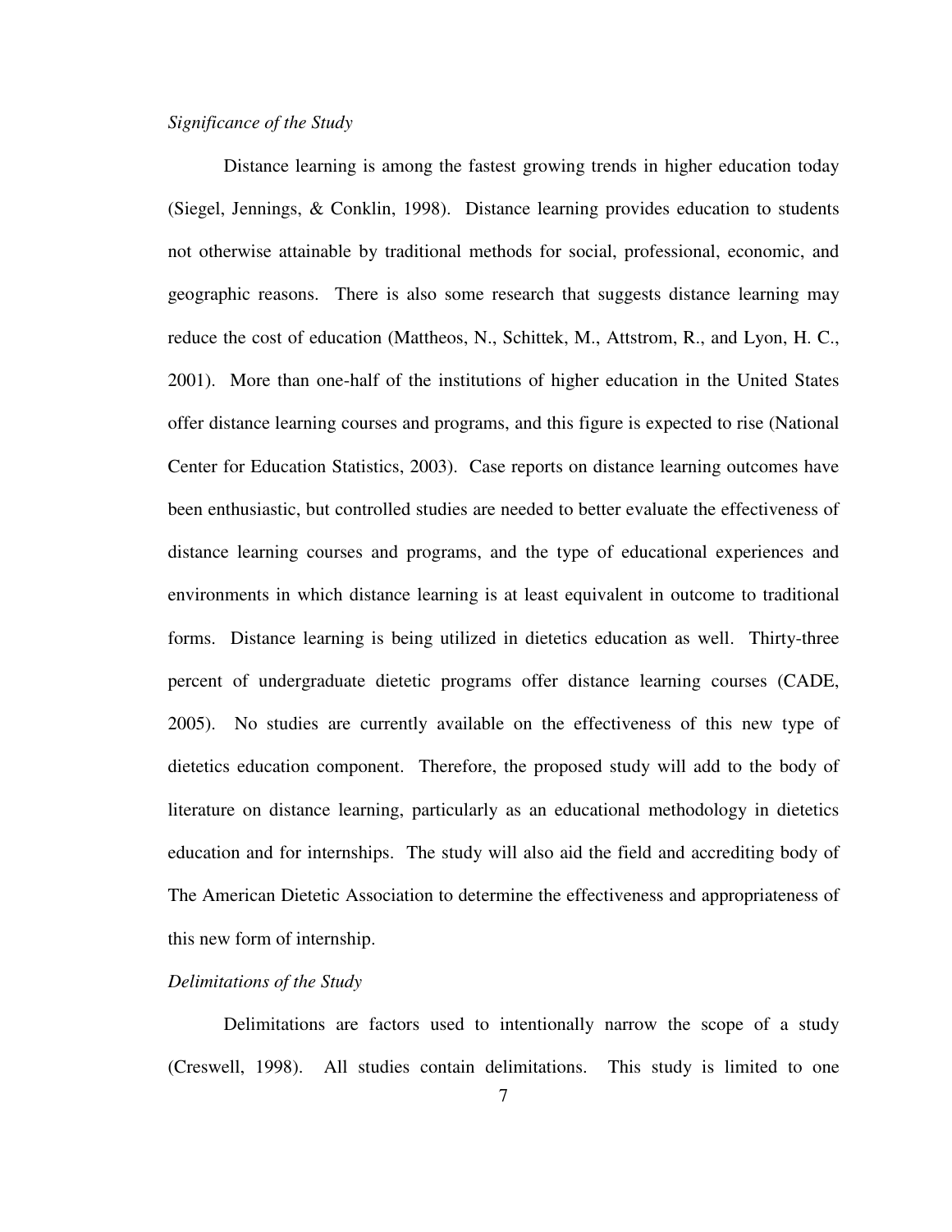*Significance of the Study*

Distance learning is among the fastest growing trends in higher education today (Siegel, Jennings, & Conklin, 1998). Distance learning provides education to students not otherwise attainable by traditional methods for social, professional, economic, and geographic reasons. There is also some research that suggests distance learning may reduce the cost of education (Mattheos, N., Schittek, M., Attstrom, R., and Lyon, H. C., 2001). More than one-half of the institutions of higher education in the United States offer distance learning courses and programs, and this figure is expected to rise (National Center for Education Statistics, 2003). Case reports on distance learning outcomes have been enthusiastic, but controlled studies are needed to better evaluate the effectiveness of distance learning courses and programs, and the type of educational experiences and environments in which distance learning is at least equivalent in outcome to traditional forms. Distance learning is being utilized in dietetics education as well. Thirty-three percent of undergraduate dietetic programs offer distance learning courses (CADE, 2005). No studies are currently available on the effectiveness of this new type of dietetics education component. Therefore, the proposed study will add to the body of literature on distance learning, particularly as an educational methodology in dietetics education and for internships. The study will also aid the field and accrediting body of The American Dietetic Association to determine the effectiveness and appropriateness of this new form of internship.

*Delimitations of the Study*

Delimitations are factors used to intentionally narrow the scope of a study (Creswell, 1998). All studies contain delimitations. This study is limited to one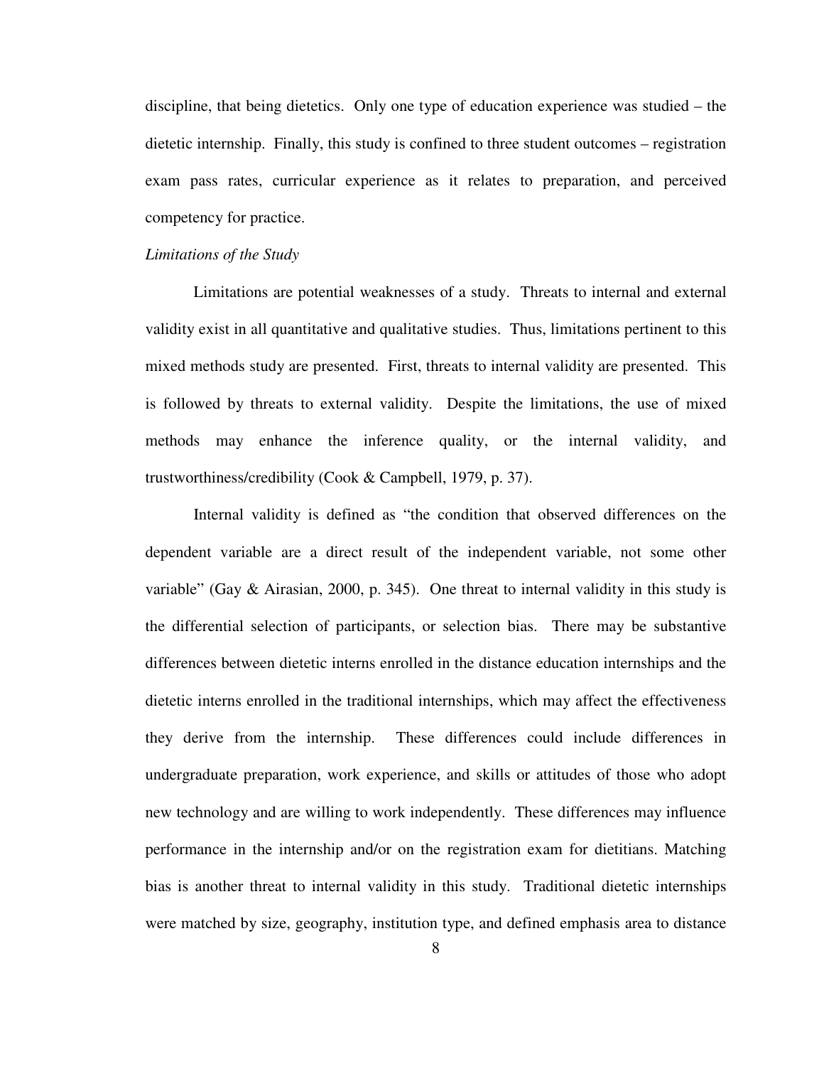discipline, that being dietetics. Only one type of education experience was studied – the dietetic internship. Finally, this study is confined to three student outcomes – registration exam pass rates, curricular experience as it relates to preparation, and perceived competency for practice.

*Limitations of the Study*

Limitations are potential weaknesses of a study. Threats to internal and external validity exist in all quantitative and qualitative studies. Thus, limitations pertinent to this mixed methods study are presented. First, threats to internal validity are presented. This is followed by threats to external validity. Despite the limitations, the use of mixed methods may enhance the inference quality, or the internal validity, and trustworthiness/credibility (Cook & Campbell, 1979, p. 37).

Internal validity is defined as "the condition that observed differences on the dependent variable are a direct result of the independent variable, not some other variable" (Gay & Airasian, 2000, p. 345). One threat to internal validity in this study is the differential selection of participants, or selection bias. There may be substantive differences between dietetic interns enrolled in the distance education internships and the dietetic interns enrolled in the traditional internships, which may affect the effectiveness they derive from the internship. These differences could include differences in undergraduate preparation, work experience, and skills or attitudes of those who adopt new technology and are willing to work independently. These differences may influence performance in the internship and/or on the registration exam for dietitians. Matching bias is another threat to internal validity in this study. Traditional dietetic internships were matched by size, geography, institution type, and defined emphasis area to distance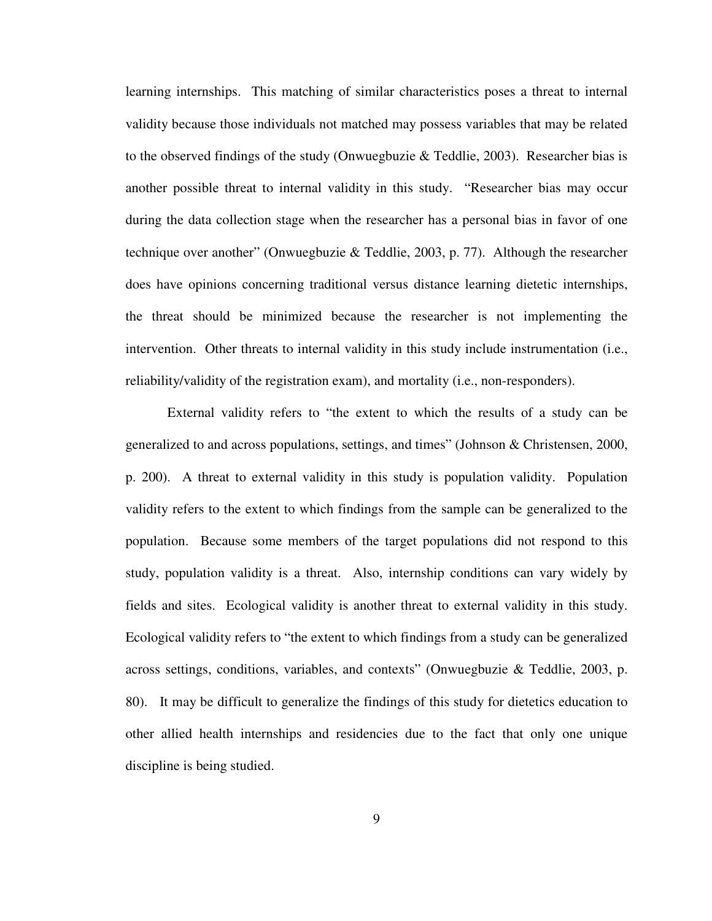learning internships. This matching of similar characteristics poses a threat to internal validity because those individuals not matched may possess variables that may be related to the observed findings of the study (Onwuegbuzie & Teddlie, 2003). Researcher bias is another possible threat to internal validity in this study. "Researcher bias may occur during the data collection stage when the researcher has a personal bias in favor of one technique over another" (Onwuegbuzie & Teddlie, 2003, p. 77). Although the researcher does have opinions concerning traditional versus distance learning dietetic internships, the threat should be minimized because the researcher is not implementing the intervention. Other threats to internal validity in this study include instrumentation (i.e., reliability/validity of the registration exam), and mortality (i.e., non-responders).

External validity refers to "the extent to which the results of a study can be generalized to and across populations, settings, and times" (Johnson & Christensen, 2000, p. 200). A threat to external validity in this study is population validity. Population validity refers to the extent to which findings from the sample can be generalized to the population. Because some members of the target populations did not respond to this study, population validity is a threat. Also, internship conditions can vary widely by fields and sites. Ecological validity is another threat to external validity in this study. Ecological validity refers to "the extent to which findings from a study can be generalized across settings, conditions, variables, and contexts" (Onwuegbuzie & Teddlie, 2003, p. 80). It may be difficult to generalize the findings of this study for dietetics education to other allied health internships and residencies due to the fact that only one unique discipline is being studied.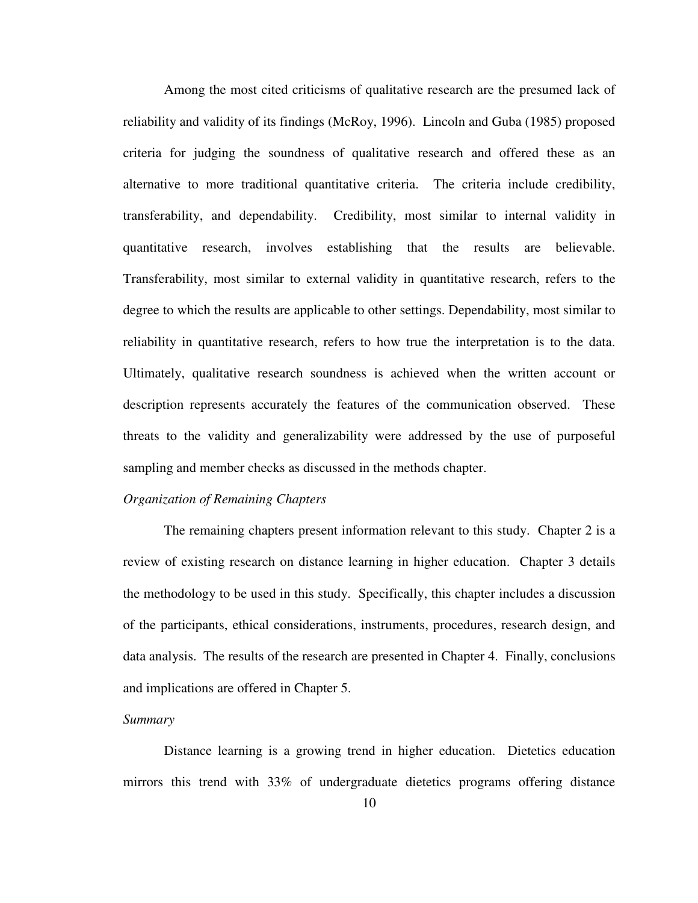Among the most cited criticisms of qualitative research are the presumed lack of reliability and validity of its findings (McRoy, 1996). Lincoln and Guba (1985) proposed criteria for judging the soundness of qualitative research and offered these as an alternative to more traditional quantitative criteria. The criteria include credibility, transferability, and dependability. Credibility, most similar to internal validity in quantitative research, involves establishing that the results are believable. Transferability, most similar to external validity in quantitative research, refers to the degree to which the results are applicable to other settings. Dependability, most similar to reliability in quantitative research, refers to how true the interpretation is to the data. Ultimately, qualitative research soundness is achieved when the written account or description represents accurately the features of the communication observed. These threats to the validity and generalizability were addressed by the use of purposeful sampling and member checks as discussed in the methods chapter.

*Organization of Remaining Chapters*

The remaining chapters present information relevant to this study. Chapter 2 is a review of existing research on distance learning in higher education. Chapter 3 details the methodology to be used in this study. Specifically, this chapter includes a discussion of the participants, ethical considerations, instruments, procedures, research design, and data analysis. The results of the research are presented in Chapter 4. Finally, conclusions and implications are offered in Chapter 5.

*Summary*

Distance learning is a growing trend in higher education. Dietetics education mirrors this trend with 33% of undergraduate dietetics programs offering distance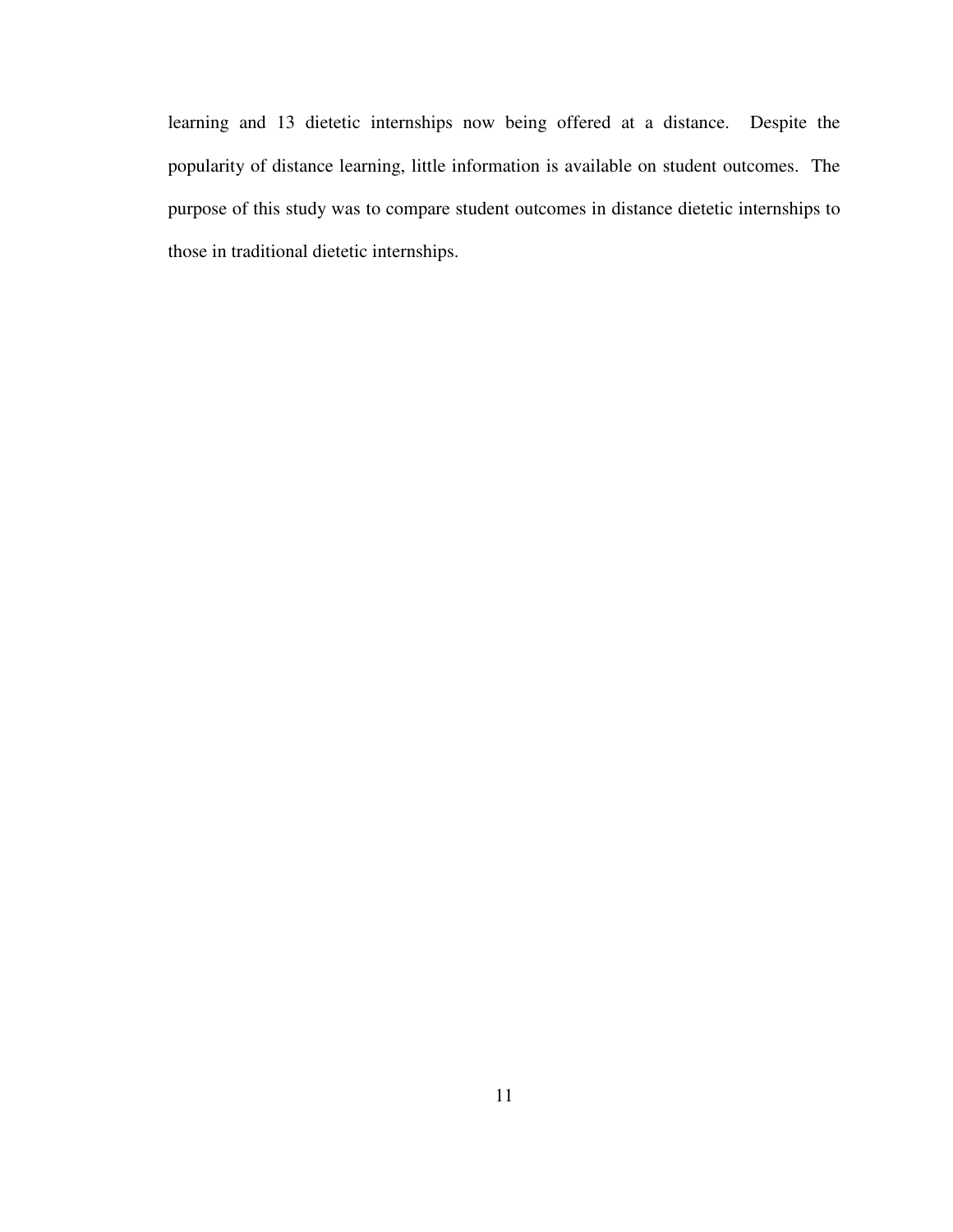learning and 13 dietetic internships now being offered at a distance. Despite the popularity of distance learning, little information is available on student outcomes. The purpose of this study was to compare student outcomes in distance dietetic internships to those in traditional dietetic internships.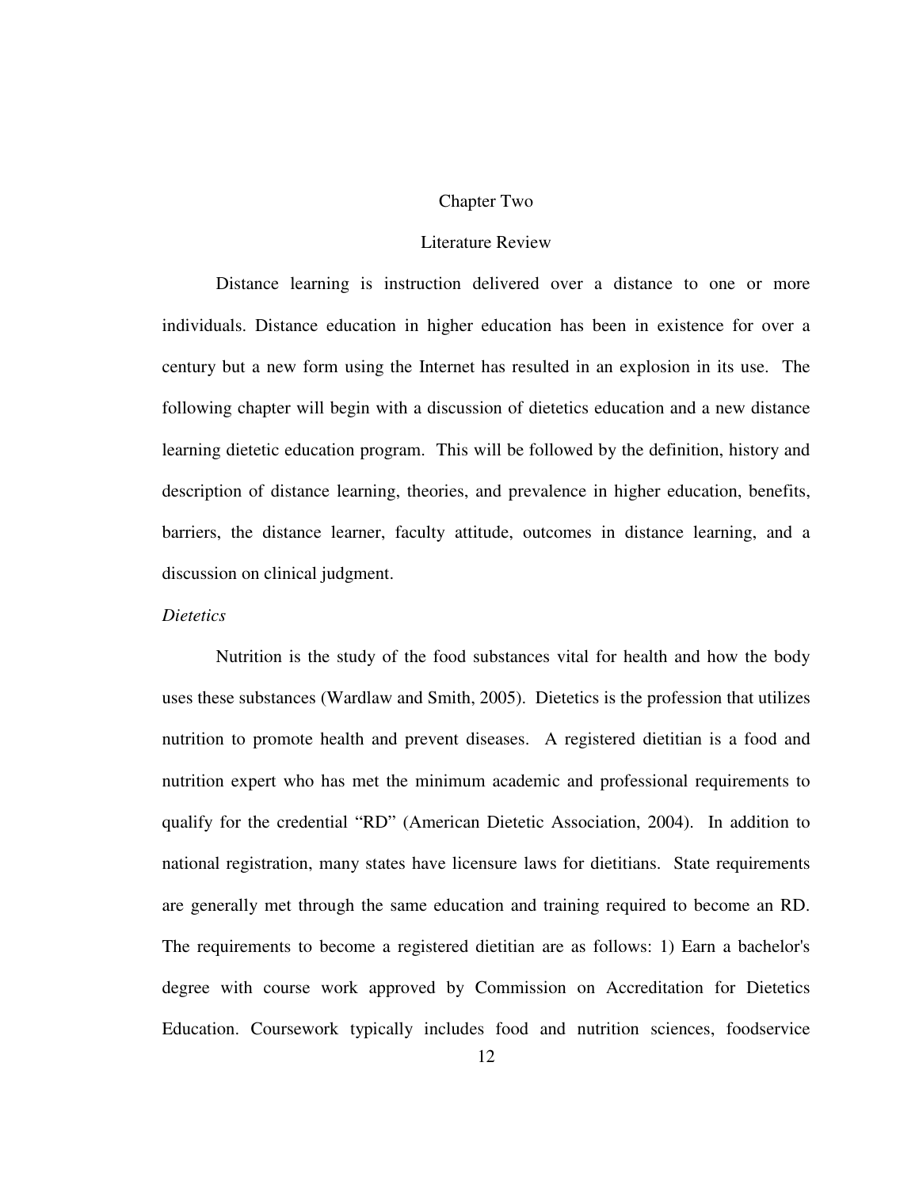# Chapter Two

## Literature Review

Distance learning is instruction delivered over a distance to one or more individuals. Distance education in higher education has been in existence for over a century but a new form using the Internet has resulted in an explosion in its use. The following chapter will begin with a discussion of dietetics education and a new distance learning dietetic education program. This will be followed by the definition, history and description of distance learning, theories, and prevalence in higher education, benefits, barriers, the distance learner, faculty attitude, outcomes in distance learning, and a discussion on clinical judgment.

### *Dietetics*

Nutrition is the study of the food substances vital for health and how the body uses these substances (Wardlaw and Smith, 2005). Dietetics is the profession that utilizes nutrition to promote health and prevent diseases. A registered dietitian is a food and nutrition expert who has met the minimum academic and professional requirements to qualify for the credential "RD" (American Dietetic Association, 2004). In addition to national registration, many states have licensure laws for dietitians. State requirements are generally met through the same education and training required to become an RD. The requirements to become a registered dietitian are as follows: 1) Earn a bachelor's degree with course work approved by Commission on Accreditation for Dietetics Education. Coursework typically includes food and nutrition sciences, foodservice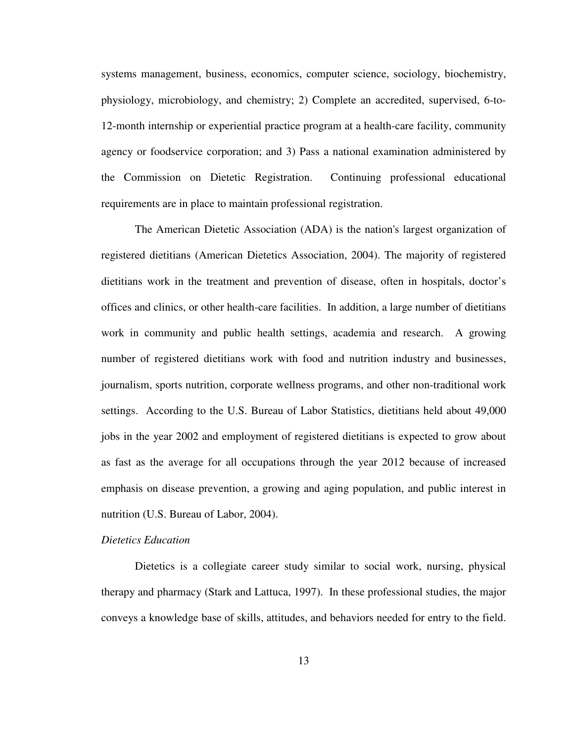systems management, business, economics, computer science, sociology, biochemistry, physiology, microbiology, and chemistry; 2) Complete an accredited, supervised, 6-to-12-month internship or experiential practice program at a health-care facility, community agency or foodservice corporation; and 3) Pass a national examination administered by the Commission on Dietetic Registration. Continuing professional educational requirements are in place to maintain professional registration.

The American Dietetic Association (ADA) is the nation's largest organization of registered dietitians (American Dietetics Association, 2004). The majority of registered dietitians work in the treatment and prevention of disease, often in hospitals, doctor's offices and clinics, or other health-care facilities. In addition, a large number of dietitians work in community and public health settings, academia and research. A growing number of registered dietitians work with food and nutrition industry and businesses, journalism, sports nutrition, corporate wellness programs, and other non-traditional work settings. According to the U.S. Bureau of Labor Statistics, dietitians held about 49,000 jobs in the year 2002 and employment of registered dietitians is expected to grow about as fast as the average for all occupations through the year 2012 because of increased emphasis on disease prevention, a growing and aging population, and public interest in nutrition (U.S. Bureau of Labor, 2004).

*Dietetics Education*

Dietetics is a collegiate career study similar to social work, nursing, physical therapy and pharmacy (Stark and Lattuca, 1997). In these professional studies, the major conveys a knowledge base of skills, attitudes, and behaviors needed for entry to the field.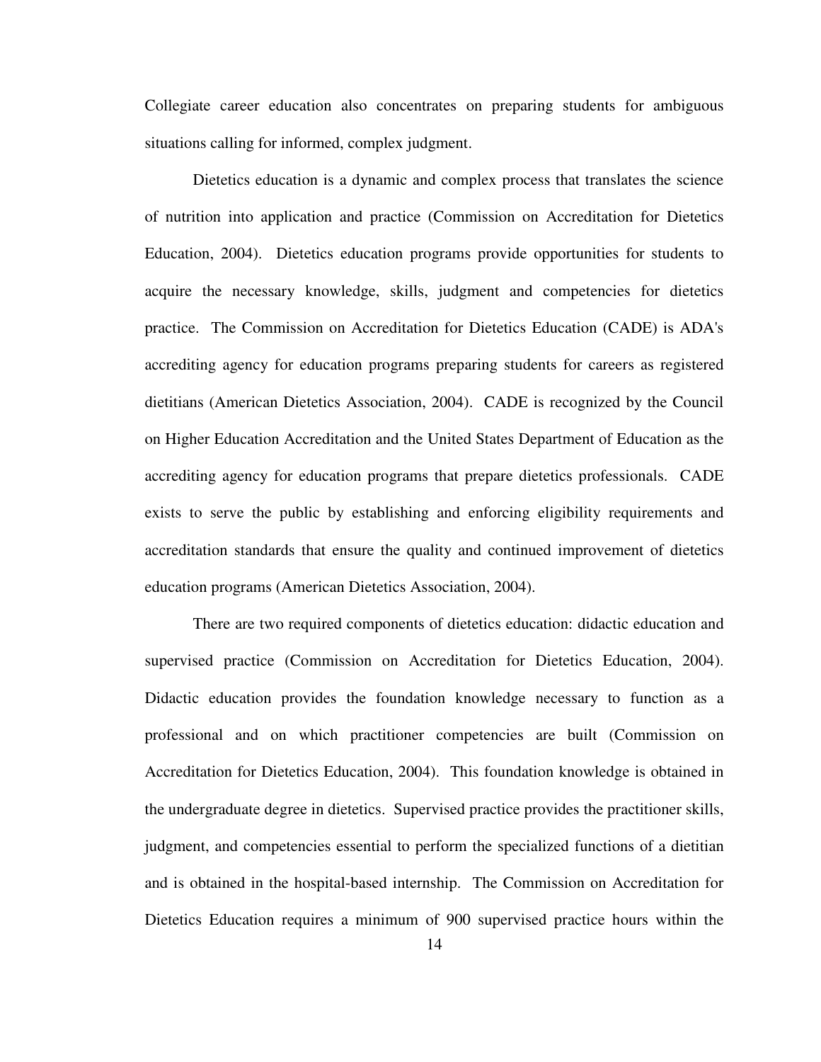Collegiate career education also concentrates on preparing students for ambiguous situations calling for informed, complex judgment.

Dietetics education is a dynamic and complex process that translates the science of nutrition into application and practice (Commission on Accreditation for Dietetics Education, 2004). Dietetics education programs provide opportunities for students to acquire the necessary knowledge, skills, judgment and competencies for dietetics practice. The Commission on Accreditation for Dietetics Education (CADE) is ADA's accrediting agency for education programs preparing students for careers as registered dietitians (American Dietetics Association, 2004). CADE is recognized by the Council on Higher Education Accreditation and the United States Department of Education as the accrediting agency for education programs that prepare dietetics professionals. CADE exists to serve the public by establishing and enforcing eligibility requirements and accreditation standards that ensure the quality and continued improvement of dietetics education programs (American Dietetics Association, 2004).

There are two required components of dietetics education: didactic education and supervised practice (Commission on Accreditation for Dietetics Education, 2004). Didactic education provides the foundation knowledge necessary to function as a professional and on which practitioner competencies are built (Commission on Accreditation for Dietetics Education, 2004). This foundation knowledge is obtained in the undergraduate degree in dietetics. Supervised practice provides the practitioner skills, judgment, and competencies essential to perform the specialized functions of a dietitian and is obtained in the hospital-based internship. The Commission on Accreditation for Dietetics Education requires a minimum of 900 supervised practice hours within the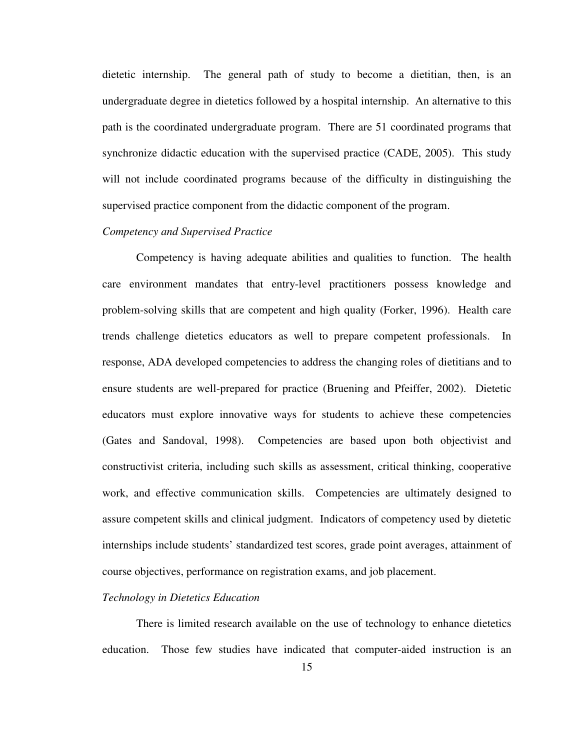dietetic internship. The general path of study to become a dietitian, then, is an undergraduate degree in dietetics followed by a hospital internship. An alternative to this path is the coordinated undergraduate program. There are 51 coordinated programs that synchronize didactic education with the supervised practice (CADE, 2005). This study will not include coordinated programs because of the difficulty in distinguishing the supervised practice component from the didactic component of the program.

*Competency and Supervised Practice*

Competency is having adequate abilities and qualities to function. The health care environment mandates that entry-level practitioners possess knowledge and problem-solving skills that are competent and high quality (Forker, 1996). Health care trends challenge dietetics educators as well to prepare competent professionals. In response, ADA developed competencies to address the changing roles of dietitians and to ensure students are well-prepared for practice (Bruening and Pfeiffer, 2002). Dietetic educators must explore innovative ways for students to achieve these competencies (Gates and Sandoval, 1998). Competencies are based upon both objectivist and constructivist criteria, including such skills as assessment, critical thinking, cooperative work, and effective communication skills. Competencies are ultimately designed to assure competent skills and clinical judgment. Indicators of competency used by dietetic internships include students' standardized test scores, grade point averages, attainment of course objectives, performance on registration exams, and job placement.

*Technology in Dietetics Education*

There is limited research available on the use of technology to enhance dietetics education. Those few studies have indicated that computer-aided instruction is an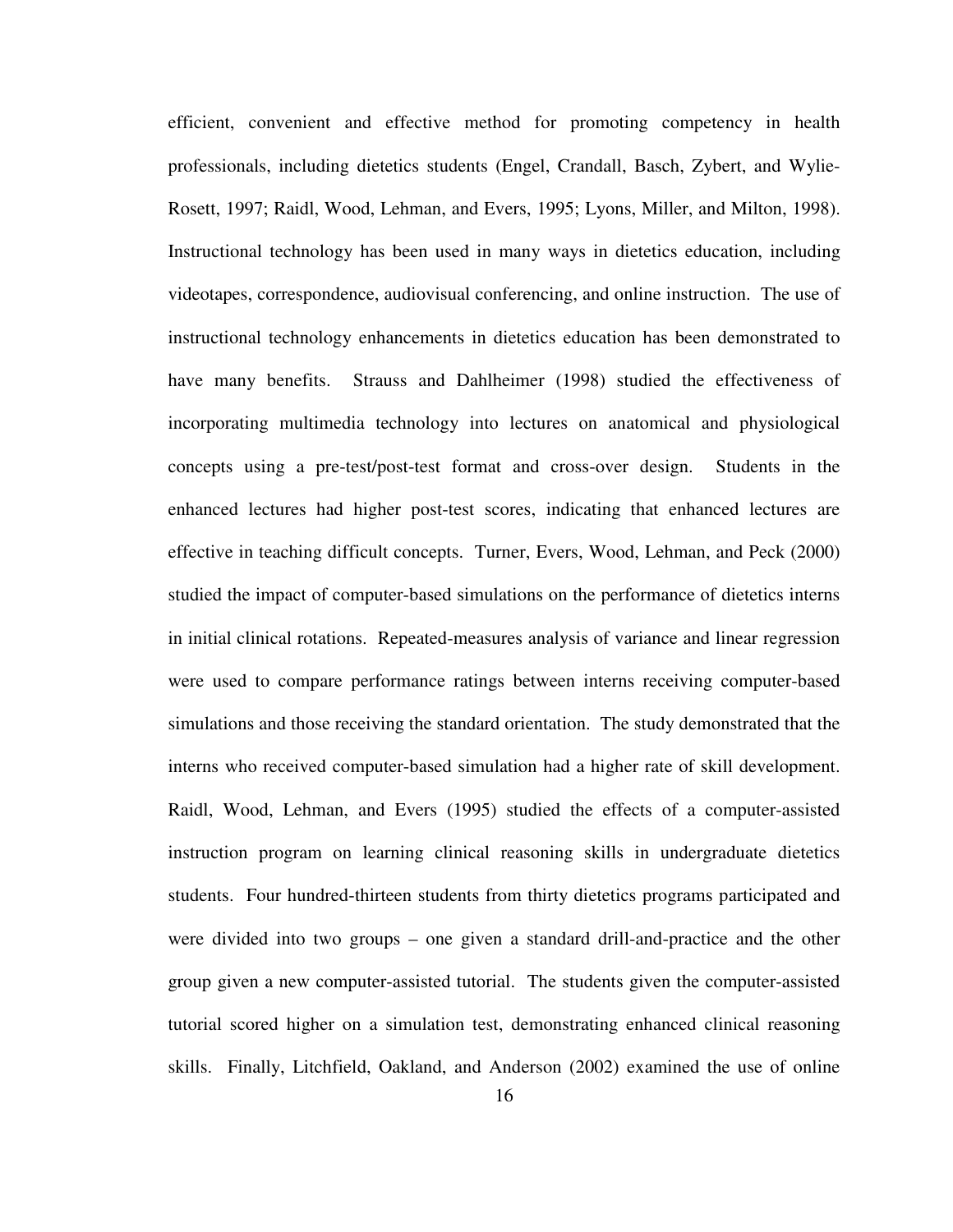efficient, convenient and effective method for promoting competency in health professionals, including dietetics students (Engel, Crandall, Basch, Zybert, and Wylie-Rosett, 1997; Raidl, Wood, Lehman, and Evers, 1995; Lyons, Miller, and Milton, 1998). Instructional technology has been used in many ways in dietetics education, including videotapes, correspondence, audiovisual conferencing, and online instruction. The use of instructional technology enhancements in dietetics education has been demonstrated to have many benefits. Strauss and Dahlheimer (1998) studied the effectiveness of incorporating multimedia technology into lectures on anatomical and physiological concepts using a pre-test/post-test format and cross-over design. Students in the enhanced lectures had higher post-test scores, indicating that enhanced lectures are effective in teaching difficult concepts. Turner, Evers, Wood, Lehman, and Peck (2000) studied the impact of computer-based simulations on the performance of dietetics interns in initial clinical rotations. Repeated-measures analysis of variance and linear regression were used to compare performance ratings between interns receiving computer-based simulations and those receiving the standard orientation. The study demonstrated that the interns who received computer-based simulation had a higher rate of skill development. Raidl, Wood, Lehman, and Evers (1995) studied the effects of a computer-assisted instruction program on learning clinical reasoning skills in undergraduate dietetics students. Four hundred-thirteen students from thirty dietetics programs participated and were divided into two groups – one given a standard drill-and-practice and the other group given a new computer-assisted tutorial. The students given the computer-assisted tutorial scored higher on a simulation test, demonstrating enhanced clinical reasoning skills. Finally, Litchfield, Oakland, and Anderson (2002) examined the use of online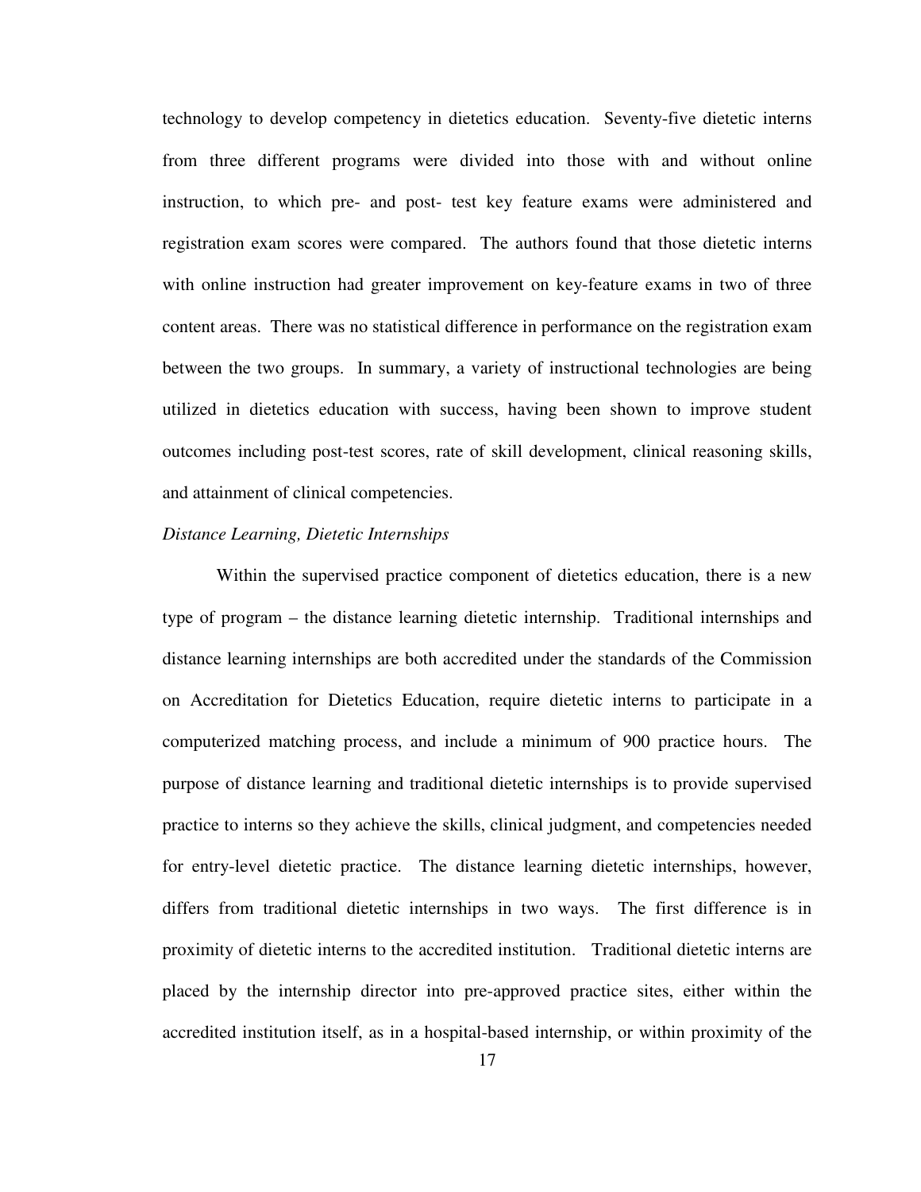technology to develop competency in dietetics education. Seventy-five dietetic interns from three different programs were divided into those with and without online instruction, to which pre- and post- test key feature exams were administered and registration exam scores were compared. The authors found that those dietetic interns with online instruction had greater improvement on key-feature exams in two of three content areas. There was no statistical difference in performance on the registration exam between the two groups. In summary, a variety of instructional technologies are being utilized in dietetics education with success, having been shown to improve student outcomes including post-test scores, rate of skill development, clinical reasoning skills, and attainment of clinical competencies.

*Distance Learning, Dietetic Internships*

Within the supervised practice component of dietetics education, there is a new type of program – the distance learning dietetic internship. Traditional internships and distance learning internships are both accredited under the standards of the Commission on Accreditation for Dietetics Education, require dietetic interns to participate in a computerized matching process, and include a minimum of 900 practice hours. The purpose of distance learning and traditional dietetic internships is to provide supervised practice to interns so they achieve the skills, clinical judgment, and competencies needed for entry-level dietetic practice. The distance learning dietetic internships, however, differs from traditional dietetic internships in two ways. The first difference is in proximity of dietetic interns to the accredited institution. Traditional dietetic interns are placed by the internship director into pre-approved practice sites, either within the accredited institution itself, as in a hospital-based internship, or within proximity of the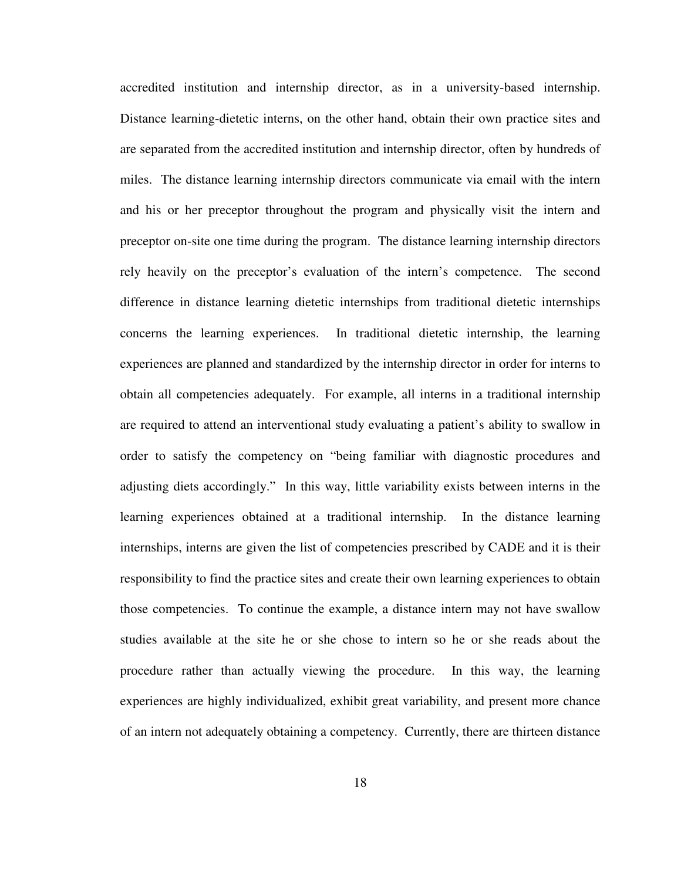accredited institution and internship director, as in a university-based internship. Distance learning-dietetic interns, on the other hand, obtain their own practice sites and are separated from the accredited institution and internship director, often by hundreds of miles. The distance learning internship directors communicate via email with the intern and his or her preceptor throughout the program and physically visit the intern and preceptor on-site one time during the program. The distance learning internship directors rely heavily on the preceptor's evaluation of the intern's competence. The second difference in distance learning dietetic internships from traditional dietetic internships concerns the learning experiences. In traditional dietetic internship, the learning experiences are planned and standardized by the internship director in order for interns to obtain all competencies adequately. For example, all interns in a traditional internship are required to attend an interventional study evaluating a patient's ability to swallow in order to satisfy the competency on "being familiar with diagnostic procedures and adjusting diets accordingly." In this way, little variability exists between interns in the learning experiences obtained at a traditional internship. In the distance learning internships, interns are given the list of competencies prescribed by CADE and it is their responsibility to find the practice sites and create their own learning experiences to obtain those competencies. To continue the example, a distance intern may not have swallow studies available at the site he or she chose to intern so he or she reads about the procedure rather than actually viewing the procedure. In this way, the learning experiences are highly individualized, exhibit great variability, and present more chance of an intern not adequately obtaining a competency. Currently, there are thirteen distance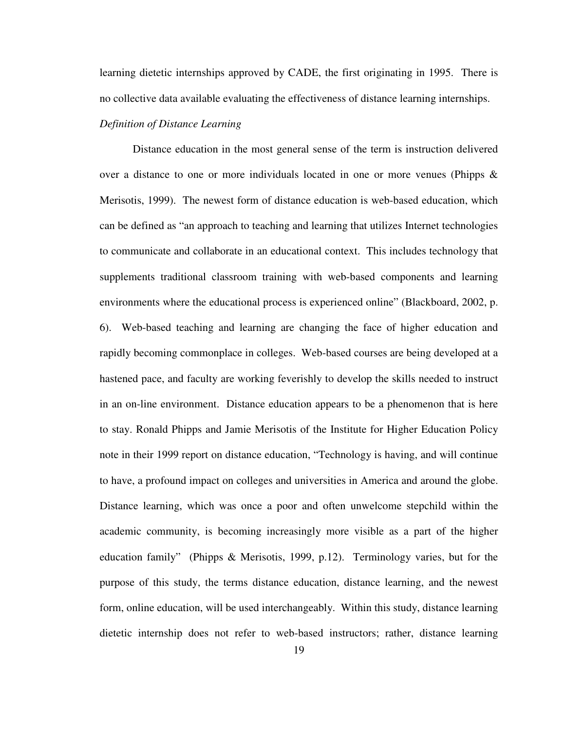learning dietetic internships approved by CADE, the first originating in 1995. There is no collective data available evaluating the effectiveness of distance learning internships.

*Definition of Distance Learning*

Distance education in the most general sense of the term is instruction delivered over a distance to one or more individuals located in one or more venues (Phipps & Merisotis, 1999). The newest form of distance education is web-based education, which can be defined as "an approach to teaching and learning that utilizes Internet technologies to communicate and collaborate in an educational context. This includes technology that supplements traditional classroom training with web-based components and learning environments where the educational process is experienced online" (Blackboard, 2002, p. 6). Web-based teaching and learning are changing the face of higher education and rapidly becoming commonplace in colleges. Web-based courses are being developed at a hastened pace, and faculty are working feverishly to develop the skills needed to instruct in an on-line environment. Distance education appears to be a phenomenon that is here to stay. Ronald Phipps and Jamie Merisotis of the Institute for Higher Education Policy note in their 1999 report on distance education, "Technology is having, and will continue to have, a profound impact on colleges and universities in America and around the globe. Distance learning, which was once a poor and often unwelcome stepchild within the academic community, is becoming increasingly more visible as a part of the higher education family" (Phipps & Merisotis, 1999, p.12). Terminology varies, but for the purpose of this study, the terms distance education, distance learning, and the newest form, online education, will be used interchangeably. Within this study, distance learning dietetic internship does not refer to web-based instructors; rather, distance learning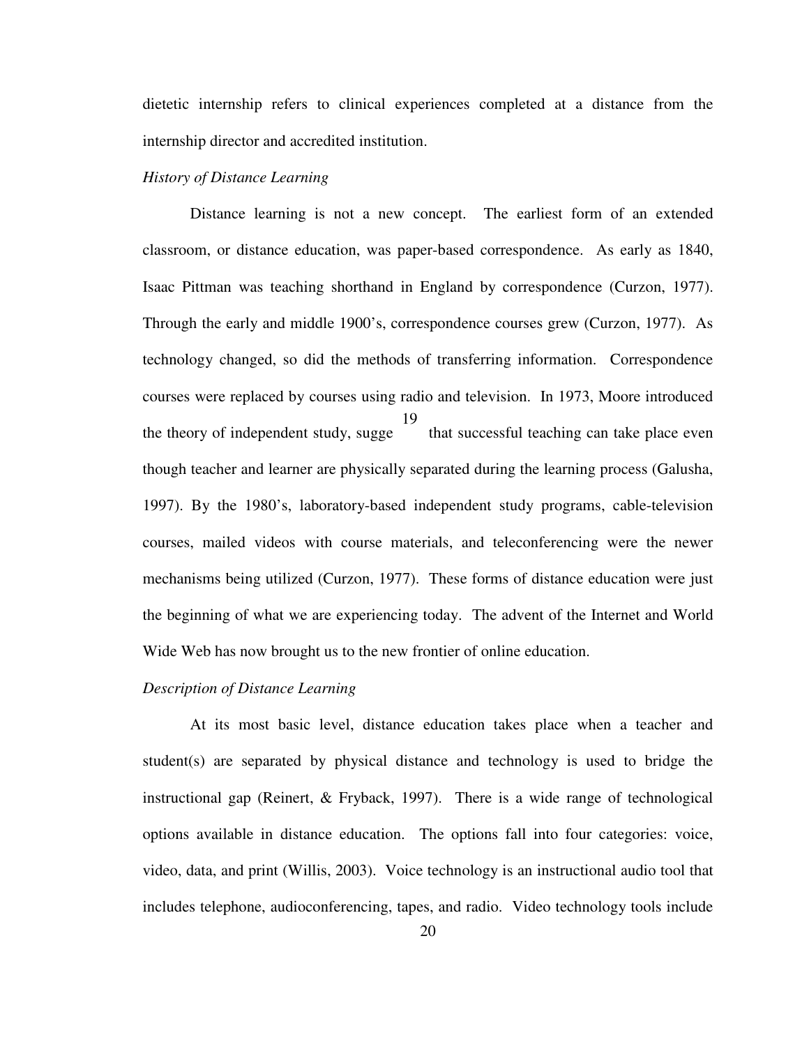dietetic internship refers to clinical experiences completed at a distance from the internship director and accredited institution.

*History of Distance Learning*

Distance learning is not a new concept. The earliest form of an extended classroom, or distance education, was paper-based correspondence. As early as 1840, Isaac Pittman was teaching shorthand in England by correspondence (Curzon, 1977). Through the early and middle 1900's, correspondence courses grew (Curzon, 1977). As technology changed, so did the methods of transferring information. Correspondence courses were replaced by courses using radio and television. In 1973, Moore introduced the theory of independent study, sugge that successful teaching can take place even though teacher and learner are physically separated during the learning process (Galusha, 1997). By the 1980's, laboratory-based independent study programs, cable-television courses, mailed videos with course materials, and teleconferencing were the newer mechanisms being utilized (Curzon, 1977). These forms of distance education were just the beginning of what we are experiencing today. The advent of the Internet and World Wide Web has now brought us to the new frontier of online education.

*Description of Distance Learning*

At its most basic level, distance education takes place when a teacher and student(s) are separated by physical distance and technology is used to bridge the instructional gap (Reinert, & Fryback, 1997). There is a wide range of technological options available in distance education. The options fall into four categories: voice, video, data, and print (Willis, 2003). Voice technology is an instructional audio tool that includes telephone, audioconferencing, tapes, and radio. Video technology tools include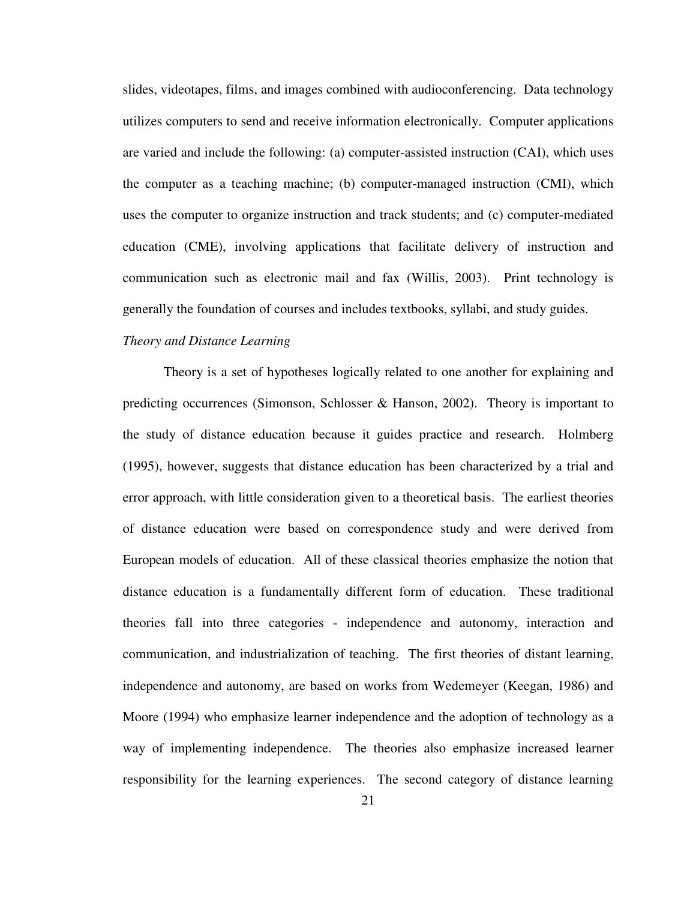slides, videotapes, films, and images combined with audioconferencing. Data technology utilizes computers to send and receive information electronically. Computer applications are varied and include the following: (a) computer-assisted instruction (CAI), which uses the computer as a teaching machine; (b) computer-managed instruction (CMI), which uses the computer to organize instruction and track students; and (c) computer-mediated education (CME), involving applications that facilitate delivery of instruction and communication such as electronic mail and fax (Willis, 2003). Print technology is generally the foundation of courses and includes textbooks, syllabi, and study guides.

*Theory and Distance Learning*

Theory is a set of hypotheses logically related to one another for explaining and predicting occurrences (Simonson, Schlosser & Hanson, 2002). Theory is important to the study of distance education because it guides practice and research. Holmberg (1995), however, suggests that distance education has been characterized by a trial and error approach, with little consideration given to a theoretical basis. The earliest theories of distance education were based on correspondence study and were derived from European models of education. All of these classical theories emphasize the notion that distance education is a fundamentally different form of education. These traditional theories fall into three categories - independence and autonomy, interaction and communication, and industrialization of teaching. The first theories of distant learning, independence and autonomy, are based on works from Wedemeyer (Keegan, 1986) and Moore (1994) who emphasize learner independence and the adoption of technology as a way of implementing independence. The theories also emphasize increased learner responsibility for the learning experiences. The second category of distance learning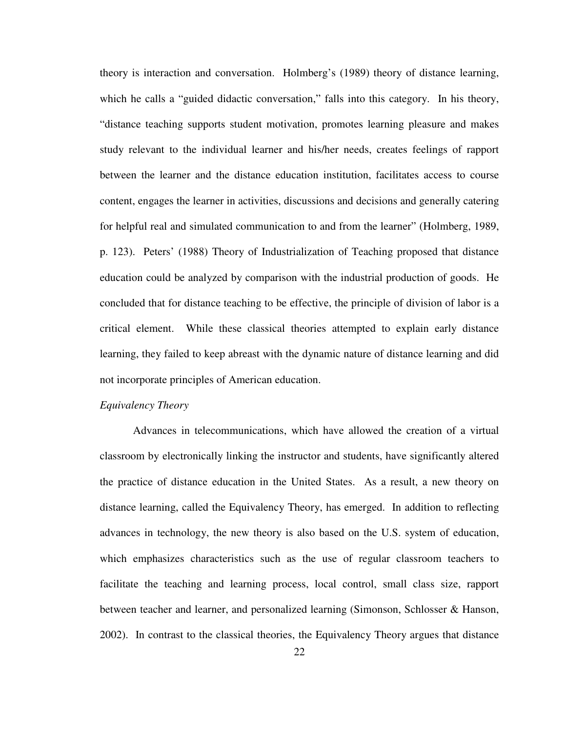theory is interaction and conversation. Holmberg's (1989) theory of distance learning, which he calls a "guided didactic conversation," falls into this category. In his theory, "distance teaching supports student motivation, promotes learning pleasure and makes study relevant to the individual learner and his/her needs, creates feelings of rapport between the learner and the distance education institution, facilitates access to course content, engages the learner in activities, discussions and decisions and generally catering for helpful real and simulated communication to and from the learner" (Holmberg, 1989, p. 123). Peters' (1988) Theory of Industrialization of Teaching proposed that distance education could be analyzed by comparison with the industrial production of goods. He concluded that for distance teaching to be effective, the principle of division of labor is a critical element. While these classical theories attempted to explain early distance learning, they failed to keep abreast with the dynamic nature of distance learning and did not incorporate principles of American education.

*Equivalency Theory*

Advances in telecommunications, which have allowed the creation of a virtual classroom by electronically linking the instructor and students, have significantly altered the practice of distance education in the United States. As a result, a new theory on distance learning, called the Equivalency Theory, has emerged. In addition to reflecting advances in technology, the new theory is also based on the U.S. system of education, which emphasizes characteristics such as the use of regular classroom teachers to facilitate the teaching and learning process, local control, small class size, rapport between teacher and learner, and personalized learning (Simonson, Schlosser & Hanson, 2002). In contrast to the classical theories, the Equivalency Theory argues that distance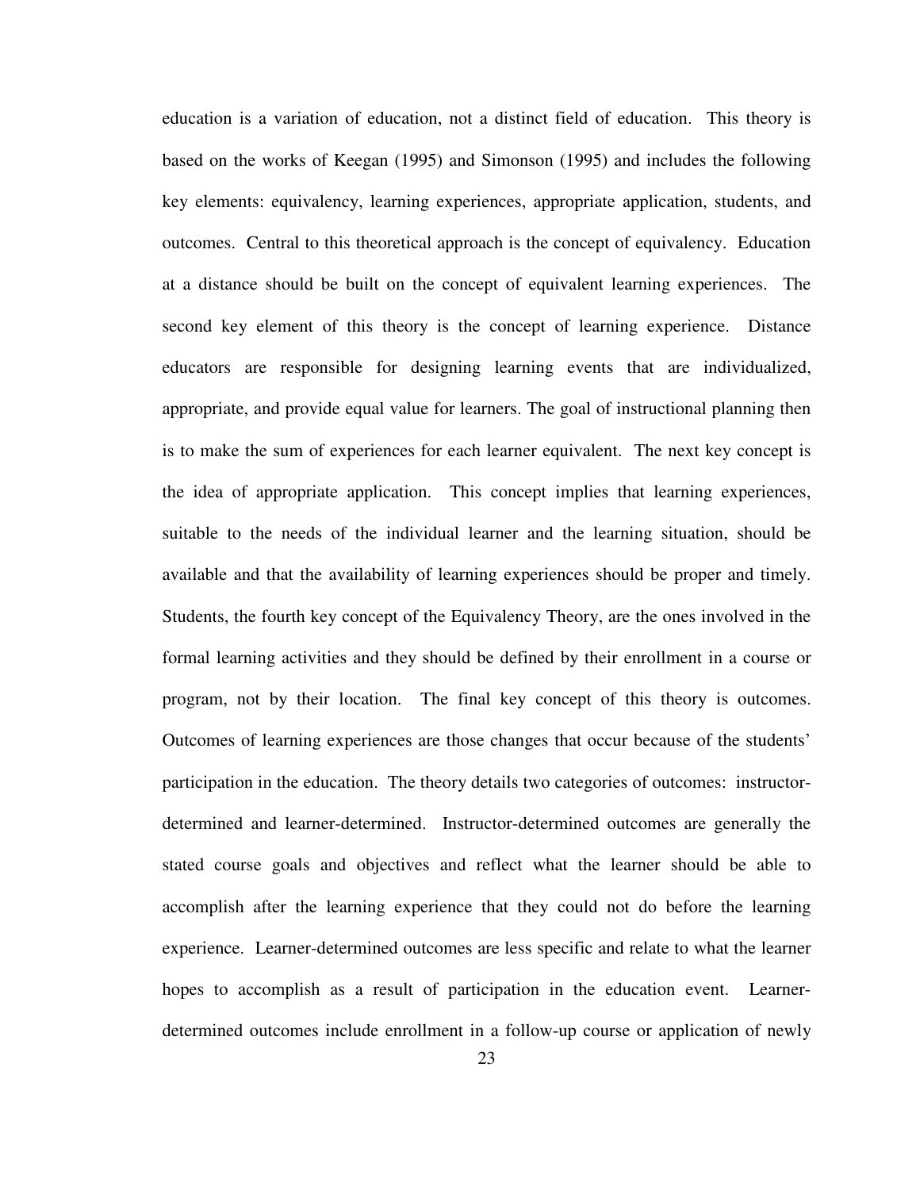education is a variation of education, not a distinct field of education. This theory is based on the works of Keegan (1995) and Simonson (1995) and includes the following key elements: equivalency, learning experiences, appropriate application, students, and outcomes. Central to this theoretical approach is the concept of equivalency. Education at a distance should be built on the concept of equivalent learning experiences. The second key element of this theory is the concept of learning experience. Distance educators are responsible for designing learning events that are individualized, appropriate, and provide equal value for learners. The goal of instructional planning then is to make the sum of experiences for each learner equivalent. The next key concept is the idea of appropriate application. This concept implies that learning experiences, suitable to the needs of the individual learner and the learning situation, should be available and that the availability of learning experiences should be proper and timely. Students, the fourth key concept of the Equivalency Theory, are the ones involved in the formal learning activities and they should be defined by their enrollment in a course or program, not by their location. The final key concept of this theory is outcomes. Outcomes of learning experiences are those changes that occur because of the students' participation in the education. The theory details two categories of outcomes: instructor-determined and learner-determined. Instructor-determined outcomes are generally the stated course goals and objectives and reflect what the learner should be able to accomplish after the learning experience that they could not do before the learning experience. Learner-determined outcomes are less specific and relate to what the learner hopes to accomplish as a result of participation in the education event. Learner-determined outcomes include enrollment in a follow-up course or application of newly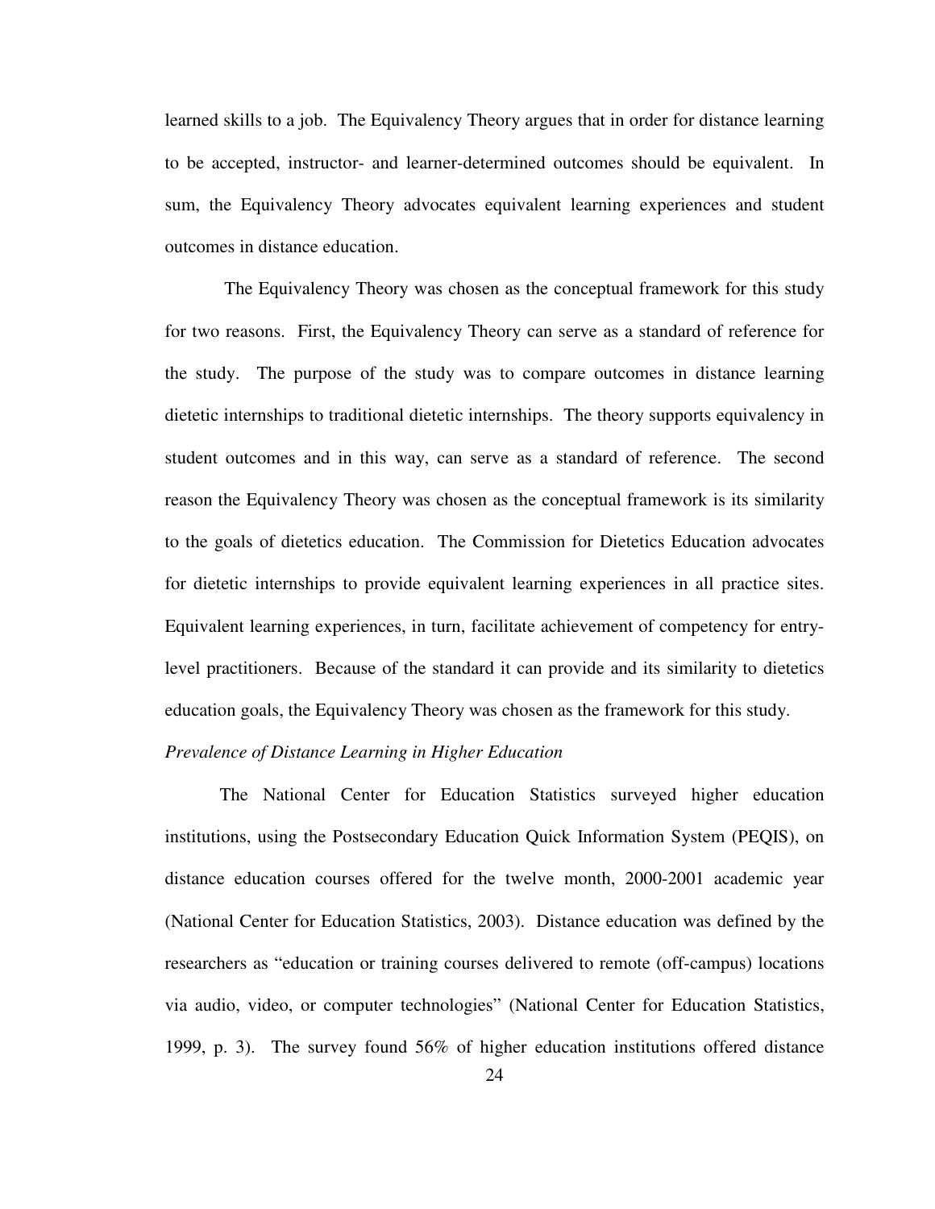learned skills to a job. The Equivalency Theory argues that in order for distance learning to be accepted, instructor- and learner-determined outcomes should be equivalent. In sum, the Equivalency Theory advocates equivalent learning experiences and student outcomes in distance education.

The Equivalency Theory was chosen as the conceptual framework for this study for two reasons. First, the Equivalency Theory can serve as a standard of reference for the study. The purpose of the study was to compare outcomes in distance learning dietetic internships to traditional dietetic internships. The theory supports equivalency in student outcomes and in this way, can serve as a standard of reference. The second reason the Equivalency Theory was chosen as the conceptual framework is its similarity to the goals of dietetics education. The Commission for Dietetics Education advocates for dietetic internships to provide equivalent learning experiences in all practice sites. Equivalent learning experiences, in turn, facilitate achievement of competency for entry-level practitioners. Because of the standard it can provide and its similarity to dietetics education goals, the Equivalency Theory was chosen as the framework for this study.

*Prevalence of Distance Learning in Higher Education*

The National Center for Education Statistics surveyed higher education institutions, using the Postsecondary Education Quick Information System (PEQIS), on distance education courses offered for the twelve month, 2000-2001 academic year (National Center for Education Statistics, 2003). Distance education was defined by the researchers as "education or training courses delivered to remote (off-campus) locations via audio, video, or computer technologies" (National Center for Education Statistics, 1999, p. 3). The survey found 56% of higher education institutions offered distance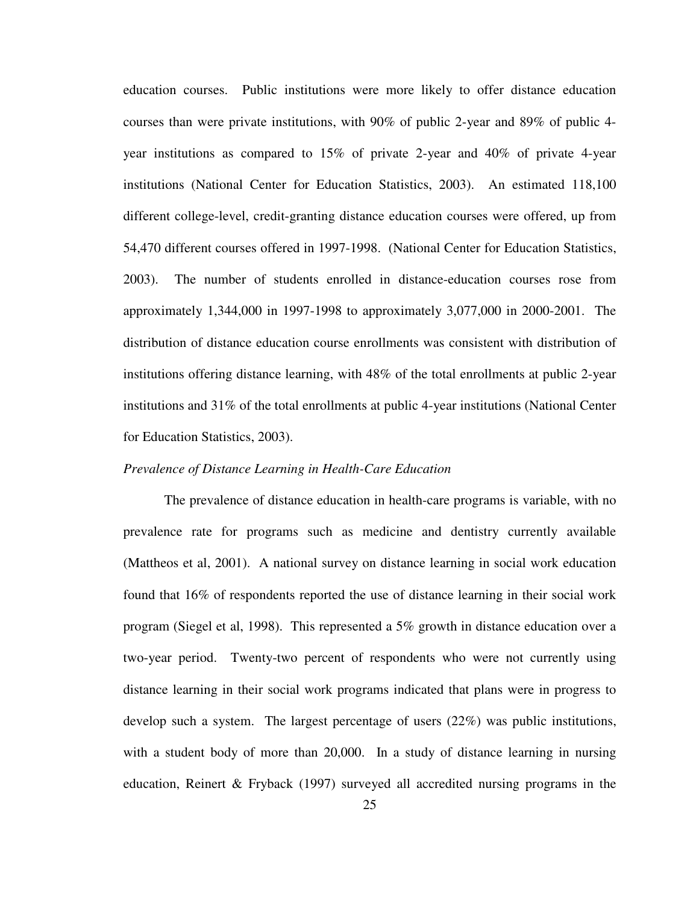education courses. Public institutions were more likely to offer distance education courses than were private institutions, with 90% of public 2-year and 89% of public 4-year institutions as compared to 15% of private 2-year and 40% of private 4-year institutions (National Center for Education Statistics, 2003). An estimated 118,100 different college-level, credit-granting distance education courses were offered, up from 54,470 different courses offered in 1997-1998. (National Center for Education Statistics, 2003). The number of students enrolled in distance-education courses rose from approximately 1,344,000 in 1997-1998 to approximately 3,077,000 in 2000-2001. The distribution of distance education course enrollments was consistent with distribution of institutions offering distance learning, with 48% of the total enrollments at public 2-year institutions and 31% of the total enrollments at public 4-year institutions (National Center for Education Statistics, 2003).

*Prevalence of Distance Learning in Health-Care Education*

The prevalence of distance education in health-care programs is variable, with no prevalence rate for programs such as medicine and dentistry currently available (Mattheos et al, 2001). A national survey on distance learning in social work education found that 16% of respondents reported the use of distance learning in their social work program (Siegel et al, 1998). This represented a 5% growth in distance education over a two-year period. Twenty-two percent of respondents who were not currently using distance learning in their social work programs indicated that plans were in progress to develop such a system. The largest percentage of users (22%) was public institutions, with a student body of more than 20,000. In a study of distance learning in nursing education, Reinert & Fryback (1997) surveyed all accredited nursing programs in the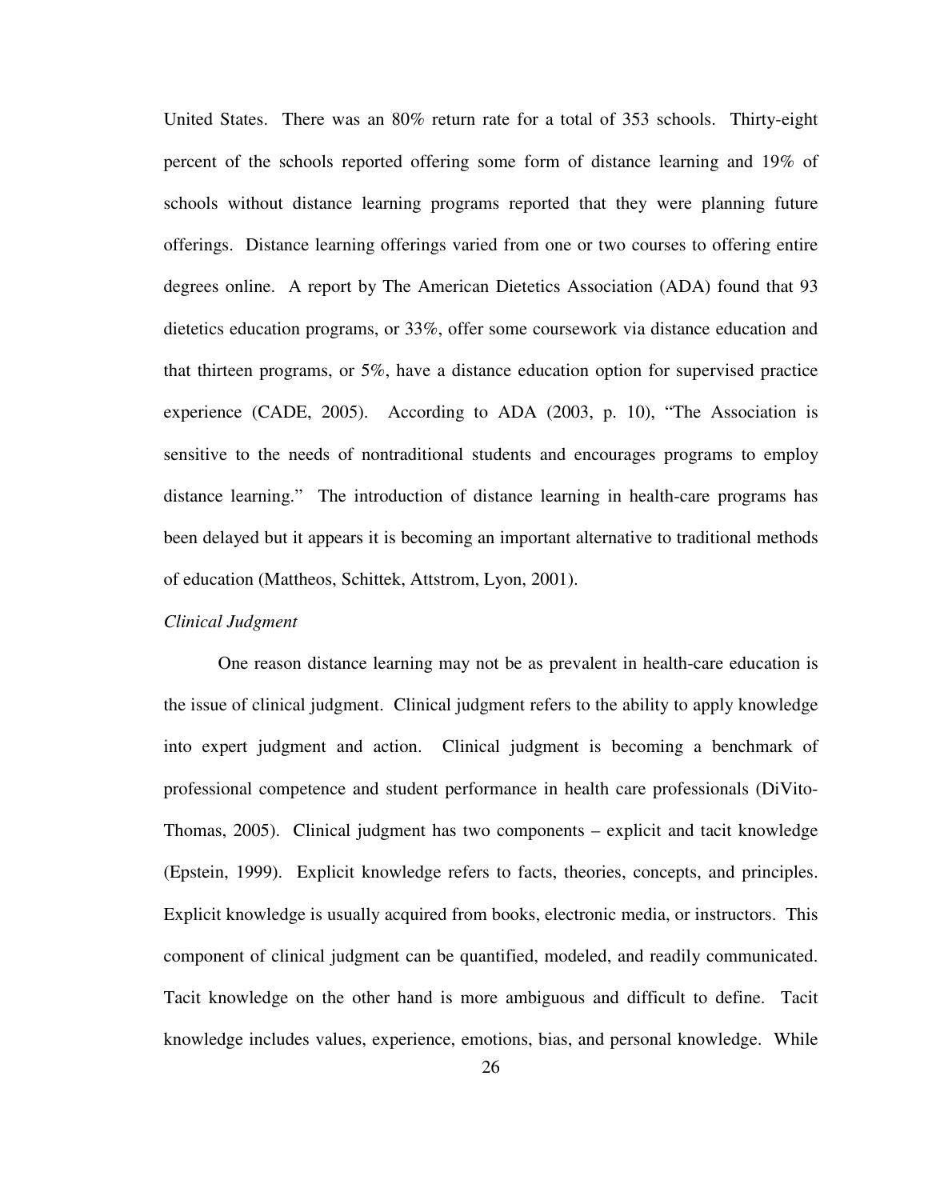United States. There was an 80% return rate for a total of 353 schools. Thirty-eight percent of the schools reported offering some form of distance learning and 19% of schools without distance learning programs reported that they were planning future offerings. Distance learning offerings varied from one or two courses to offering entire degrees online. A report by The American Dietetics Association (ADA) found that 93 dietetics education programs, or 33%, offer some coursework via distance education and that thirteen programs, or 5%, have a distance education option for supervised practice experience (CADE, 2005). According to ADA (2003, p. 10), "The Association is sensitive to the needs of nontraditional students and encourages programs to employ distance learning." The introduction of distance learning in health-care programs has been delayed but it appears it is becoming an important alternative to traditional methods of education (Mattheos, Schittek, Attstrom, Lyon, 2001).

*Clinical Judgment*

One reason distance learning may not be as prevalent in health-care education is the issue of clinical judgment. Clinical judgment refers to the ability to apply knowledge into expert judgment and action. Clinical judgment is becoming a benchmark of professional competence and student performance in health care professionals (DiVito-Thomas, 2005). Clinical judgment has two components – explicit and tacit knowledge (Epstein, 1999). Explicit knowledge refers to facts, theories, concepts, and principles. Explicit knowledge is usually acquired from books, electronic media, or instructors. This component of clinical judgment can be quantified, modeled, and readily communicated. Tacit knowledge on the other hand is more ambiguous and difficult to define. Tacit knowledge includes values, experience, emotions, bias, and personal knowledge. While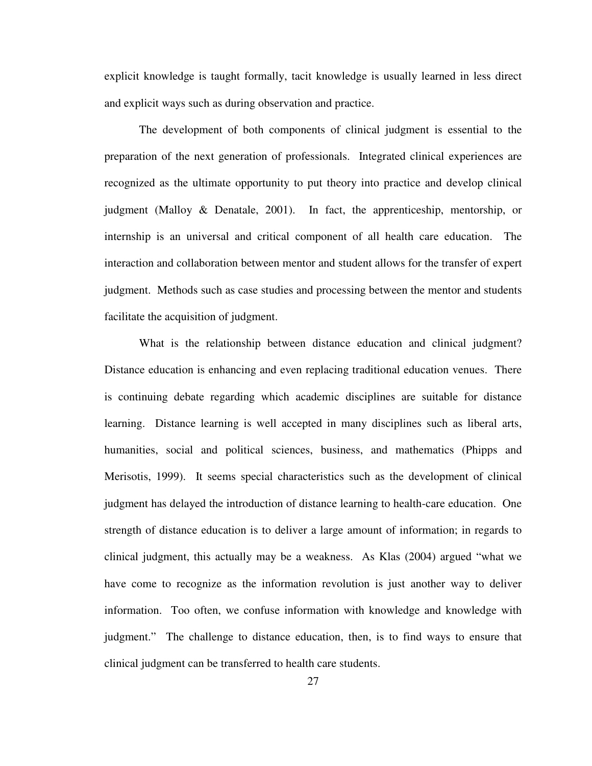explicit knowledge is taught formally, tacit knowledge is usually learned in less direct and explicit ways such as during observation and practice.

The development of both components of clinical judgment is essential to the preparation of the next generation of professionals. Integrated clinical experiences are recognized as the ultimate opportunity to put theory into practice and develop clinical judgment (Malloy & Denatale, 2001). In fact, the apprenticeship, mentorship, or internship is an universal and critical component of all health care education. The interaction and collaboration between mentor and student allows for the transfer of expert judgment. Methods such as case studies and processing between the mentor and students facilitate the acquisition of judgment.

What is the relationship between distance education and clinical judgment? Distance education is enhancing and even replacing traditional education venues. There is continuing debate regarding which academic disciplines are suitable for distance learning. Distance learning is well accepted in many disciplines such as liberal arts, humanities, social and political sciences, business, and mathematics (Phipps and Merisotis, 1999). It seems special characteristics such as the development of clinical judgment has delayed the introduction of distance learning to health-care education. One strength of distance education is to deliver a large amount of information; in regards to clinical judgment, this actually may be a weakness. As Klas (2004) argued "what we have come to recognize as the information revolution is just another way to deliver information. Too often, we confuse information with knowledge and knowledge with judgment." The challenge to distance education, then, is to find ways to ensure that clinical judgment can be transferred to health care students.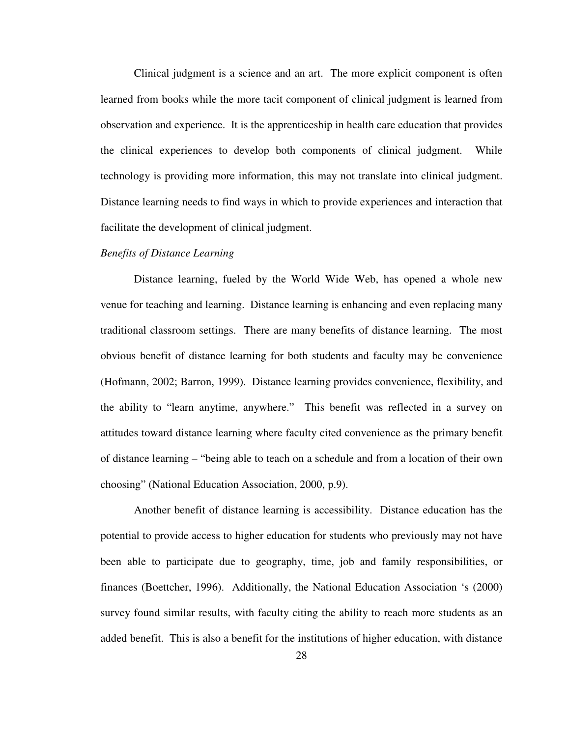Clinical judgment is a science and an art. The more explicit component is often learned from books while the more tacit component of clinical judgment is learned from observation and experience. It is the apprenticeship in health care education that provides the clinical experiences to develop both components of clinical judgment. While technology is providing more information, this may not translate into clinical judgment. Distance learning needs to find ways in which to provide experiences and interaction that facilitate the development of clinical judgment.

*Benefits of Distance Learning*

Distance learning, fueled by the World Wide Web, has opened a whole new venue for teaching and learning. Distance learning is enhancing and even replacing many traditional classroom settings. There are many benefits of distance learning. The most obvious benefit of distance learning for both students and faculty may be convenience (Hofmann, 2002; Barron, 1999). Distance learning provides convenience, flexibility, and the ability to "learn anytime, anywhere." This benefit was reflected in a survey on attitudes toward distance learning where faculty cited convenience as the primary benefit of distance learning – "being able to teach on a schedule and from a location of their own choosing" (National Education Association, 2000, p.9).

Another benefit of distance learning is accessibility. Distance education has the potential to provide access to higher education for students who previously may not have been able to participate due to geography, time, job and family responsibilities, or finances (Boettcher, 1996). Additionally, the National Education Association 's (2000) survey found similar results, with faculty citing the ability to reach more students as an added benefit. This is also a benefit for the institutions of higher education, with distance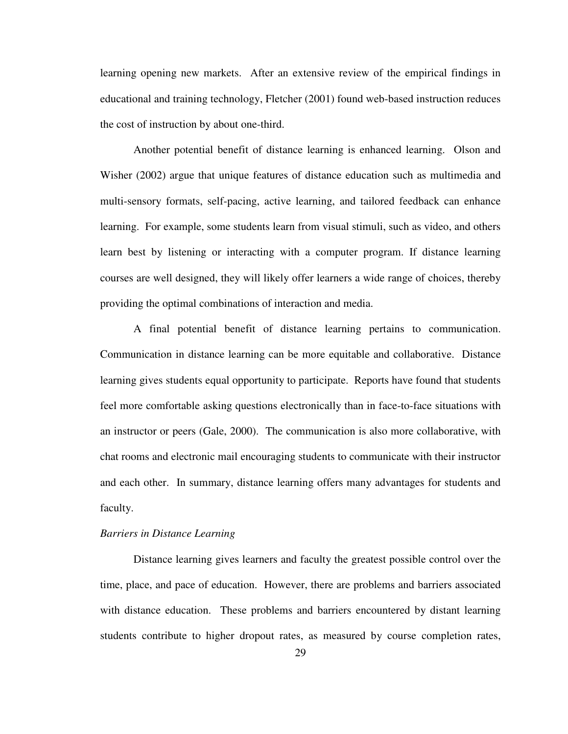learning opening new markets. After an extensive review of the empirical findings in educational and training technology, Fletcher (2001) found web-based instruction reduces the cost of instruction by about one-third.

Another potential benefit of distance learning is enhanced learning. Olson and Wisher (2002) argue that unique features of distance education such as multimedia and multi-sensory formats, self-pacing, active learning, and tailored feedback can enhance learning. For example, some students learn from visual stimuli, such as video, and others learn best by listening or interacting with a computer program. If distance learning courses are well designed, they will likely offer learners a wide range of choices, thereby providing the optimal combinations of interaction and media.

A final potential benefit of distance learning pertains to communication. Communication in distance learning can be more equitable and collaborative. Distance learning gives students equal opportunity to participate. Reports have found that students feel more comfortable asking questions electronically than in face-to-face situations with an instructor or peers (Gale, 2000). The communication is also more collaborative, with chat rooms and electronic mail encouraging students to communicate with their instructor and each other. In summary, distance learning offers many advantages for students and faculty.

*Barriers in Distance Learning*

Distance learning gives learners and faculty the greatest possible control over the time, place, and pace of education. However, there are problems and barriers associated with distance education. These problems and barriers encountered by distant learning students contribute to higher dropout rates, as measured by course completion rates,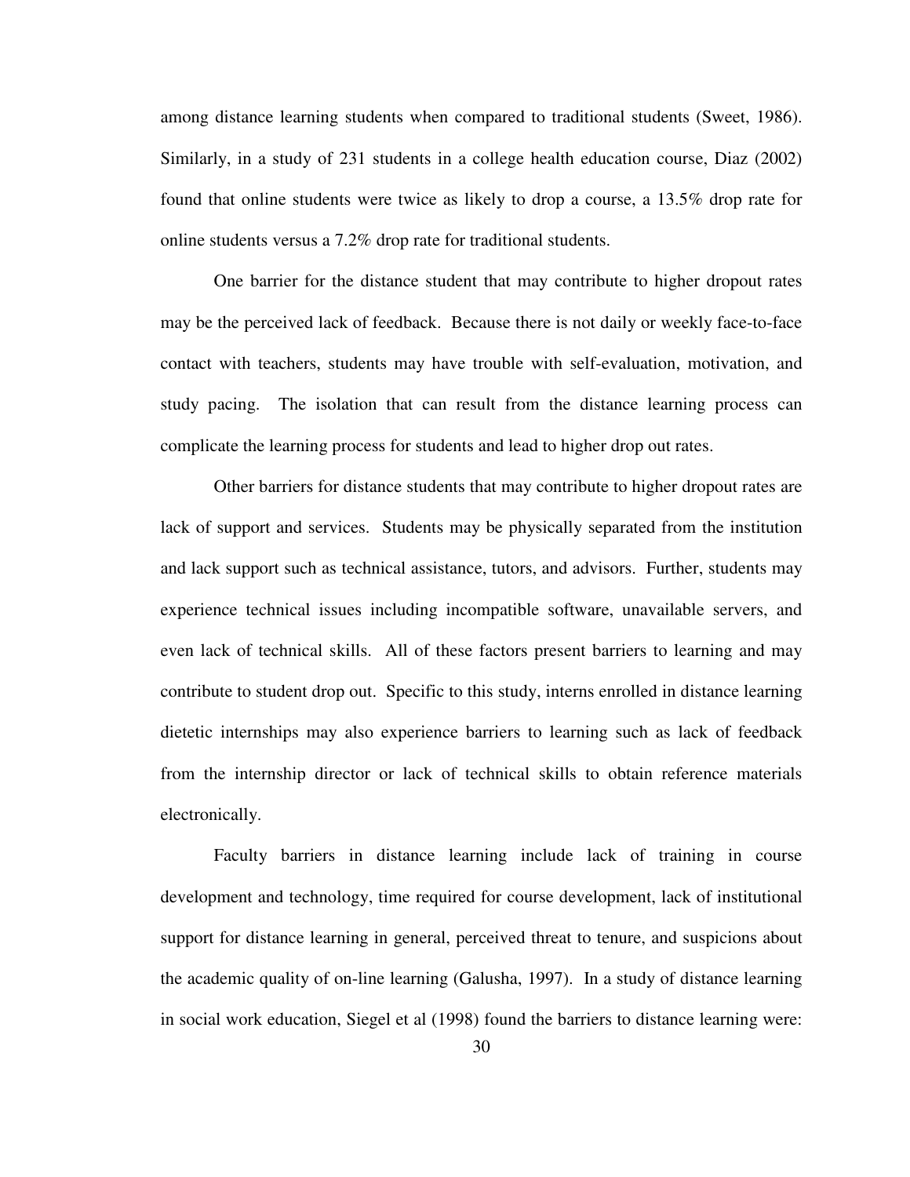among distance learning students when compared to traditional students (Sweet, 1986). Similarly, in a study of 231 students in a college health education course, Diaz (2002) found that online students were twice as likely to drop a course, a 13.5% drop rate for online students versus a 7.2% drop rate for traditional students.

One barrier for the distance student that may contribute to higher dropout rates may be the perceived lack of feedback. Because there is not daily or weekly face-to-face contact with teachers, students may have trouble with self-evaluation, motivation, and study pacing. The isolation that can result from the distance learning process can complicate the learning process for students and lead to higher drop out rates.

Other barriers for distance students that may contribute to higher dropout rates are lack of support and services. Students may be physically separated from the institution and lack support such as technical assistance, tutors, and advisors. Further, students may experience technical issues including incompatible software, unavailable servers, and even lack of technical skills. All of these factors present barriers to learning and may contribute to student drop out. Specific to this study, interns enrolled in distance learning dietetic internships may also experience barriers to learning such as lack of feedback from the internship director or lack of technical skills to obtain reference materials electronically.

Faculty barriers in distance learning include lack of training in course development and technology, time required for course development, lack of institutional support for distance learning in general, perceived threat to tenure, and suspicions about the academic quality of on-line learning (Galusha, 1997). In a study of distance learning in social work education, Siegel et al (1998) found the barriers to distance learning were: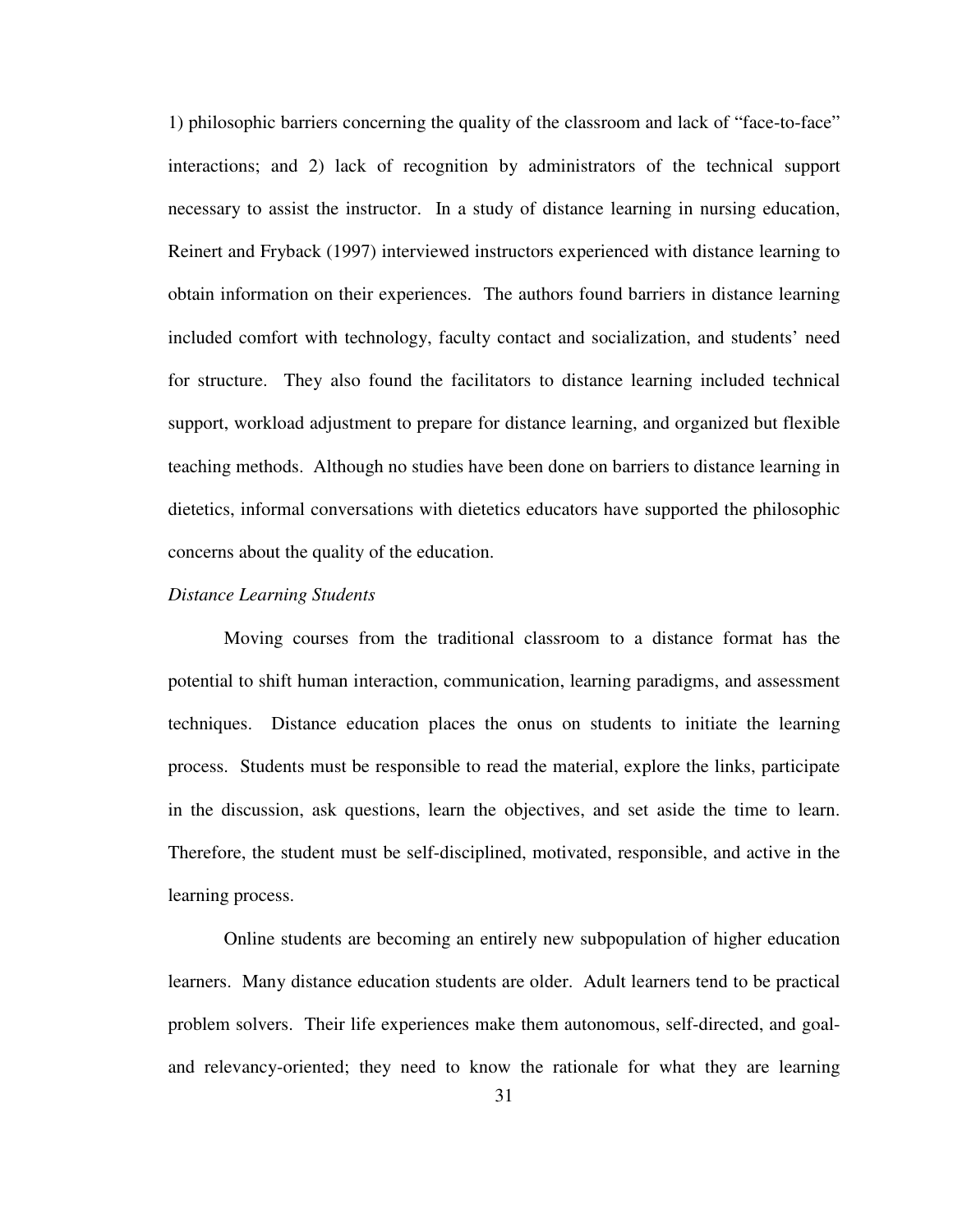1) philosophic barriers concerning the quality of the classroom and lack of "face-to-face" interactions; and 2) lack of recognition by administrators of the technical support necessary to assist the instructor. In a study of distance learning in nursing education, Reinert and Fryback (1997) interviewed instructors experienced with distance learning to obtain information on their experiences. The authors found barriers in distance learning included comfort with technology, faculty contact and socialization, and students' need for structure. They also found the facilitators to distance learning included technical support, workload adjustment to prepare for distance learning, and organized but flexible teaching methods. Although no studies have been done on barriers to distance learning in dietetics, informal conversations with dietetics educators have supported the philosophic concerns about the quality of the education.

*Distance Learning Students*

Moving courses from the traditional classroom to a distance format has the potential to shift human interaction, communication, learning paradigms, and assessment techniques. Distance education places the onus on students to initiate the learning process. Students must be responsible to read the material, explore the links, participate in the discussion, ask questions, learn the objectives, and set aside the time to learn. Therefore, the student must be self-disciplined, motivated, responsible, and active in the learning process.

Online students are becoming an entirely new subpopulation of higher education learners. Many distance education students are older. Adult learners tend to be practical problem solvers. Their life experiences make them autonomous, self-directed, and goal- and relevancy-oriented; they need to know the rationale for what they are learning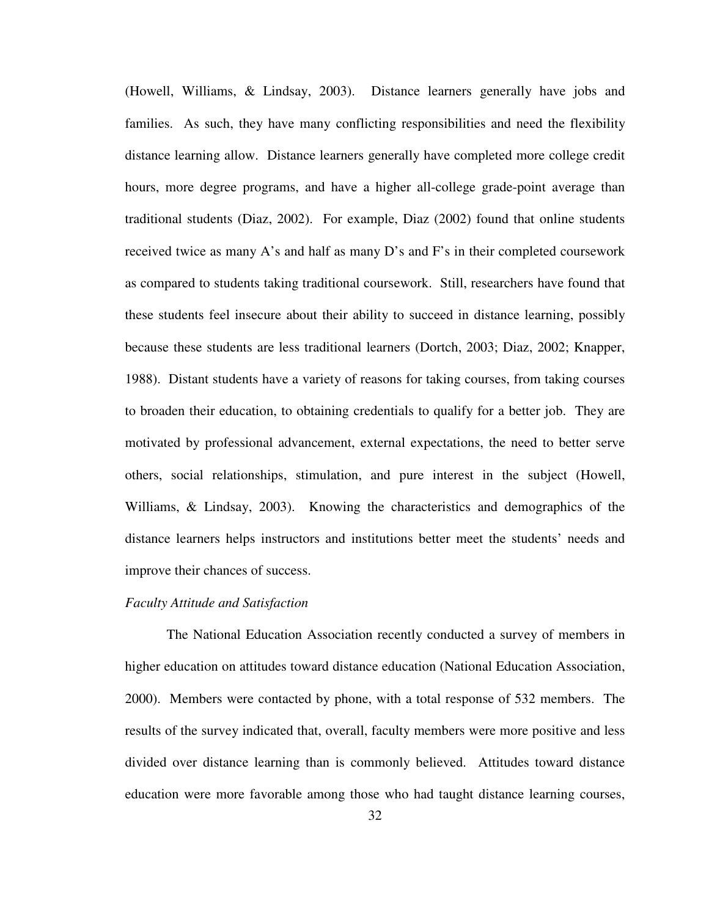(Howell, Williams, & Lindsay, 2003). Distance learners generally have jobs and families. As such, they have many conflicting responsibilities and need the flexibility distance learning allow. Distance learners generally have completed more college credit hours, more degree programs, and have a higher all-college grade-point average than traditional students (Diaz, 2002). For example, Diaz (2002) found that online students received twice as many A's and half as many D's and F's in their completed coursework as compared to students taking traditional coursework. Still, researchers have found that these students feel insecure about their ability to succeed in distance learning, possibly because these students are less traditional learners (Dortch, 2003; Diaz, 2002; Knapper, 1988). Distant students have a variety of reasons for taking courses, from taking courses to broaden their education, to obtaining credentials to qualify for a better job. They are motivated by professional advancement, external expectations, the need to better serve others, social relationships, stimulation, and pure interest in the subject (Howell, Williams, & Lindsay, 2003). Knowing the characteristics and demographics of the distance learners helps instructors and institutions better meet the students' needs and improve their chances of success.

*Faculty Attitude and Satisfaction*

The National Education Association recently conducted a survey of members in higher education on attitudes toward distance education (National Education Association, 2000). Members were contacted by phone, with a total response of 532 members. The results of the survey indicated that, overall, faculty members were more positive and less divided over distance learning than is commonly believed. Attitudes toward distance education were more favorable among those who had taught distance learning courses,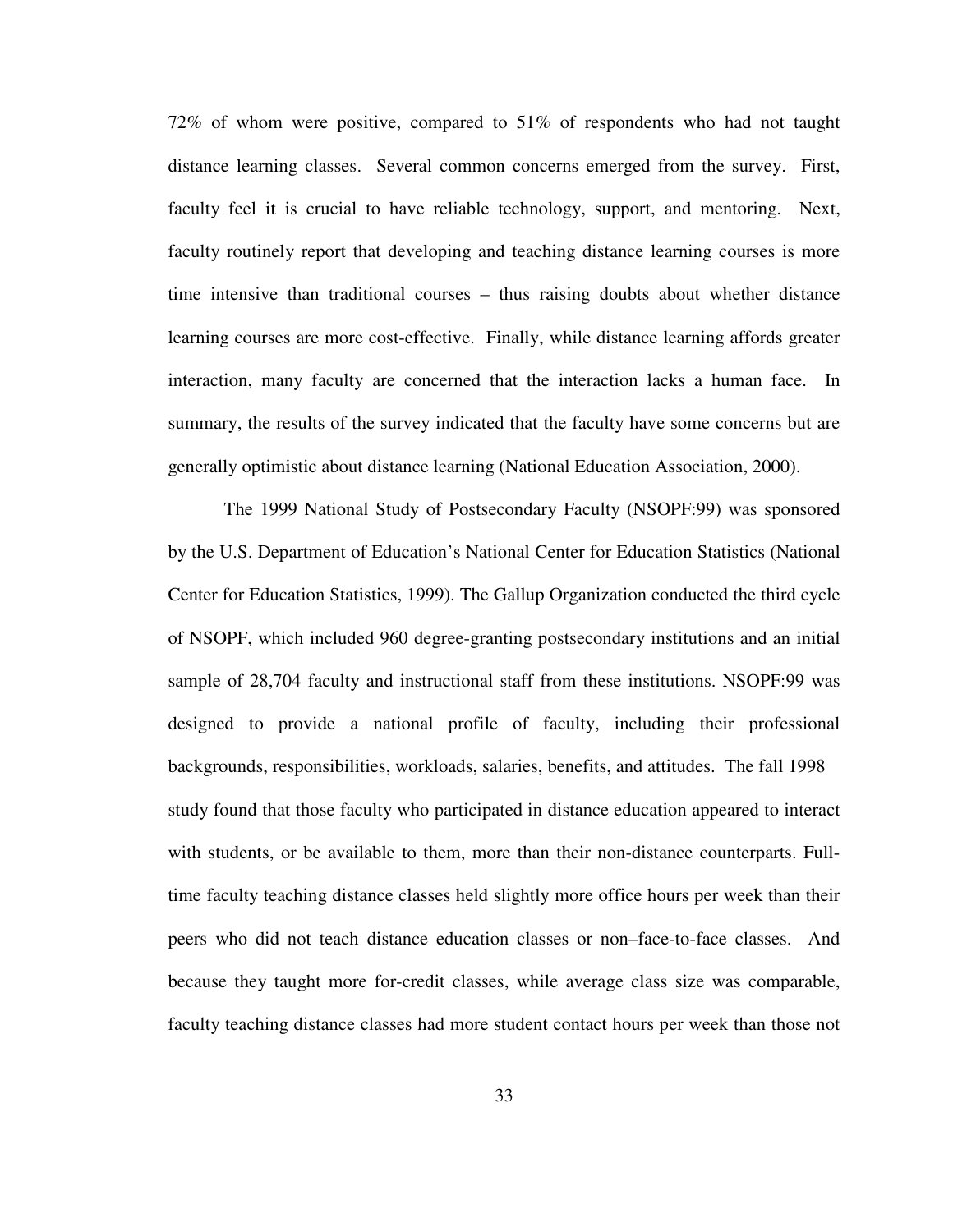72% of whom were positive, compared to 51% of respondents who had not taught distance learning classes. Several common concerns emerged from the survey. First, faculty feel it is crucial to have reliable technology, support, and mentoring. Next, faculty routinely report that developing and teaching distance learning courses is more time intensive than traditional courses – thus raising doubts about whether distance learning courses are more cost-effective. Finally, while distance learning affords greater interaction, many faculty are concerned that the interaction lacks a human face. In summary, the results of the survey indicated that the faculty have some concerns but are generally optimistic about distance learning (National Education Association, 2000).

The 1999 National Study of Postsecondary Faculty (NSOPF:99) was sponsored by the U.S. Department of Education's National Center for Education Statistics (National Center for Education Statistics, 1999). The Gallup Organization conducted the third cycle of NSOPF, which included 960 degree-granting postsecondary institutions and an initial sample of 28,704 faculty and instructional staff from these institutions. NSOPF:99 was designed to provide a national profile of faculty, including their professional backgrounds, responsibilities, workloads, salaries, benefits, and attitudes. The fall 1998 study found that those faculty who participated in distance education appeared to interact with students, or be available to them, more than their non-distance counterparts. Full-time faculty teaching distance classes held slightly more office hours per week than their peers who did not teach distance education classes or non–face-to-face classes. And because they taught more for-credit classes, while average class size was comparable, faculty teaching distance classes had more student contact hours per week than those not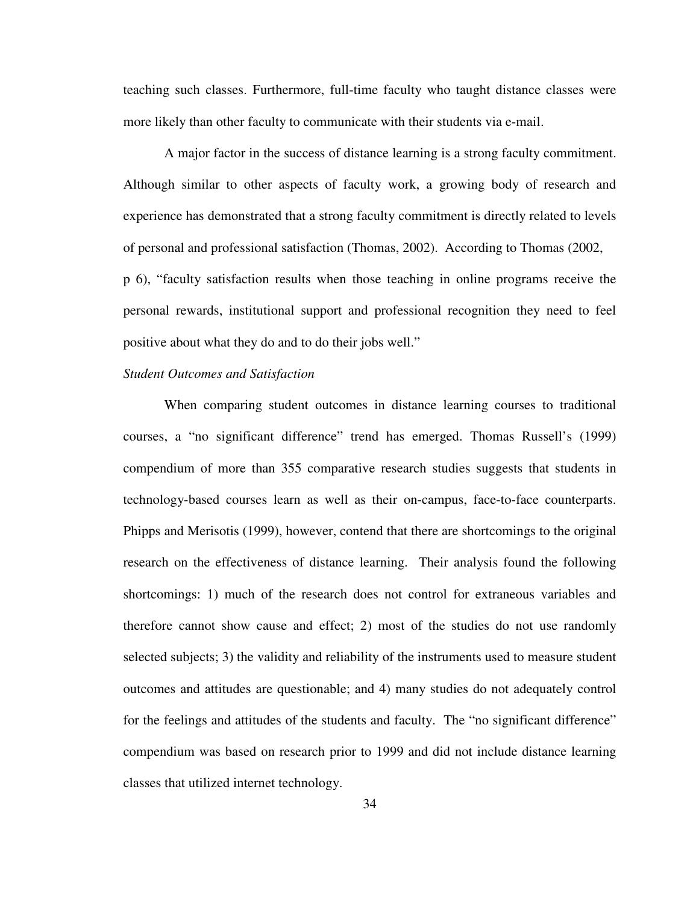teaching such classes. Furthermore, full-time faculty who taught distance classes were more likely than other faculty to communicate with their students via e-mail.

A major factor in the success of distance learning is a strong faculty commitment. Although similar to other aspects of faculty work, a growing body of research and experience has demonstrated that a strong faculty commitment is directly related to levels of personal and professional satisfaction (Thomas, 2002). According to Thomas (2002, p 6), "faculty satisfaction results when those teaching in online programs receive the personal rewards, institutional support and professional recognition they need to feel positive about what they do and to do their jobs well."

*Student Outcomes and Satisfaction*

When comparing student outcomes in distance learning courses to traditional courses, a "no significant difference" trend has emerged. Thomas Russell's (1999) compendium of more than 355 comparative research studies suggests that students in technology-based courses learn as well as their on-campus, face-to-face counterparts. Phipps and Merisotis (1999), however, contend that there are shortcomings to the original research on the effectiveness of distance learning. Their analysis found the following shortcomings: 1) much of the research does not control for extraneous variables and therefore cannot show cause and effect; 2) most of the studies do not use randomly selected subjects; 3) the validity and reliability of the instruments used to measure student outcomes and attitudes are questionable; and 4) many studies do not adequately control for the feelings and attitudes of the students and faculty. The "no significant difference" compendium was based on research prior to 1999 and did not include distance learning classes that utilized internet technology.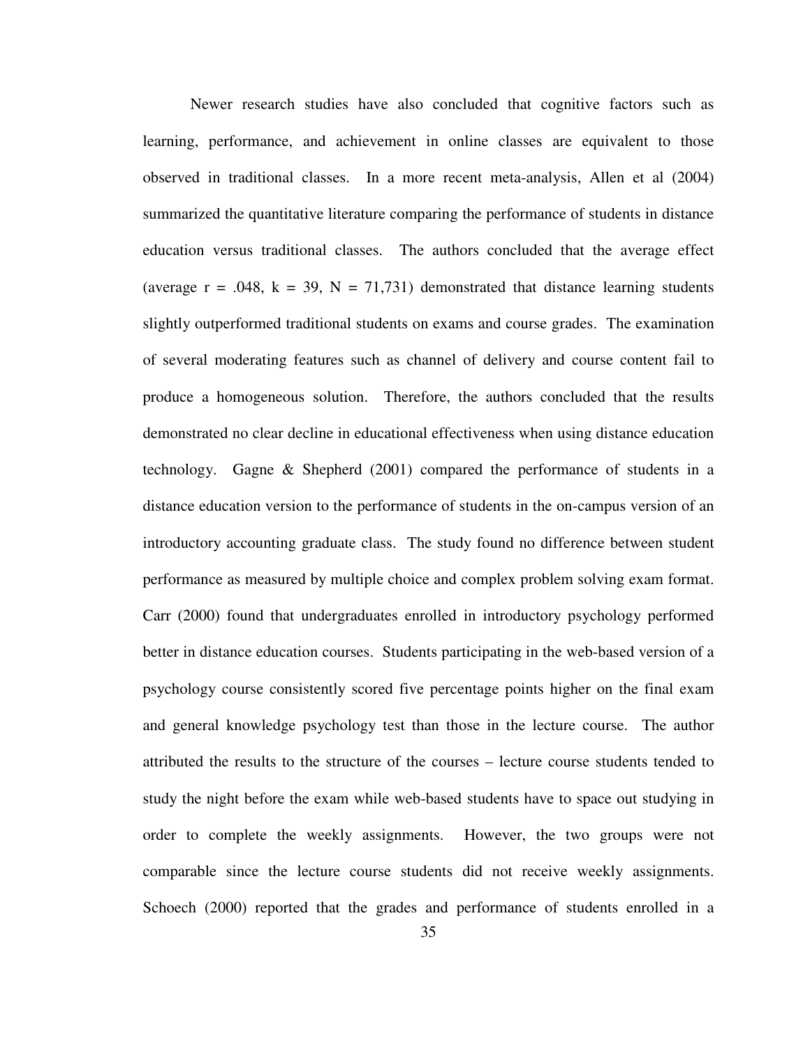Newer research studies have also concluded that cognitive factors such as learning, performance, and achievement in online classes are equivalent to those observed in traditional classes. In a more recent meta-analysis, Allen et al (2004) summarized the quantitative literature comparing the performance of students in distance education versus traditional classes. The authors concluded that the average effect (average $r = .048$, $k = 39$, $N = 71{,}731$) demonstrated that distance learning students slightly outperformed traditional students on exams and course grades. The examination of several moderating features such as channel of delivery and course content fail to produce a homogeneous solution. Therefore, the authors concluded that the results demonstrated no clear decline in educational effectiveness when using distance education technology. Gagne & Shepherd (2001) compared the performance of students in a distance education version to the performance of students in the on-campus version of an introductory accounting graduate class. The study found no difference between student performance as measured by multiple choice and complex problem solving exam format. Carr (2000) found that undergraduates enrolled in introductory psychology performed better in distance education courses. Students participating in the web-based version of a psychology course consistently scored five percentage points higher on the final exam and general knowledge psychology test than those in the lecture course. The author attributed the results to the structure of the courses – lecture course students tended to study the night before the exam while web-based students have to space out studying in order to complete the weekly assignments. However, the two groups were not comparable since the lecture course students did not receive weekly assignments. Schoech (2000) reported that the grades and performance of students enrolled in a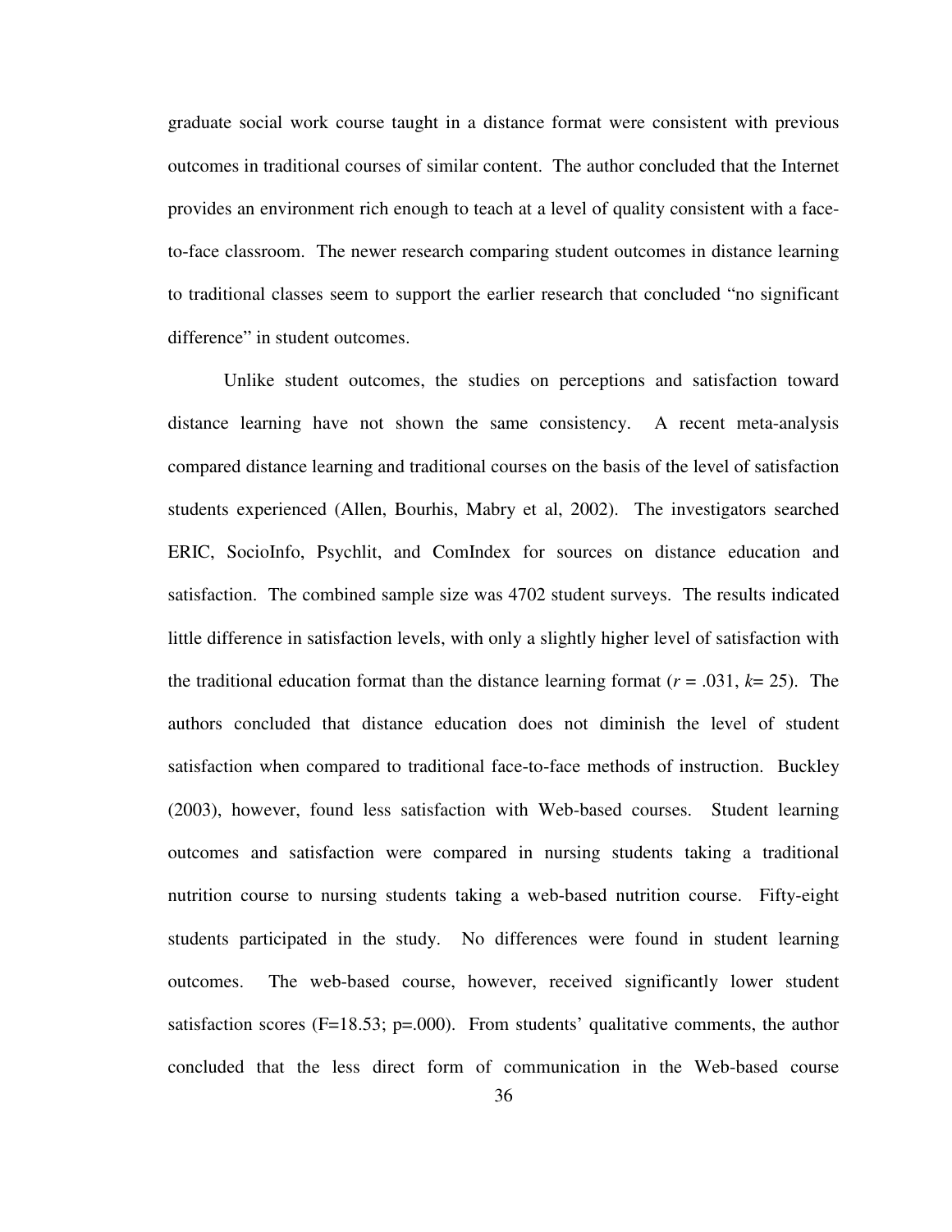graduate social work course taught in a distance format were consistent with previous outcomes in traditional courses of similar content. The author concluded that the Internet provides an environment rich enough to teach at a level of quality consistent with a face-to-face classroom. The newer research comparing student outcomes in distance learning to traditional classes seem to support the earlier research that concluded “no significant difference” in student outcomes.

Unlike student outcomes, the studies on perceptions and satisfaction toward distance learning have not shown the same consistency. A recent meta-analysis compared distance learning and traditional courses on the basis of the level of satisfaction students experienced (Allen, Bourhis, Mabry et al, 2002). The investigators searched ERIC, SocioInfo, Psychlit, and ComIndex for sources on distance education and satisfaction. The combined sample size was 4702 student surveys. The results indicated little difference in satisfaction levels, with only a slightly higher level of satisfaction with the traditional education format than the distance learning format ($r = .031$, $k = 25$). The authors concluded that distance education does not diminish the level of student satisfaction when compared to traditional face-to-face methods of instruction. Buckley (2003), however, found less satisfaction with Web-based courses. Student learning outcomes and satisfaction were compared in nursing students taking a traditional nutrition course to nursing students taking a web-based nutrition course. Fifty-eight students participated in the study. No differences were found in student learning outcomes. The web-based course, however, received significantly lower student satisfaction scores ($F=18.53$; $p=.000$). From students’ qualitative comments, the author concluded that the less direct form of communication in the Web-based course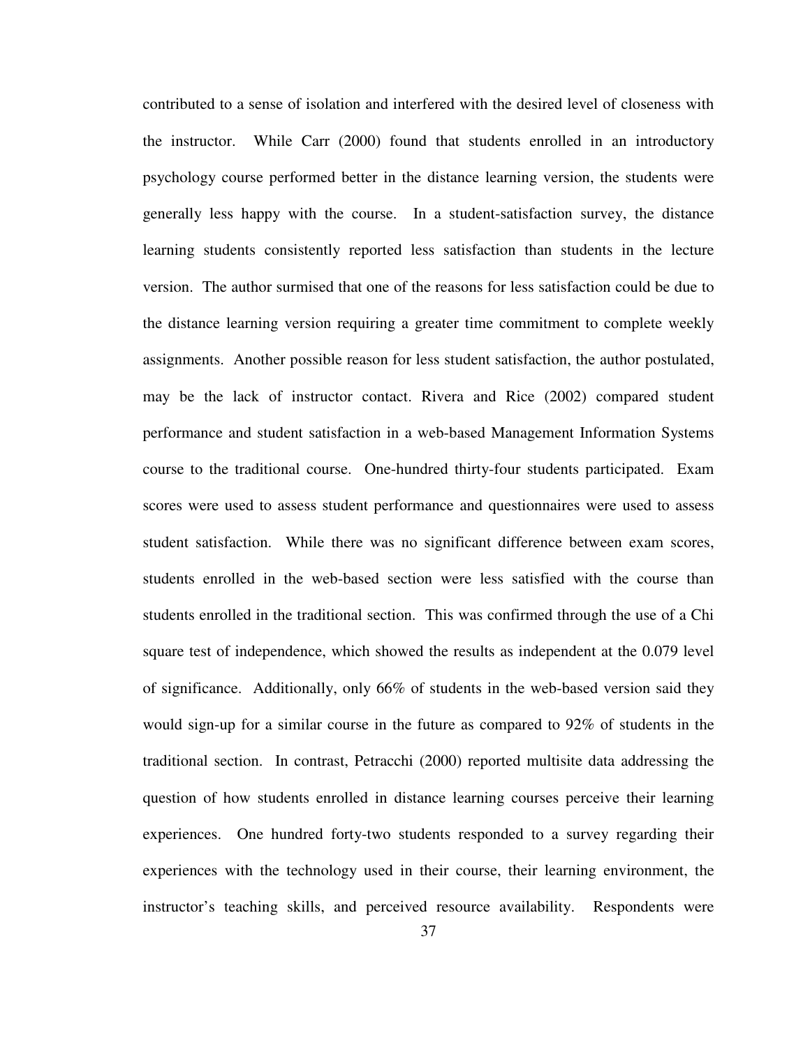contributed to a sense of isolation and interfered with the desired level of closeness with the instructor. While Carr (2000) found that students enrolled in an introductory psychology course performed better in the distance learning version, the students were generally less happy with the course. In a student-satisfaction survey, the distance learning students consistently reported less satisfaction than students in the lecture version. The author surmised that one of the reasons for less satisfaction could be due to the distance learning version requiring a greater time commitment to complete weekly assignments. Another possible reason for less student satisfaction, the author postulated, may be the lack of instructor contact. Rivera and Rice (2002) compared student performance and student satisfaction in a web-based Management Information Systems course to the traditional course. One-hundred thirty-four students participated. Exam scores were used to assess student performance and questionnaires were used to assess student satisfaction. While there was no significant difference between exam scores, students enrolled in the web-based section were less satisfied with the course than students enrolled in the traditional section. This was confirmed through the use of a Chi square test of independence, which showed the results as independent at the 0.079 level of significance. Additionally, only 66% of students in the web-based version said they would sign-up for a similar course in the future as compared to 92% of students in the traditional section. In contrast, Petracchi (2000) reported multisite data addressing the question of how students enrolled in distance learning courses perceive their learning experiences. One hundred forty-two students responded to a survey regarding their experiences with the technology used in their course, their learning environment, the instructor's teaching skills, and perceived resource availability. Respondents were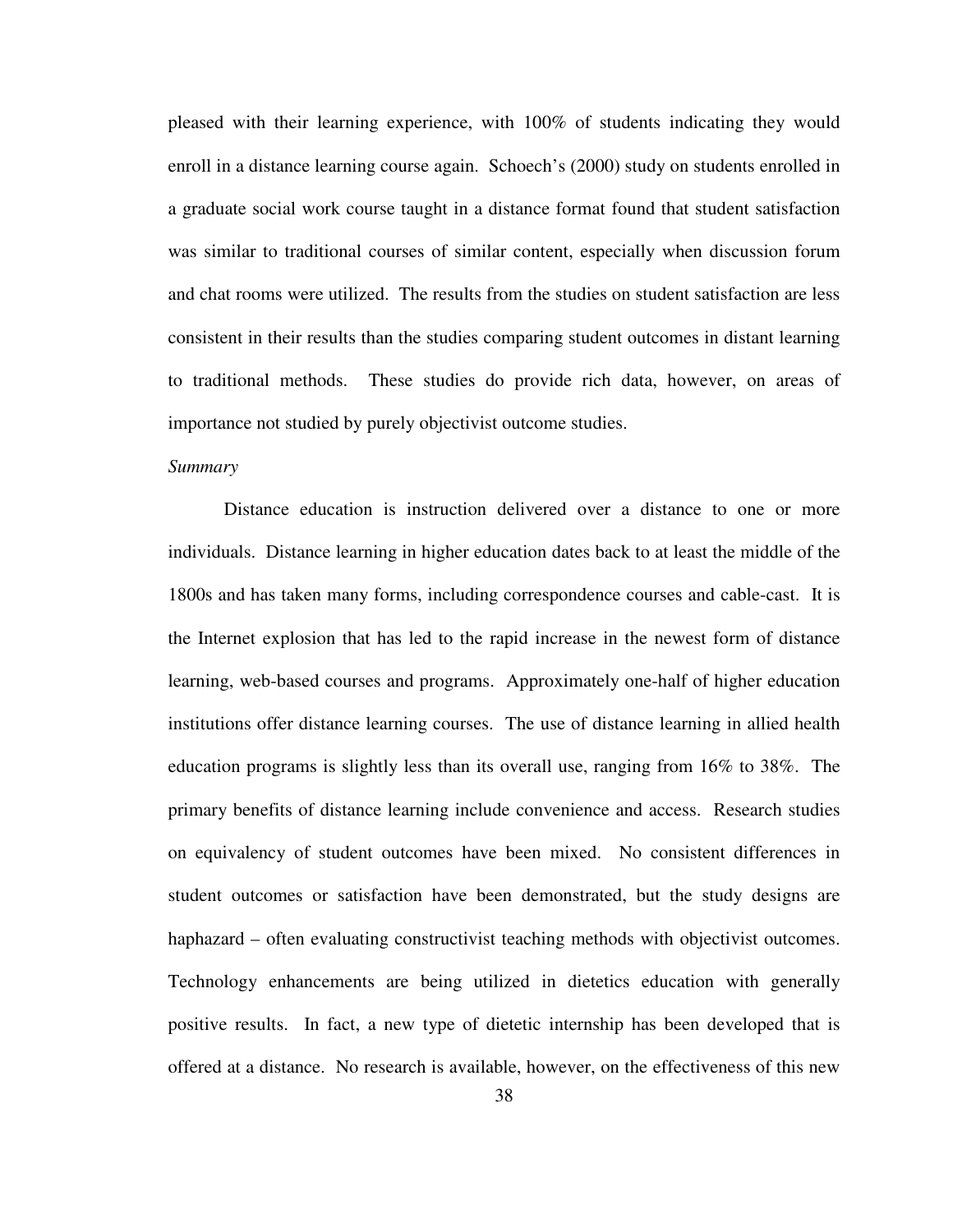pleased with their learning experience, with 100% of students indicating they would enroll in a distance learning course again. Schoech's (2000) study on students enrolled in a graduate social work course taught in a distance format found that student satisfaction was similar to traditional courses of similar content, especially when discussion forum and chat rooms were utilized. The results from the studies on student satisfaction are less consistent in their results than the studies comparing student outcomes in distant learning to traditional methods. These studies do provide rich data, however, on areas of importance not studied by purely objectivist outcome studies.

*Summary*

Distance education is instruction delivered over a distance to one or more individuals. Distance learning in higher education dates back to at least the middle of the 1800s and has taken many forms, including correspondence courses and cable-cast. It is the Internet explosion that has led to the rapid increase in the newest form of distance learning, web-based courses and programs. Approximately one-half of higher education institutions offer distance learning courses. The use of distance learning in allied health education programs is slightly less than its overall use, ranging from 16% to 38%. The primary benefits of distance learning include convenience and access. Research studies on equivalency of student outcomes have been mixed. No consistent differences in student outcomes or satisfaction have been demonstrated, but the study designs are haphazard – often evaluating constructivist teaching methods with objectivist outcomes. Technology enhancements are being utilized in dietetics education with generally positive results. In fact, a new type of dietetic internship has been developed that is offered at a distance. No research is available, however, on the effectiveness of this new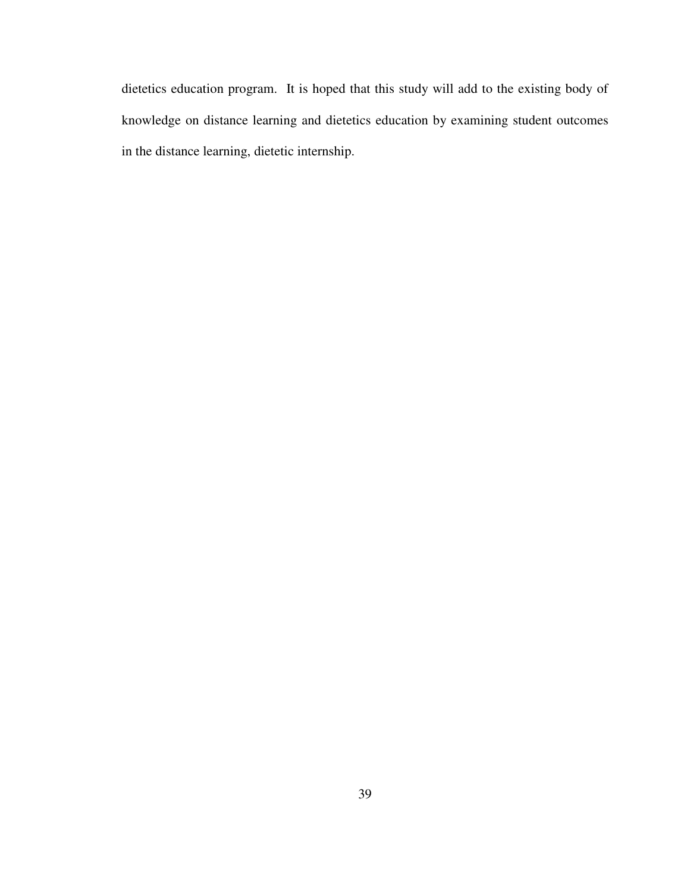dietetics education program. It is hoped that this study will add to the existing body of knowledge on distance learning and dietetics education by examining student outcomes in the distance learning, dietetic internship.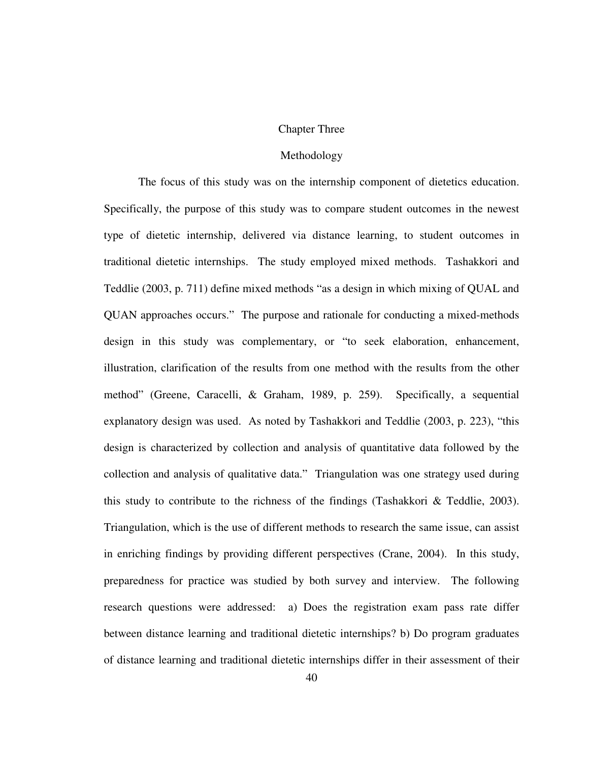# Chapter Three

## Methodology

The focus of this study was on the internship component of dietetics education. Specifically, the purpose of this study was to compare student outcomes in the newest type of dietetic internship, delivered via distance learning, to student outcomes in traditional dietetic internships. The study employed mixed methods. Tashakkori and Teddlie (2003, p. 711) define mixed methods "as a design in which mixing of QUAL and QUAN approaches occurs." The purpose and rationale for conducting a mixed-methods design in this study was complementary, or "to seek elaboration, enhancement, illustration, clarification of the results from one method with the results from the other method" (Greene, Caracelli, & Graham, 1989, p. 259). Specifically, a sequential explanatory design was used. As noted by Tashakkori and Teddlie (2003, p. 223), "this design is characterized by collection and analysis of quantitative data followed by the collection and analysis of qualitative data." Triangulation was one strategy used during this study to contribute to the richness of the findings (Tashakkori & Teddlie, 2003). Triangulation, which is the use of different methods to research the same issue, can assist in enriching findings by providing different perspectives (Crane, 2004). In this study, preparedness for practice was studied by both survey and interview. The following research questions were addressed: a) Does the registration exam pass rate differ between distance learning and traditional dietetic internships? b) Do program graduates of distance learning and traditional dietetic internships differ in their assessment of their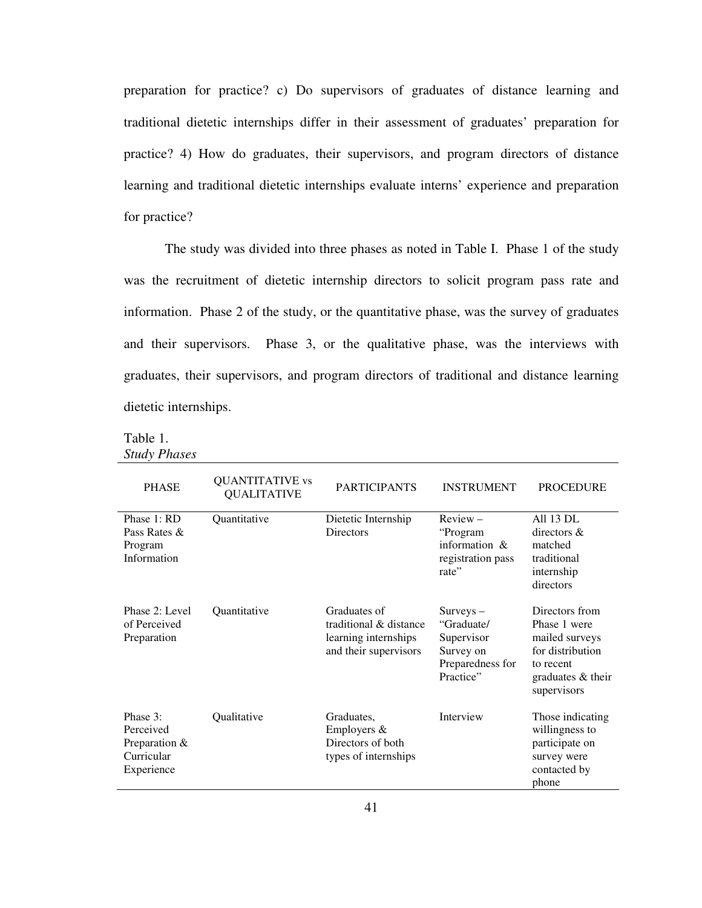preparation for practice? c) Do supervisors of graduates of distance learning and traditional dietetic internships differ in their assessment of graduates' preparation for practice? 4) How do graduates, their supervisors, and program directors of distance learning and traditional dietetic internships evaluate interns' experience and preparation for practice?

The study was divided into three phases as noted in Table I. Phase 1 of the study was the recruitment of dietetic internship directors to solicit program pass rate and information. Phase 2 of the study, or the quantitative phase, was the survey of graduates and their supervisors. Phase 3, or the qualitative phase, was the interviews with graduates, their supervisors, and program directors of traditional and distance learning dietetic internships.

Table 1.
*Study Phases*

| PHASE | QUANTITATIVE vs QUALITATIVE | PARTICIPANTS | INSTRUMENT | PROCEDURE |
|---|---|---|---|---|
| Phase 1: RD Pass Rates & Program Information | Quantitative | Dietetic Internship Directors | Review – "Program information & registration pass rate" | All 13 DL directors & matched traditional internship directors |
| Phase 2: Level of Perceived Preparation | Quantitative | Graduates of traditional & distance learning internships and their supervisors | Surveys – "Graduate/ Supervisor Survey on Preparedness for Practice" | Directors from Phase 1 were mailed surveys for distribution to recent graduates & their supervisors |
| Phase 3: Perceived Preparation & Curricular Experience | Qualitative | Graduates, Employers & Directors of both types of internships | Interview | Those indicating willingness to participate on survey were contacted by phone |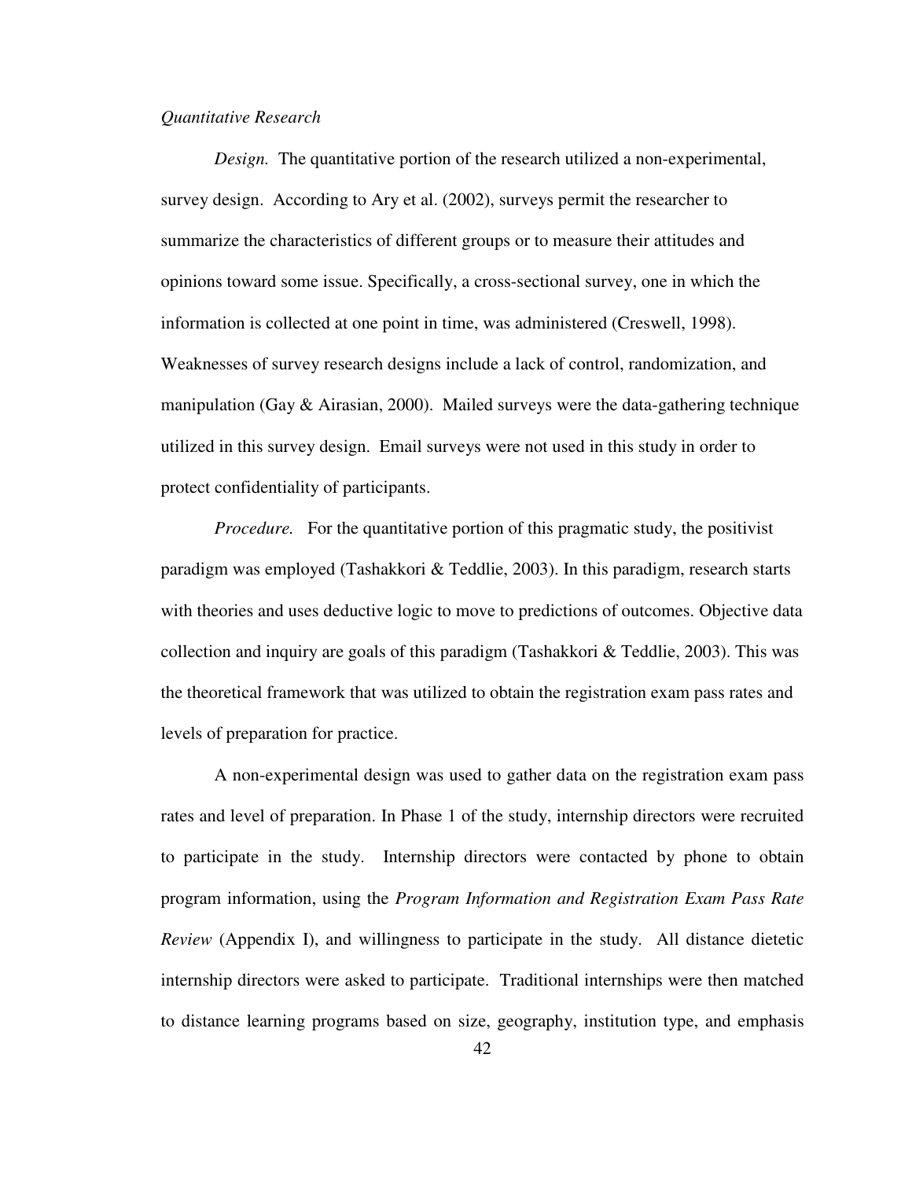*Quantitative Research*

*Design.* The quantitative portion of the research utilized a non-experimental, survey design. According to Ary et al. (2002), surveys permit the researcher to summarize the characteristics of different groups or to measure their attitudes and opinions toward some issue. Specifically, a cross-sectional survey, one in which the information is collected at one point in time, was administered (Creswell, 1998). Weaknesses of survey research designs include a lack of control, randomization, and manipulation (Gay & Airasian, 2000). Mailed surveys were the data-gathering technique utilized in this survey design. Email surveys were not used in this study in order to protect confidentiality of participants.

*Procedure.* For the quantitative portion of this pragmatic study, the positivist paradigm was employed (Tashakkori & Teddlie, 2003). In this paradigm, research starts with theories and uses deductive logic to move to predictions of outcomes. Objective data collection and inquiry are goals of this paradigm (Tashakkori & Teddlie, 2003). This was the theoretical framework that was utilized to obtain the registration exam pass rates and levels of preparation for practice.

A non-experimental design was used to gather data on the registration exam pass rates and level of preparation. In Phase 1 of the study, internship directors were recruited to participate in the study. Internship directors were contacted by phone to obtain program information, using the *Program Information and Registration Exam Pass Rate Review* (Appendix I), and willingness to participate in the study. All distance dietetic internship directors were asked to participate. Traditional internships were then matched to distance learning programs based on size, geography, institution type, and emphasis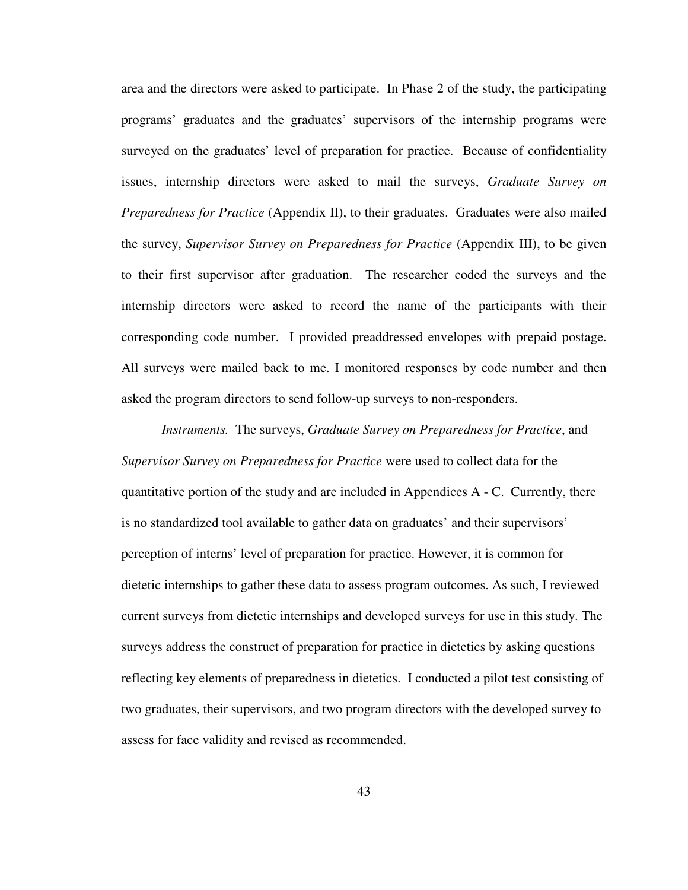area and the directors were asked to participate. In Phase 2 of the study, the participating programs' graduates and the graduates' supervisors of the internship programs were surveyed on the graduates' level of preparation for practice. Because of confidentiality issues, internship directors were asked to mail the surveys, *Graduate Survey on Preparedness for Practice* (Appendix II), to their graduates. Graduates were also mailed the survey, *Supervisor Survey on Preparedness for Practice* (Appendix III), to be given to their first supervisor after graduation. The researcher coded the surveys and the internship directors were asked to record the name of the participants with their corresponding code number. I provided preaddressed envelopes with prepaid postage. All surveys were mailed back to me. I monitored responses by code number and then asked the program directors to send follow-up surveys to non-responders.

*Instruments.* The surveys, *Graduate Survey on Preparedness for Practice*, and *Supervisor Survey on Preparedness for Practice* were used to collect data for the quantitative portion of the study and are included in Appendices A - C. Currently, there is no standardized tool available to gather data on graduates' and their supervisors' perception of interns' level of preparation for practice. However, it is common for dietetic internships to gather these data to assess program outcomes. As such, I reviewed current surveys from dietetic internships and developed surveys for use in this study. The surveys address the construct of preparation for practice in dietetics by asking questions reflecting key elements of preparedness in dietetics. I conducted a pilot test consisting of two graduates, their supervisors, and two program directors with the developed survey to assess for face validity and revised as recommended.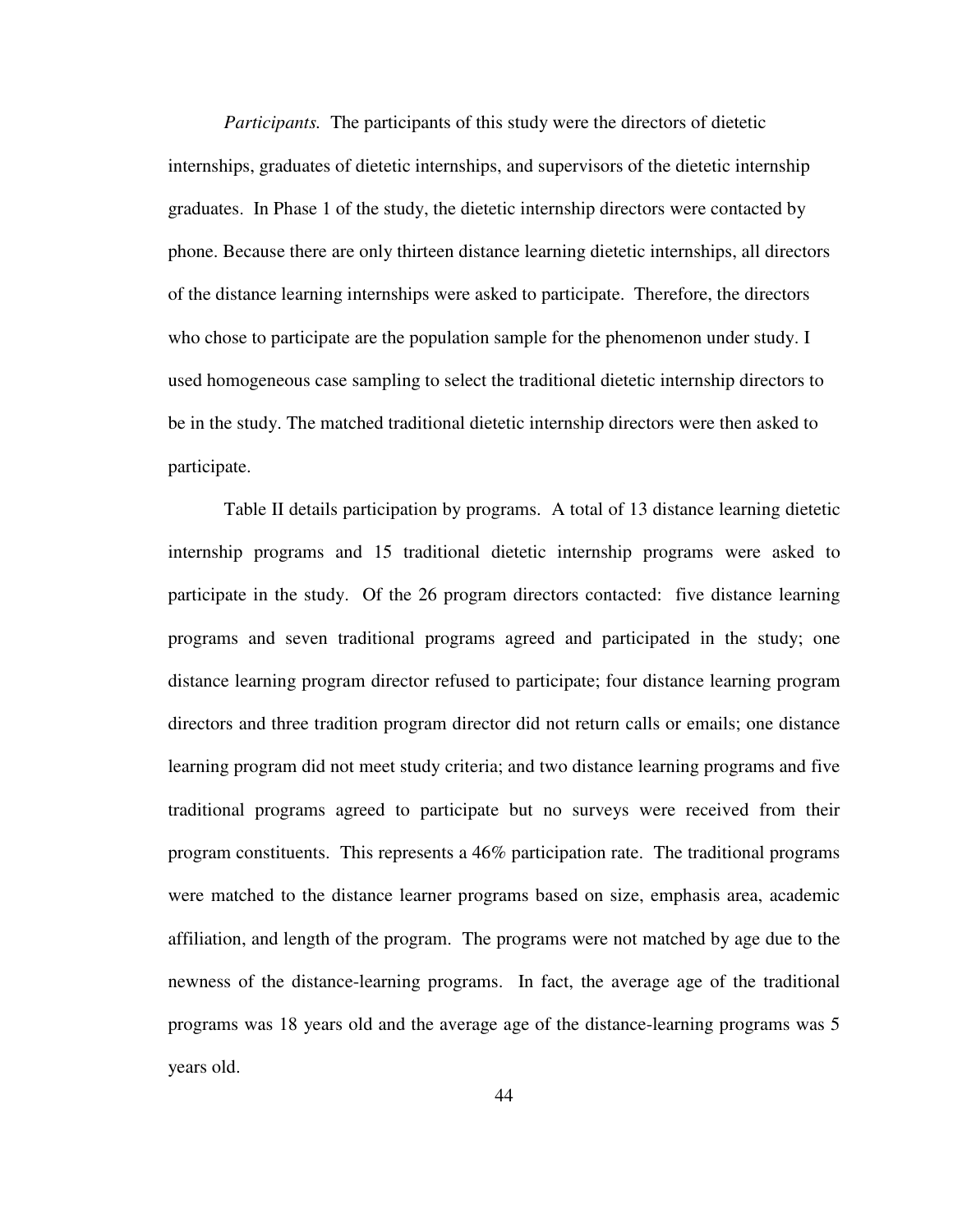*Participants.* The participants of this study were the directors of dietetic internships, graduates of dietetic internships, and supervisors of the dietetic internship graduates. In Phase 1 of the study, the dietetic internship directors were contacted by phone. Because there are only thirteen distance learning dietetic internships, all directors of the distance learning internships were asked to participate. Therefore, the directors who chose to participate are the population sample for the phenomenon under study. I used homogeneous case sampling to select the traditional dietetic internship directors to be in the study. The matched traditional dietetic internship directors were then asked to participate.

Table II details participation by programs. A total of 13 distance learning dietetic internship programs and 15 traditional dietetic internship programs were asked to participate in the study. Of the 26 program directors contacted: five distance learning programs and seven traditional programs agreed and participated in the study; one distance learning program director refused to participate; four distance learning program directors and three tradition program director did not return calls or emails; one distance learning program did not meet study criteria; and two distance learning programs and five traditional programs agreed to participate but no surveys were received from their program constituents. This represents a 46% participation rate. The traditional programs were matched to the distance learner programs based on size, emphasis area, academic affiliation, and length of the program. The programs were not matched by age due to the newness of the distance-learning programs. In fact, the average age of the traditional programs was 18 years old and the average age of the distance-learning programs was 5 years old.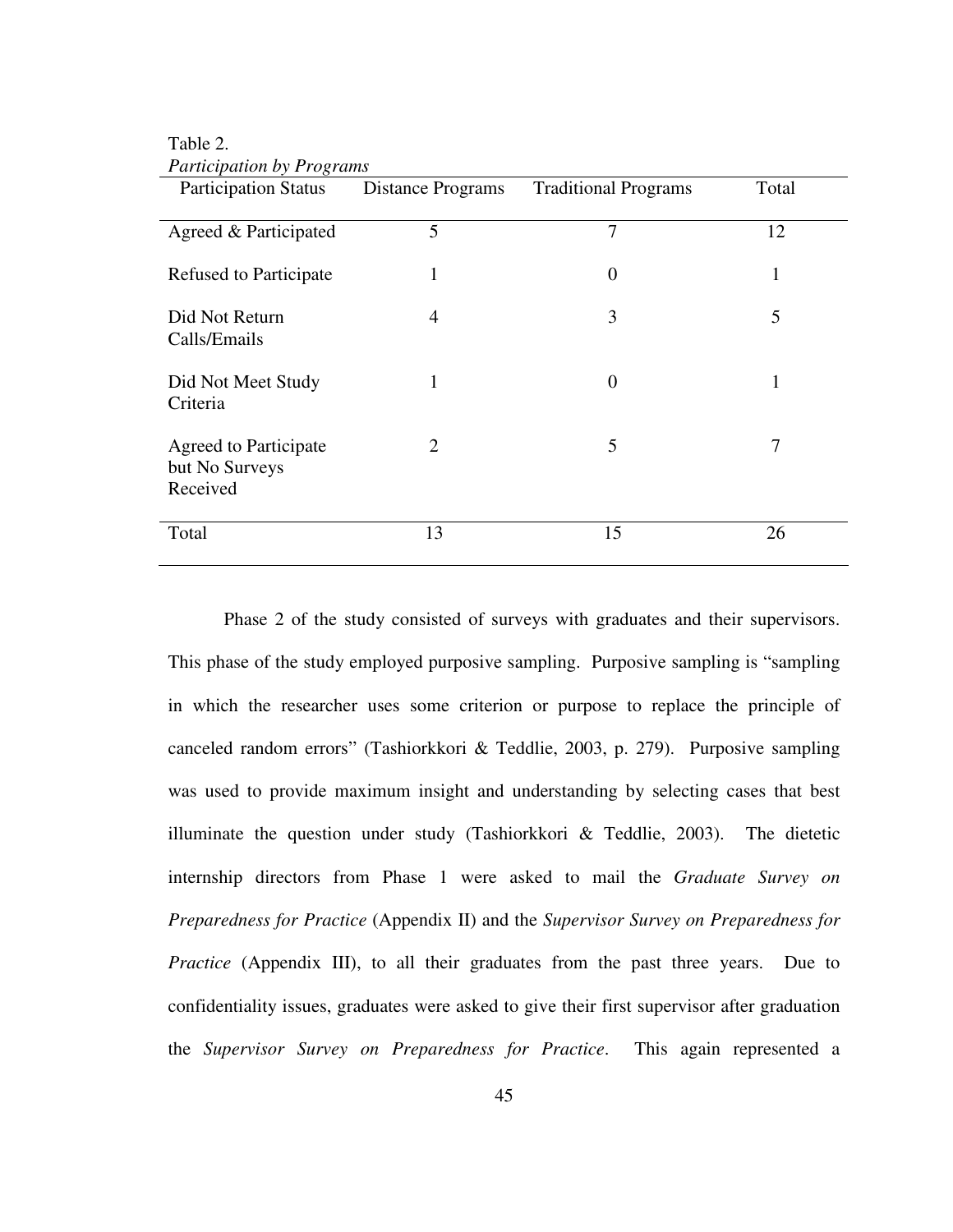Table 2.
*Participation by Programs*

| Participation Status | Distance Programs | Traditional Programs | Total |
|---|---|---|---|
| Agreed & Participated | 5 | 7 | 12 |
| Refused to Participate | 1 | 0 | 1 |
| Did Not Return Calls/Emails | 4 | 3 | 5 |
| Did Not Meet Study Criteria | 1 | 0 | 1 |
| Agreed to Participate but No Surveys Received | 2 | 5 | 7 |
| Total | 13 | 15 | 26 |

Phase 2 of the study consisted of surveys with graduates and their supervisors. This phase of the study employed purposive sampling. Purposive sampling is "sampling in which the researcher uses some criterion or purpose to replace the principle of canceled random errors" (Tashiorkkori & Teddlie, 2003, p. 279). Purposive sampling was used to provide maximum insight and understanding by selecting cases that best illuminate the question under study (Tashiorkkori & Teddlie, 2003). The dietetic internship directors from Phase 1 were asked to mail the *Graduate Survey on Preparedness for Practice* (Appendix II) and the *Supervisor Survey on Preparedness for Practice* (Appendix III), to all their graduates from the past three years. Due to confidentiality issues, graduates were asked to give their first supervisor after graduation the *Supervisor Survey on Preparedness for Practice*. This again represented a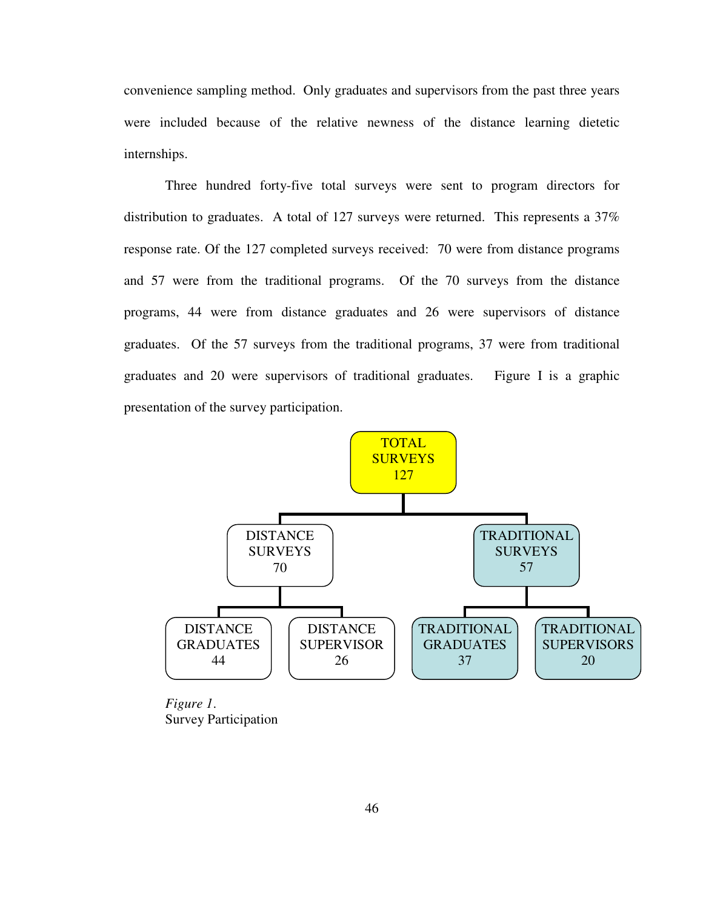convenience sampling method. Only graduates and supervisors from the past three years were included because of the relative newness of the distance learning dietetic internships.

Three hundred forty-five total surveys were sent to program directors for distribution to graduates. A total of 127 surveys were returned. This represents a 37% response rate. Of the 127 completed surveys received: 70 were from distance programs and 57 were from the traditional programs. Of the 70 surveys from the distance programs, 44 were from distance graduates and 26 were supervisors of distance graduates. Of the 57 surveys from the traditional programs, 37 were from traditional graduates and 20 were supervisors of traditional graduates. Figure I is a graphic presentation of the survey participation.

- TOTAL SURVEYS 127
  - DISTANCE SURVEYS 70
    - DISTANCE GRADUATES 44
    - DISTANCE SUPERVISOR 26
  - TRADITIONAL SURVEYS 57
    - TRADITIONAL GRADUATES 37
    - TRADITIONAL SUPERVISORS 20

*Figure 1*.
Survey Participation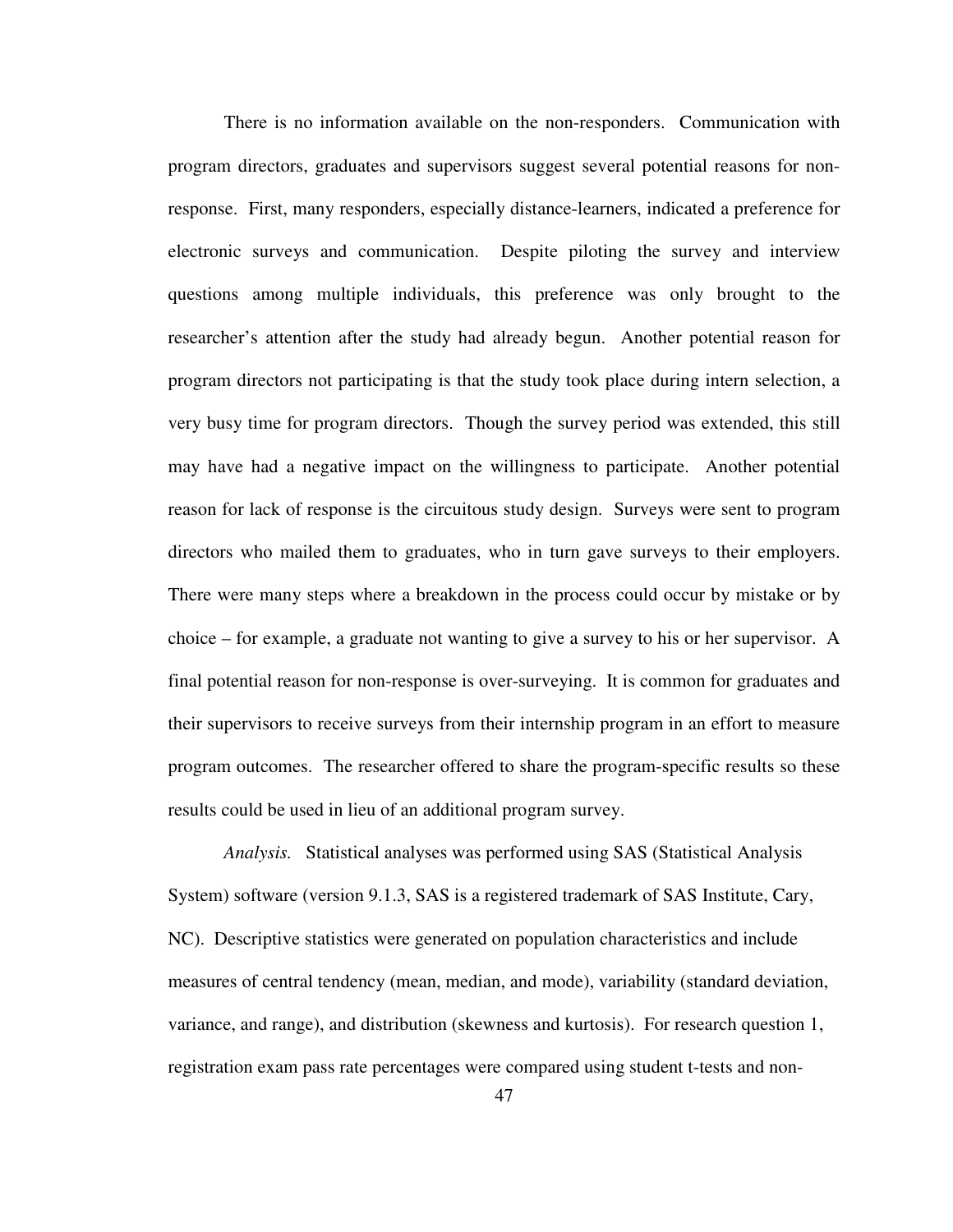There is no information available on the non-responders. Communication with program directors, graduates and supervisors suggest several potential reasons for non-response. First, many responders, especially distance-learners, indicated a preference for electronic surveys and communication. Despite piloting the survey and interview questions among multiple individuals, this preference was only brought to the researcher's attention after the study had already begun. Another potential reason for program directors not participating is that the study took place during intern selection, a very busy time for program directors. Though the survey period was extended, this still may have had a negative impact on the willingness to participate. Another potential reason for lack of response is the circuitous study design. Surveys were sent to program directors who mailed them to graduates, who in turn gave surveys to their employers. There were many steps where a breakdown in the process could occur by mistake or by choice – for example, a graduate not wanting to give a survey to his or her supervisor. A final potential reason for non-response is over-surveying. It is common for graduates and their supervisors to receive surveys from their internship program in an effort to measure program outcomes. The researcher offered to share the program-specific results so these results could be used in lieu of an additional program survey.

*Analysis.* Statistical analyses was performed using SAS (Statistical Analysis System) software (version 9.1.3, SAS is a registered trademark of SAS Institute, Cary, NC). Descriptive statistics were generated on population characteristics and include measures of central tendency (mean, median, and mode), variability (standard deviation, variance, and range), and distribution (skewness and kurtosis). For research question 1, registration exam pass rate percentages were compared using student t-tests and non-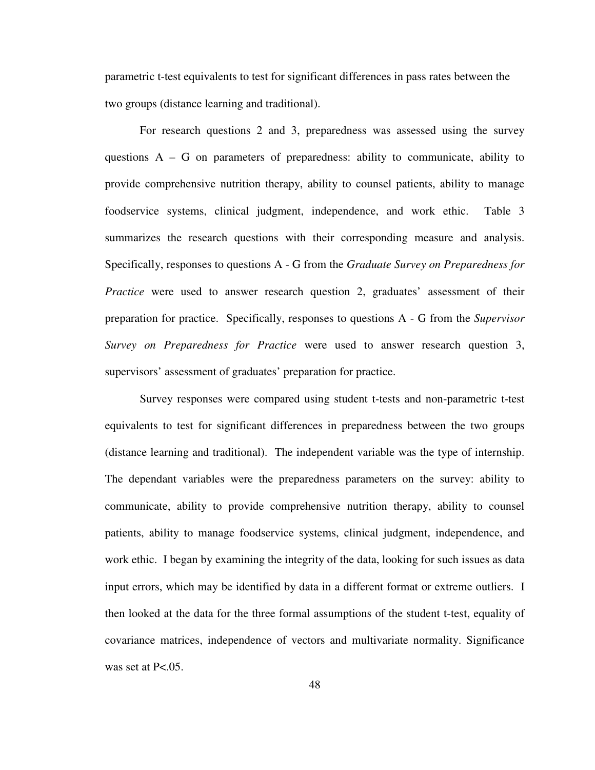parametric t-test equivalents to test for significant differences in pass rates between the two groups (distance learning and traditional).

For research questions 2 and 3, preparedness was assessed using the survey questions A – G on parameters of preparedness: ability to communicate, ability to provide comprehensive nutrition therapy, ability to counsel patients, ability to manage foodservice systems, clinical judgment, independence, and work ethic. Table 3 summarizes the research questions with their corresponding measure and analysis. Specifically, responses to questions A - G from the *Graduate Survey on Preparedness for Practice* were used to answer research question 2, graduates' assessment of their preparation for practice. Specifically, responses to questions A - G from the *Supervisor Survey on Preparedness for Practice* were used to answer research question 3, supervisors' assessment of graduates' preparation for practice.

Survey responses were compared using student t-tests and non-parametric t-test equivalents to test for significant differences in preparedness between the two groups (distance learning and traditional). The independent variable was the type of internship. The dependant variables were the preparedness parameters on the survey: ability to communicate, ability to provide comprehensive nutrition therapy, ability to counsel patients, ability to manage foodservice systems, clinical judgment, independence, and work ethic. I began by examining the integrity of the data, looking for such issues as data input errors, which may be identified by data in a different format or extreme outliers. I then looked at the data for the three formal assumptions of the student t-test, equality of covariance matrices, independence of vectors and multivariate normality. Significance was set at $P<.05$.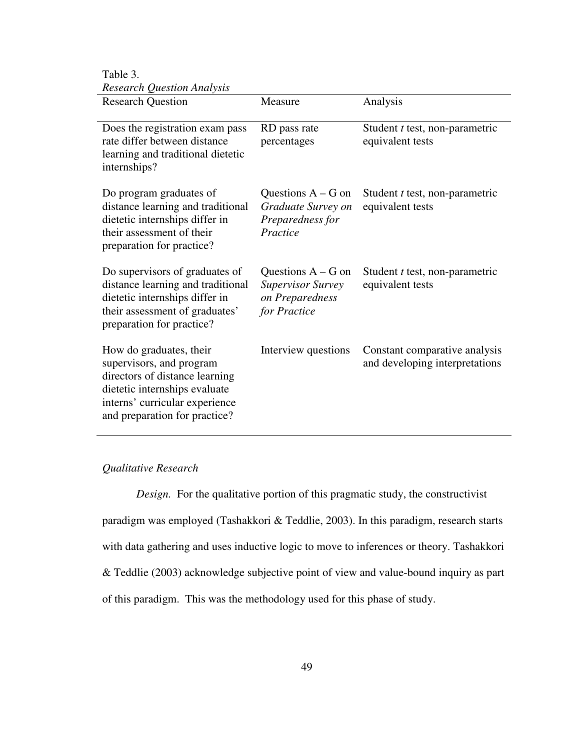Table 3.
*Research Question Analysis*

| Research Question | Measure | Analysis |
|---|---|---|
| Does the registration exam pass rate differ between distance learning and traditional dietetic internships? | RD pass rate percentages | Student *t* test, non-parametric equivalent tests |
| Do program graduates of distance learning and traditional dietetic internships differ in their assessment of their preparation for practice? | Questions A – G on *Graduate Survey on Preparedness for Practice* | Student *t* test, non-parametric equivalent tests |
| Do supervisors of graduates of distance learning and traditional dietetic internships differ in their assessment of graduates' preparation for practice? | Questions A – G on *Supervisor Survey on Preparedness for Practice* | Student *t* test, non-parametric equivalent tests |
| How do graduates, their supervisors, and program directors of distance learning dietetic internships evaluate interns' curricular experience and preparation for practice? | Interview questions | Constant comparative analysis and developing interpretations |

*Qualitative Research*

*Design.* For the qualitative portion of this pragmatic study, the constructivist paradigm was employed (Tashakkori & Teddlie, 2003). In this paradigm, research starts with data gathering and uses inductive logic to move to inferences or theory. Tashakkori & Teddlie (2003) acknowledge subjective point of view and value-bound inquiry as part of this paradigm. This was the methodology used for this phase of study.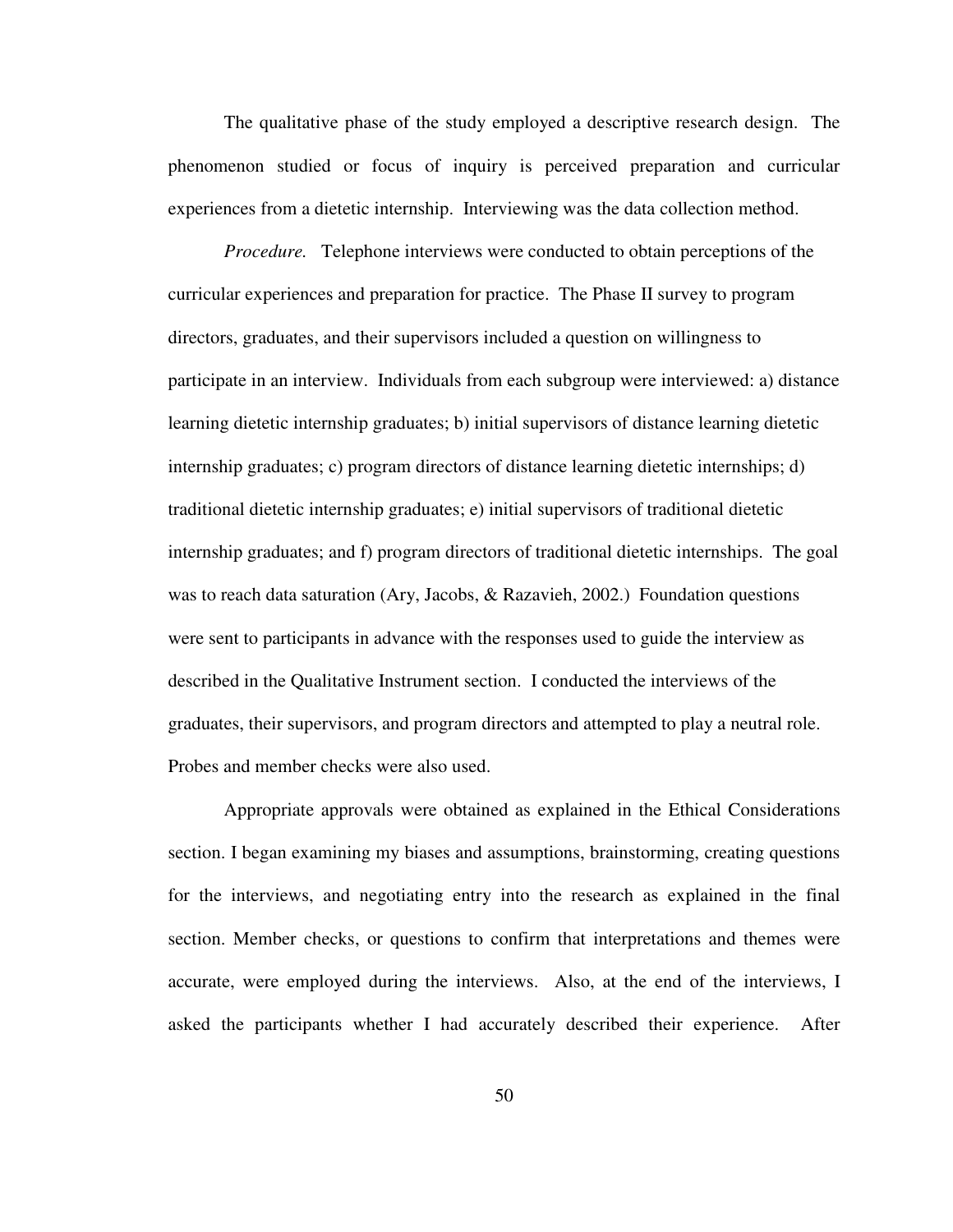The qualitative phase of the study employed a descriptive research design. The phenomenon studied or focus of inquiry is perceived preparation and curricular experiences from a dietetic internship. Interviewing was the data collection method.

*Procedure.* Telephone interviews were conducted to obtain perceptions of the curricular experiences and preparation for practice. The Phase II survey to program directors, graduates, and their supervisors included a question on willingness to participate in an interview. Individuals from each subgroup were interviewed: a) distance learning dietetic internship graduates; b) initial supervisors of distance learning dietetic internship graduates; c) program directors of distance learning dietetic internships; d) traditional dietetic internship graduates; e) initial supervisors of traditional dietetic internship graduates; and f) program directors of traditional dietetic internships. The goal was to reach data saturation (Ary, Jacobs, & Razavieh, 2002.) Foundation questions were sent to participants in advance with the responses used to guide the interview as described in the Qualitative Instrument section. I conducted the interviews of the graduates, their supervisors, and program directors and attempted to play a neutral role. Probes and member checks were also used.

Appropriate approvals were obtained as explained in the Ethical Considerations section. I began examining my biases and assumptions, brainstorming, creating questions for the interviews, and negotiating entry into the research as explained in the final section. Member checks, or questions to confirm that interpretations and themes were accurate, were employed during the interviews. Also, at the end of the interviews, I asked the participants whether I had accurately described their experience. After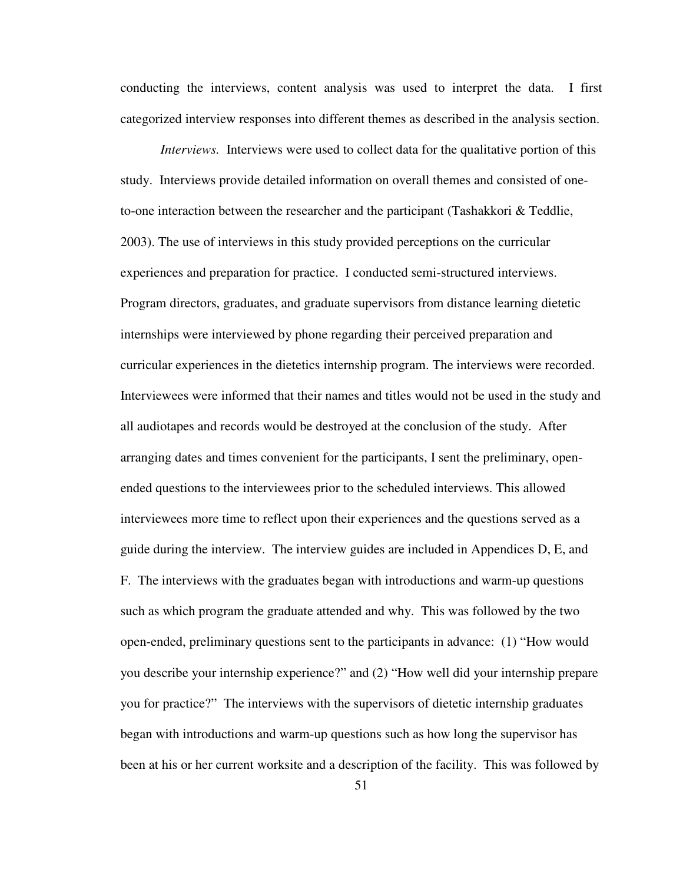conducting the interviews, content analysis was used to interpret the data. I first categorized interview responses into different themes as described in the analysis section.

*Interviews.* Interviews were used to collect data for the qualitative portion of this study. Interviews provide detailed information on overall themes and consisted of one-to-one interaction between the researcher and the participant (Tashakkori & Teddlie, 2003). The use of interviews in this study provided perceptions on the curricular experiences and preparation for practice. I conducted semi-structured interviews. Program directors, graduates, and graduate supervisors from distance learning dietetic internships were interviewed by phone regarding their perceived preparation and curricular experiences in the dietetics internship program. The interviews were recorded. Interviewees were informed that their names and titles would not be used in the study and all audiotapes and records would be destroyed at the conclusion of the study. After arranging dates and times convenient for the participants, I sent the preliminary, open-ended questions to the interviewees prior to the scheduled interviews. This allowed interviewees more time to reflect upon their experiences and the questions served as a guide during the interview. The interview guides are included in Appendices D, E, and F. The interviews with the graduates began with introductions and warm-up questions such as which program the graduate attended and why. This was followed by the two open-ended, preliminary questions sent to the participants in advance: (1) "How would you describe your internship experience?" and (2) "How well did your internship prepare you for practice?" The interviews with the supervisors of dietetic internship graduates began with introductions and warm-up questions such as how long the supervisor has been at his or her current worksite and a description of the facility. This was followed by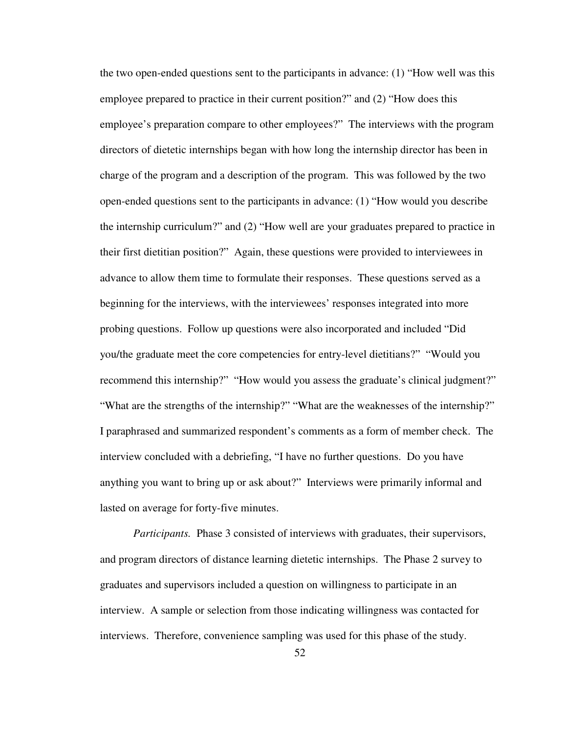the two open-ended questions sent to the participants in advance: (1) "How well was this employee prepared to practice in their current position?" and (2) "How does this employee's preparation compare to other employees?" The interviews with the program directors of dietetic internships began with how long the internship director has been in charge of the program and a description of the program. This was followed by the two open-ended questions sent to the participants in advance: (1) "How would you describe the internship curriculum?" and (2) "How well are your graduates prepared to practice in their first dietitian position?" Again, these questions were provided to interviewees in advance to allow them time to formulate their responses. These questions served as a beginning for the interviews, with the interviewees' responses integrated into more probing questions. Follow up questions were also incorporated and included "Did you/the graduate meet the core competencies for entry-level dietitians?" "Would you recommend this internship?" "How would you assess the graduate's clinical judgment?" "What are the strengths of the internship?" "What are the weaknesses of the internship?" I paraphrased and summarized respondent's comments as a form of member check. The interview concluded with a debriefing, "I have no further questions. Do you have anything you want to bring up or ask about?" Interviews were primarily informal and lasted on average for forty-five minutes.

*Participants.* Phase 3 consisted of interviews with graduates, their supervisors, and program directors of distance learning dietetic internships. The Phase 2 survey to graduates and supervisors included a question on willingness to participate in an interview. A sample or selection from those indicating willingness was contacted for interviews. Therefore, convenience sampling was used for this phase of the study.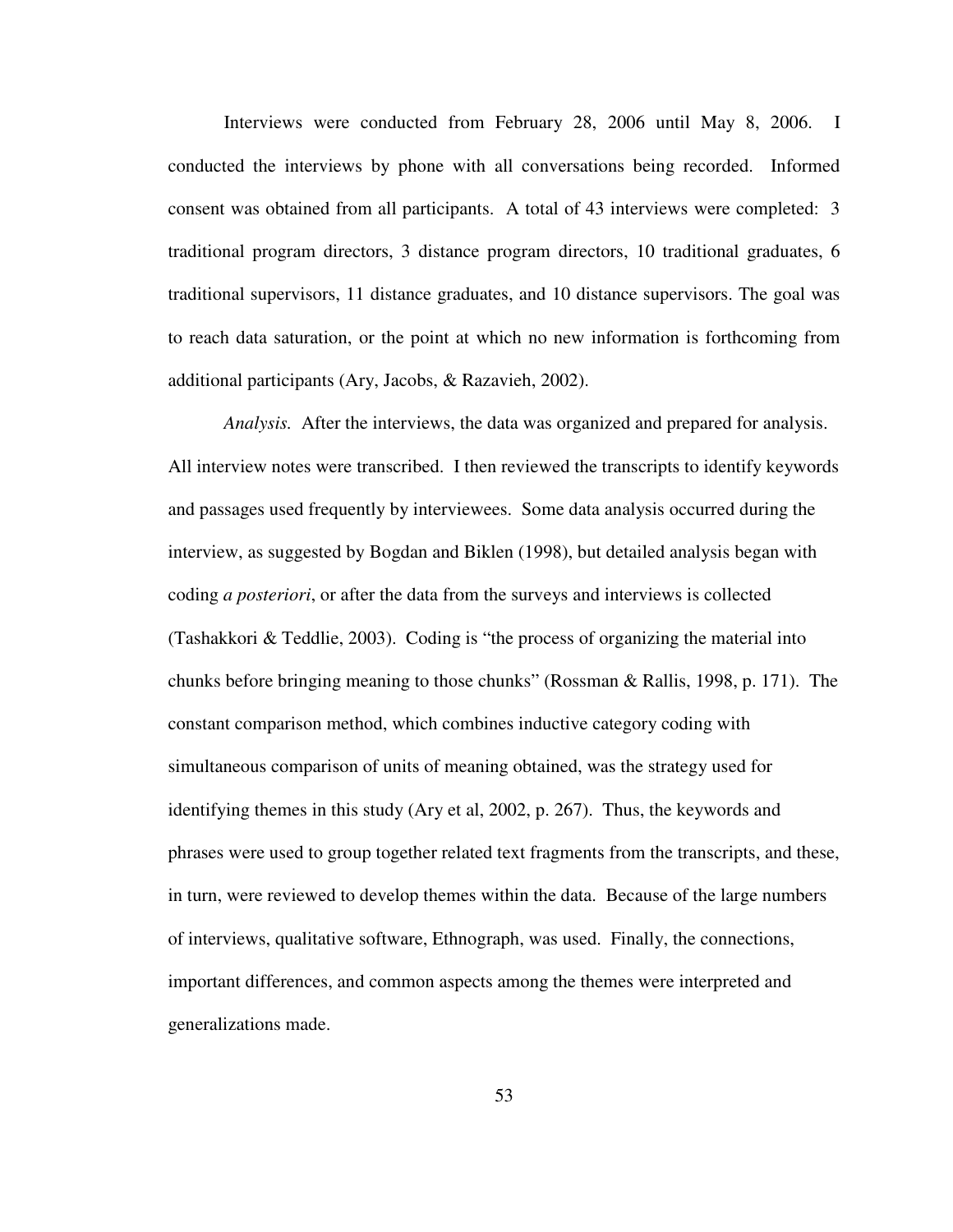Interviews were conducted from February 28, 2006 until May 8, 2006. I conducted the interviews by phone with all conversations being recorded. Informed consent was obtained from all participants. A total of 43 interviews were completed: 3 traditional program directors, 3 distance program directors, 10 traditional graduates, 6 traditional supervisors, 11 distance graduates, and 10 distance supervisors. The goal was to reach data saturation, or the point at which no new information is forthcoming from additional participants (Ary, Jacobs, & Razavieh, 2002).

*Analysis.* After the interviews, the data was organized and prepared for analysis. All interview notes were transcribed. I then reviewed the transcripts to identify keywords and passages used frequently by interviewees. Some data analysis occurred during the interview, as suggested by Bogdan and Biklen (1998), but detailed analysis began with coding *a posteriori*, or after the data from the surveys and interviews is collected (Tashakkori & Teddlie, 2003). Coding is "the process of organizing the material into chunks before bringing meaning to those chunks" (Rossman & Rallis, 1998, p. 171). The constant comparison method, which combines inductive category coding with simultaneous comparison of units of meaning obtained, was the strategy used for identifying themes in this study (Ary et al, 2002, p. 267). Thus, the keywords and phrases were used to group together related text fragments from the transcripts, and these, in turn, were reviewed to develop themes within the data. Because of the large numbers of interviews, qualitative software, Ethnograph, was used. Finally, the connections, important differences, and common aspects among the themes were interpreted and generalizations made.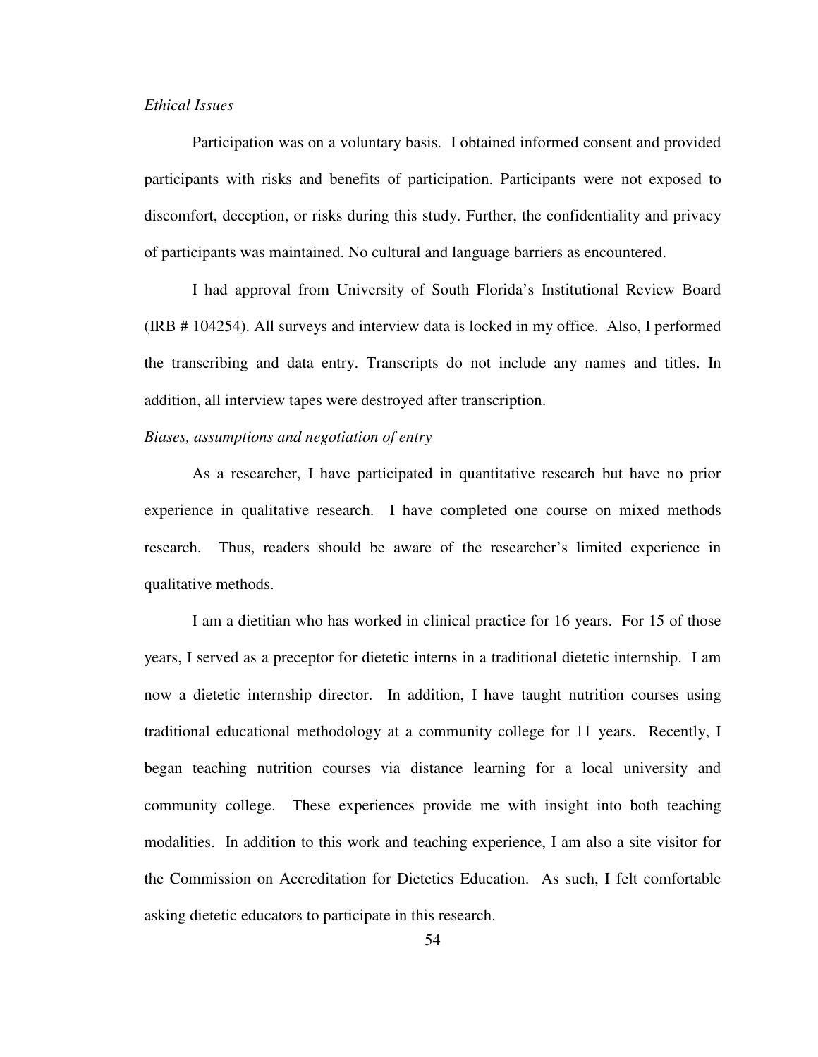*Ethical Issues*

Participation was on a voluntary basis. I obtained informed consent and provided participants with risks and benefits of participation. Participants were not exposed to discomfort, deception, or risks during this study. Further, the confidentiality and privacy of participants was maintained. No cultural and language barriers as encountered.

I had approval from University of South Florida's Institutional Review Board (IRB # 104254). All surveys and interview data is locked in my office. Also, I performed the transcribing and data entry. Transcripts do not include any names and titles. In addition, all interview tapes were destroyed after transcription.

*Biases, assumptions and negotiation of entry*

As a researcher, I have participated in quantitative research but have no prior experience in qualitative research. I have completed one course on mixed methods research. Thus, readers should be aware of the researcher's limited experience in qualitative methods.

I am a dietitian who has worked in clinical practice for 16 years. For 15 of those years, I served as a preceptor for dietetic interns in a traditional dietetic internship. I am now a dietetic internship director. In addition, I have taught nutrition courses using traditional educational methodology at a community college for 11 years. Recently, I began teaching nutrition courses via distance learning for a local university and community college. These experiences provide me with insight into both teaching modalities. In addition to this work and teaching experience, I am also a site visitor for the Commission on Accreditation for Dietetics Education. As such, I felt comfortable asking dietetic educators to participate in this research.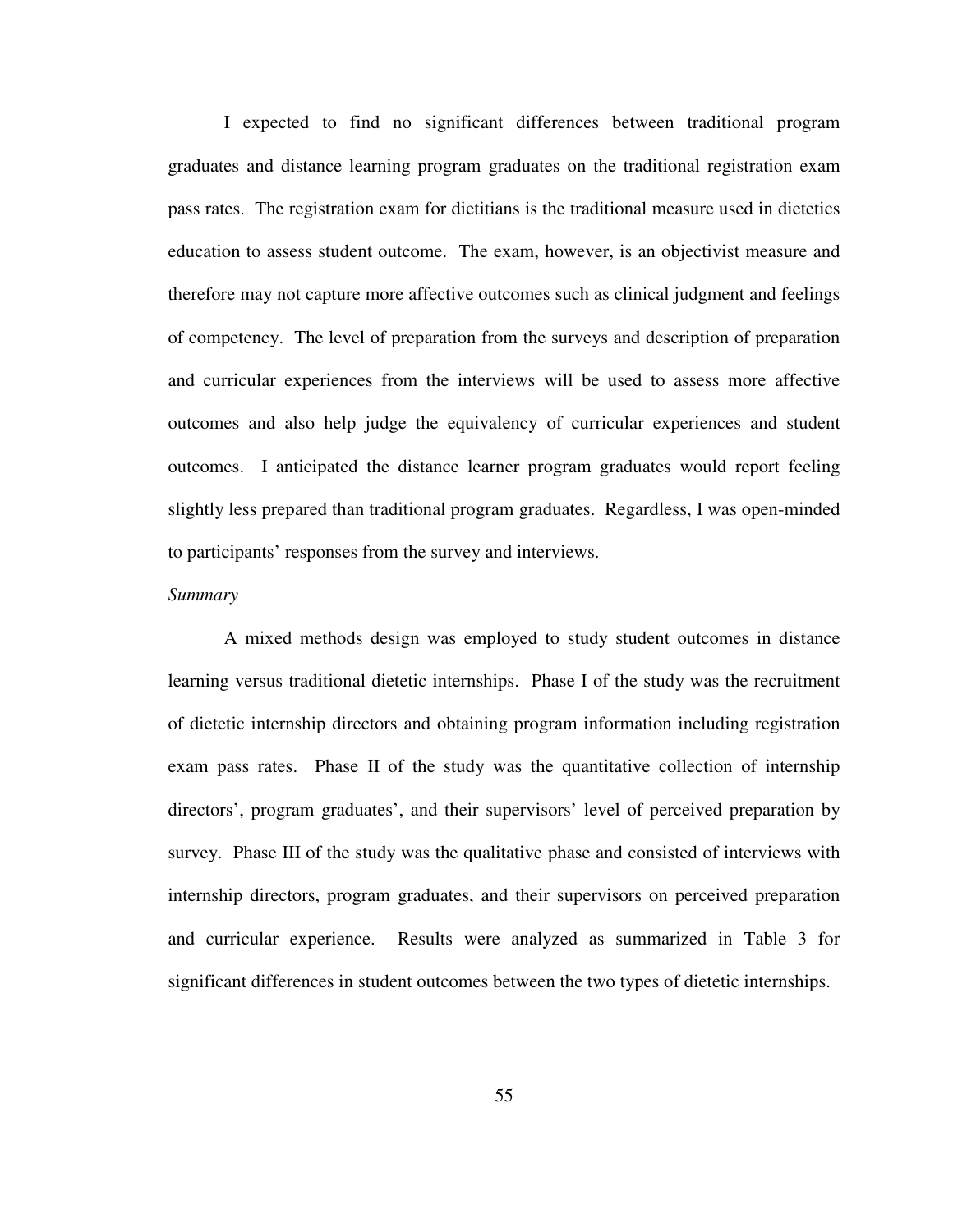I expected to find no significant differences between traditional program graduates and distance learning program graduates on the traditional registration exam pass rates. The registration exam for dietitians is the traditional measure used in dietetics education to assess student outcome. The exam, however, is an objectivist measure and therefore may not capture more affective outcomes such as clinical judgment and feelings of competency. The level of preparation from the surveys and description of preparation and curricular experiences from the interviews will be used to assess more affective outcomes and also help judge the equivalency of curricular experiences and student outcomes. I anticipated the distance learner program graduates would report feeling slightly less prepared than traditional program graduates. Regardless, I was open-minded to participants' responses from the survey and interviews.

*Summary*

A mixed methods design was employed to study student outcomes in distance learning versus traditional dietetic internships. Phase I of the study was the recruitment of dietetic internship directors and obtaining program information including registration exam pass rates. Phase II of the study was the quantitative collection of internship directors', program graduates', and their supervisors' level of perceived preparation by survey. Phase III of the study was the qualitative phase and consisted of interviews with internship directors, program graduates, and their supervisors on perceived preparation and curricular experience. Results were analyzed as summarized in Table 3 for significant differences in student outcomes between the two types of dietetic internships.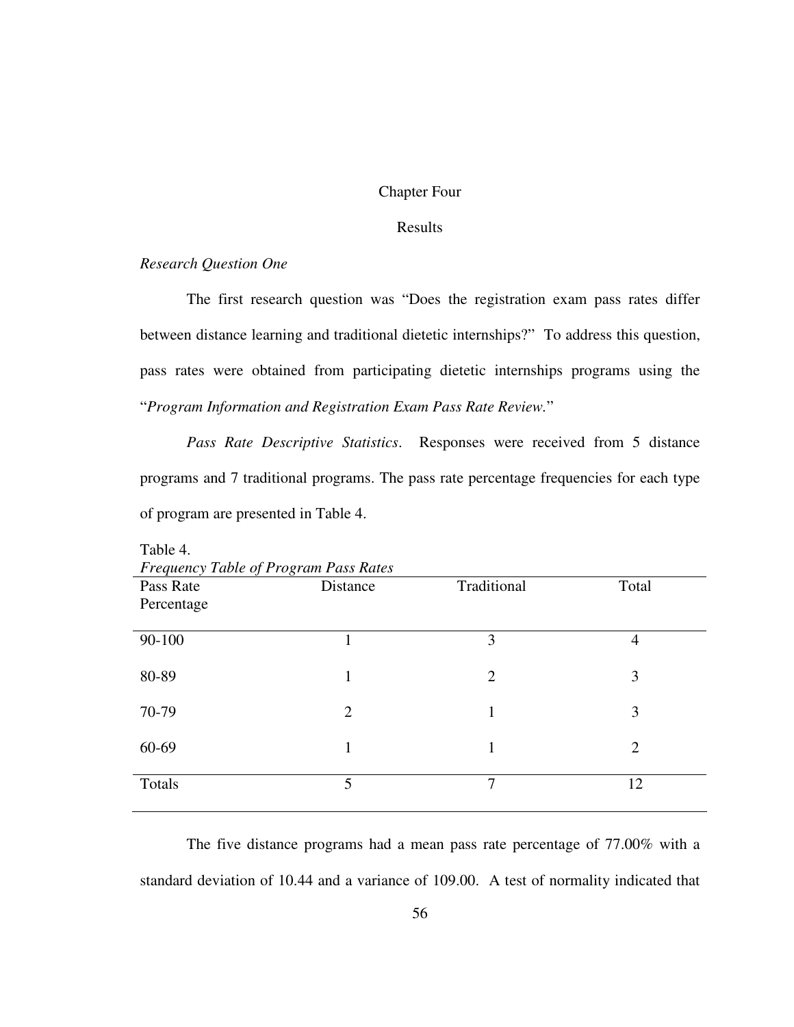# Chapter Four

## Results

*Research Question One*

The first research question was "Does the registration exam pass rates differ between distance learning and traditional dietetic internships?" To address this question, pass rates were obtained from participating dietetic internships programs using the "*Program Information and Registration Exam Pass Rate Review.*"

*Pass Rate Descriptive Statistics*. Responses were received from 5 distance programs and 7 traditional programs. The pass rate percentage frequencies for each type of program are presented in Table 4.

Table 4.
*Frequency Table of Program Pass Rates*

| Pass Rate Percentage | Distance | Traditional | Total |
|---|---|---|---|
| 90-100 | 1 | 3 | 4 |
| 80-89 | 1 | 2 | 3 |
| 70-79 | 2 | 1 | 3 |
| 60-69 | 1 | 1 | 2 |
| Totals | 5 | 7 | 12 |

The five distance programs had a mean pass rate percentage of 77.00% with a standard deviation of 10.44 and a variance of 109.00. A test of normality indicated that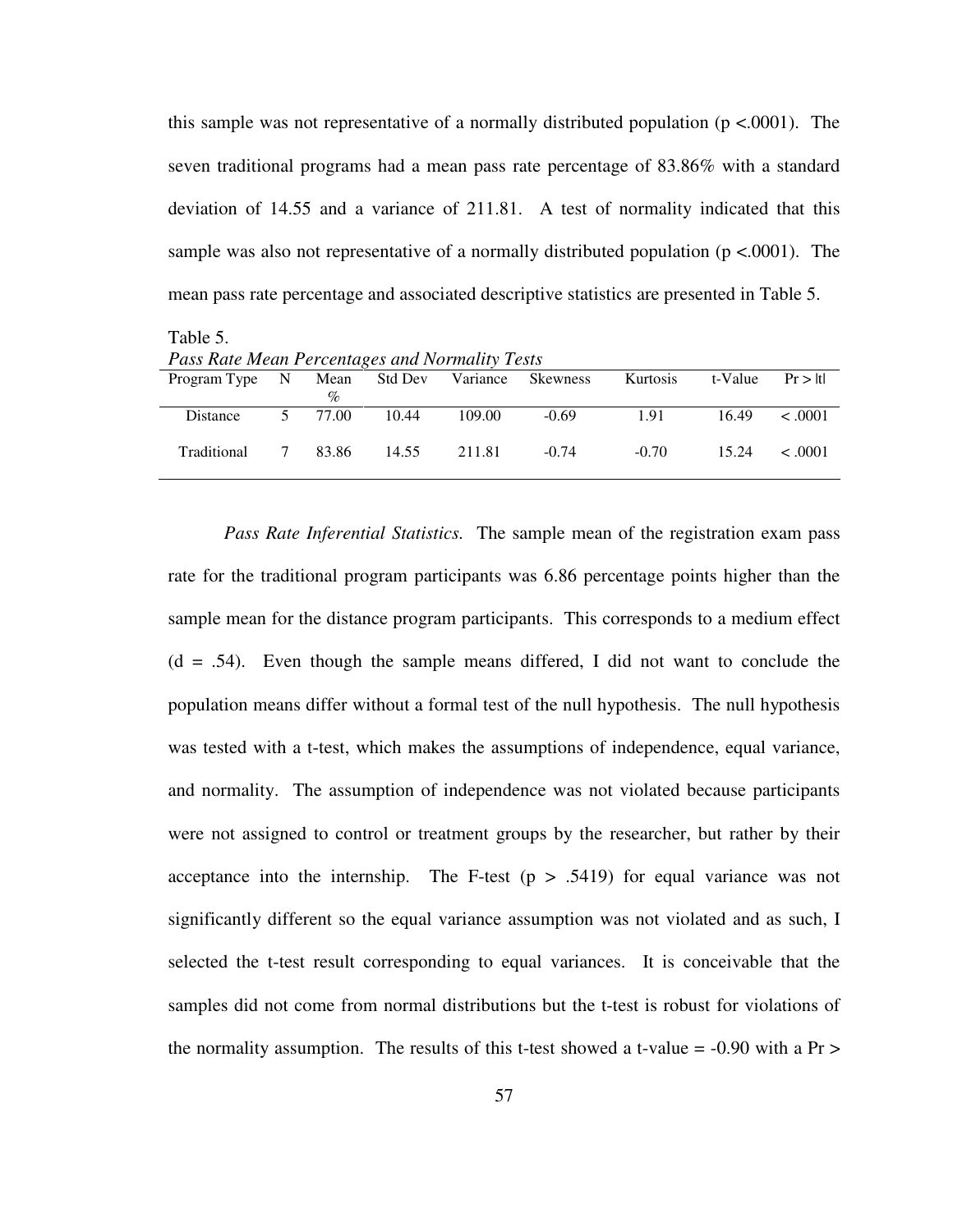this sample was not representative of a normally distributed population ($p < .0001$). The seven traditional programs had a mean pass rate percentage of 83.86% with a standard deviation of 14.55 and a variance of 211.81. A test of normality indicated that this sample was also not representative of a normally distributed population ($p < .0001$). The mean pass rate percentage and associated descriptive statistics are presented in Table 5.

Table 5.
*Pass Rate Mean Percentages and Normality Tests*

| Program Type | N | Mean % | Std Dev | Variance | Skewness | Kurtosis | t-Value | Pr > \|t\| |
|---|---|---|---|---|---|---|---|---|
| Distance | 5 | 77.00 | 10.44 | 109.00 | -0.69 | 1.91 | 16.49 | < .0001 |
| Traditional | 7 | 83.86 | 14.55 | 211.81 | -0.74 | -0.70 | 15.24 | < .0001 |

*Pass Rate Inferential Statistics.* The sample mean of the registration exam pass rate for the traditional program participants was 6.86 percentage points higher than the sample mean for the distance program participants. This corresponds to a medium effect ($d = .54$). Even though the sample means differed, I did not want to conclude the population means differ without a formal test of the null hypothesis. The null hypothesis was tested with a t-test, which makes the assumptions of independence, equal variance, and normality. The assumption of independence was not violated because participants were not assigned to control or treatment groups by the researcher, but rather by their acceptance into the internship. The F-test ($p > .5419$) for equal variance was not significantly different so the equal variance assumption was not violated and as such, I selected the t-test result corresponding to equal variances. It is conceivable that the samples did not come from normal distributions but the t-test is robust for violations of the normality assumption. The results of this t-test showed a t-value = -0.90 with a Pr >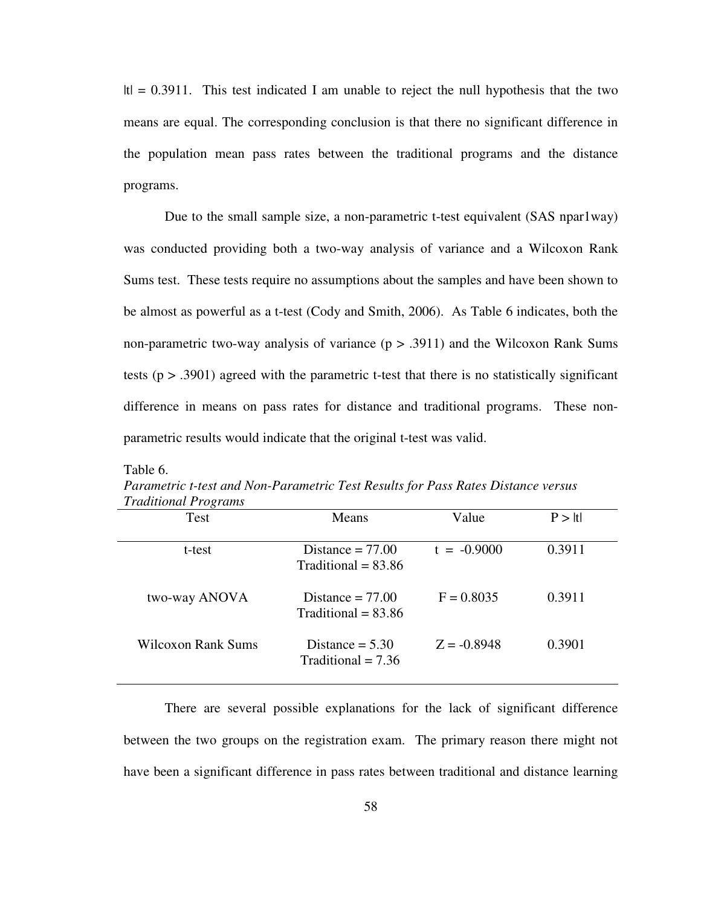$|t| = 0.3911$. This test indicated I am unable to reject the null hypothesis that the two means are equal. The corresponding conclusion is that there no significant difference in the population mean pass rates between the traditional programs and the distance programs.

Due to the small sample size, a non-parametric t-test equivalent (SAS npar1way) was conducted providing both a two-way analysis of variance and a Wilcoxon Rank Sums test. These tests require no assumptions about the samples and have been shown to be almost as powerful as a t-test (Cody and Smith, 2006). As Table 6 indicates, both the non-parametric two-way analysis of variance ($p > .3911$) and the Wilcoxon Rank Sums tests ($p > .3901$) agreed with the parametric t-test that there is no statistically significant difference in means on pass rates for distance and traditional programs. These non-parametric results would indicate that the original t-test was valid.

Table 6.

*Parametric t-test and Non-Parametric Test Results for Pass Rates Distance versus Traditional Programs*

| Test | Means | Value | $P > \|t\|$ |
|---|---|---|---|
| t-test | Distance = 77.00<br>Traditional = 83.86 | $t = -0.9000$ | 0.3911 |
| two-way ANOVA | Distance = 77.00<br>Traditional = 83.86 | $F = 0.8035$ | 0.3911 |
| Wilcoxon Rank Sums | Distance = 5.30<br>Traditional = 7.36 | $Z = -0.8948$ | 0.3901 |

There are several possible explanations for the lack of significant difference between the two groups on the registration exam. The primary reason there might not have been a significant difference in pass rates between traditional and distance learning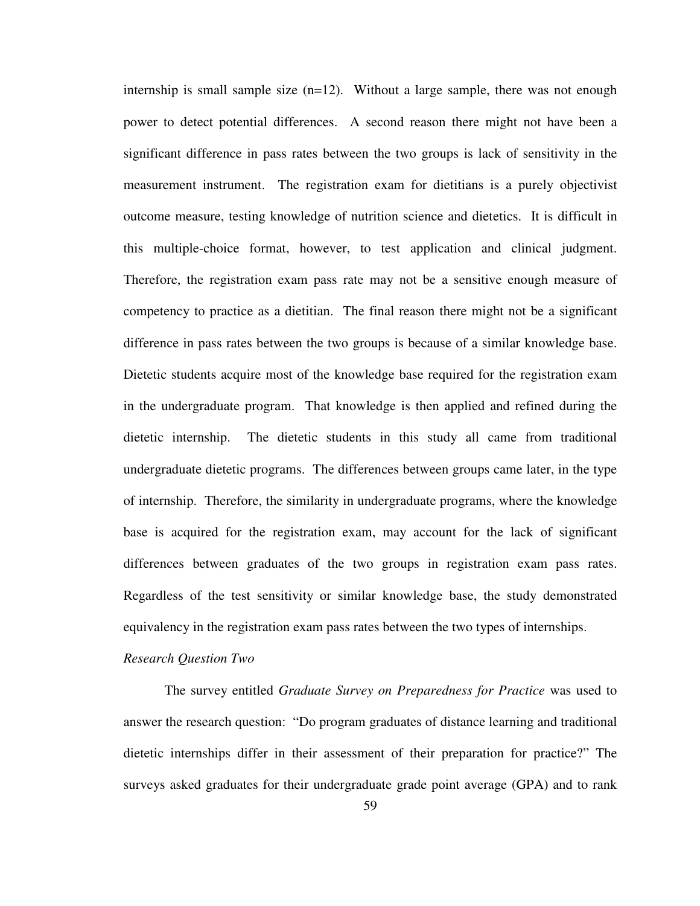internship is small sample size (n=12). Without a large sample, there was not enough power to detect potential differences. A second reason there might not have been a significant difference in pass rates between the two groups is lack of sensitivity in the measurement instrument. The registration exam for dietitians is a purely objectivist outcome measure, testing knowledge of nutrition science and dietetics. It is difficult in this multiple-choice format, however, to test application and clinical judgment. Therefore, the registration exam pass rate may not be a sensitive enough measure of competency to practice as a dietitian. The final reason there might not be a significant difference in pass rates between the two groups is because of a similar knowledge base. Dietetic students acquire most of the knowledge base required for the registration exam in the undergraduate program. That knowledge is then applied and refined during the dietetic internship. The dietetic students in this study all came from traditional undergraduate dietetic programs. The differences between groups came later, in the type of internship. Therefore, the similarity in undergraduate programs, where the knowledge base is acquired for the registration exam, may account for the lack of significant differences between graduates of the two groups in registration exam pass rates. Regardless of the test sensitivity or similar knowledge base, the study demonstrated equivalency in the registration exam pass rates between the two types of internships.

*Research Question Two*

The survey entitled *Graduate Survey on Preparedness for Practice* was used to answer the research question: "Do program graduates of distance learning and traditional dietetic internships differ in their assessment of their preparation for practice?" The surveys asked graduates for their undergraduate grade point average (GPA) and to rank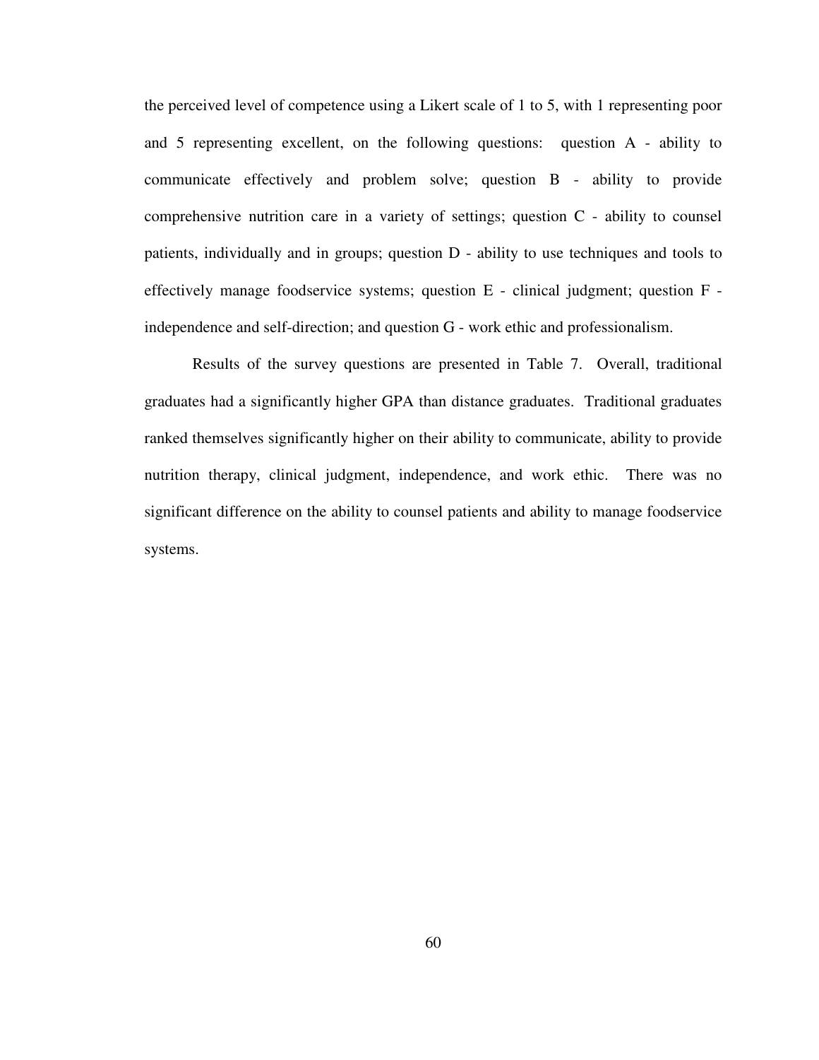the perceived level of competence using a Likert scale of 1 to 5, with 1 representing poor and 5 representing excellent, on the following questions: question A - ability to communicate effectively and problem solve; question B - ability to provide comprehensive nutrition care in a variety of settings; question C - ability to counsel patients, individually and in groups; question D - ability to use techniques and tools to effectively manage foodservice systems; question E - clinical judgment; question F - independence and self-direction; and question G - work ethic and professionalism.

Results of the survey questions are presented in Table 7. Overall, traditional graduates had a significantly higher GPA than distance graduates. Traditional graduates ranked themselves significantly higher on their ability to communicate, ability to provide nutrition therapy, clinical judgment, independence, and work ethic. There was no significant difference on the ability to counsel patients and ability to manage foodservice systems.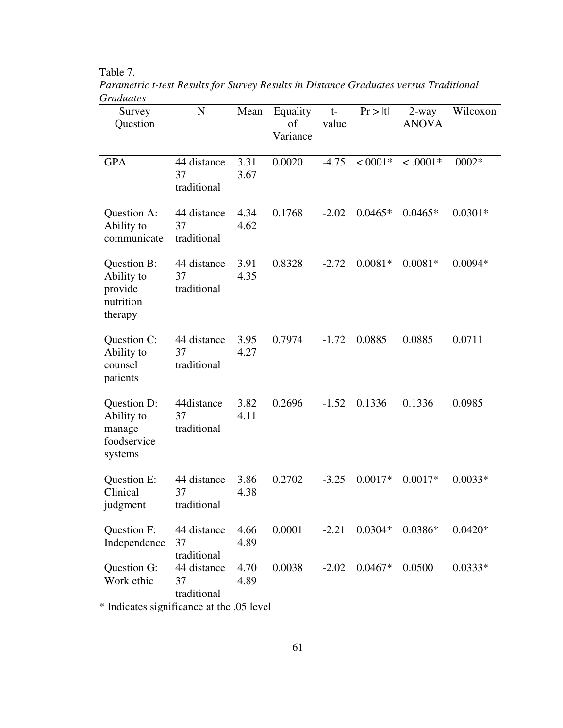Table 7.

*Parametric t-test Results for Survey Results in Distance Graduates versus Traditional Graduates*

| Survey Question | N | Mean | Equality of Variance | t-value | Pr > \|t\| | 2-way ANOVA | Wilcoxon |
|---|---|---|---|---|---|---|---|
| GPA | 44 distance<br>37 traditional | 3.31<br>3.67 | 0.0020 | -4.75 | <.0001* | < .0001* | .0002* |
| Question A: Ability to communicate | 44 distance<br>37 traditional | 4.34<br>4.62 | 0.1768 | -2.02 | 0.0465* | 0.0465* | 0.0301* |
| Question B: Ability to provide nutrition therapy | 44 distance<br>37 traditional | 3.91<br>4.35 | 0.8328 | -2.72 | 0.0081* | 0.0081* | 0.0094* |
| Question C: Ability to counsel patients | 44 distance<br>37 traditional | 3.95<br>4.27 | 0.7974 | -1.72 | 0.0885 | 0.0885 | 0.0711 |
| Question D: Ability to manage foodservice systems | 44distance<br>37 traditional | 3.82<br>4.11 | 0.2696 | -1.52 | 0.1336 | 0.1336 | 0.0985 |
| Question E: Clinical judgment | 44 distance<br>37 traditional | 3.86<br>4.38 | 0.2702 | -3.25 | 0.0017* | 0.0017* | 0.0033* |
| Question F: Independence | 44 distance<br>37 traditional | 4.66<br>4.89 | 0.0001 | -2.21 | 0.0304* | 0.0386* | 0.0420* |
| Question G: Work ethic | 44 distance<br>37 traditional | 4.70<br>4.89 | 0.0038 | -2.02 | 0.0467* | 0.0500 | 0.0333* |

* Indicates significance at the .05 level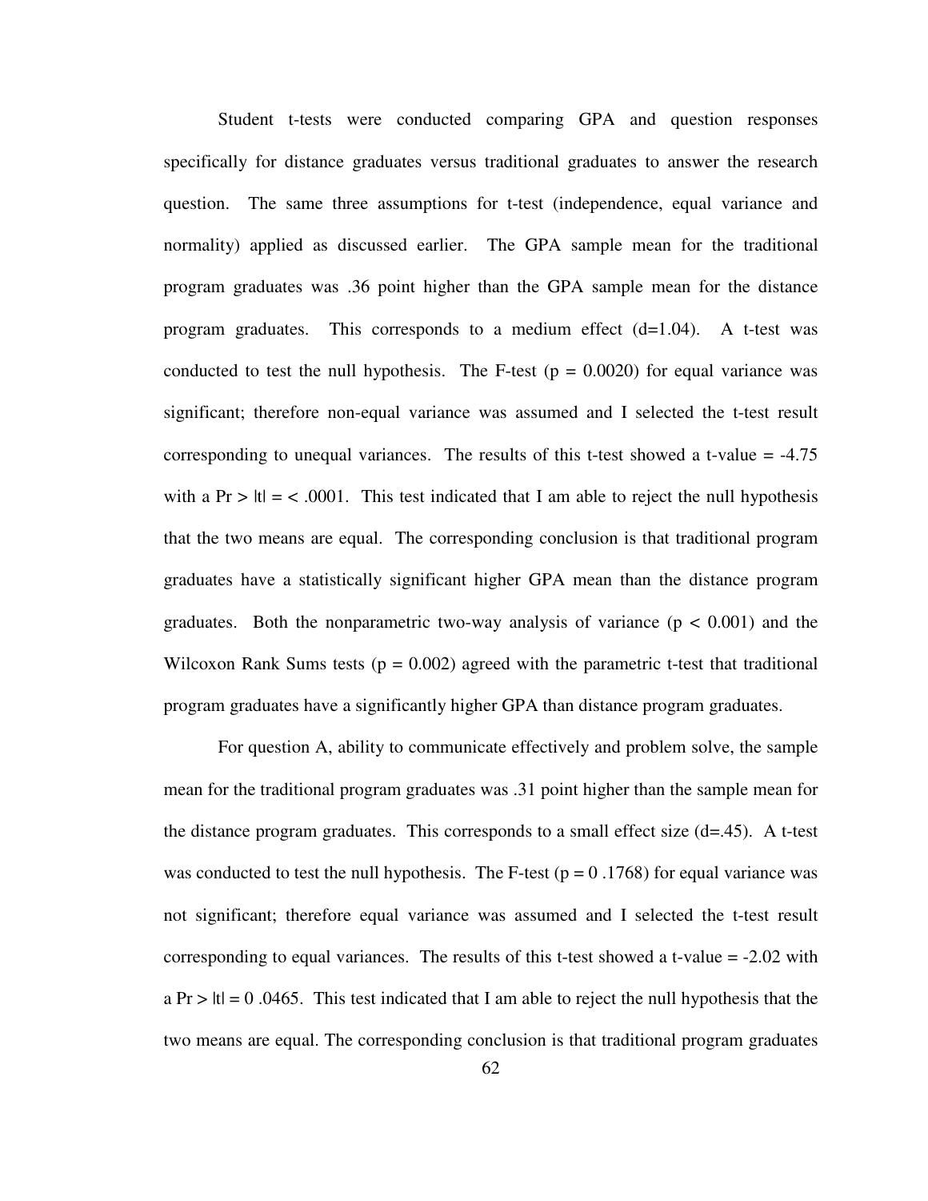Student t-tests were conducted comparing GPA and question responses specifically for distance graduates versus traditional graduates to answer the research question. The same three assumptions for t-test (independence, equal variance and normality) applied as discussed earlier. The GPA sample mean for the traditional program graduates was .36 point higher than the GPA sample mean for the distance program graduates. This corresponds to a medium effect ($d=1.04$). A t-test was conducted to test the null hypothesis. The F-test ($p = 0.0020$) for equal variance was significant; therefore non-equal variance was assumed and I selected the t-test result corresponding to unequal variances. The results of this t-test showed a t-value = -4.75 with a $Pr > |t| = < .0001$. This test indicated that I am able to reject the null hypothesis that the two means are equal. The corresponding conclusion is that traditional program graduates have a statistically significant higher GPA mean than the distance program graduates. Both the nonparametric two-way analysis of variance ($p < 0.001$) and the Wilcoxon Rank Sums tests ($p = 0.002$) agreed with the parametric t-test that traditional program graduates have a significantly higher GPA than distance program graduates.

For question A, ability to communicate effectively and problem solve, the sample mean for the traditional program graduates was .31 point higher than the sample mean for the distance program graduates. This corresponds to a small effect size ($d=.45$). A t-test was conducted to test the null hypothesis. The F-test ($p = 0 .1768$) for equal variance was not significant; therefore equal variance was assumed and I selected the t-test result corresponding to equal variances. The results of this t-test showed a t-value = -2.02 with a $Pr > |t| = 0 .0465$. This test indicated that I am able to reject the null hypothesis that the two means are equal. The corresponding conclusion is that traditional program graduates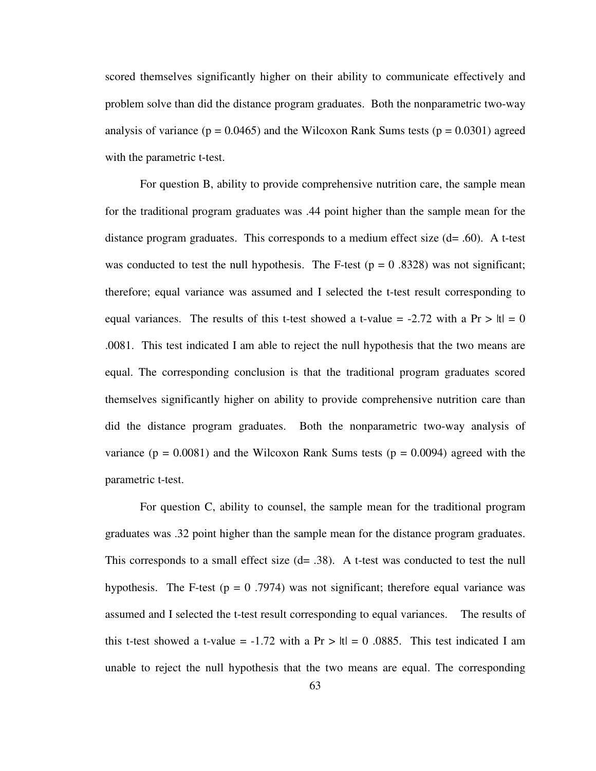scored themselves significantly higher on their ability to communicate effectively and problem solve than did the distance program graduates. Both the nonparametric two-way analysis of variance ($p = 0.0465$) and the Wilcoxon Rank Sums tests ($p = 0.0301$) agreed with the parametric t-test.

For question B, ability to provide comprehensive nutrition care, the sample mean for the traditional program graduates was .44 point higher than the sample mean for the distance program graduates. This corresponds to a medium effect size ($d = .60$). A t-test was conducted to test the null hypothesis. The F-test ($p = 0$ .8328) was not significant; therefore; equal variance was assumed and I selected the t-test result corresponding to equal variances. The results of this t-test showed a t-value = -2.72 with a $Pr > |t| = 0$ .0081. This test indicated I am able to reject the null hypothesis that the two means are equal. The corresponding conclusion is that the traditional program graduates scored themselves significantly higher on ability to provide comprehensive nutrition care than did the distance program graduates. Both the nonparametric two-way analysis of variance ($p = 0.0081$) and the Wilcoxon Rank Sums tests ($p = 0.0094$) agreed with the parametric t-test.

For question C, ability to counsel, the sample mean for the traditional program graduates was .32 point higher than the sample mean for the distance program graduates. This corresponds to a small effect size ($d = .38$). A t-test was conducted to test the null hypothesis. The F-test ($p = 0$ .7974) was not significant; therefore equal variance was assumed and I selected the t-test result corresponding to equal variances. The results of this t-test showed a t-value = -1.72 with a $Pr > |t| = 0$ .0885. This test indicated I am unable to reject the null hypothesis that the two means are equal. The corresponding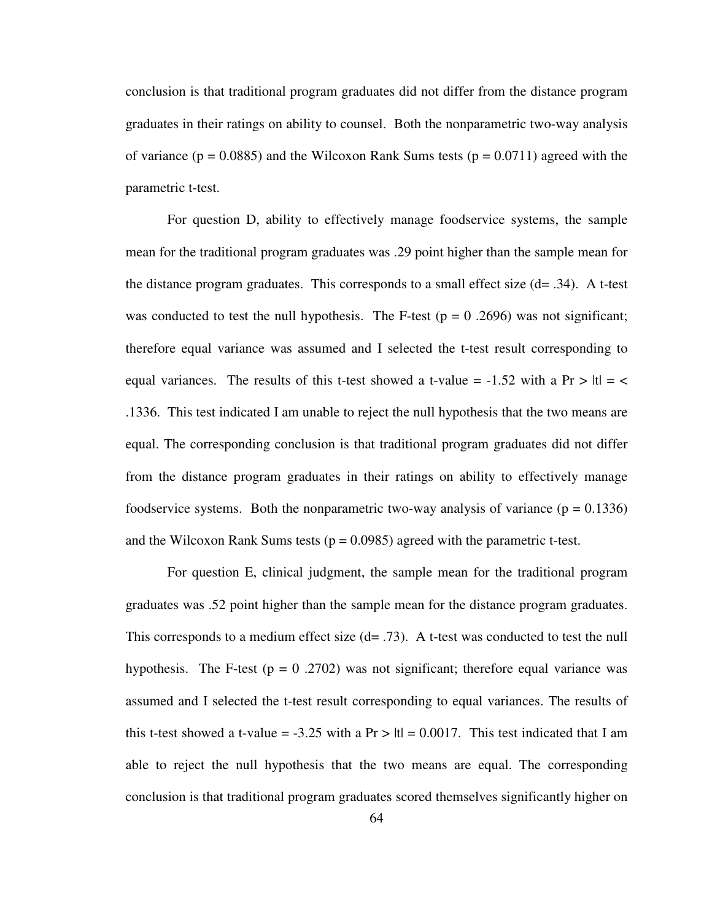conclusion is that traditional program graduates did not differ from the distance program graduates in their ratings on ability to counsel. Both the nonparametric two-way analysis of variance ($p = 0.0885$) and the Wilcoxon Rank Sums tests ($p = 0.0711$) agreed with the parametric t-test.

For question D, ability to effectively manage foodservice systems, the sample mean for the traditional program graduates was .29 point higher than the sample mean for the distance program graduates. This corresponds to a small effect size ($d = .34$). A t-test was conducted to test the null hypothesis. The F-test ($p = 0\ .2696$) was not significant; therefore equal variance was assumed and I selected the t-test result corresponding to equal variances. The results of this t-test showed a t-value = -1.52 with a $Pr > |t| = <$ .1336. This test indicated I am unable to reject the null hypothesis that the two means are equal. The corresponding conclusion is that traditional program graduates did not differ from the distance program graduates in their ratings on ability to effectively manage foodservice systems. Both the nonparametric two-way analysis of variance ($p = 0.1336$) and the Wilcoxon Rank Sums tests ($p = 0.0985$) agreed with the parametric t-test.

For question E, clinical judgment, the sample mean for the traditional program graduates was .52 point higher than the sample mean for the distance program graduates. This corresponds to a medium effect size ($d = .73$). A t-test was conducted to test the null hypothesis. The F-test ($p = 0\ .2702$) was not significant; therefore equal variance was assumed and I selected the t-test result corresponding to equal variances. The results of this t-test showed a t-value = -3.25 with a $Pr > |t| = 0.0017$. This test indicated that I am able to reject the null hypothesis that the two means are equal. The corresponding conclusion is that traditional program graduates scored themselves significantly higher on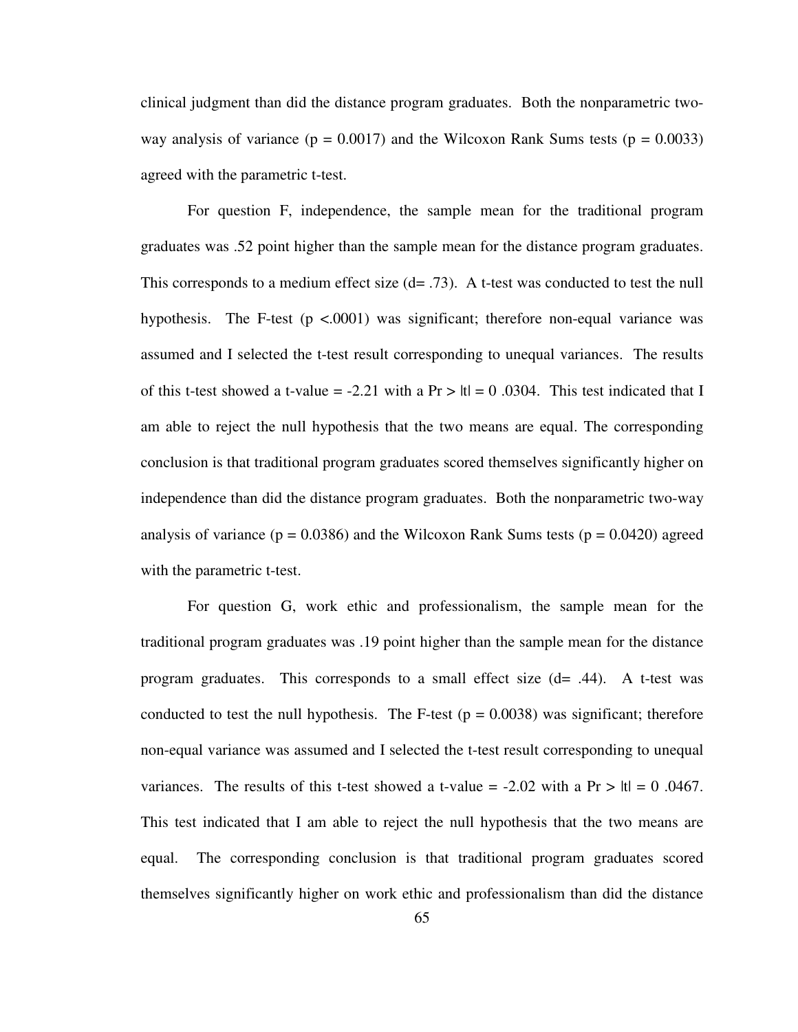clinical judgment than did the distance program graduates. Both the nonparametric two-way analysis of variance ($p = 0.0017$) and the Wilcoxon Rank Sums tests ($p = 0.0033$) agreed with the parametric t-test.

For question F, independence, the sample mean for the traditional program graduates was .52 point higher than the sample mean for the distance program graduates. This corresponds to a medium effect size ($d = .73$). A t-test was conducted to test the null hypothesis. The F-test ($p < .0001$) was significant; therefore non-equal variance was assumed and I selected the t-test result corresponding to unequal variances. The results of this t-test showed a t-value = -2.21 with a $Pr > |t| = 0.0304$. This test indicated that I am able to reject the null hypothesis that the two means are equal. The corresponding conclusion is that traditional program graduates scored themselves significantly higher on independence than did the distance program graduates. Both the nonparametric two-way analysis of variance ($p = 0.0386$) and the Wilcoxon Rank Sums tests ($p = 0.0420$) agreed with the parametric t-test.

For question G, work ethic and professionalism, the sample mean for the traditional program graduates was .19 point higher than the sample mean for the distance program graduates. This corresponds to a small effect size ($d = .44$). A t-test was conducted to test the null hypothesis. The F-test ($p = 0.0038$) was significant; therefore non-equal variance was assumed and I selected the t-test result corresponding to unequal variances. The results of this t-test showed a t-value = -2.02 with a $Pr > |t| = 0.0467$. This test indicated that I am able to reject the null hypothesis that the two means are equal. The corresponding conclusion is that traditional program graduates scored themselves significantly higher on work ethic and professionalism than did the distance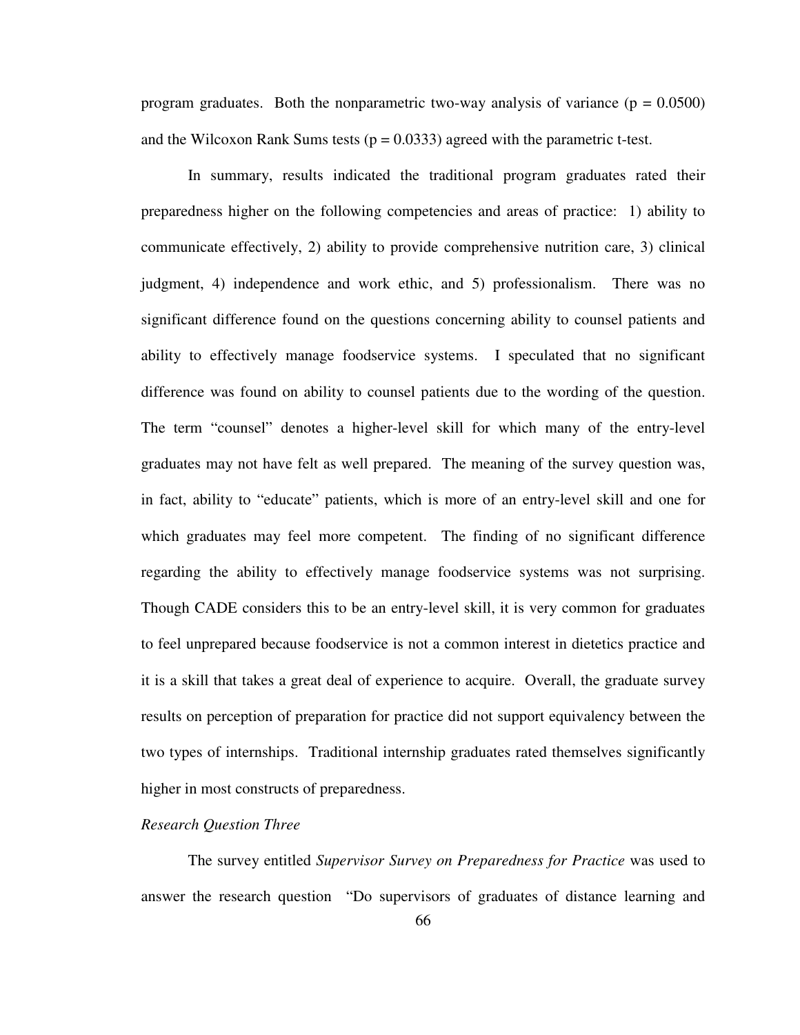program graduates. Both the nonparametric two-way analysis of variance ($p = 0.0500$) and the Wilcoxon Rank Sums tests ($p = 0.0333$) agreed with the parametric t-test.

In summary, results indicated the traditional program graduates rated their preparedness higher on the following competencies and areas of practice: 1) ability to communicate effectively, 2) ability to provide comprehensive nutrition care, 3) clinical judgment, 4) independence and work ethic, and 5) professionalism. There was no significant difference found on the questions concerning ability to counsel patients and ability to effectively manage foodservice systems. I speculated that no significant difference was found on ability to counsel patients due to the wording of the question. The term "counsel" denotes a higher-level skill for which many of the entry-level graduates may not have felt as well prepared. The meaning of the survey question was, in fact, ability to "educate" patients, which is more of an entry-level skill and one for which graduates may feel more competent. The finding of no significant difference regarding the ability to effectively manage foodservice systems was not surprising. Though CADE considers this to be an entry-level skill, it is very common for graduates to feel unprepared because foodservice is not a common interest in dietetics practice and it is a skill that takes a great deal of experience to acquire. Overall, the graduate survey results on perception of preparation for practice did not support equivalency between the two types of internships. Traditional internship graduates rated themselves significantly higher in most constructs of preparedness.

*Research Question Three*

The survey entitled *Supervisor Survey on Preparedness for Practice* was used to answer the research question "Do supervisors of graduates of distance learning and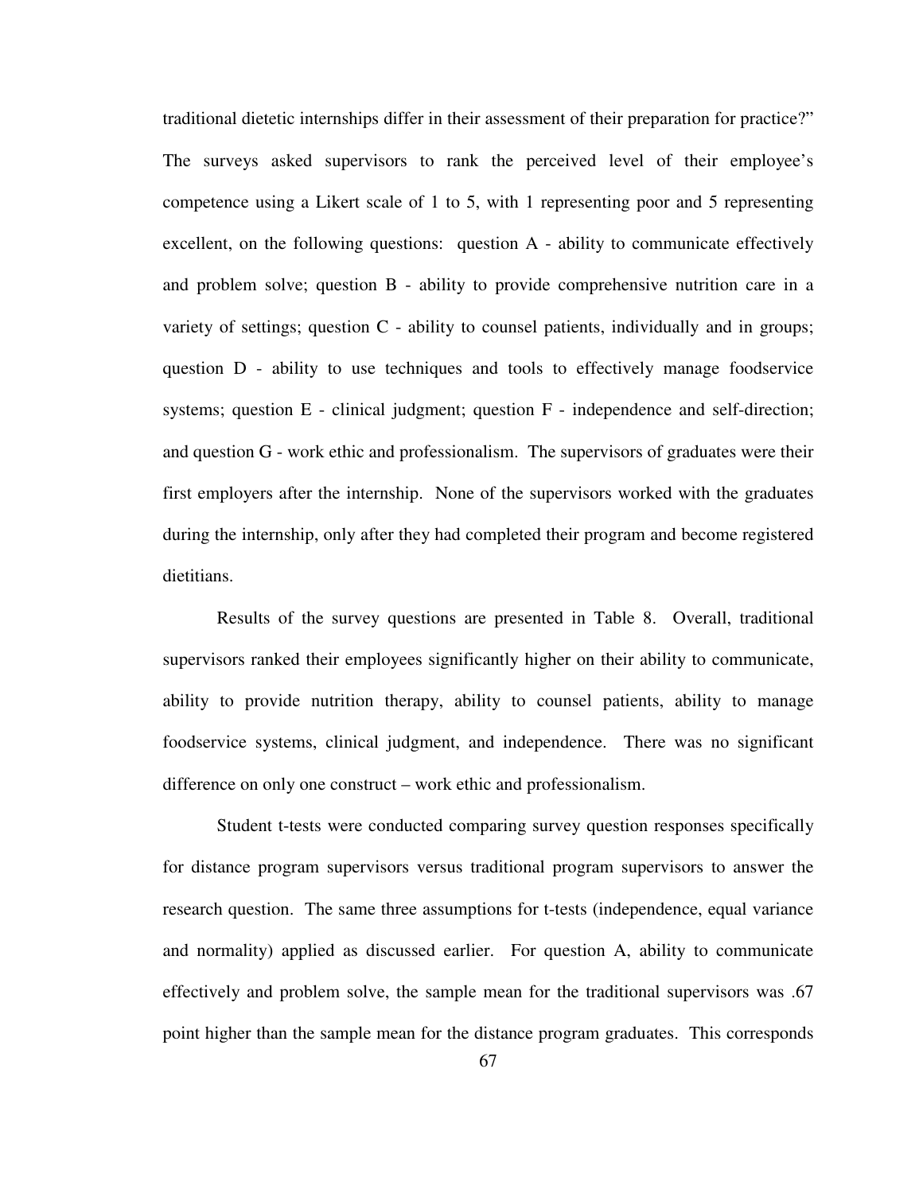traditional dietetic internships differ in their assessment of their preparation for practice?" The surveys asked supervisors to rank the perceived level of their employee's competence using a Likert scale of 1 to 5, with 1 representing poor and 5 representing excellent, on the following questions: question A - ability to communicate effectively and problem solve; question B - ability to provide comprehensive nutrition care in a variety of settings; question C - ability to counsel patients, individually and in groups; question D - ability to use techniques and tools to effectively manage foodservice systems; question E - clinical judgment; question F - independence and self-direction; and question G - work ethic and professionalism. The supervisors of graduates were their first employers after the internship. None of the supervisors worked with the graduates during the internship, only after they had completed their program and become registered dietitians.

Results of the survey questions are presented in Table 8. Overall, traditional supervisors ranked their employees significantly higher on their ability to communicate, ability to provide nutrition therapy, ability to counsel patients, ability to manage foodservice systems, clinical judgment, and independence. There was no significant difference on only one construct – work ethic and professionalism.

Student t-tests were conducted comparing survey question responses specifically for distance program supervisors versus traditional program supervisors to answer the research question. The same three assumptions for t-tests (independence, equal variance and normality) applied as discussed earlier. For question A, ability to communicate effectively and problem solve, the sample mean for the traditional supervisors was .67 point higher than the sample mean for the distance program graduates. This corresponds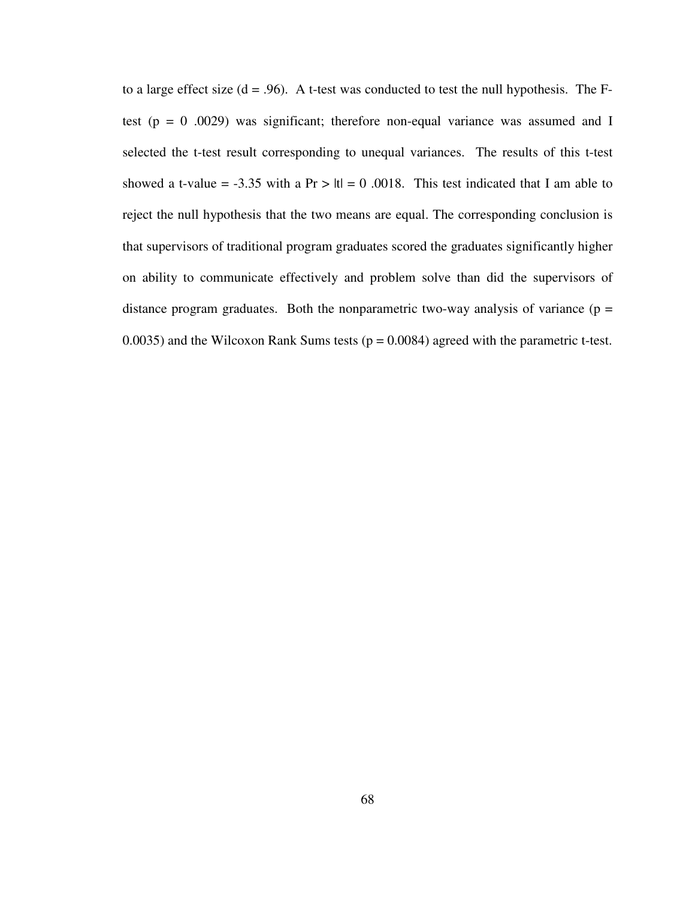to a large effect size ($d = .96$). A t-test was conducted to test the null hypothesis. The F-test ($p = 0 .0029$) was significant; therefore non-equal variance was assumed and I selected the t-test result corresponding to unequal variances. The results of this t-test showed a t-value = -3.35 with a $Pr > |t| = 0 .0018$. This test indicated that I am able to reject the null hypothesis that the two means are equal. The corresponding conclusion is that supervisors of traditional program graduates scored the graduates significantly higher on ability to communicate effectively and problem solve than did the supervisors of distance program graduates. Both the nonparametric two-way analysis of variance ($p = 0.0035$) and the Wilcoxon Rank Sums tests ($p = 0.0084$) agreed with the parametric t-test.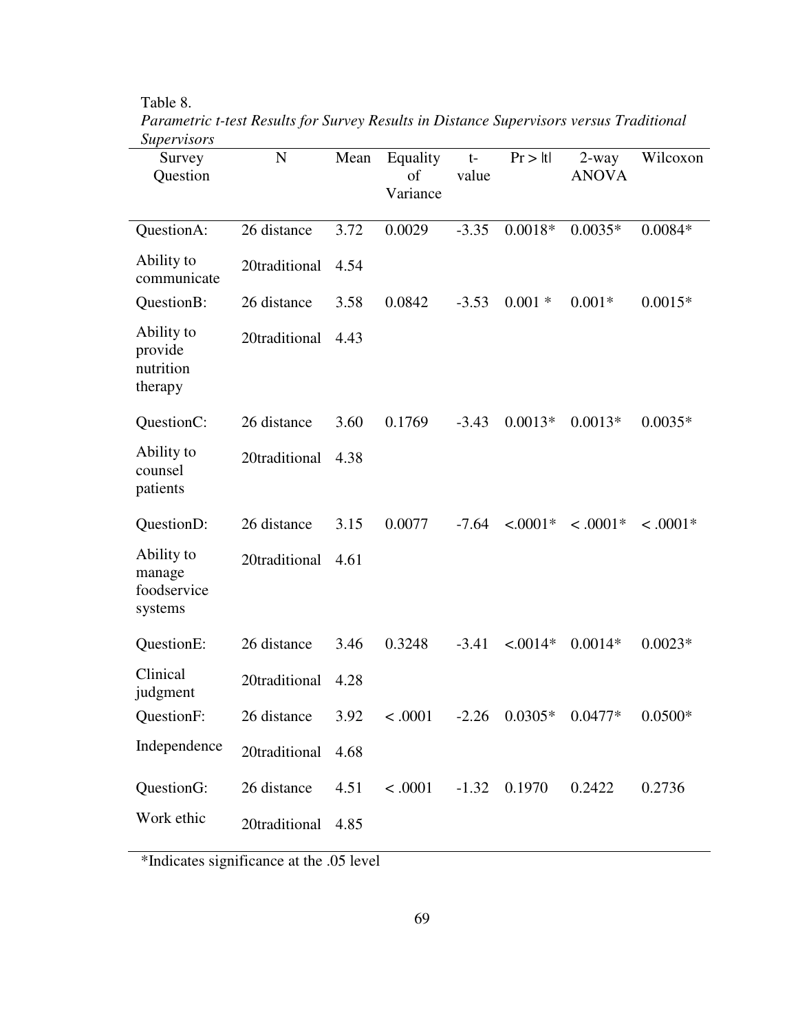Table 8.

*Parametric t-test Results for Survey Results in Distance Supervisors versus Traditional Supervisors*

| Survey Question | N | Mean | Equality of Variance | t-value | Pr > \|t\| | 2-way ANOVA | Wilcoxon |
|---|---|---|---|---|---|---|---|
| QuestionA: | 26 distance | 3.72 | 0.0029 | -3.35 | 0.0018* | 0.0035* | 0.0084* |
| Ability to communicate | 20traditional | 4.54 | | | | | |
| QuestionB: | 26 distance | 3.58 | 0.0842 | -3.53 | 0.001 * | 0.001* | 0.0015* |
| Ability to provide nutrition therapy | 20traditional | 4.43 | | | | | |
| QuestionC: | 26 distance | 3.60 | 0.1769 | -3.43 | 0.0013* | 0.0013* | 0.0035* |
| Ability to counsel patients | 20traditional | 4.38 | | | | | |
| QuestionD: | 26 distance | 3.15 | 0.0077 | -7.64 | <.0001* | < .0001* | < .0001* |
| Ability to manage foodservice systems | 20traditional | 4.61 | | | | | |
| QuestionE: | 26 distance | 3.46 | 0.3248 | -3.41 | <.0014* | 0.0014* | 0.0023* |
| Clinical judgment | 20traditional | 4.28 | | | | | |
| QuestionF: | 26 distance | 3.92 | < .0001 | -2.26 | 0.0305* | 0.0477* | 0.0500* |
| Independence | 20traditional | 4.68 | | | | | |
| QuestionG: | 26 distance | 4.51 | < .0001 | -1.32 | 0.1970 | 0.2422 | 0.2736 |
| Work ethic | 20traditional | 4.85 | | | | | |

*Indicates significance at the .05 level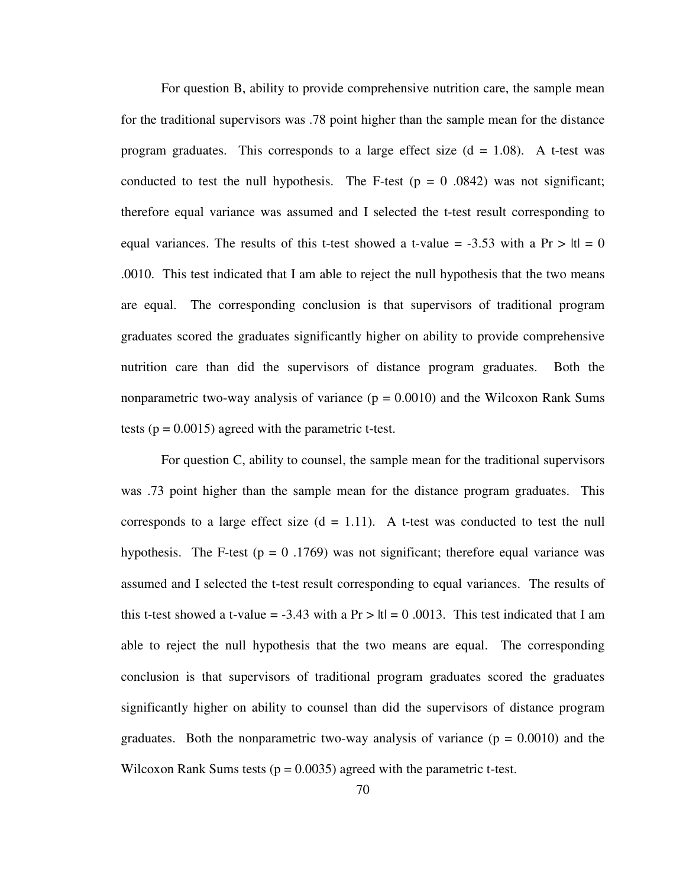For question B, ability to provide comprehensive nutrition care, the sample mean for the traditional supervisors was .78 point higher than the sample mean for the distance program graduates. This corresponds to a large effect size ($d = 1.08$). A t-test was conducted to test the null hypothesis. The F-test ($p = 0$ .0842) was not significant; therefore equal variance was assumed and I selected the t-test result corresponding to equal variances. The results of this t-test showed a t-value = -3.53 with a Pr > |t| = 0 .0010. This test indicated that I am able to reject the null hypothesis that the two means are equal. The corresponding conclusion is that supervisors of traditional program graduates scored the graduates significantly higher on ability to provide comprehensive nutrition care than did the supervisors of distance program graduates. Both the nonparametric two-way analysis of variance ($p = 0.0010$) and the Wilcoxon Rank Sums tests ($p = 0.0015$) agreed with the parametric t-test.

For question C, ability to counsel, the sample mean for the traditional supervisors was .73 point higher than the sample mean for the distance program graduates. This corresponds to a large effect size ($d = 1.11$). A t-test was conducted to test the null hypothesis. The F-test ($p = 0$ .1769) was not significant; therefore equal variance was assumed and I selected the t-test result corresponding to equal variances. The results of this t-test showed a t-value = -3.43 with a Pr > |t| = 0 .0013. This test indicated that I am able to reject the null hypothesis that the two means are equal. The corresponding conclusion is that supervisors of traditional program graduates scored the graduates significantly higher on ability to counsel than did the supervisors of distance program graduates. Both the nonparametric two-way analysis of variance ($p = 0.0010$) and the Wilcoxon Rank Sums tests ($p = 0.0035$) agreed with the parametric t-test.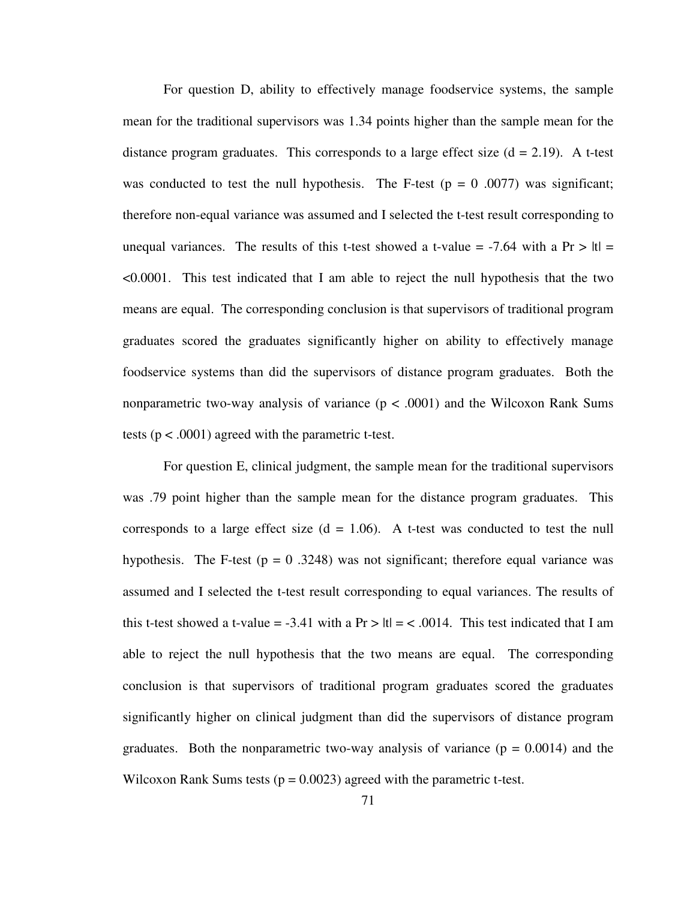For question D, ability to effectively manage foodservice systems, the sample mean for the traditional supervisors was 1.34 points higher than the sample mean for the distance program graduates. This corresponds to a large effect size ($d = 2.19$). A t-test was conducted to test the null hypothesis. The F-test ($p = 0\ .0077$) was significant; therefore non-equal variance was assumed and I selected the t-test result corresponding to unequal variances. The results of this t-test showed a t-value = -7.64 with a $Pr > |t| = <0.0001$. This test indicated that I am able to reject the null hypothesis that the two means are equal. The corresponding conclusion is that supervisors of traditional program graduates scored the graduates significantly higher on ability to effectively manage foodservice systems than did the supervisors of distance program graduates. Both the nonparametric two-way analysis of variance ($p < .0001$) and the Wilcoxon Rank Sums tests ($p < .0001$) agreed with the parametric t-test.

For question E, clinical judgment, the sample mean for the traditional supervisors was .79 point higher than the sample mean for the distance program graduates. This corresponds to a large effect size ($d = 1.06$). A t-test was conducted to test the null hypothesis. The F-test ($p = 0\ .3248$) was not significant; therefore equal variance was assumed and I selected the t-test result corresponding to equal variances. The results of this t-test showed a t-value = -3.41 with a $Pr > |t| = < .0014$. This test indicated that I am able to reject the null hypothesis that the two means are equal. The corresponding conclusion is that supervisors of traditional program graduates scored the graduates significantly higher on clinical judgment than did the supervisors of distance program graduates. Both the nonparametric two-way analysis of variance ($p = 0.0014$) and the Wilcoxon Rank Sums tests ($p = 0.0023$) agreed with the parametric t-test.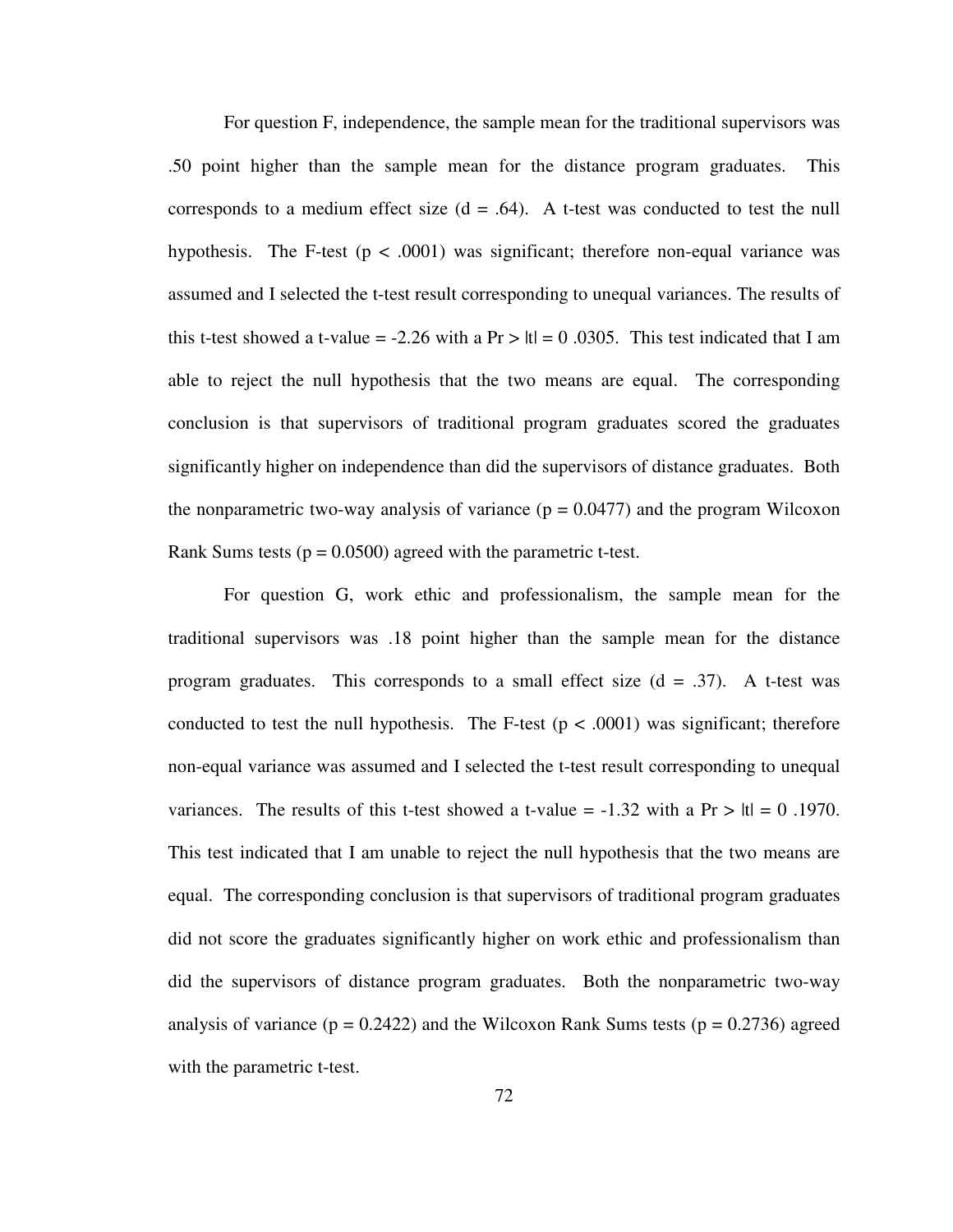For question F, independence, the sample mean for the traditional supervisors was .50 point higher than the sample mean for the distance program graduates. This corresponds to a medium effect size ($d = .64$). A t-test was conducted to test the null hypothesis. The F-test ($p < .0001$) was significant; therefore non-equal variance was assumed and I selected the t-test result corresponding to unequal variances. The results of this t-test showed a t-value = -2.26 with a $Pr > |t| = 0\ .0305$. This test indicated that I am able to reject the null hypothesis that the two means are equal. The corresponding conclusion is that supervisors of traditional program graduates scored the graduates significantly higher on independence than did the supervisors of distance graduates. Both the nonparametric two-way analysis of variance ($p = 0.0477$) and the program Wilcoxon Rank Sums tests ($p = 0.0500$) agreed with the parametric t-test.

For question G, work ethic and professionalism, the sample mean for the traditional supervisors was .18 point higher than the sample mean for the distance program graduates. This corresponds to a small effect size ($d = .37$). A t-test was conducted to test the null hypothesis. The F-test ($p < .0001$) was significant; therefore non-equal variance was assumed and I selected the t-test result corresponding to unequal variances. The results of this t-test showed a t-value = -1.32 with a $Pr > |t| = 0\ .1970$. This test indicated that I am unable to reject the null hypothesis that the two means are equal. The corresponding conclusion is that supervisors of traditional program graduates did not score the graduates significantly higher on work ethic and professionalism than did the supervisors of distance program graduates. Both the nonparametric two-way analysis of variance ($p = 0.2422$) and the Wilcoxon Rank Sums tests ($p = 0.2736$) agreed with the parametric t-test.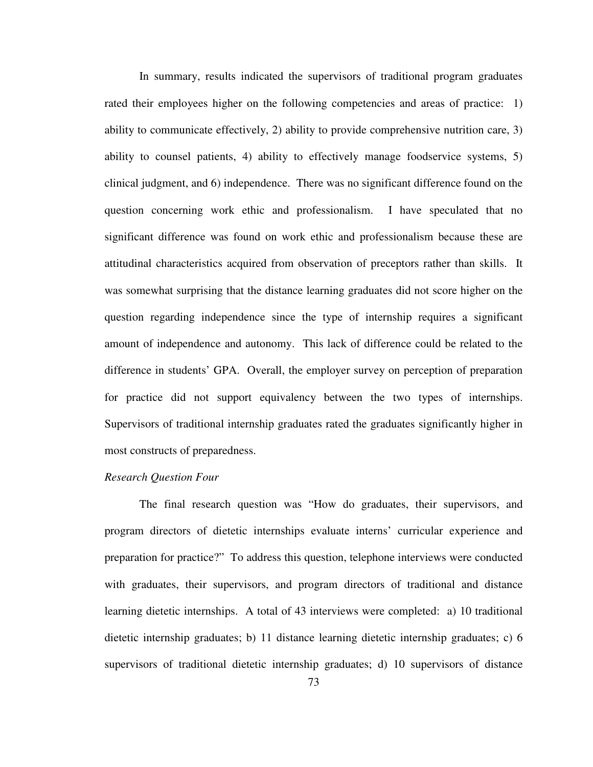In summary, results indicated the supervisors of traditional program graduates rated their employees higher on the following competencies and areas of practice: 1) ability to communicate effectively, 2) ability to provide comprehensive nutrition care, 3) ability to counsel patients, 4) ability to effectively manage foodservice systems, 5) clinical judgment, and 6) independence. There was no significant difference found on the question concerning work ethic and professionalism. I have speculated that no significant difference was found on work ethic and professionalism because these are attitudinal characteristics acquired from observation of preceptors rather than skills. It was somewhat surprising that the distance learning graduates did not score higher on the question regarding independence since the type of internship requires a significant amount of independence and autonomy. This lack of difference could be related to the difference in students' GPA. Overall, the employer survey on perception of preparation for practice did not support equivalency between the two types of internships. Supervisors of traditional internship graduates rated the graduates significantly higher in most constructs of preparedness.

*Research Question Four*

The final research question was "How do graduates, their supervisors, and program directors of dietetic internships evaluate interns' curricular experience and preparation for practice?" To address this question, telephone interviews were conducted with graduates, their supervisors, and program directors of traditional and distance learning dietetic internships. A total of 43 interviews were completed: a) 10 traditional dietetic internship graduates; b) 11 distance learning dietetic internship graduates; c) 6 supervisors of traditional dietetic internship graduates; d) 10 supervisors of distance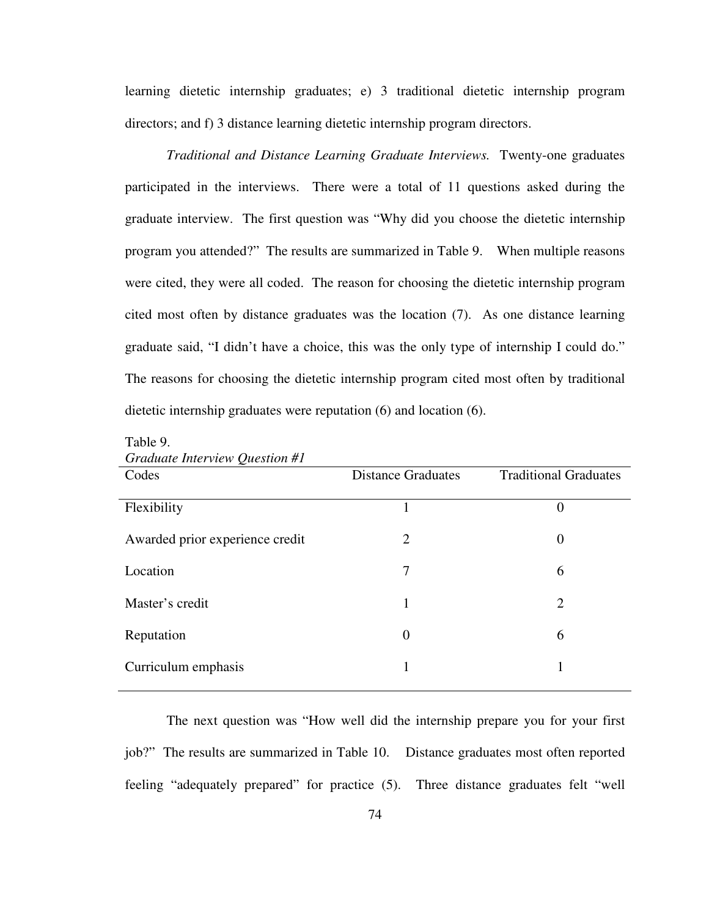learning dietetic internship graduates; e) 3 traditional dietetic internship program directors; and f) 3 distance learning dietetic internship program directors.

*Traditional and Distance Learning Graduate Interviews.* Twenty-one graduates participated in the interviews. There were a total of 11 questions asked during the graduate interview. The first question was "Why did you choose the dietetic internship program you attended?" The results are summarized in Table 9. When multiple reasons were cited, they were all coded. The reason for choosing the dietetic internship program cited most often by distance graduates was the location (7). As one distance learning graduate said, "I didn't have a choice, this was the only type of internship I could do." The reasons for choosing the dietetic internship program cited most often by traditional dietetic internship graduates were reputation (6) and location (6).

Table 9.
*Graduate Interview Question #1*

| Codes | Distance Graduates | Traditional Graduates |
|---|---|---|
| Flexibility | 1 | 0 |
| Awarded prior experience credit | 2 | 0 |
| Location | 7 | 6 |
| Master's credit | 1 | 2 |
| Reputation | 0 | 6 |
| Curriculum emphasis | 1 | 1 |

The next question was "How well did the internship prepare you for your first job?" The results are summarized in Table 10. Distance graduates most often reported feeling "adequately prepared" for practice (5). Three distance graduates felt "well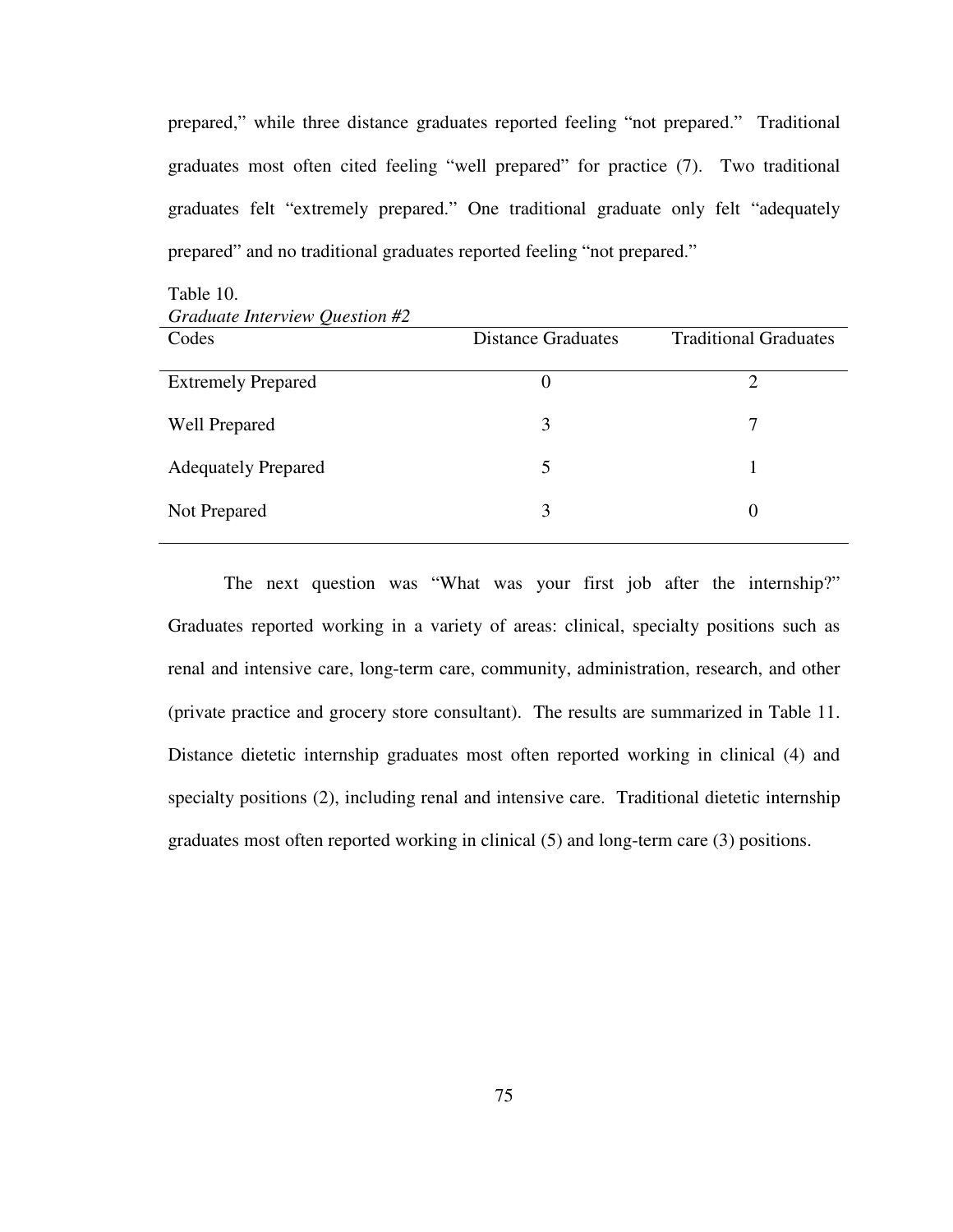prepared," while three distance graduates reported feeling "not prepared." Traditional graduates most often cited feeling "well prepared" for practice (7). Two traditional graduates felt "extremely prepared." One traditional graduate only felt "adequately prepared" and no traditional graduates reported feeling "not prepared."

Table 10.
*Graduate Interview Question #2*

| Codes | Distance Graduates | Traditional Graduates |
|---|---|---|
| Extremely Prepared | 0 | 2 |
| Well Prepared | 3 | 7 |
| Adequately Prepared | 5 | 1 |
| Not Prepared | 3 | 0 |

The next question was "What was your first job after the internship?" Graduates reported working in a variety of areas: clinical, specialty positions such as renal and intensive care, long-term care, community, administration, research, and other (private practice and grocery store consultant). The results are summarized in Table 11. Distance dietetic internship graduates most often reported working in clinical (4) and specialty positions (2), including renal and intensive care. Traditional dietetic internship graduates most often reported working in clinical (5) and long-term care (3) positions.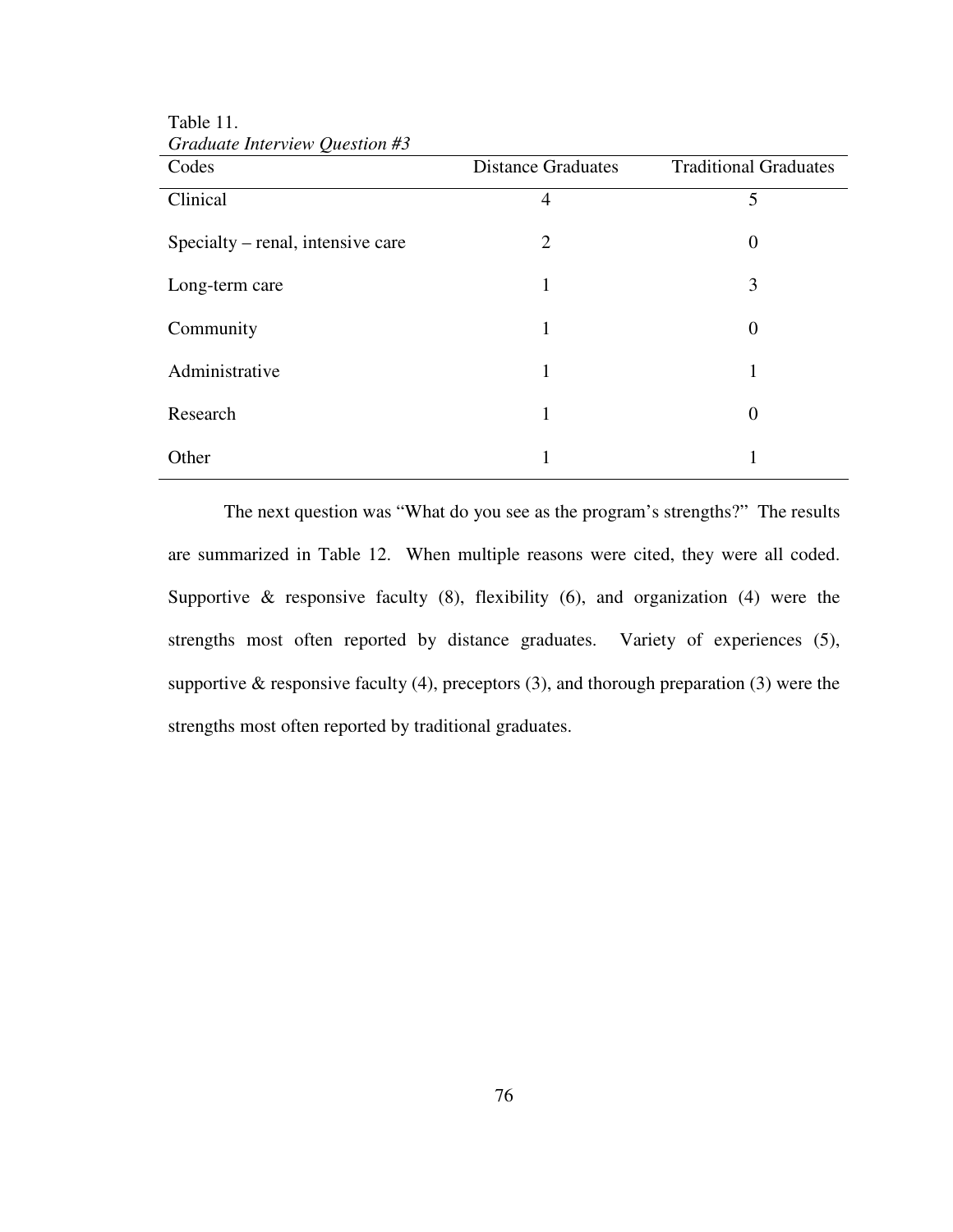Table 11.
*Graduate Interview Question #3*

| Codes | Distance Graduates | Traditional Graduates |
|---|---|---|
| Clinical | 4 | 5 |
| Specialty – renal, intensive care | 2 | 0 |
| Long-term care | 1 | 3 |
| Community | 1 | 0 |
| Administrative | 1 | 1 |
| Research | 1 | 0 |
| Other | 1 | 1 |

The next question was "What do you see as the program's strengths?" The results are summarized in Table 12. When multiple reasons were cited, they were all coded. Supportive & responsive faculty (8), flexibility (6), and organization (4) were the strengths most often reported by distance graduates. Variety of experiences (5), supportive & responsive faculty (4), preceptors (3), and thorough preparation (3) were the strengths most often reported by traditional graduates.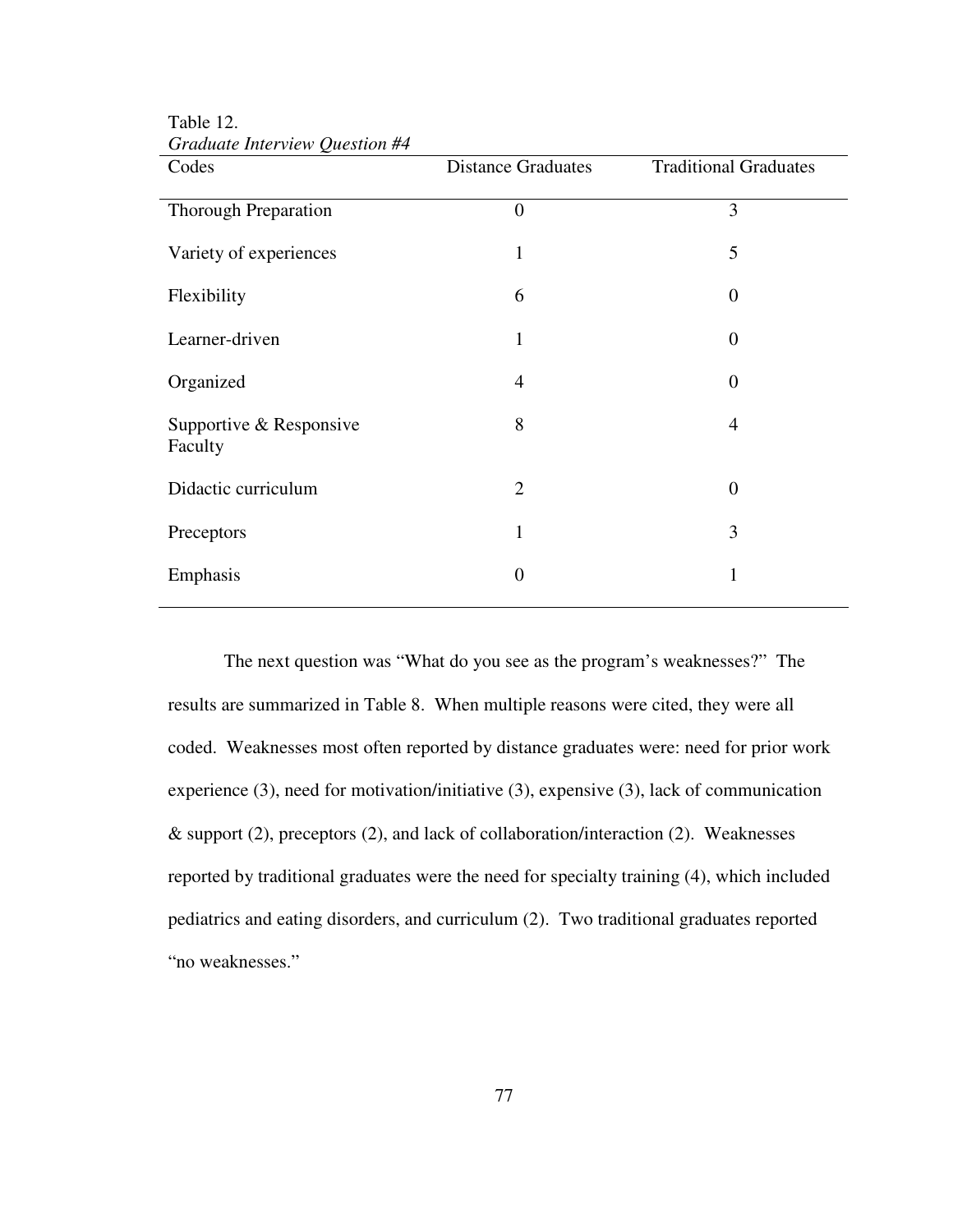Table 12.
*Graduate Interview Question #4*

| Codes | Distance Graduates | Traditional Graduates |
|---|---|---|
| Thorough Preparation | 0 | 3 |
| Variety of experiences | 1 | 5 |
| Flexibility | 6 | 0 |
| Learner-driven | 1 | 0 |
| Organized | 4 | 0 |
| Supportive & Responsive Faculty | 8 | 4 |
| Didactic curriculum | 2 | 0 |
| Preceptors | 1 | 3 |
| Emphasis | 0 | 1 |

The next question was "What do you see as the program's weaknesses?" The results are summarized in Table 8. When multiple reasons were cited, they were all coded. Weaknesses most often reported by distance graduates were: need for prior work experience (3), need for motivation/initiative (3), expensive (3), lack of communication & support (2), preceptors (2), and lack of collaboration/interaction (2). Weaknesses reported by traditional graduates were the need for specialty training (4), which included pediatrics and eating disorders, and curriculum (2). Two traditional graduates reported "no weaknesses."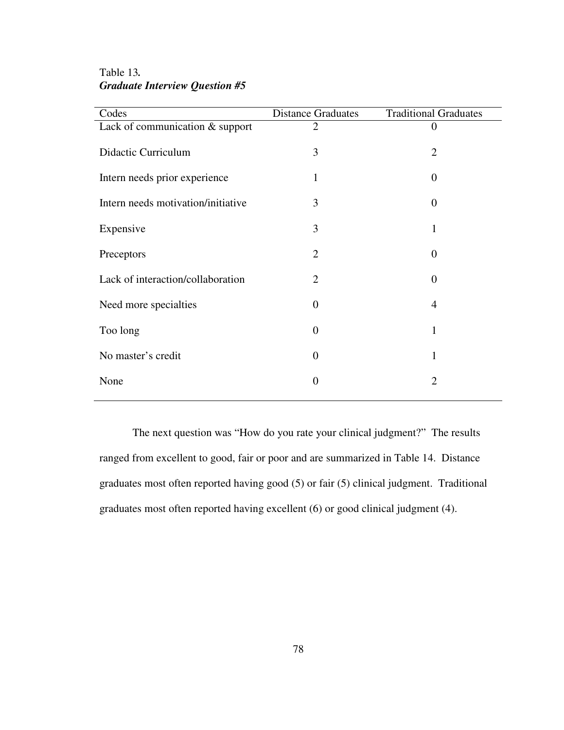Table 13.
***Graduate Interview Question #5***

| Codes | Distance Graduates | Traditional Graduates |
|---|---|---|
| Lack of communication & support | 2 | 0 |
| Didactic Curriculum | 3 | 2 |
| Intern needs prior experience | 1 | 0 |
| Intern needs motivation/initiative | 3 | 0 |
| Expensive | 3 | 1 |
| Preceptors | 2 | 0 |
| Lack of interaction/collaboration | 2 | 0 |
| Need more specialties | 0 | 4 |
| Too long | 0 | 1 |
| No master's credit | 0 | 1 |
| None | 0 | 2 |

The next question was "How do you rate your clinical judgment?" The results ranged from excellent to good, fair or poor and are summarized in Table 14. Distance graduates most often reported having good (5) or fair (5) clinical judgment. Traditional graduates most often reported having excellent (6) or good clinical judgment (4).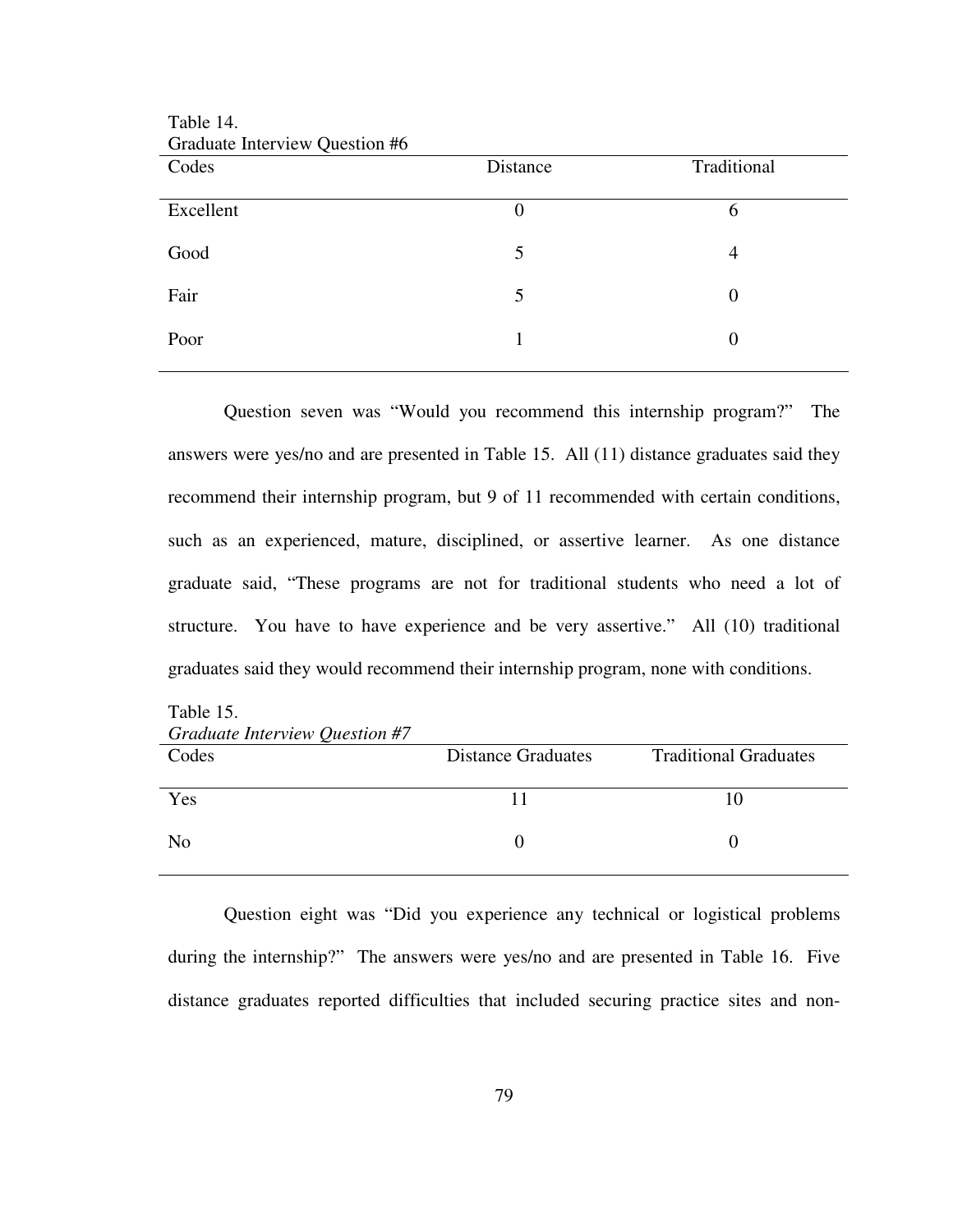Table 14.
Graduate Interview Question #6

| Codes | Distance | Traditional |
|---|---|---|
| Excellent | 0 | 6 |
| Good | 5 | 4 |
| Fair | 5 | 0 |
| Poor | 1 | 0 |

Question seven was "Would you recommend this internship program?" The answers were yes/no and are presented in Table 15. All (11) distance graduates said they recommend their internship program, but 9 of 11 recommended with certain conditions, such as an experienced, mature, disciplined, or assertive learner. As one distance graduate said, "These programs are not for traditional students who need a lot of structure. You have to have experience and be very assertive." All (10) traditional graduates said they would recommend their internship program, none with conditions.

Table 15.
*Graduate Interview Question #7*

| Codes | Distance Graduates | Traditional Graduates |
|---|---|---|
| Yes | 11 | 10 |
| No | 0 | 0 |

Question eight was "Did you experience any technical or logistical problems during the internship?" The answers were yes/no and are presented in Table 16. Five distance graduates reported difficulties that included securing practice sites and non-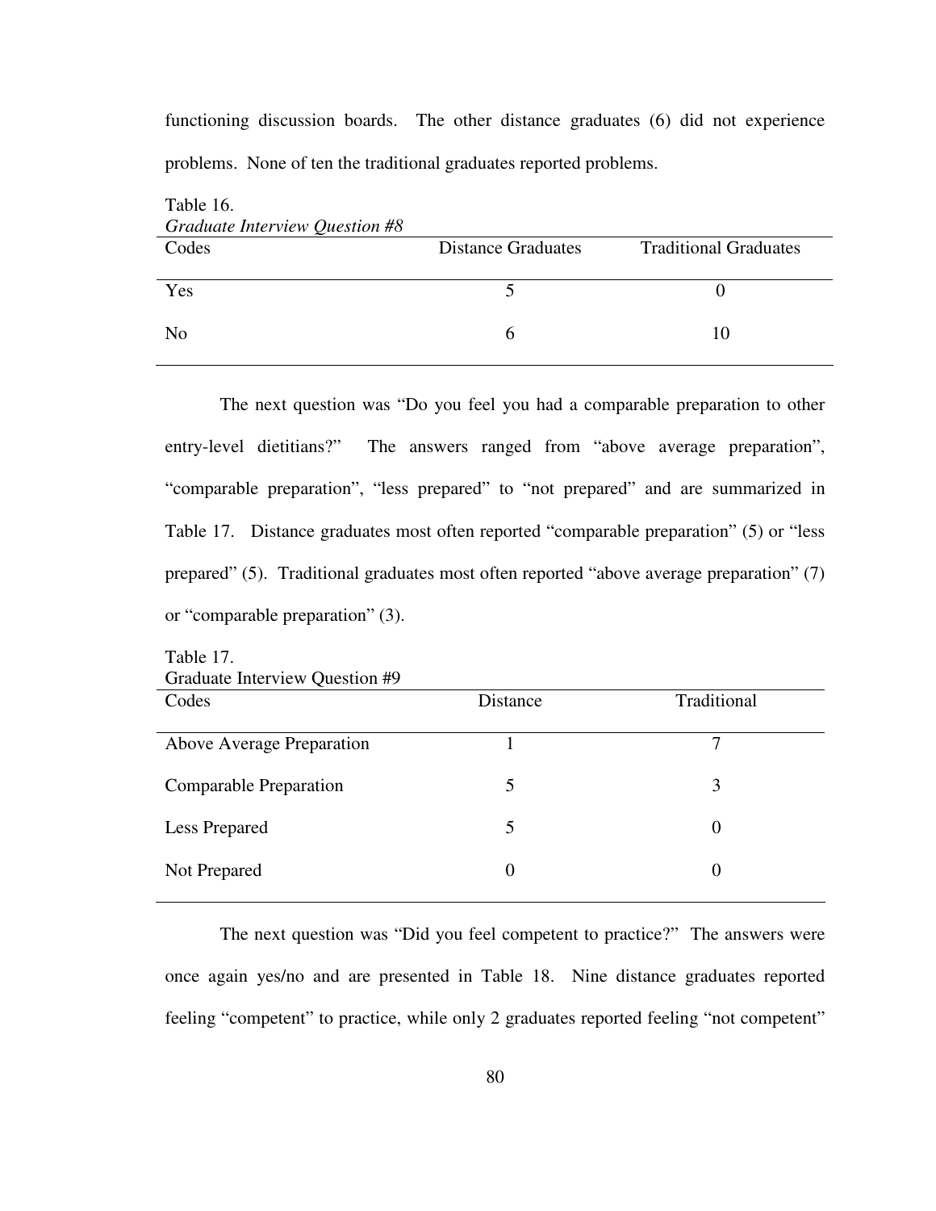functioning discussion boards. The other distance graduates (6) did not experience problems. None of ten the traditional graduates reported problems.

Table 16.
*Graduate Interview Question #8*

| Codes | Distance Graduates | Traditional Graduates |
|---|---|---|
| Yes | 5 | 0 |
| No | 6 | 10 |

The next question was "Do you feel you had a comparable preparation to other entry-level dietitians?" The answers ranged from "above average preparation", "comparable preparation", "less prepared" to "not prepared" and are summarized in Table 17. Distance graduates most often reported "comparable preparation" (5) or "less prepared" (5). Traditional graduates most often reported "above average preparation" (7) or "comparable preparation" (3).

Table 17.
Graduate Interview Question #9

| Codes | Distance | Traditional |
|---|---|---|
| Above Average Preparation | 1 | 7 |
| Comparable Preparation | 5 | 3 |
| Less Prepared | 5 | 0 |
| Not Prepared | 0 | 0 |

The next question was "Did you feel competent to practice?" The answers were once again yes/no and are presented in Table 18. Nine distance graduates reported feeling "competent" to practice, while only 2 graduates reported feeling "not competent"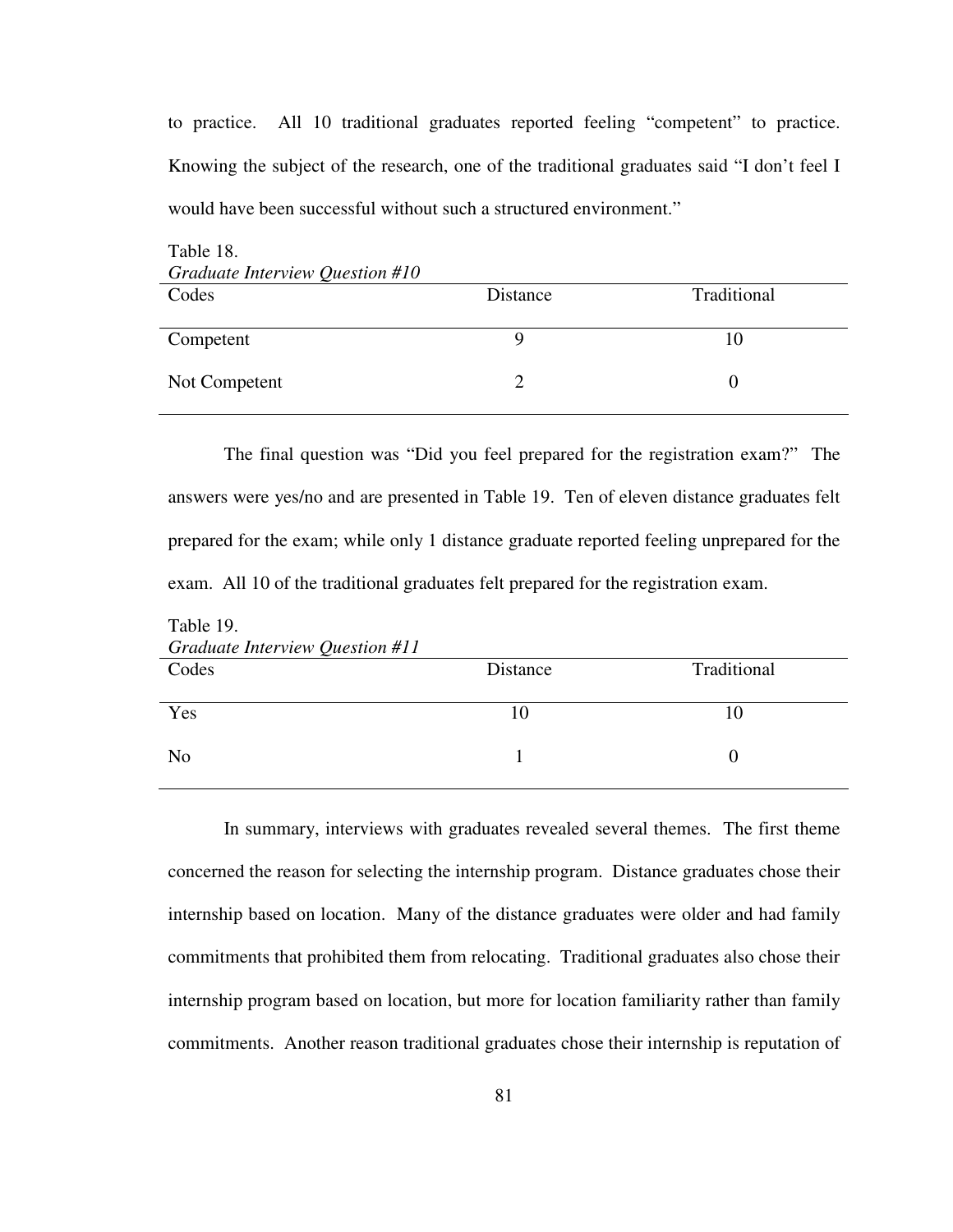to practice. All 10 traditional graduates reported feeling "competent" to practice. Knowing the subject of the research, one of the traditional graduates said "I don't feel I would have been successful without such a structured environment."

Table 18.
*Graduate Interview Question #10*

| Codes | Distance | Traditional |
|---|---|---|
| Competent | 9 | 10 |
| Not Competent | 2 | 0 |

The final question was "Did you feel prepared for the registration exam?" The answers were yes/no and are presented in Table 19. Ten of eleven distance graduates felt prepared for the exam; while only 1 distance graduate reported feeling unprepared for the exam. All 10 of the traditional graduates felt prepared for the registration exam.

Table 19.
*Graduate Interview Question #11*

| Codes | Distance | Traditional |
|---|---|---|
| Yes | 10 | 10 |
| No | 1 | 0 |

In summary, interviews with graduates revealed several themes. The first theme concerned the reason for selecting the internship program. Distance graduates chose their internship based on location. Many of the distance graduates were older and had family commitments that prohibited them from relocating. Traditional graduates also chose their internship program based on location, but more for location familiarity rather than family commitments. Another reason traditional graduates chose their internship is reputation of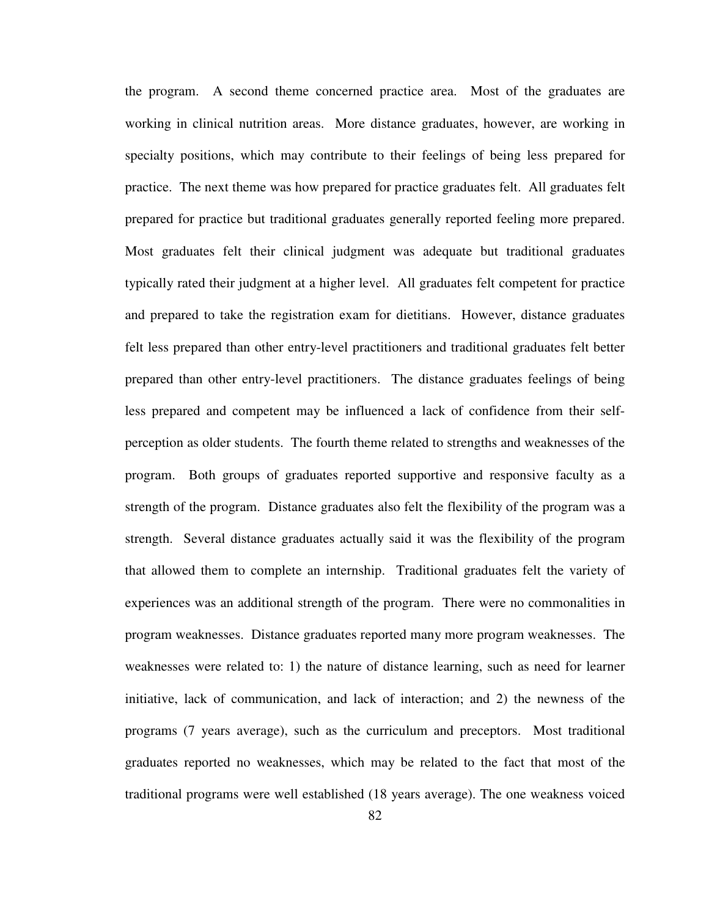the program. A second theme concerned practice area. Most of the graduates are working in clinical nutrition areas. More distance graduates, however, are working in specialty positions, which may contribute to their feelings of being less prepared for practice. The next theme was how prepared for practice graduates felt. All graduates felt prepared for practice but traditional graduates generally reported feeling more prepared. Most graduates felt their clinical judgment was adequate but traditional graduates typically rated their judgment at a higher level. All graduates felt competent for practice and prepared to take the registration exam for dietitians. However, distance graduates felt less prepared than other entry-level practitioners and traditional graduates felt better prepared than other entry-level practitioners. The distance graduates feelings of being less prepared and competent may be influenced a lack of confidence from their self-perception as older students. The fourth theme related to strengths and weaknesses of the program. Both groups of graduates reported supportive and responsive faculty as a strength of the program. Distance graduates also felt the flexibility of the program was a strength. Several distance graduates actually said it was the flexibility of the program that allowed them to complete an internship. Traditional graduates felt the variety of experiences was an additional strength of the program. There were no commonalities in program weaknesses. Distance graduates reported many more program weaknesses. The weaknesses were related to: 1) the nature of distance learning, such as need for learner initiative, lack of communication, and lack of interaction; and 2) the newness of the programs (7 years average), such as the curriculum and preceptors. Most traditional graduates reported no weaknesses, which may be related to the fact that most of the traditional programs were well established (18 years average). The one weakness voiced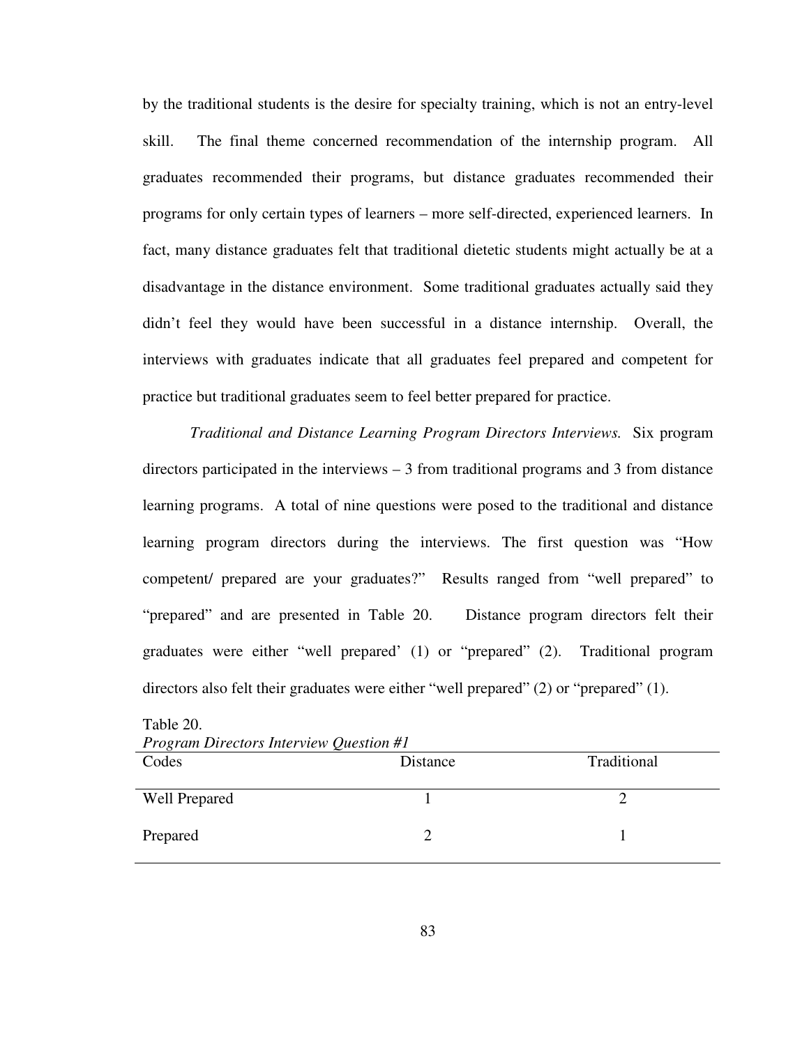by the traditional students is the desire for specialty training, which is not an entry-level skill. The final theme concerned recommendation of the internship program. All graduates recommended their programs, but distance graduates recommended their programs for only certain types of learners – more self-directed, experienced learners. In fact, many distance graduates felt that traditional dietetic students might actually be at a disadvantage in the distance environment. Some traditional graduates actually said they didn't feel they would have been successful in a distance internship. Overall, the interviews with graduates indicate that all graduates feel prepared and competent for practice but traditional graduates seem to feel better prepared for practice.

*Traditional and Distance Learning Program Directors Interviews.* Six program directors participated in the interviews – 3 from traditional programs and 3 from distance learning programs. A total of nine questions were posed to the traditional and distance learning program directors during the interviews. The first question was "How competent/ prepared are your graduates?" Results ranged from "well prepared" to "prepared" and are presented in Table 20. Distance program directors felt their graduates were either "well prepared' (1) or "prepared" (2). Traditional program directors also felt their graduates were either "well prepared" (2) or "prepared" (1).

Table 20.
*Program Directors Interview Question #1*

| Codes | Distance | Traditional |
|---|---|---|
| Well Prepared | 1 | 2 |
| Prepared | 2 | 1 |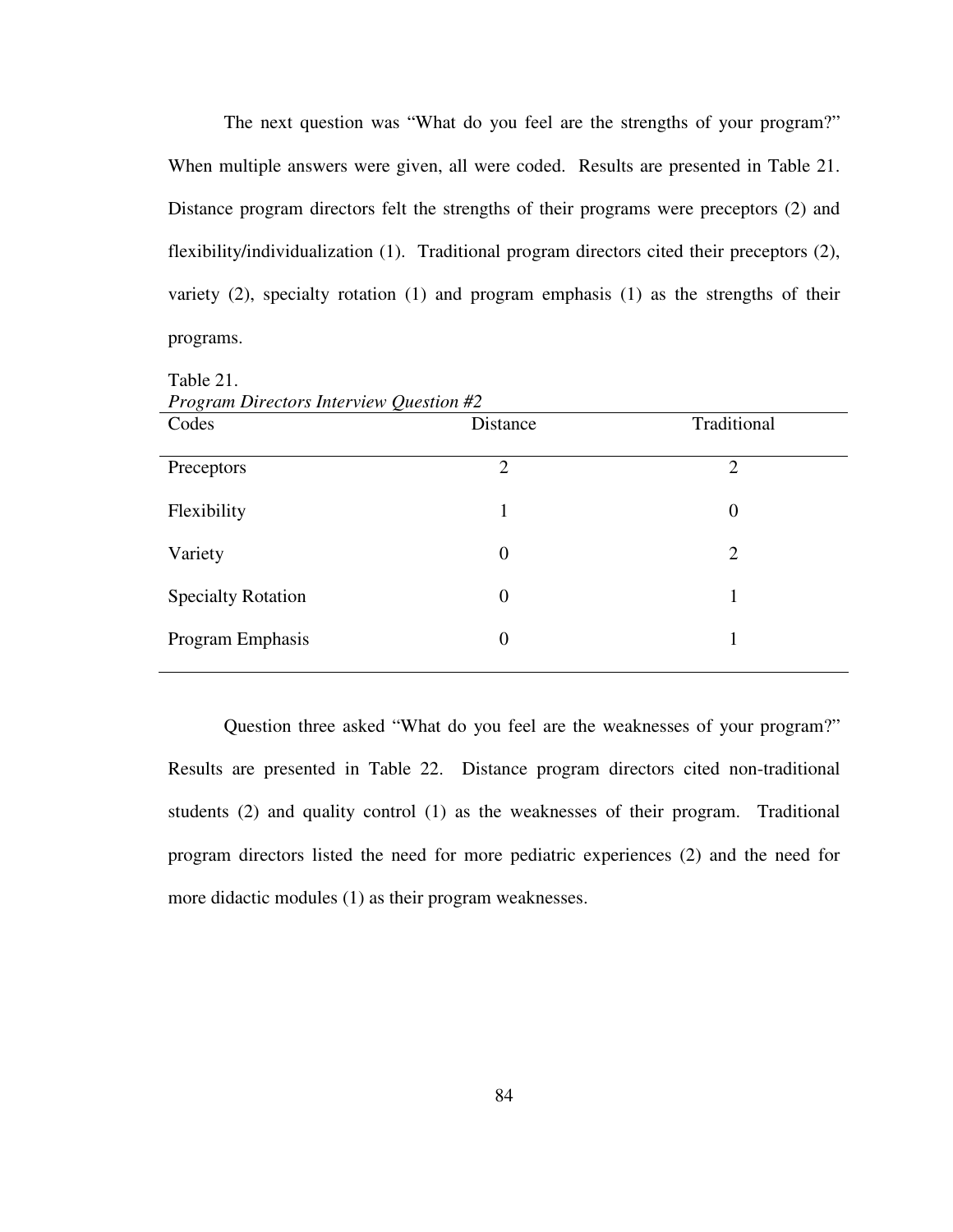The next question was "What do you feel are the strengths of your program?" When multiple answers were given, all were coded. Results are presented in Table 21. Distance program directors felt the strengths of their programs were preceptors (2) and flexibility/individualization (1). Traditional program directors cited their preceptors (2), variety (2), specialty rotation (1) and program emphasis (1) as the strengths of their programs.

Table 21.
*Program Directors Interview Question #2*

| Codes | Distance | Traditional |
|---|---|---|
| Preceptors | 2 | 2 |
| Flexibility | 1 | 0 |
| Variety | 0 | 2 |
| Specialty Rotation | 0 | 1 |
| Program Emphasis | 0 | 1 |

Question three asked "What do you feel are the weaknesses of your program?" Results are presented in Table 22. Distance program directors cited non-traditional students (2) and quality control (1) as the weaknesses of their program. Traditional program directors listed the need for more pediatric experiences (2) and the need for more didactic modules (1) as their program weaknesses.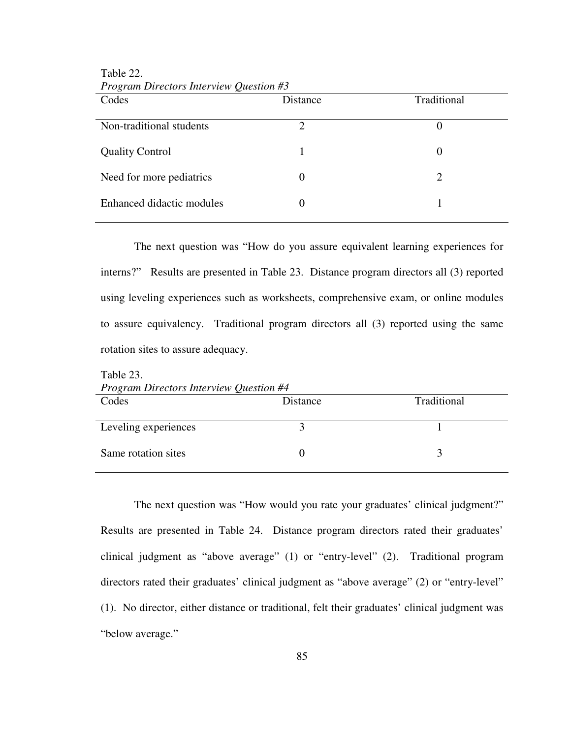Table 22.
*Program Directors Interview Question #3*

| Codes | Distance | Traditional |
|---|---|---|
| Non-traditional students | 2 | 0 |
| Quality Control | 1 | 0 |
| Need for more pediatrics | 0 | 2 |
| Enhanced didactic modules | 0 | 1 |

The next question was “How do you assure equivalent learning experiences for interns?” Results are presented in Table 23. Distance program directors all (3) reported using leveling experiences such as worksheets, comprehensive exam, or online modules to assure equivalency. Traditional program directors all (3) reported using the same rotation sites to assure adequacy.

Table 23.
*Program Directors Interview Question #4*

| Codes | Distance | Traditional |
|---|---|---|
| Leveling experiences | 3 | 1 |
| Same rotation sites | 0 | 3 |

The next question was “How would you rate your graduates’ clinical judgment?” Results are presented in Table 24. Distance program directors rated their graduates’ clinical judgment as “above average” (1) or “entry-level” (2). Traditional program directors rated their graduates’ clinical judgment as “above average” (2) or “entry-level” (1). No director, either distance or traditional, felt their graduates’ clinical judgment was “below average.”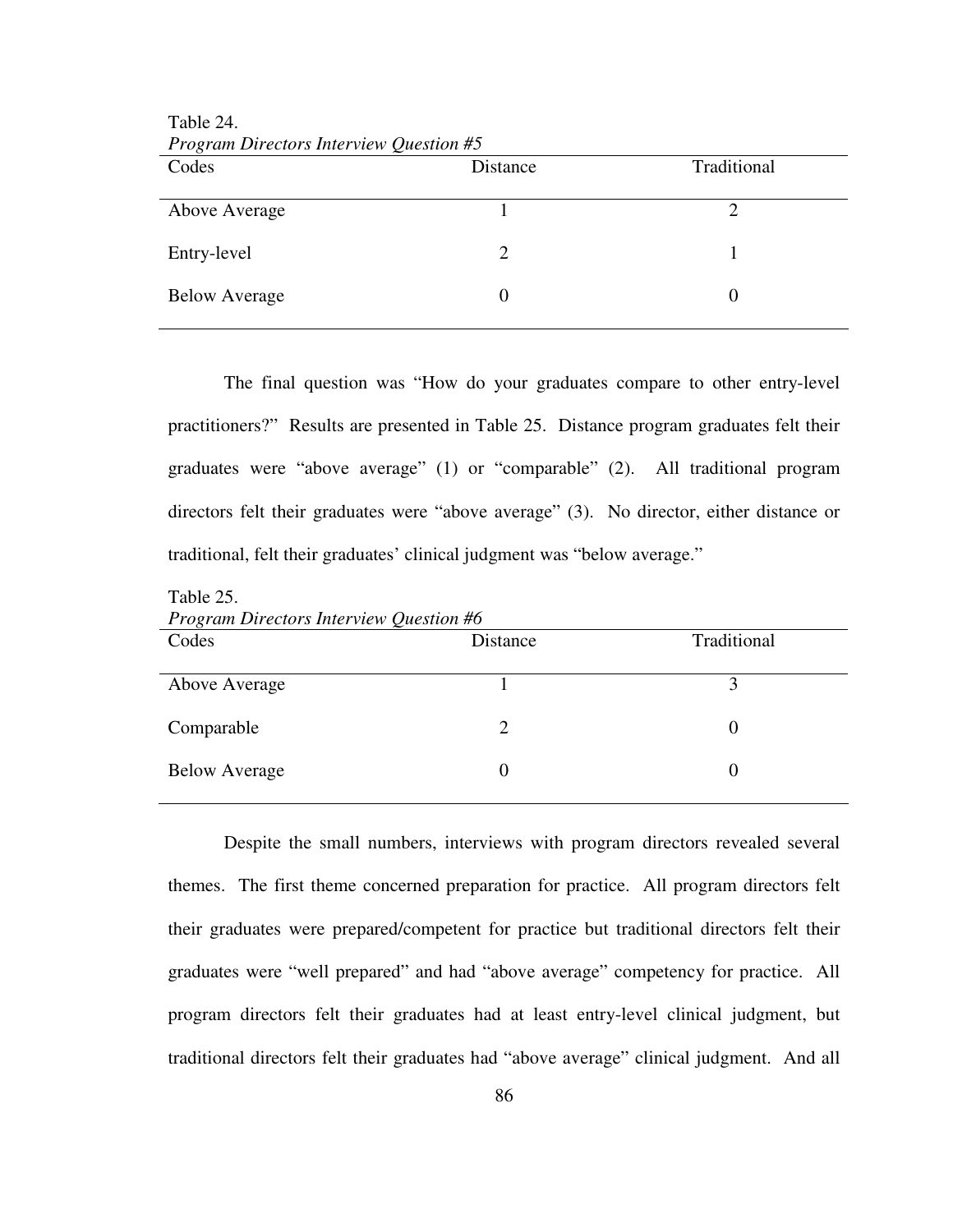Table 24.
*Program Directors Interview Question #5*

| Codes | Distance | Traditional |
|---|---|---|
| Above Average | 1 | 2 |
| Entry-level | 2 | 1 |
| Below Average | 0 | 0 |

The final question was "How do your graduates compare to other entry-level practitioners?" Results are presented in Table 25. Distance program graduates felt their graduates were "above average" (1) or "comparable" (2). All traditional program directors felt their graduates were "above average" (3). No director, either distance or traditional, felt their graduates' clinical judgment was "below average."

Table 25.
*Program Directors Interview Question #6*

| Codes | Distance | Traditional |
|---|---|---|
| Above Average | 1 | 3 |
| Comparable | 2 | 0 |
| Below Average | 0 | 0 |

Despite the small numbers, interviews with program directors revealed several themes. The first theme concerned preparation for practice. All program directors felt their graduates were prepared/competent for practice but traditional directors felt their graduates were "well prepared" and had "above average" competency for practice. All program directors felt their graduates had at least entry-level clinical judgment, but traditional directors felt their graduates had "above average" clinical judgment. And all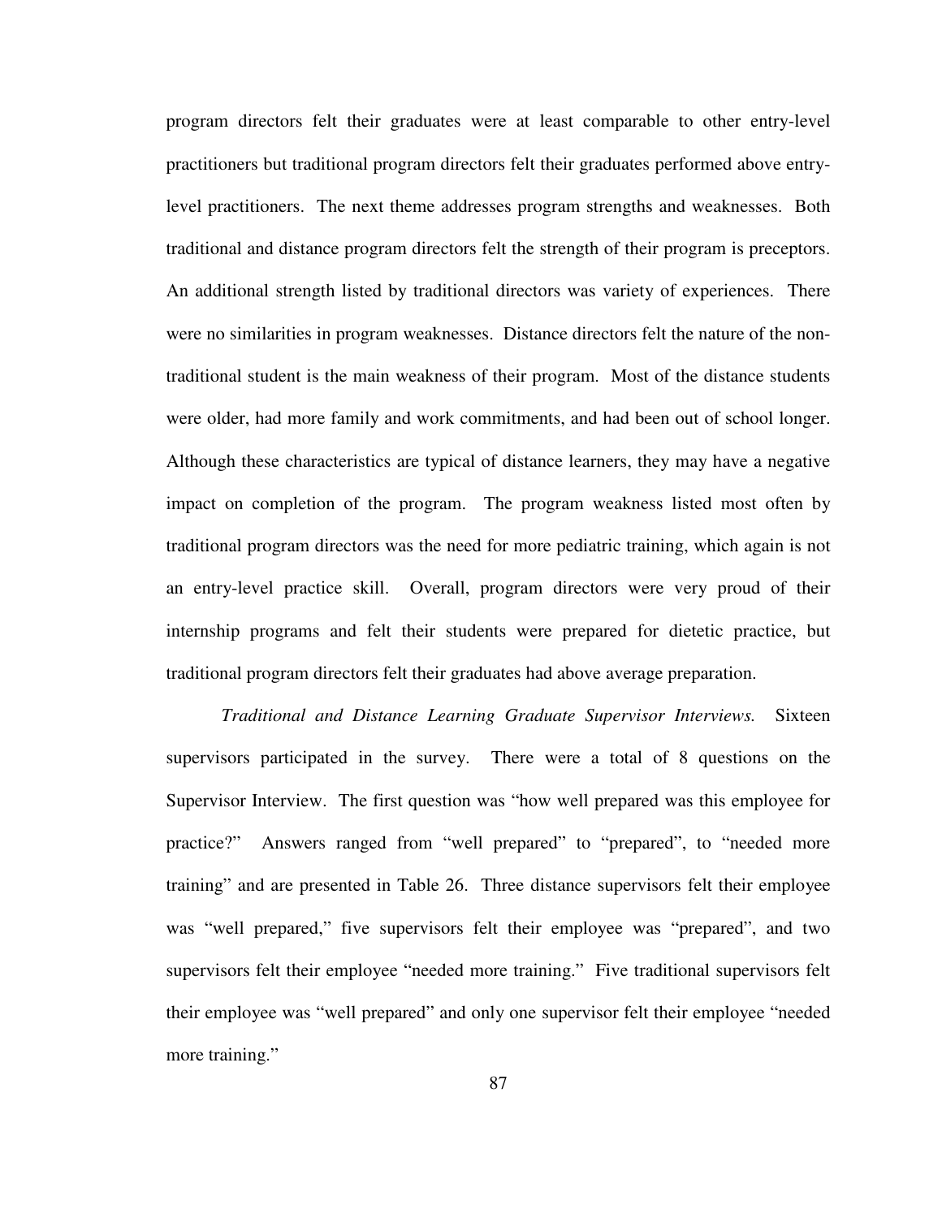program directors felt their graduates were at least comparable to other entry-level practitioners but traditional program directors felt their graduates performed above entry-level practitioners. The next theme addresses program strengths and weaknesses. Both traditional and distance program directors felt the strength of their program is preceptors. An additional strength listed by traditional directors was variety of experiences. There were no similarities in program weaknesses. Distance directors felt the nature of the non-traditional student is the main weakness of their program. Most of the distance students were older, had more family and work commitments, and had been out of school longer. Although these characteristics are typical of distance learners, they may have a negative impact on completion of the program. The program weakness listed most often by traditional program directors was the need for more pediatric training, which again is not an entry-level practice skill. Overall, program directors were very proud of their internship programs and felt their students were prepared for dietetic practice, but traditional program directors felt their graduates had above average preparation.

*Traditional and Distance Learning Graduate Supervisor Interviews.* Sixteen supervisors participated in the survey. There were a total of 8 questions on the Supervisor Interview. The first question was "how well prepared was this employee for practice?" Answers ranged from "well prepared" to "prepared", to "needed more training" and are presented in Table 26. Three distance supervisors felt their employee was "well prepared," five supervisors felt their employee was "prepared", and two supervisors felt their employee "needed more training." Five traditional supervisors felt their employee was "well prepared" and only one supervisor felt their employee "needed more training."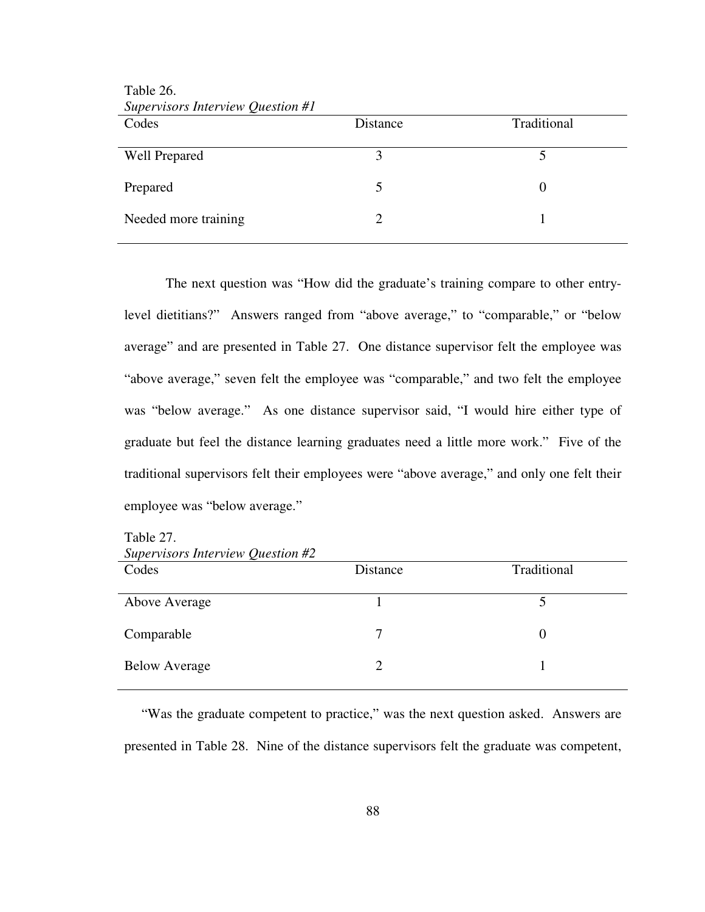Table 26.
*Supervisors Interview Question #1*

| Codes | Distance | Traditional |
|---|---|---|
| Well Prepared | 3 | 5 |
| Prepared | 5 | 0 |
| Needed more training | 2 | 1 |

The next question was "How did the graduate's training compare to other entry-level dietitians?" Answers ranged from "above average," to "comparable," or "below average" and are presented in Table 27. One distance supervisor felt the employee was "above average," seven felt the employee was "comparable," and two felt the employee was "below average." As one distance supervisor said, "I would hire either type of graduate but feel the distance learning graduates need a little more work." Five of the traditional supervisors felt their employees were "above average," and only one felt their employee was "below average."

Table 27.
*Supervisors Interview Question #2*

| Codes | Distance | Traditional |
|---|---|---|
| Above Average | 1 | 5 |
| Comparable | 7 | 0 |
| Below Average | 2 | 1 |

"Was the graduate competent to practice," was the next question asked. Answers are presented in Table 28. Nine of the distance supervisors felt the graduate was competent,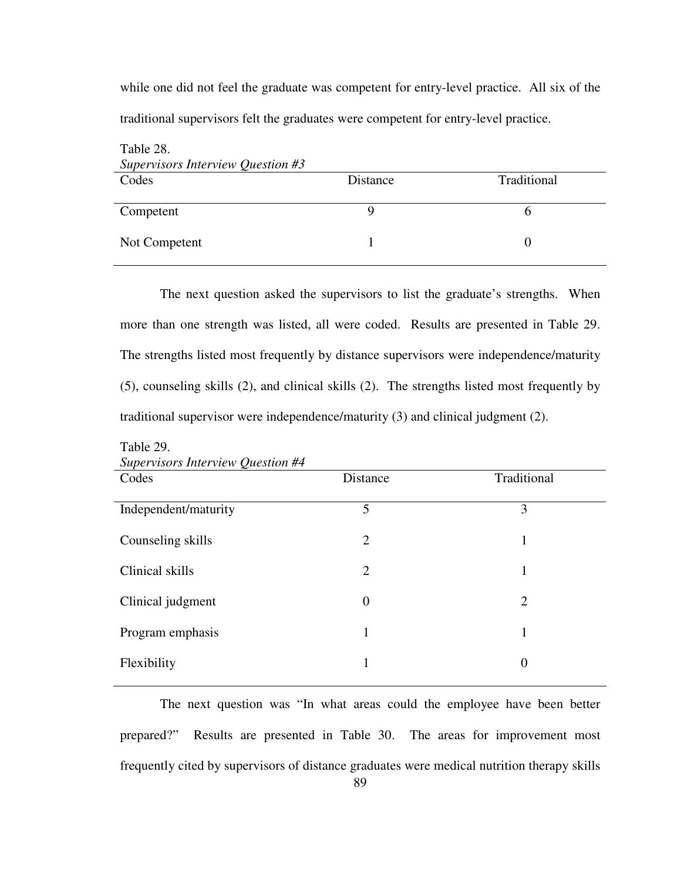while one did not feel the graduate was competent for entry-level practice. All six of the traditional supervisors felt the graduates were competent for entry-level practice.

Table 28.
*Supervisors Interview Question #3*

| Codes | Distance | Traditional |
|---|---|---|
| Competent | 9 | 6 |
| Not Competent | 1 | 0 |

The next question asked the supervisors to list the graduate's strengths. When more than one strength was listed, all were coded. Results are presented in Table 29. The strengths listed most frequently by distance supervisors were independence/maturity (5), counseling skills (2), and clinical skills (2). The strengths listed most frequently by traditional supervisor were independence/maturity (3) and clinical judgment (2).

Table 29.
*Supervisors Interview Question #4*

| Codes | Distance | Traditional |
|---|---|---|
| Independent/maturity | 5 | 3 |
| Counseling skills | 2 | 1 |
| Clinical skills | 2 | 1 |
| Clinical judgment | 0 | 2 |
| Program emphasis | 1 | 1 |
| Flexibility | 1 | 0 |

The next question was "In what areas could the employee have been better prepared?" Results are presented in Table 30. The areas for improvement most frequently cited by supervisors of distance graduates were medical nutrition therapy skills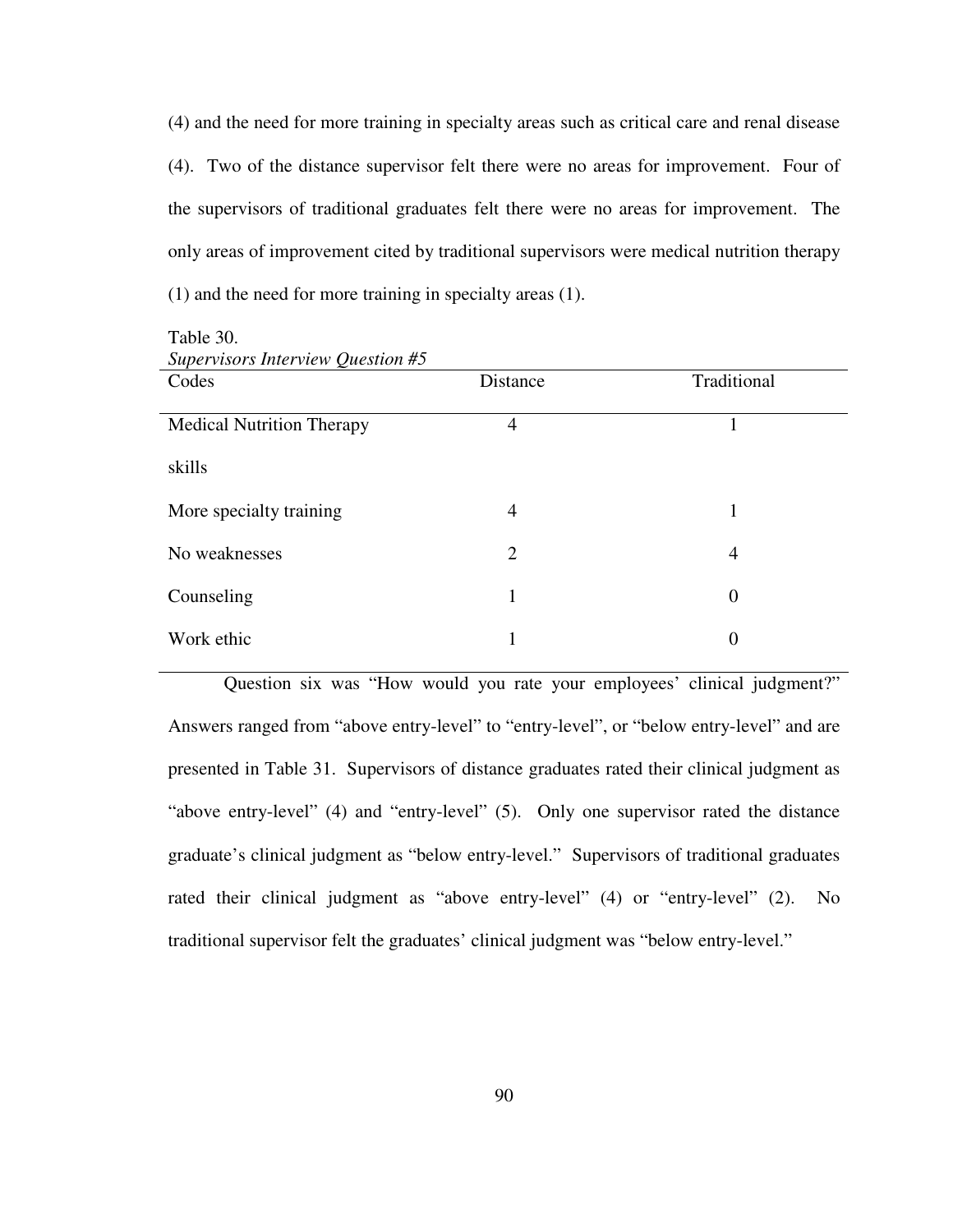(4) and the need for more training in specialty areas such as critical care and renal disease (4). Two of the distance supervisor felt there were no areas for improvement. Four of the supervisors of traditional graduates felt there were no areas for improvement. The only areas of improvement cited by traditional supervisors were medical nutrition therapy (1) and the need for more training in specialty areas (1).

Table 30.
*Supervisors Interview Question #5*

| Codes | Distance | Traditional |
|---|---|---|
| Medical Nutrition Therapy skills | 4 | 1 |
| More specialty training | 4 | 1 |
| No weaknesses | 2 | 4 |
| Counseling | 1 | 0 |
| Work ethic | 1 | 0 |

Question six was "How would you rate your employees' clinical judgment?" Answers ranged from "above entry-level" to "entry-level", or "below entry-level" and are presented in Table 31. Supervisors of distance graduates rated their clinical judgment as "above entry-level" (4) and "entry-level" (5). Only one supervisor rated the distance graduate's clinical judgment as "below entry-level." Supervisors of traditional graduates rated their clinical judgment as "above entry-level" (4) or "entry-level" (2). No traditional supervisor felt the graduates' clinical judgment was "below entry-level."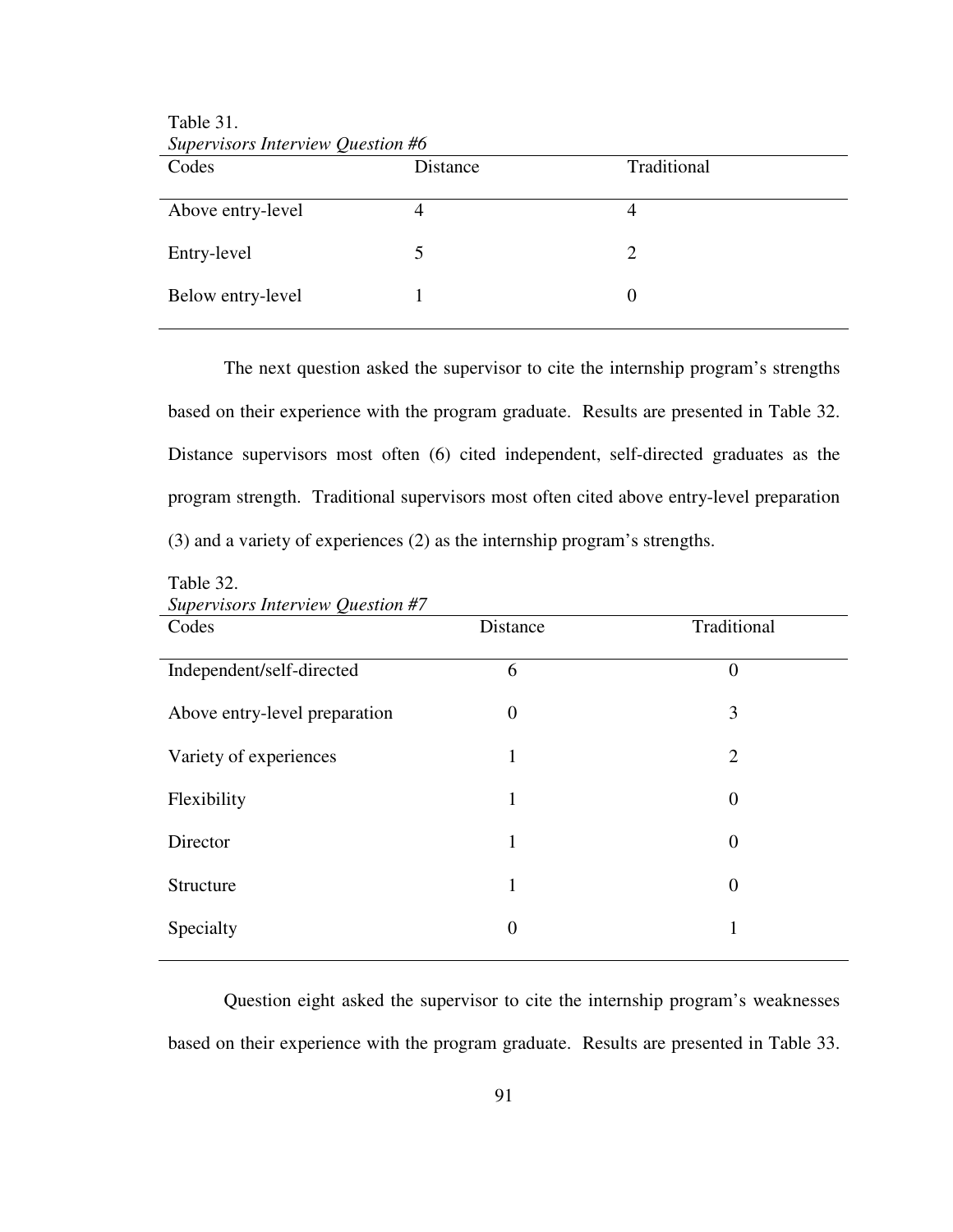Table 31.
*Supervisors Interview Question #6*

| Codes | Distance | Traditional |
|---|---|---|
| Above entry-level | 4 | 4 |
| Entry-level | 5 | 2 |
| Below entry-level | 1 | 0 |

The next question asked the supervisor to cite the internship program's strengths based on their experience with the program graduate. Results are presented in Table 32. Distance supervisors most often (6) cited independent, self-directed graduates as the program strength. Traditional supervisors most often cited above entry-level preparation (3) and a variety of experiences (2) as the internship program's strengths.

Table 32.
*Supervisors Interview Question #7*

| Codes | Distance | Traditional |
|---|---|---|
| Independent/self-directed | 6 | 0 |
| Above entry-level preparation | 0 | 3 |
| Variety of experiences | 1 | 2 |
| Flexibility | 1 | 0 |
| Director | 1 | 0 |
| Structure | 1 | 0 |
| Specialty | 0 | 1 |

Question eight asked the supervisor to cite the internship program's weaknesses based on their experience with the program graduate. Results are presented in Table 33.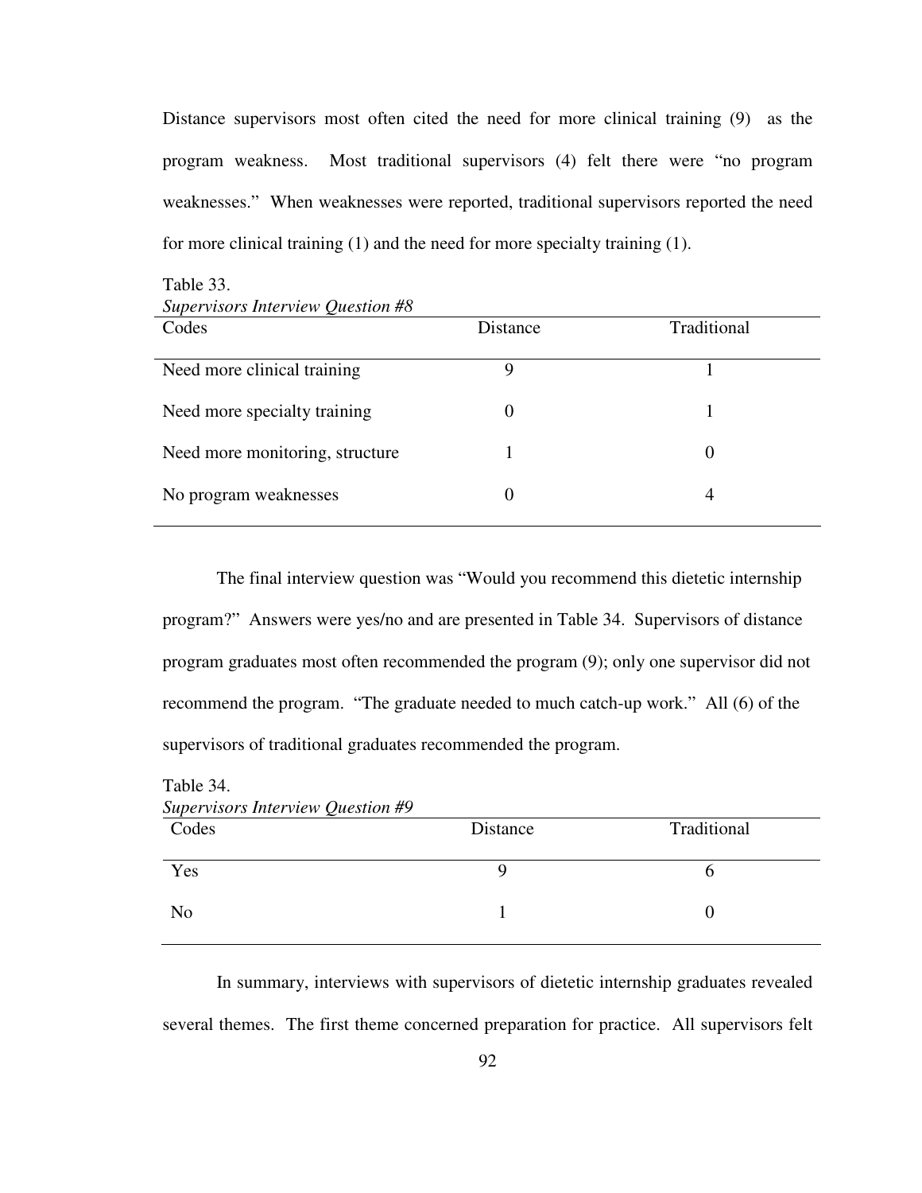Distance supervisors most often cited the need for more clinical training (9) as the program weakness. Most traditional supervisors (4) felt there were "no program weaknesses." When weaknesses were reported, traditional supervisors reported the need for more clinical training (1) and the need for more specialty training (1).

Table 33.
*Supervisors Interview Question #8*

| Codes | Distance | Traditional |
|---|---|---|
| Need more clinical training | 9 | 1 |
| Need more specialty training | 0 | 1 |
| Need more monitoring, structure | 1 | 0 |
| No program weaknesses | 0 | 4 |

The final interview question was "Would you recommend this dietetic internship program?" Answers were yes/no and are presented in Table 34. Supervisors of distance program graduates most often recommended the program (9); only one supervisor did not recommend the program. "The graduate needed to much catch-up work." All (6) of the supervisors of traditional graduates recommended the program.

Table 34.
*Supervisors Interview Question #9*

| Codes | Distance | Traditional |
|---|---|---|
| Yes | 9 | 6 |
| No | 1 | 0 |

In summary, interviews with supervisors of dietetic internship graduates revealed several themes. The first theme concerned preparation for practice. All supervisors felt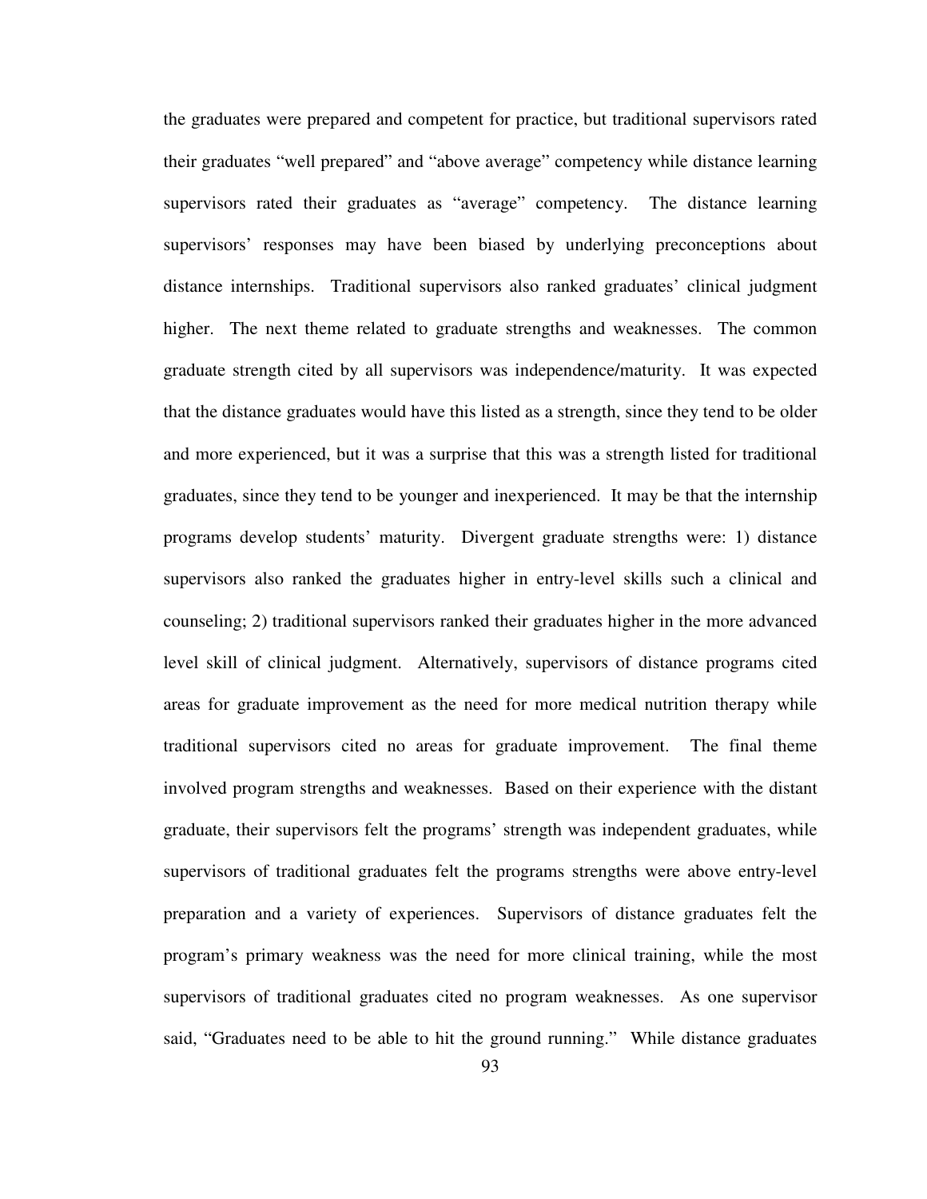the graduates were prepared and competent for practice, but traditional supervisors rated their graduates "well prepared" and "above average" competency while distance learning supervisors rated their graduates as "average" competency. The distance learning supervisors' responses may have been biased by underlying preconceptions about distance internships. Traditional supervisors also ranked graduates' clinical judgment higher. The next theme related to graduate strengths and weaknesses. The common graduate strength cited by all supervisors was independence/maturity. It was expected that the distance graduates would have this listed as a strength, since they tend to be older and more experienced, but it was a surprise that this was a strength listed for traditional graduates, since they tend to be younger and inexperienced. It may be that the internship programs develop students' maturity. Divergent graduate strengths were: 1) distance supervisors also ranked the graduates higher in entry-level skills such a clinical and counseling; 2) traditional supervisors ranked their graduates higher in the more advanced level skill of clinical judgment. Alternatively, supervisors of distance programs cited areas for graduate improvement as the need for more medical nutrition therapy while traditional supervisors cited no areas for graduate improvement. The final theme involved program strengths and weaknesses. Based on their experience with the distant graduate, their supervisors felt the programs' strength was independent graduates, while supervisors of traditional graduates felt the programs strengths were above entry-level preparation and a variety of experiences. Supervisors of distance graduates felt the program's primary weakness was the need for more clinical training, while the most supervisors of traditional graduates cited no program weaknesses. As one supervisor said, "Graduates need to be able to hit the ground running." While distance graduates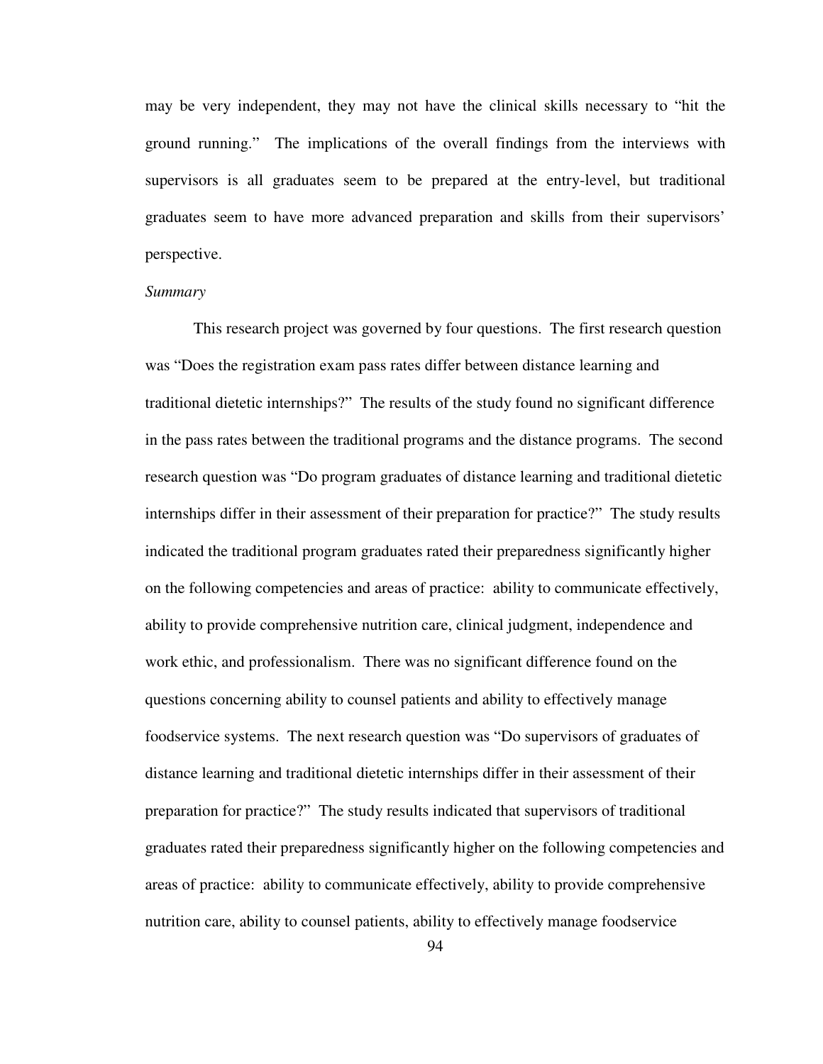may be very independent, they may not have the clinical skills necessary to "hit the ground running." The implications of the overall findings from the interviews with supervisors is all graduates seem to be prepared at the entry-level, but traditional graduates seem to have more advanced preparation and skills from their supervisors' perspective.

*Summary*

This research project was governed by four questions. The first research question was "Does the registration exam pass rates differ between distance learning and traditional dietetic internships?" The results of the study found no significant difference in the pass rates between the traditional programs and the distance programs. The second research question was "Do program graduates of distance learning and traditional dietetic internships differ in their assessment of their preparation for practice?" The study results indicated the traditional program graduates rated their preparedness significantly higher on the following competencies and areas of practice: ability to communicate effectively, ability to provide comprehensive nutrition care, clinical judgment, independence and work ethic, and professionalism. There was no significant difference found on the questions concerning ability to counsel patients and ability to effectively manage foodservice systems. The next research question was "Do supervisors of graduates of distance learning and traditional dietetic internships differ in their assessment of their preparation for practice?" The study results indicated that supervisors of traditional graduates rated their preparedness significantly higher on the following competencies and areas of practice: ability to communicate effectively, ability to provide comprehensive nutrition care, ability to counsel patients, ability to effectively manage foodservice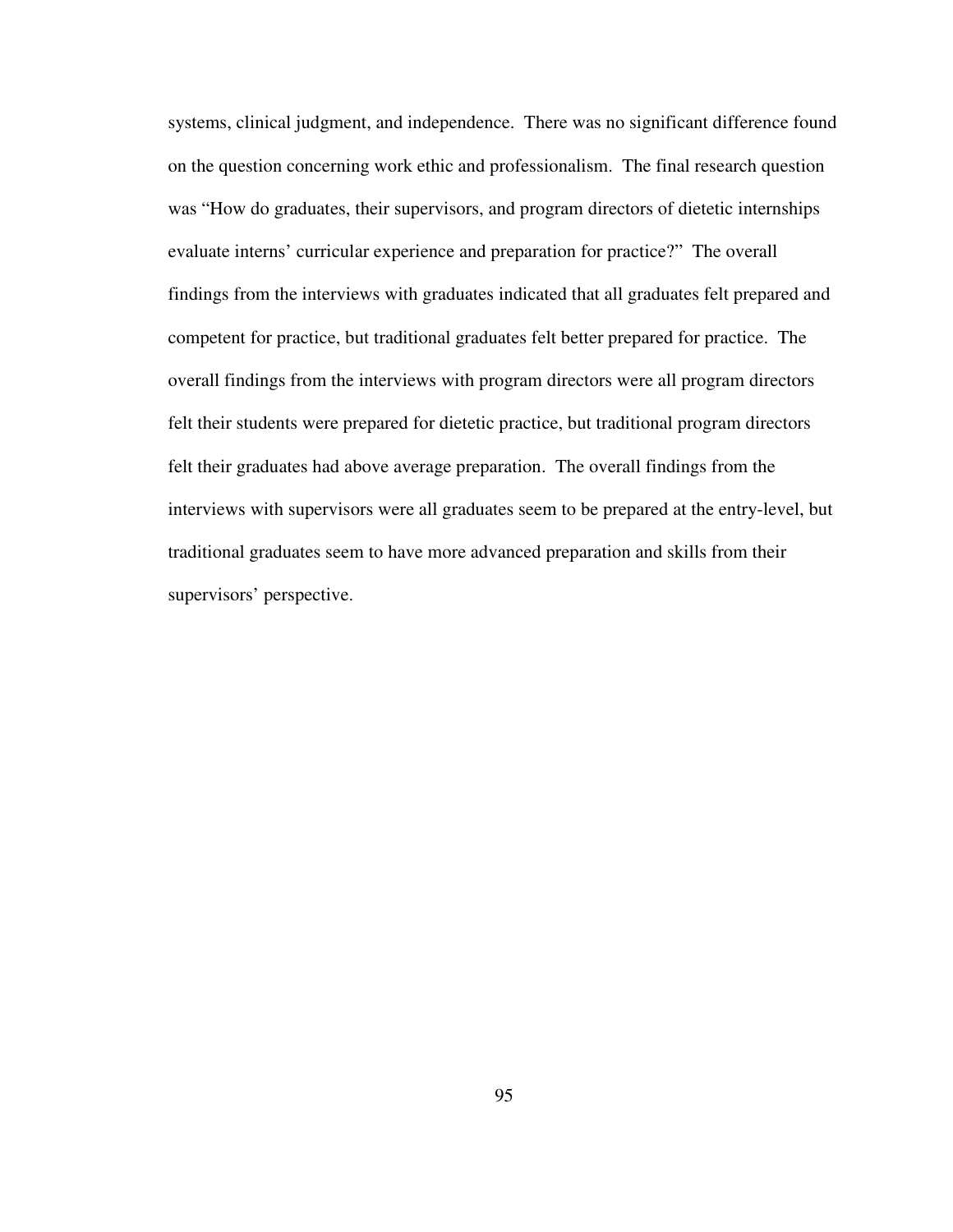systems, clinical judgment, and independence. There was no significant difference found on the question concerning work ethic and professionalism. The final research question was "How do graduates, their supervisors, and program directors of dietetic internships evaluate interns' curricular experience and preparation for practice?" The overall findings from the interviews with graduates indicated that all graduates felt prepared and competent for practice, but traditional graduates felt better prepared for practice. The overall findings from the interviews with program directors were all program directors felt their students were prepared for dietetic practice, but traditional program directors felt their graduates had above average preparation. The overall findings from the interviews with supervisors were all graduates seem to be prepared at the entry-level, but traditional graduates seem to have more advanced preparation and skills from their supervisors' perspective.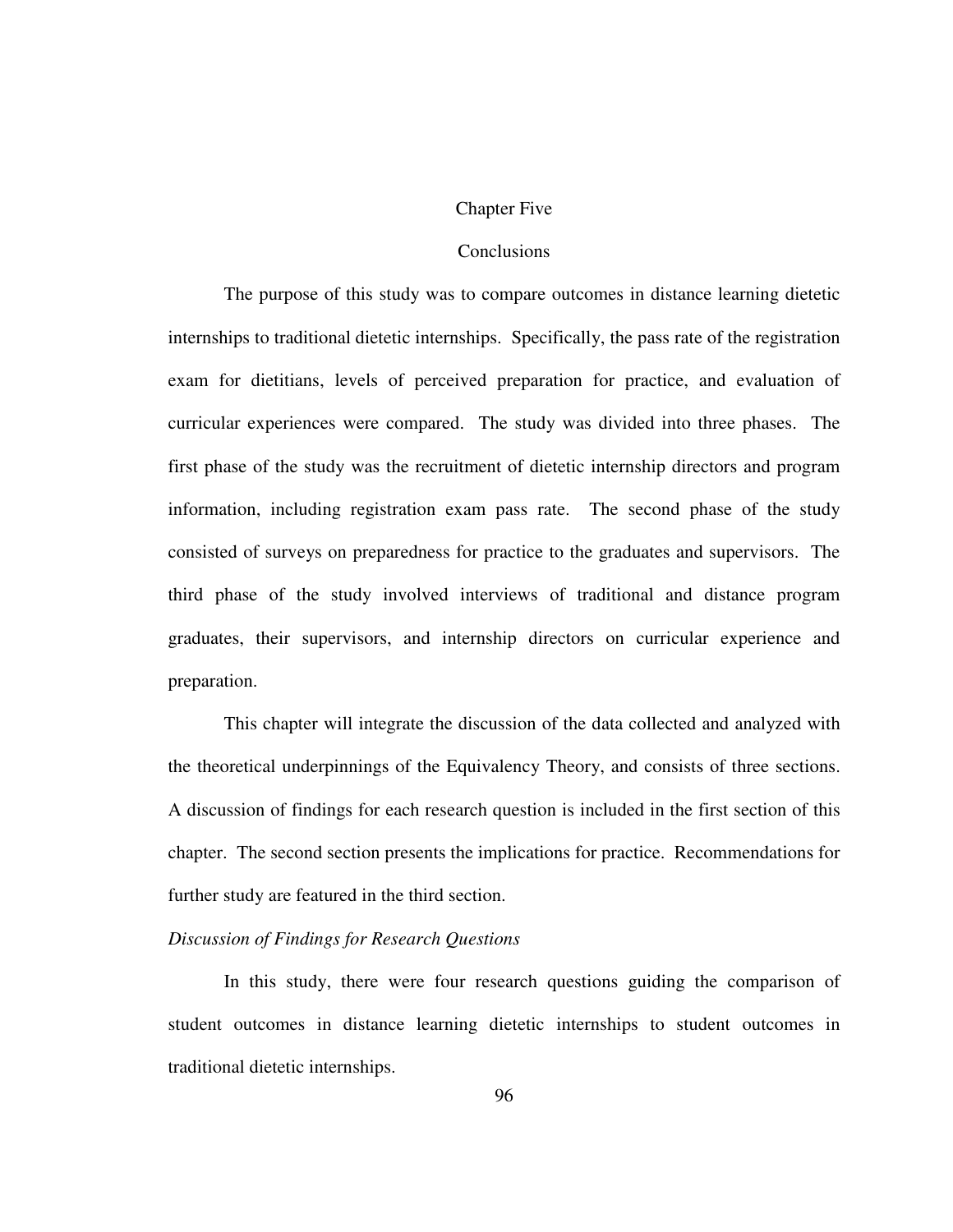# Chapter Five

## Conclusions

The purpose of this study was to compare outcomes in distance learning dietetic internships to traditional dietetic internships. Specifically, the pass rate of the registration exam for dietitians, levels of perceived preparation for practice, and evaluation of curricular experiences were compared. The study was divided into three phases. The first phase of the study was the recruitment of dietetic internship directors and program information, including registration exam pass rate. The second phase of the study consisted of surveys on preparedness for practice to the graduates and supervisors. The third phase of the study involved interviews of traditional and distance program graduates, their supervisors, and internship directors on curricular experience and preparation.

This chapter will integrate the discussion of the data collected and analyzed with the theoretical underpinnings of the Equivalency Theory, and consists of three sections. A discussion of findings for each research question is included in the first section of this chapter. The second section presents the implications for practice. Recommendations for further study are featured in the third section.

### *Discussion of Findings for Research Questions*

In this study, there were four research questions guiding the comparison of student outcomes in distance learning dietetic internships to student outcomes in traditional dietetic internships.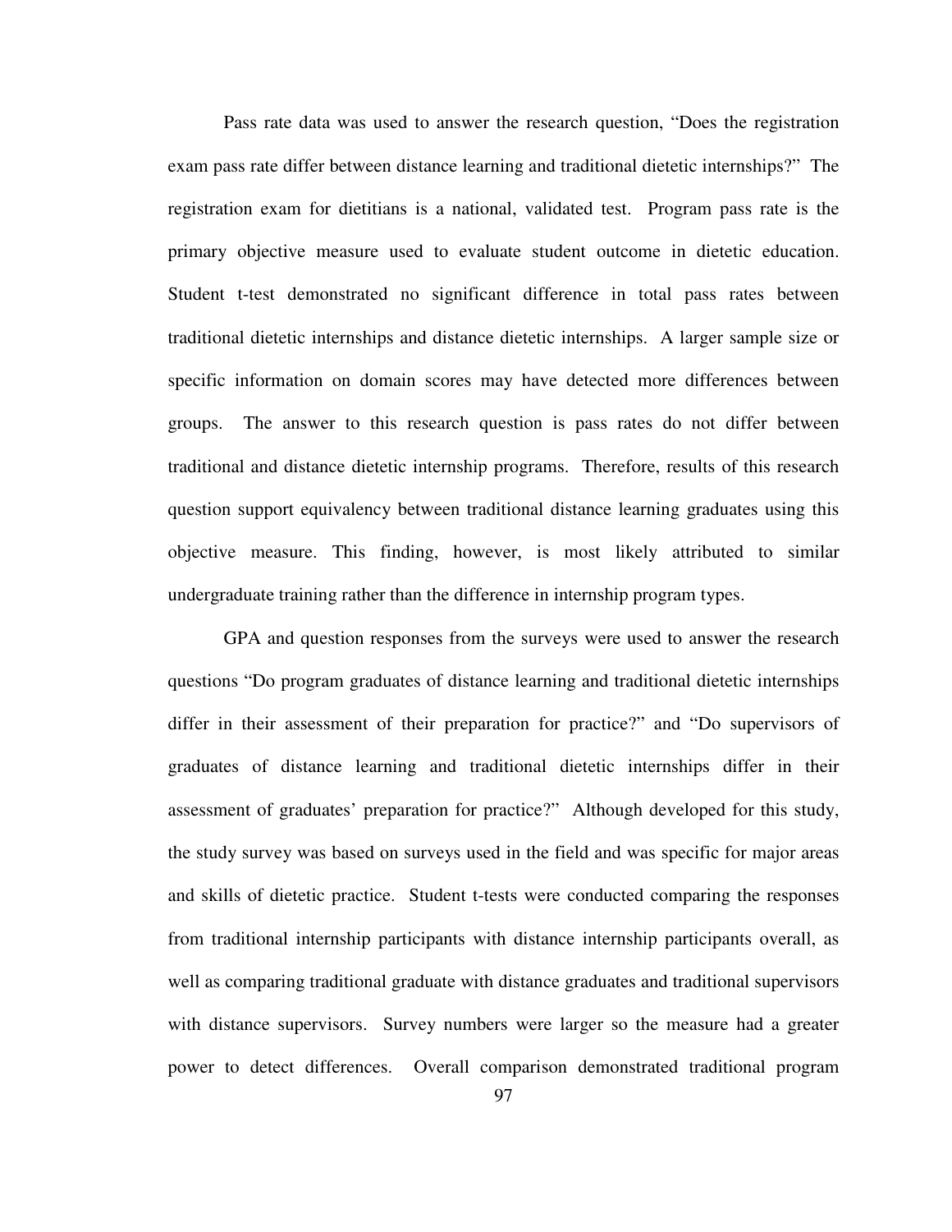Pass rate data was used to answer the research question, "Does the registration exam pass rate differ between distance learning and traditional dietetic internships?" The registration exam for dietitians is a national, validated test. Program pass rate is the primary objective measure used to evaluate student outcome in dietetic education. Student t-test demonstrated no significant difference in total pass rates between traditional dietetic internships and distance dietetic internships. A larger sample size or specific information on domain scores may have detected more differences between groups. The answer to this research question is pass rates do not differ between traditional and distance dietetic internship programs. Therefore, results of this research question support equivalency between traditional distance learning graduates using this objective measure. This finding, however, is most likely attributed to similar undergraduate training rather than the difference in internship program types.

GPA and question responses from the surveys were used to answer the research questions "Do program graduates of distance learning and traditional dietetic internships differ in their assessment of their preparation for practice?" and "Do supervisors of graduates of distance learning and traditional dietetic internships differ in their assessment of graduates' preparation for practice?" Although developed for this study, the study survey was based on surveys used in the field and was specific for major areas and skills of dietetic practice. Student t-tests were conducted comparing the responses from traditional internship participants with distance internship participants overall, as well as comparing traditional graduate with distance graduates and traditional supervisors with distance supervisors. Survey numbers were larger so the measure had a greater power to detect differences. Overall comparison demonstrated traditional program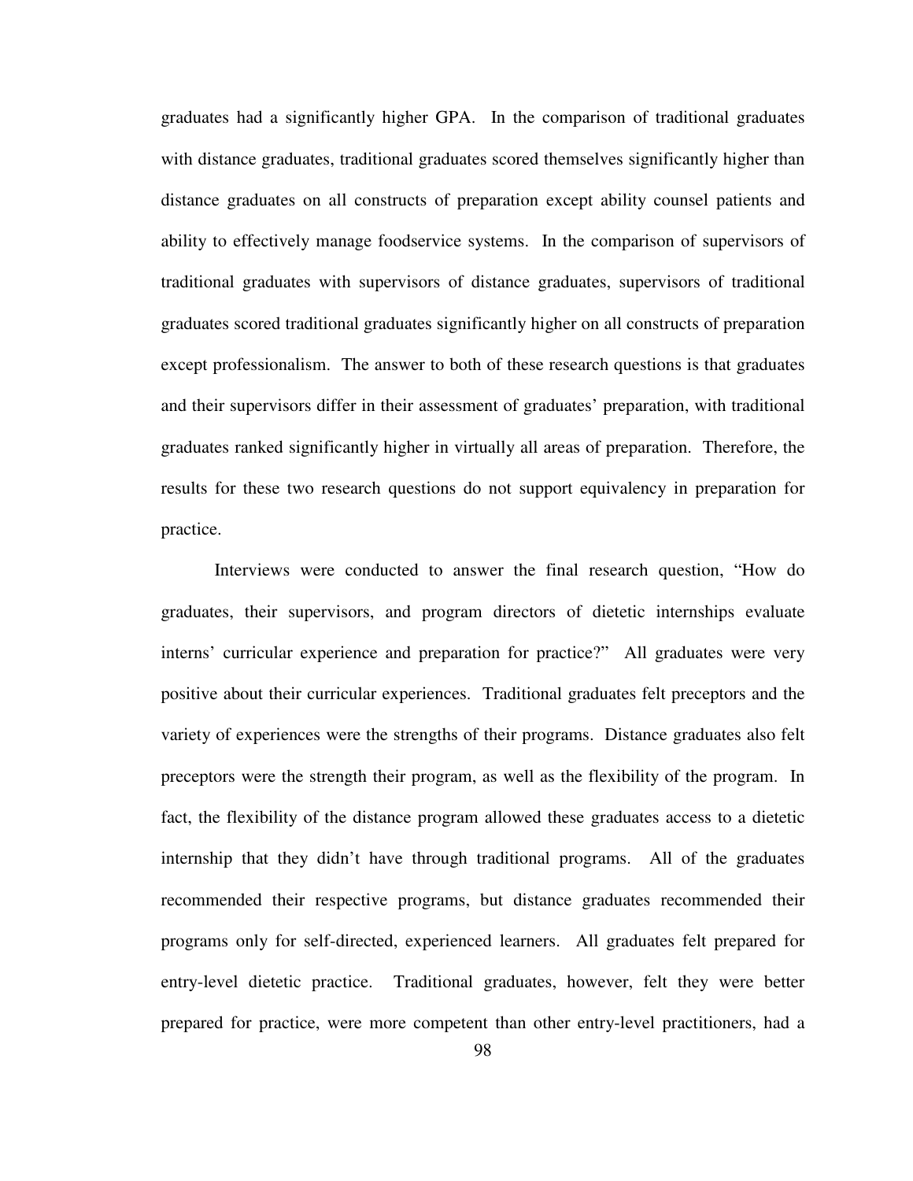graduates had a significantly higher GPA. In the comparison of traditional graduates with distance graduates, traditional graduates scored themselves significantly higher than distance graduates on all constructs of preparation except ability counsel patients and ability to effectively manage foodservice systems. In the comparison of supervisors of traditional graduates with supervisors of distance graduates, supervisors of traditional graduates scored traditional graduates significantly higher on all constructs of preparation except professionalism. The answer to both of these research questions is that graduates and their supervisors differ in their assessment of graduates' preparation, with traditional graduates ranked significantly higher in virtually all areas of preparation. Therefore, the results for these two research questions do not support equivalency in preparation for practice.

Interviews were conducted to answer the final research question, "How do graduates, their supervisors, and program directors of dietetic internships evaluate interns' curricular experience and preparation for practice?" All graduates were very positive about their curricular experiences. Traditional graduates felt preceptors and the variety of experiences were the strengths of their programs. Distance graduates also felt preceptors were the strength their program, as well as the flexibility of the program. In fact, the flexibility of the distance program allowed these graduates access to a dietetic internship that they didn't have through traditional programs. All of the graduates recommended their respective programs, but distance graduates recommended their programs only for self-directed, experienced learners. All graduates felt prepared for entry-level dietetic practice. Traditional graduates, however, felt they were better prepared for practice, were more competent than other entry-level practitioners, had a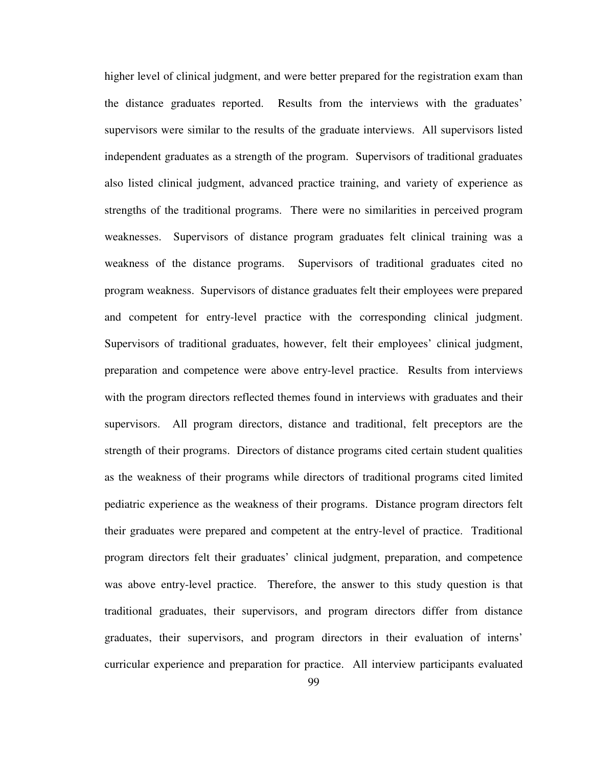higher level of clinical judgment, and were better prepared for the registration exam than the distance graduates reported. Results from the interviews with the graduates' supervisors were similar to the results of the graduate interviews. All supervisors listed independent graduates as a strength of the program. Supervisors of traditional graduates also listed clinical judgment, advanced practice training, and variety of experience as strengths of the traditional programs. There were no similarities in perceived program weaknesses. Supervisors of distance program graduates felt clinical training was a weakness of the distance programs. Supervisors of traditional graduates cited no program weakness. Supervisors of distance graduates felt their employees were prepared and competent for entry-level practice with the corresponding clinical judgment. Supervisors of traditional graduates, however, felt their employees' clinical judgment, preparation and competence were above entry-level practice. Results from interviews with the program directors reflected themes found in interviews with graduates and their supervisors. All program directors, distance and traditional, felt preceptors are the strength of their programs. Directors of distance programs cited certain student qualities as the weakness of their programs while directors of traditional programs cited limited pediatric experience as the weakness of their programs. Distance program directors felt their graduates were prepared and competent at the entry-level of practice. Traditional program directors felt their graduates' clinical judgment, preparation, and competence was above entry-level practice. Therefore, the answer to this study question is that traditional graduates, their supervisors, and program directors differ from distance graduates, their supervisors, and program directors in their evaluation of interns' curricular experience and preparation for practice. All interview participants evaluated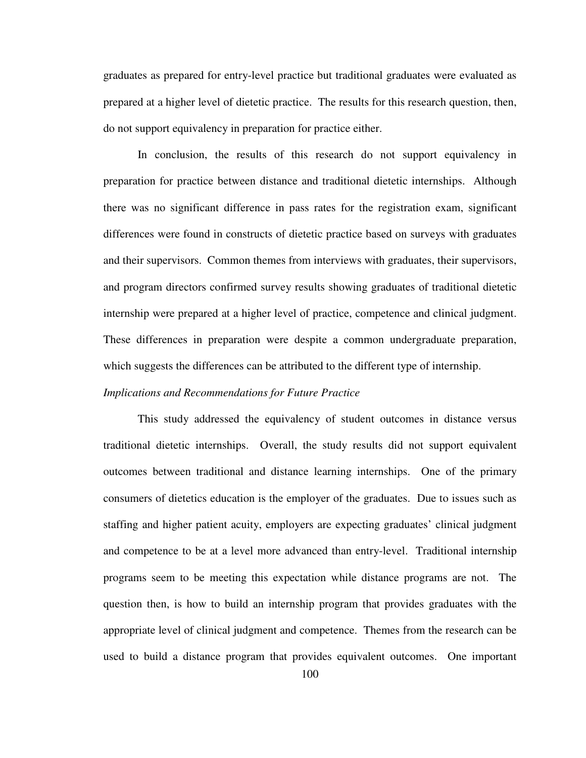graduates as prepared for entry-level practice but traditional graduates were evaluated as prepared at a higher level of dietetic practice. The results for this research question, then, do not support equivalency in preparation for practice either.

In conclusion, the results of this research do not support equivalency in preparation for practice between distance and traditional dietetic internships. Although there was no significant difference in pass rates for the registration exam, significant differences were found in constructs of dietetic practice based on surveys with graduates and their supervisors. Common themes from interviews with graduates, their supervisors, and program directors confirmed survey results showing graduates of traditional dietetic internship were prepared at a higher level of practice, competence and clinical judgment. These differences in preparation were despite a common undergraduate preparation, which suggests the differences can be attributed to the different type of internship.

*Implications and Recommendations for Future Practice*

This study addressed the equivalency of student outcomes in distance versus traditional dietetic internships. Overall, the study results did not support equivalent outcomes between traditional and distance learning internships. One of the primary consumers of dietetics education is the employer of the graduates. Due to issues such as staffing and higher patient acuity, employers are expecting graduates' clinical judgment and competence to be at a level more advanced than entry-level. Traditional internship programs seem to be meeting this expectation while distance programs are not. The question then, is how to build an internship program that provides graduates with the appropriate level of clinical judgment and competence. Themes from the research can be used to build a distance program that provides equivalent outcomes. One important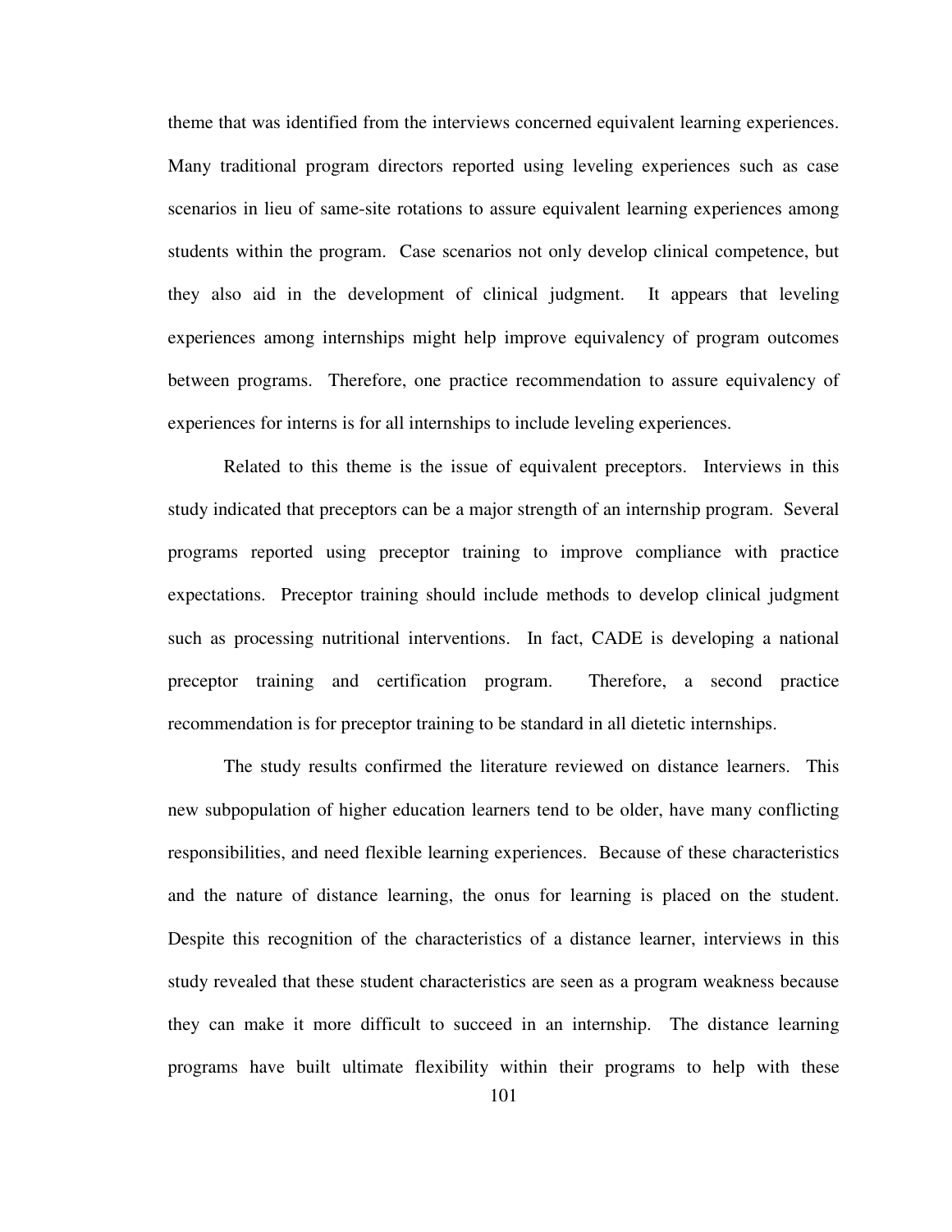theme that was identified from the interviews concerned equivalent learning experiences. Many traditional program directors reported using leveling experiences such as case scenarios in lieu of same-site rotations to assure equivalent learning experiences among students within the program. Case scenarios not only develop clinical competence, but they also aid in the development of clinical judgment. It appears that leveling experiences among internships might help improve equivalency of program outcomes between programs. Therefore, one practice recommendation to assure equivalency of experiences for interns is for all internships to include leveling experiences.

Related to this theme is the issue of equivalent preceptors. Interviews in this study indicated that preceptors can be a major strength of an internship program. Several programs reported using preceptor training to improve compliance with practice expectations. Preceptor training should include methods to develop clinical judgment such as processing nutritional interventions. In fact, CADE is developing a national preceptor training and certification program. Therefore, a second practice recommendation is for preceptor training to be standard in all dietetic internships.

The study results confirmed the literature reviewed on distance learners. This new subpopulation of higher education learners tend to be older, have many conflicting responsibilities, and need flexible learning experiences. Because of these characteristics and the nature of distance learning, the onus for learning is placed on the student. Despite this recognition of the characteristics of a distance learner, interviews in this study revealed that these student characteristics are seen as a program weakness because they can make it more difficult to succeed in an internship. The distance learning programs have built ultimate flexibility within their programs to help with these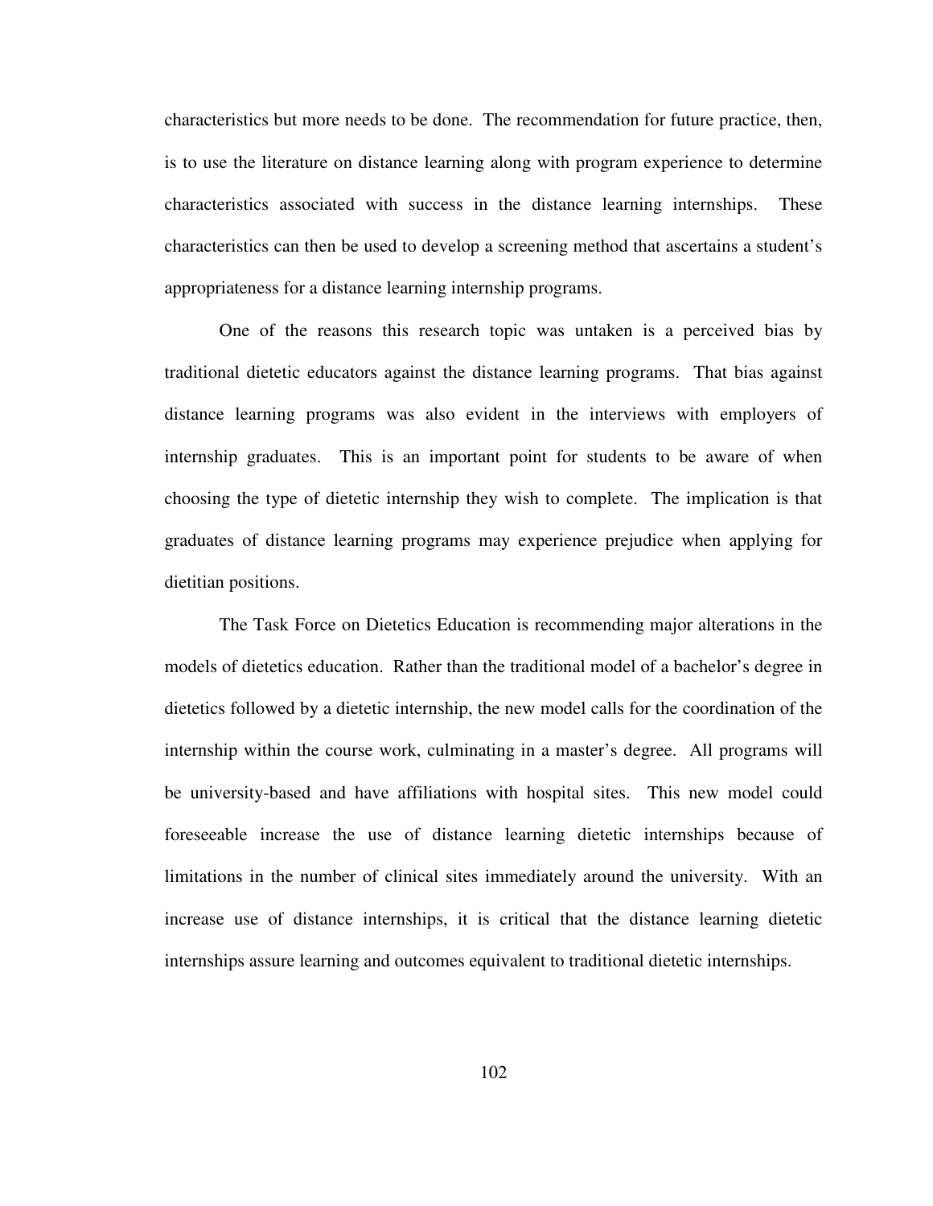characteristics but more needs to be done. The recommendation for future practice, then, is to use the literature on distance learning along with program experience to determine characteristics associated with success in the distance learning internships. These characteristics can then be used to develop a screening method that ascertains a student's appropriateness for a distance learning internship programs.

One of the reasons this research topic was untaken is a perceived bias by traditional dietetic educators against the distance learning programs. That bias against distance learning programs was also evident in the interviews with employers of internship graduates. This is an important point for students to be aware of when choosing the type of dietetic internship they wish to complete. The implication is that graduates of distance learning programs may experience prejudice when applying for dietitian positions.

The Task Force on Dietetics Education is recommending major alterations in the models of dietetics education. Rather than the traditional model of a bachelor's degree in dietetics followed by a dietetic internship, the new model calls for the coordination of the internship within the course work, culminating in a master's degree. All programs will be university-based and have affiliations with hospital sites. This new model could foreseeable increase the use of distance learning dietetic internships because of limitations in the number of clinical sites immediately around the university. With an increase use of distance internships, it is critical that the distance learning dietetic internships assure learning and outcomes equivalent to traditional dietetic internships.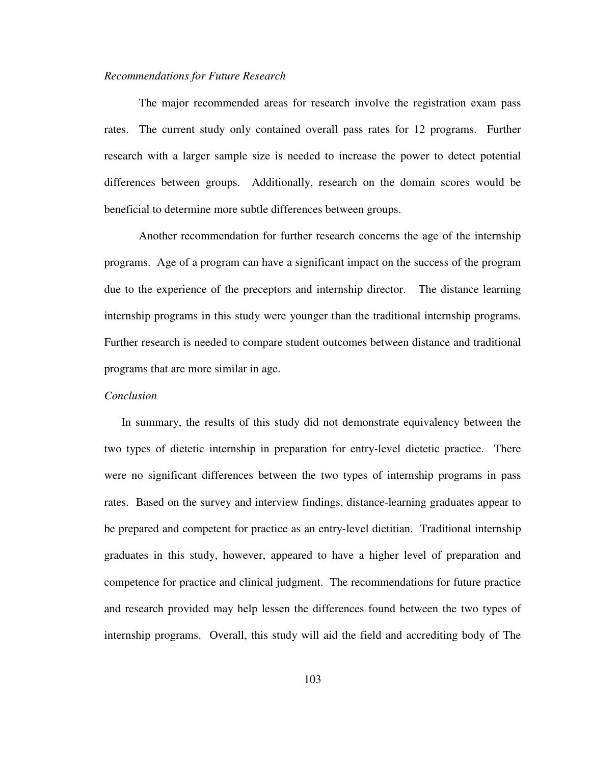*Recommendations for Future Research*

The major recommended areas for research involve the registration exam pass rates. The current study only contained overall pass rates for 12 programs. Further research with a larger sample size is needed to increase the power to detect potential differences between groups. Additionally, research on the domain scores would be beneficial to determine more subtle differences between groups.

Another recommendation for further research concerns the age of the internship programs. Age of a program can have a significant impact on the success of the program due to the experience of the preceptors and internship director. The distance learning internship programs in this study were younger than the traditional internship programs. Further research is needed to compare student outcomes between distance and traditional programs that are more similar in age.

*Conclusion*

In summary, the results of this study did not demonstrate equivalency between the two types of dietetic internship in preparation for entry-level dietetic practice. There were no significant differences between the two types of internship programs in pass rates. Based on the survey and interview findings, distance-learning graduates appear to be prepared and competent for practice as an entry-level dietitian. Traditional internship graduates in this study, however, appeared to have a higher level of preparation and competence for practice and clinical judgment. The recommendations for future practice and research provided may help lessen the differences found between the two types of internship programs. Overall, this study will aid the field and accrediting body of The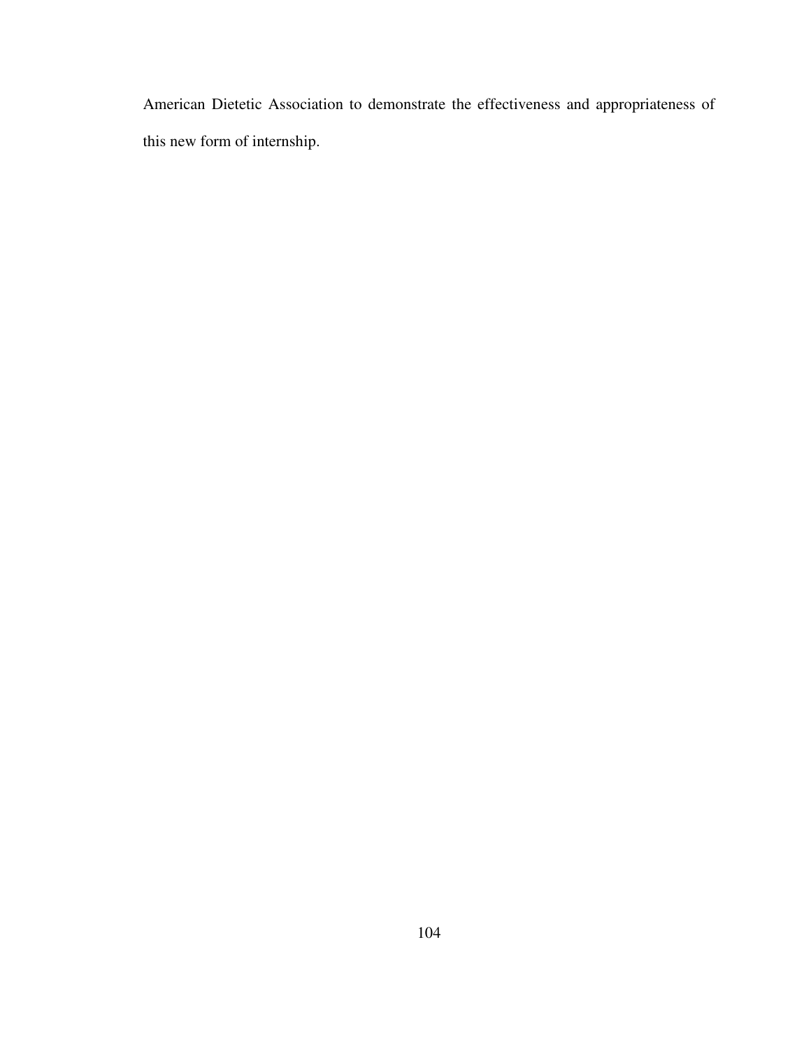American Dietetic Association to demonstrate the effectiveness and appropriateness of this new form of internship.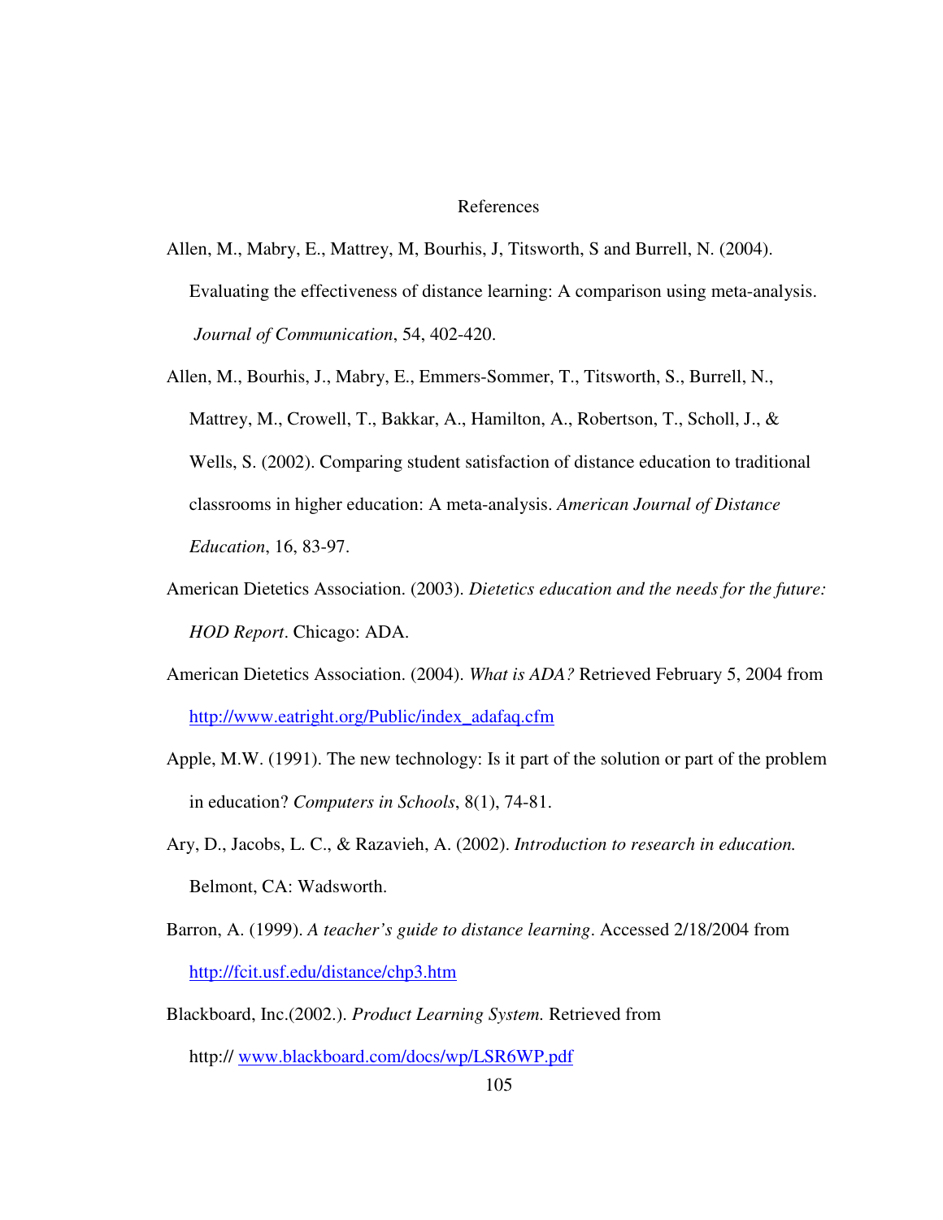# References

Allen, M., Mabry, E., Mattrey, M, Bourhis, J, Titsworth, S and Burrell, N. (2004). Evaluating the effectiveness of distance learning: A comparison using meta-analysis. *Journal of Communication*, 54, 402-420.

Allen, M., Bourhis, J., Mabry, E., Emmers-Sommer, T., Titsworth, S., Burrell, N., Mattrey, M., Crowell, T., Bakkar, A., Hamilton, A., Robertson, T., Scholl, J., & Wells, S. (2002). Comparing student satisfaction of distance education to traditional classrooms in higher education: A meta-analysis. *American Journal of Distance Education*, 16, 83-97.

American Dietetics Association. (2003). *Dietetics education and the needs for the future: HOD Report*. Chicago: ADA.

American Dietetics Association. (2004). *What is ADA?* Retrieved February 5, 2004 from http://www.eatright.org/Public/index_adafaq.cfm

Apple, M.W. (1991). The new technology: Is it part of the solution or part of the problem in education? *Computers in Schools*, 8(1), 74-81.

Ary, D., Jacobs, L. C., & Razavieh, A. (2002). *Introduction to research in education.* Belmont, CA: Wadsworth.

Barron, A. (1999). *A teacher's guide to distance learning*. Accessed 2/18/2004 from http://fcit.usf.edu/distance/chp3.htm

Blackboard, Inc.(2002.). *Product Learning System.* Retrieved from http:// www.blackboard.com/docs/wp/LSR6WP.pdf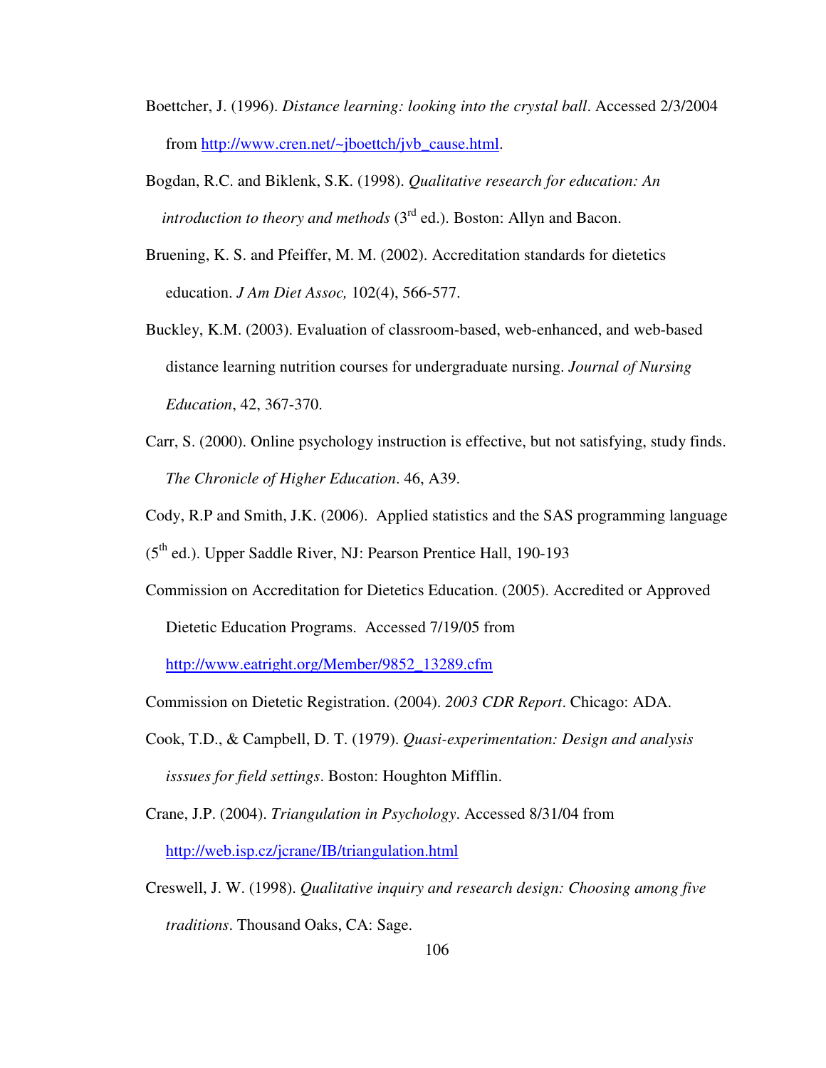Boettcher, J. (1996). *Distance learning: looking into the crystal ball*. Accessed 2/3/2004 from http://www.cren.net/~jboettch/jvb_cause.html.

Bogdan, R.C. and Biklenk, S.K. (1998). *Qualitative research for education: An introduction to theory and methods* (3rd ed.). Boston: Allyn and Bacon.

Bruening, K. S. and Pfeiffer, M. M. (2002). Accreditation standards for dietetics education. *J Am Diet Assoc,* 102(4), 566-577.

Buckley, K.M. (2003). Evaluation of classroom-based, web-enhanced, and web-based distance learning nutrition courses for undergraduate nursing. *Journal of Nursing Education*, 42, 367-370.

Carr, S. (2000). Online psychology instruction is effective, but not satisfying, study finds. *The Chronicle of Higher Education*. 46, A39.

Cody, R.P and Smith, J.K. (2006). Applied statistics and the SAS programming language (5th ed.). Upper Saddle River, NJ: Pearson Prentice Hall, 190-193

Commission on Accreditation for Dietetics Education. (2005). Accredited or Approved Dietetic Education Programs. Accessed 7/19/05 from http://www.eatright.org/Member/9852_13289.cfm

Commission on Dietetic Registration. (2004). *2003 CDR Report*. Chicago: ADA.

Cook, T.D., & Campbell, D. T. (1979). *Quasi-experimentation: Design and analysis isssues for field settings*. Boston: Houghton Mifflin.

Crane, J.P. (2004). *Triangulation in Psychology*. Accessed 8/31/04 from http://web.isp.cz/jcrane/IB/triangulation.html

Creswell, J. W. (1998). *Qualitative inquiry and research design: Choosing among five traditions*. Thousand Oaks, CA: Sage.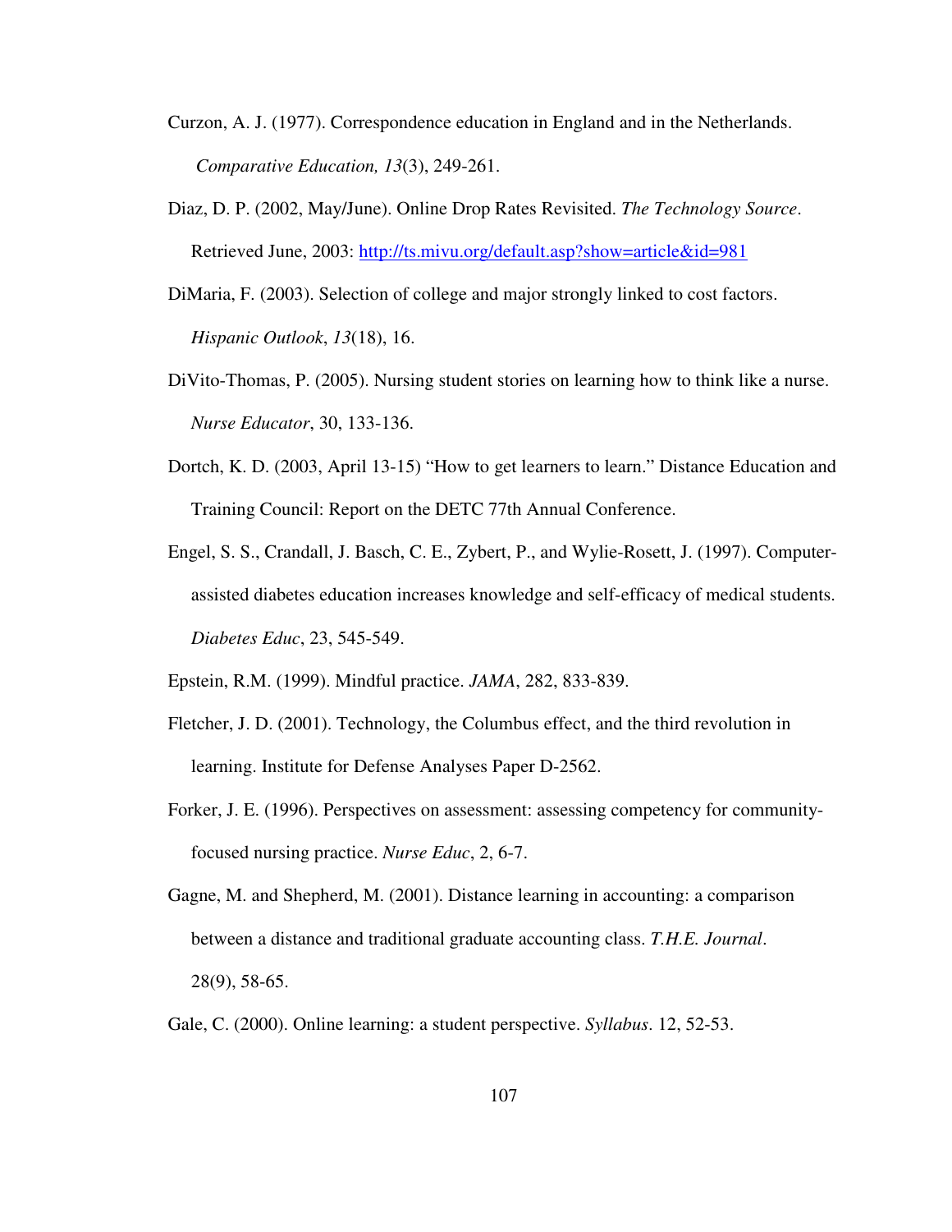Curzon, A. J. (1977). Correspondence education in England and in the Netherlands. *Comparative Education, 13*(3), 249-261.

Diaz, D. P. (2002, May/June). Online Drop Rates Revisited. *The Technology Source*. Retrieved June, 2003: http://ts.mivu.org/default.asp?show=article&id=981

DiMaria, F. (2003). Selection of college and major strongly linked to cost factors. *Hispanic Outlook*, *13*(18), 16.

DiVito-Thomas, P. (2005). Nursing student stories on learning how to think like a nurse. *Nurse Educator*, 30, 133-136.

Dortch, K. D. (2003, April 13-15) "How to get learners to learn." Distance Education and Training Council: Report on the DETC 77th Annual Conference.

Engel, S. S., Crandall, J. Basch, C. E., Zybert, P., and Wylie-Rosett, J. (1997). Computer-assisted diabetes education increases knowledge and self-efficacy of medical students. *Diabetes Educ*, 23, 545-549.

Epstein, R.M. (1999). Mindful practice. *JAMA*, 282, 833-839.

Fletcher, J. D. (2001). Technology, the Columbus effect, and the third revolution in learning. Institute for Defense Analyses Paper D-2562.

Forker, J. E. (1996). Perspectives on assessment: assessing competency for community-focused nursing practice. *Nurse Educ*, 2, 6-7.

Gagne, M. and Shepherd, M. (2001). Distance learning in accounting: a comparison between a distance and traditional graduate accounting class. *T.H.E. Journal*. 28(9), 58-65.

Gale, C. (2000). Online learning: a student perspective. *Syllabus*. 12, 52-53.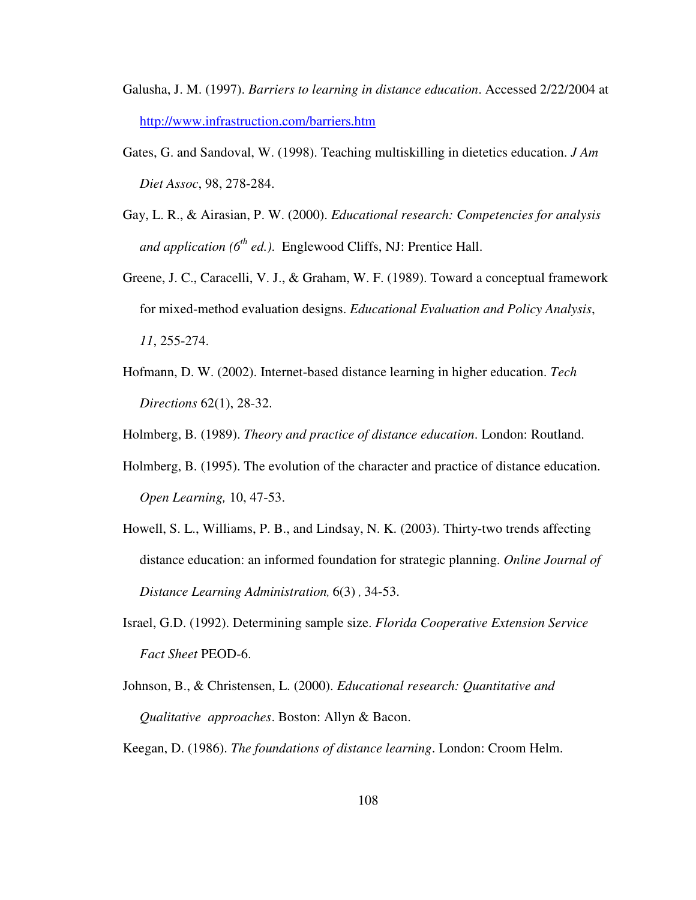Galusha, J. M. (1997). *Barriers to learning in distance education*. Accessed 2/22/2004 at http://www.infrastruction.com/barriers.htm

Gates, G. and Sandoval, W. (1998). Teaching multiskilling in dietetics education. *J Am Diet Assoc*, 98, 278-284.

Gay, L. R., & Airasian, P. W. (2000). *Educational research: Competencies for analysis and application (6th ed.).* Englewood Cliffs, NJ: Prentice Hall.

Greene, J. C., Caracelli, V. J., & Graham, W. F. (1989). Toward a conceptual framework for mixed-method evaluation designs. *Educational Evaluation and Policy Analysis*, *11*, 255-274.

Hofmann, D. W. (2002). Internet-based distance learning in higher education. *Tech Directions* 62(1), 28-32.

Holmberg, B. (1989). *Theory and practice of distance education*. London: Routland.

Holmberg, B. (1995). The evolution of the character and practice of distance education. *Open Learning,* 10, 47-53.

Howell, S. L., Williams, P. B., and Lindsay, N. K. (2003). Thirty-two trends affecting distance education: an informed foundation for strategic planning. *Online Journal of Distance Learning Administration,* 6(3) *,* 34-53.

Israel, G.D. (1992). Determining sample size. *Florida Cooperative Extension Service Fact Sheet* PEOD-6.

Johnson, B., & Christensen, L. (2000). *Educational research: Quantitative and Qualitative approaches*. Boston: Allyn & Bacon.

Keegan, D. (1986). *The foundations of distance learning*. London: Croom Helm.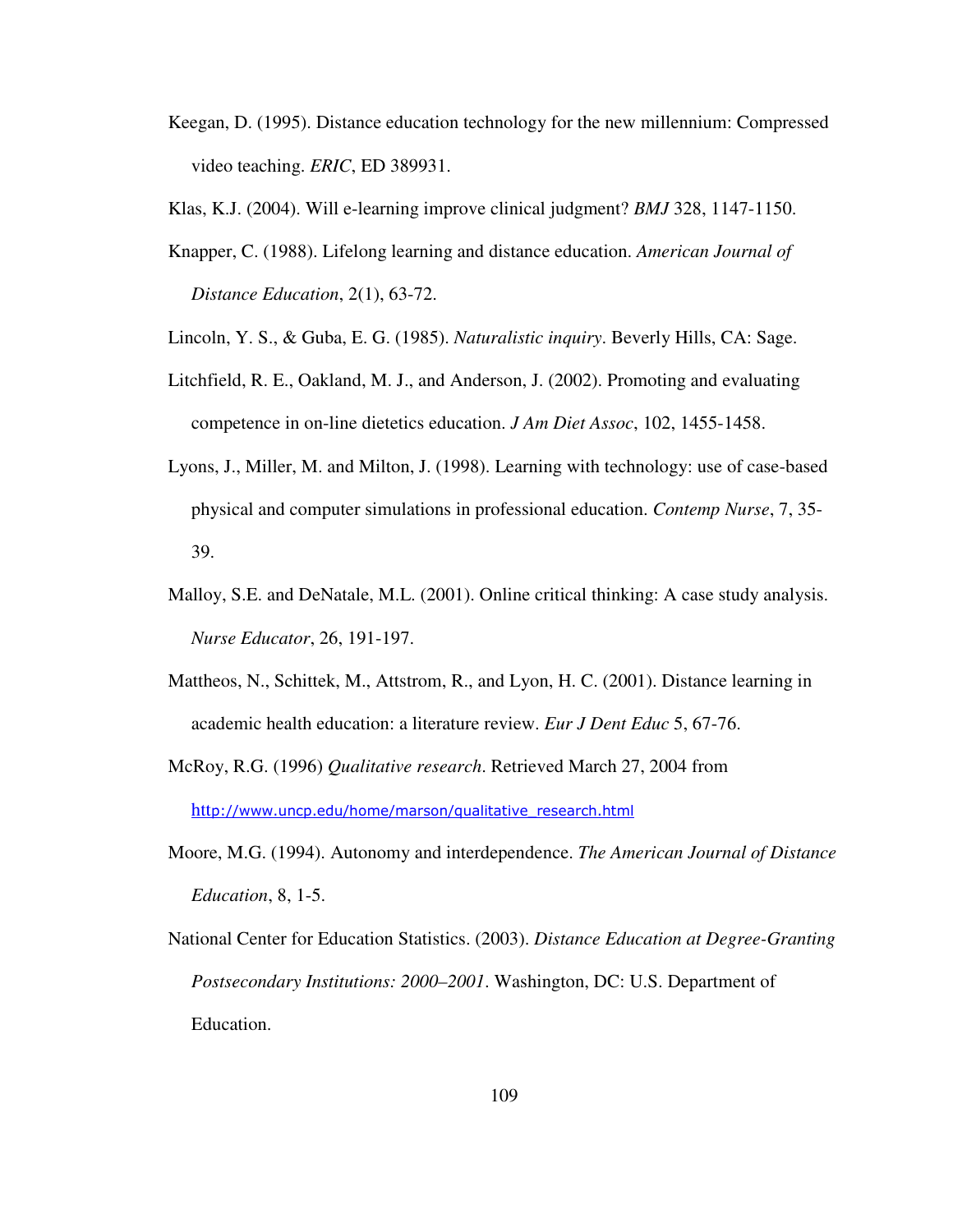Keegan, D. (1995). Distance education technology for the new millennium: Compressed video teaching. *ERIC*, ED 389931.

Klas, K.J. (2004). Will e-learning improve clinical judgment? *BMJ* 328, 1147-1150.

Knapper, C. (1988). Lifelong learning and distance education. *American Journal of Distance Education*, 2(1), 63-72.

Lincoln, Y. S., & Guba, E. G. (1985). *Naturalistic inquiry*. Beverly Hills, CA: Sage.

Litchfield, R. E., Oakland, M. J., and Anderson, J. (2002). Promoting and evaluating competence in on-line dietetics education. *J Am Diet Assoc*, 102, 1455-1458.

Lyons, J., Miller, M. and Milton, J. (1998). Learning with technology: use of case-based physical and computer simulations in professional education. *Contemp Nurse*, 7, 35-39.

Malloy, S.E. and DeNatale, M.L. (2001). Online critical thinking: A case study analysis. *Nurse Educator*, 26, 191-197.

Mattheos, N., Schittek, M., Attstrom, R., and Lyon, H. C. (2001). Distance learning in academic health education: a literature review. *Eur J Dent Educ* 5, 67-76.

McRoy, R.G. (1996) *Qualitative research*. Retrieved March 27, 2004 from http://www.uncp.edu/home/marson/qualitative_research.html

Moore, M.G. (1994). Autonomy and interdependence. *The American Journal of Distance Education*, 8, 1-5.

National Center for Education Statistics. (2003). *Distance Education at Degree-Granting Postsecondary Institutions: 2000–2001*. Washington, DC: U.S. Department of Education.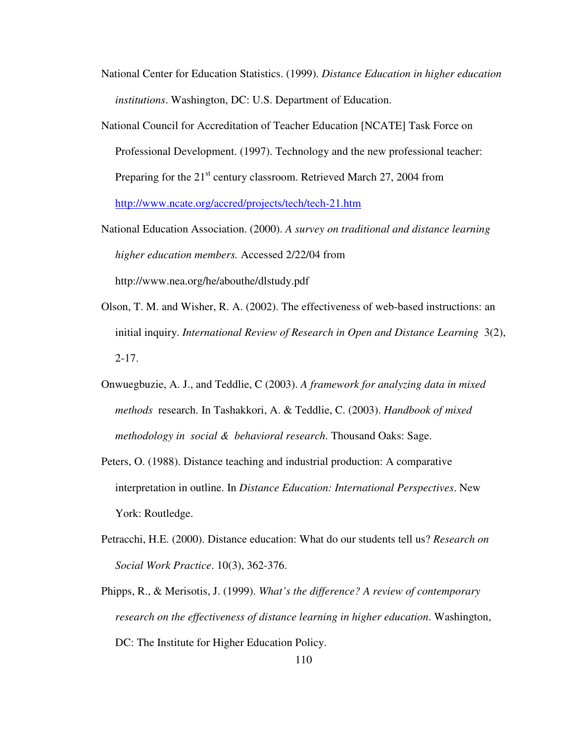National Center for Education Statistics. (1999). *Distance Education in higher education institutions*. Washington, DC: U.S. Department of Education.

National Council for Accreditation of Teacher Education [NCATE] Task Force on Professional Development. (1997). Technology and the new professional teacher: Preparing for the 21st century classroom. Retrieved March 27, 2004 from http://www.ncate.org/accred/projects/tech/tech-21.htm

National Education Association. (2000). *A survey on traditional and distance learning higher education members.* Accessed 2/22/04 from http://www.nea.org/he/abouthe/dlstudy.pdf

Olson, T. M. and Wisher, R. A. (2002). The effectiveness of web-based instructions: an initial inquiry. *International Review of Research in Open and Distance Learning* 3(2), 2-17.

Onwuegbuzie, A. J., and Teddlie, C (2003). *A framework for analyzing data in mixed methods* research. In Tashakkori, A. & Teddlie, C. (2003). *Handbook of mixed methodology in social & behavioral research*. Thousand Oaks: Sage.

Peters, O. (1988). Distance teaching and industrial production: A comparative interpretation in outline. In *Distance Education: International Perspectives*. New York: Routledge.

Petracchi, H.E. (2000). Distance education: What do our students tell us? *Research on Social Work Practice*. 10(3), 362-376.

Phipps, R., & Merisotis, J. (1999). *What's the difference? A review of contemporary research on the effectiveness of distance learning in higher education*. Washington, DC: The Institute for Higher Education Policy.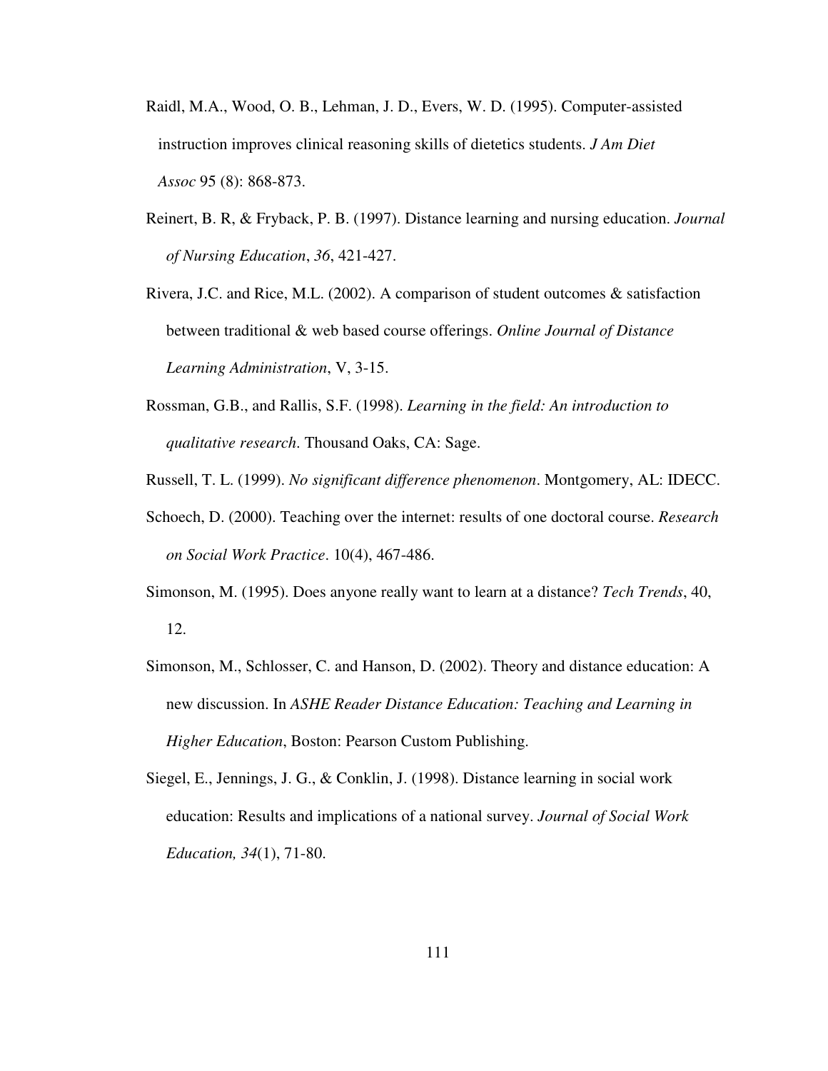Raidl, M.A., Wood, O. B., Lehman, J. D., Evers, W. D. (1995). Computer-assisted instruction improves clinical reasoning skills of dietetics students. *J Am Diet Assoc* 95 (8): 868-873.

Reinert, B. R, & Fryback, P. B. (1997). Distance learning and nursing education. *Journal of Nursing Education*, *36*, 421-427.

Rivera, J.C. and Rice, M.L. (2002). A comparison of student outcomes & satisfaction between traditional & web based course offerings. *Online Journal of Distance Learning Administration*, V, 3-15.

Rossman, G.B., and Rallis, S.F. (1998). *Learning in the field: An introduction to qualitative research*. Thousand Oaks, CA: Sage.

Russell, T. L. (1999). *No significant difference phenomenon*. Montgomery, AL: IDECC.

Schoech, D. (2000). Teaching over the internet: results of one doctoral course. *Research on Social Work Practice*. 10(4), 467-486.

Simonson, M. (1995). Does anyone really want to learn at a distance? *Tech Trends*, 40, 12.

Simonson, M., Schlosser, C. and Hanson, D. (2002). Theory and distance education: A new discussion. In *ASHE Reader Distance Education: Teaching and Learning in Higher Education*, Boston: Pearson Custom Publishing.

Siegel, E., Jennings, J. G., & Conklin, J. (1998). Distance learning in social work education: Results and implications of a national survey. *Journal of Social Work Education, 34*(1), 71-80.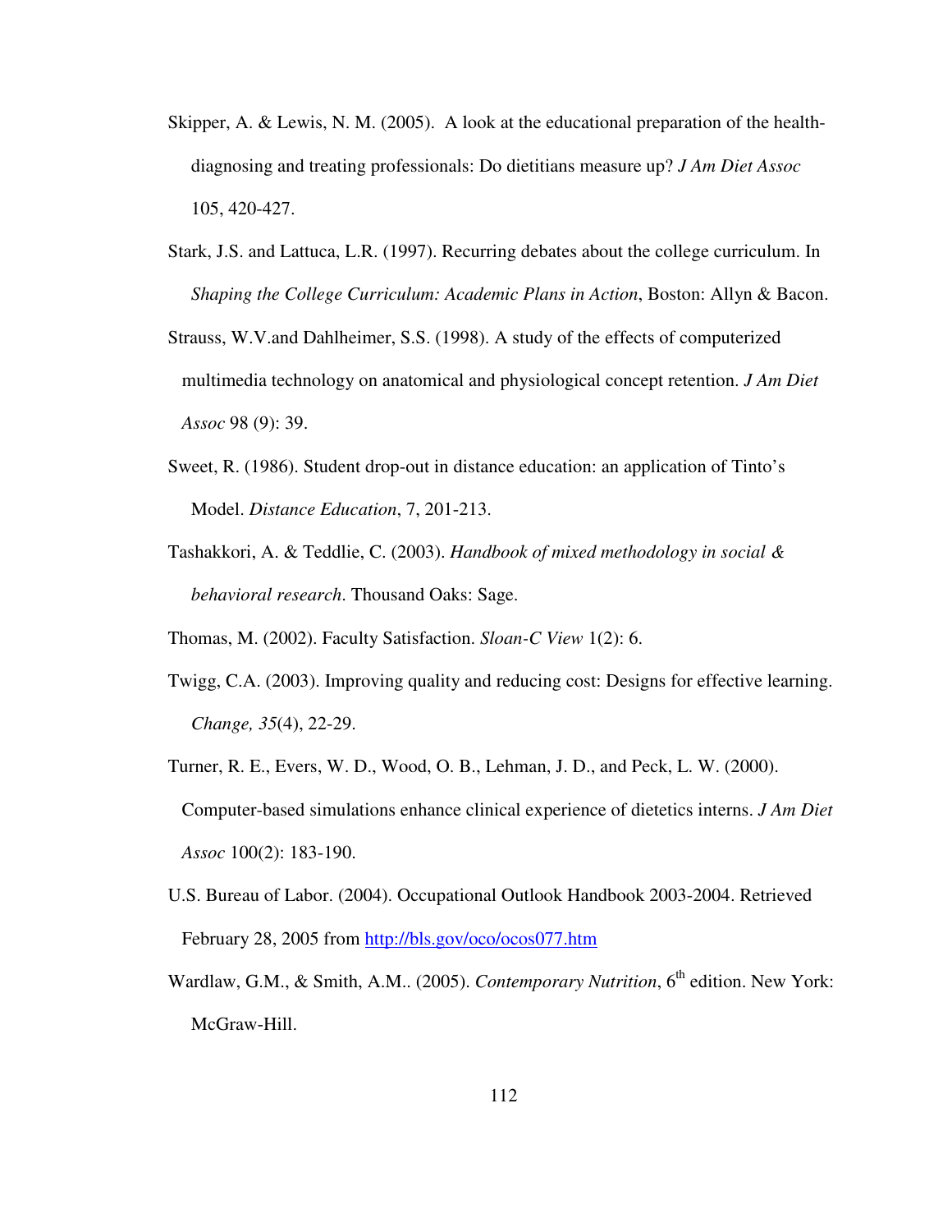Skipper, A. & Lewis, N. M. (2005). A look at the educational preparation of the health-diagnosing and treating professionals: Do dietitians measure up? *J Am Diet Assoc* 105, 420-427.

Stark, J.S. and Lattuca, L.R. (1997). Recurring debates about the college curriculum. In *Shaping the College Curriculum: Academic Plans in Action*, Boston: Allyn & Bacon.

Strauss, W.V.and Dahlheimer, S.S. (1998). A study of the effects of computerized multimedia technology on anatomical and physiological concept retention. *J Am Diet Assoc* 98 (9): 39.

Sweet, R. (1986). Student drop-out in distance education: an application of Tinto's Model. *Distance Education*, 7, 201-213.

Tashakkori, A. & Teddlie, C. (2003). *Handbook of mixed methodology in social & behavioral research*. Thousand Oaks: Sage.

Thomas, M. (2002). Faculty Satisfaction. *Sloan-C View* 1(2): 6.

Twigg, C.A. (2003). Improving quality and reducing cost: Designs for effective learning. *Change, 35*(4), 22-29.

Turner, R. E., Evers, W. D., Wood, O. B., Lehman, J. D., and Peck, L. W. (2000). Computer-based simulations enhance clinical experience of dietetics interns. *J Am Diet Assoc* 100(2): 183-190.

U.S. Bureau of Labor. (2004). Occupational Outlook Handbook 2003-2004. Retrieved February 28, 2005 from http://bls.gov/oco/ocos077.htm

Wardlaw, G.M., & Smith, A.M.. (2005). *Contemporary Nutrition*, 6th edition. New York: McGraw-Hill.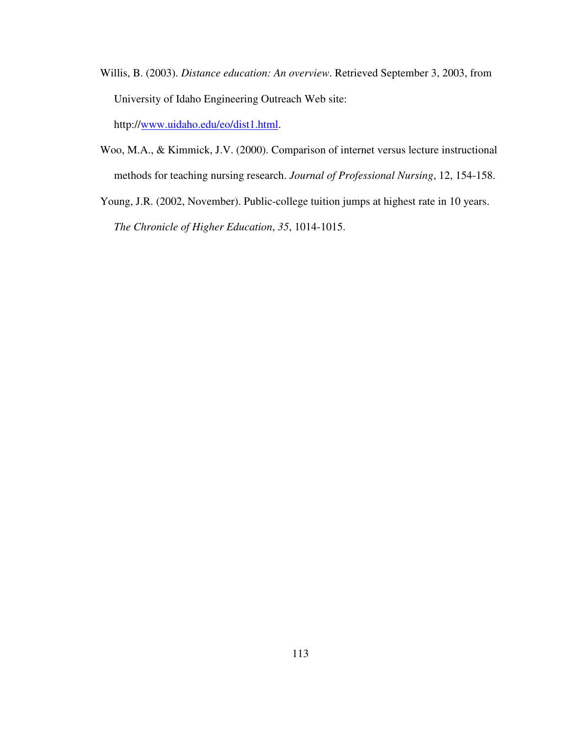Willis, B. (2003). *Distance education: An overview*. Retrieved September 3, 2003, from University of Idaho Engineering Outreach Web site: http://www.uidaho.edu/eo/dist1.html.

Woo, M.A., & Kimmick, J.V. (2000). Comparison of internet versus lecture instructional methods for teaching nursing research. *Journal of Professional Nursing*, 12, 154-158.

Young, J.R. (2002, November). Public-college tuition jumps at highest rate in 10 years. *The Chronicle of Higher Education*, *35*, 1014-1015.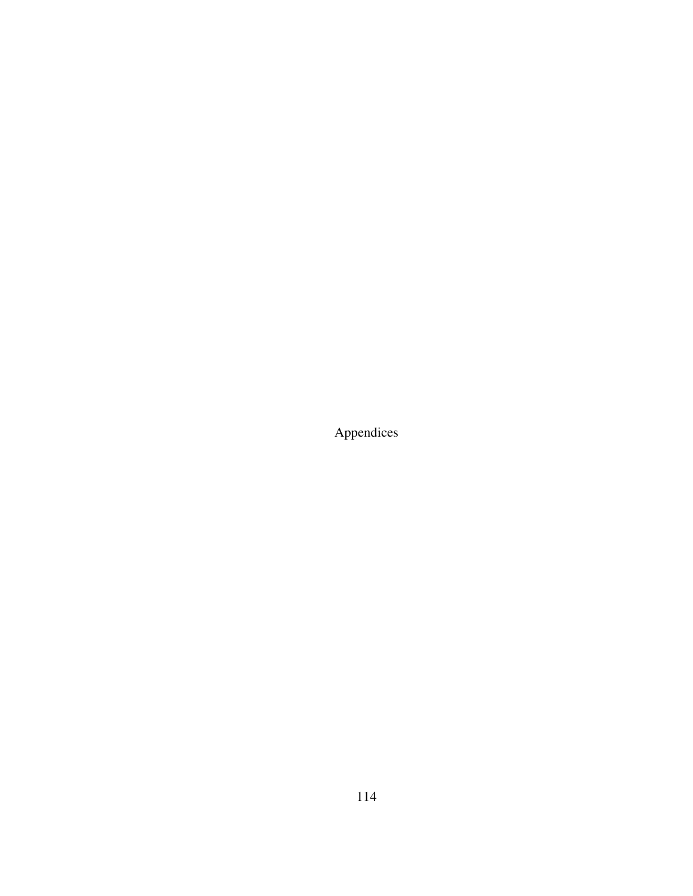# Appendices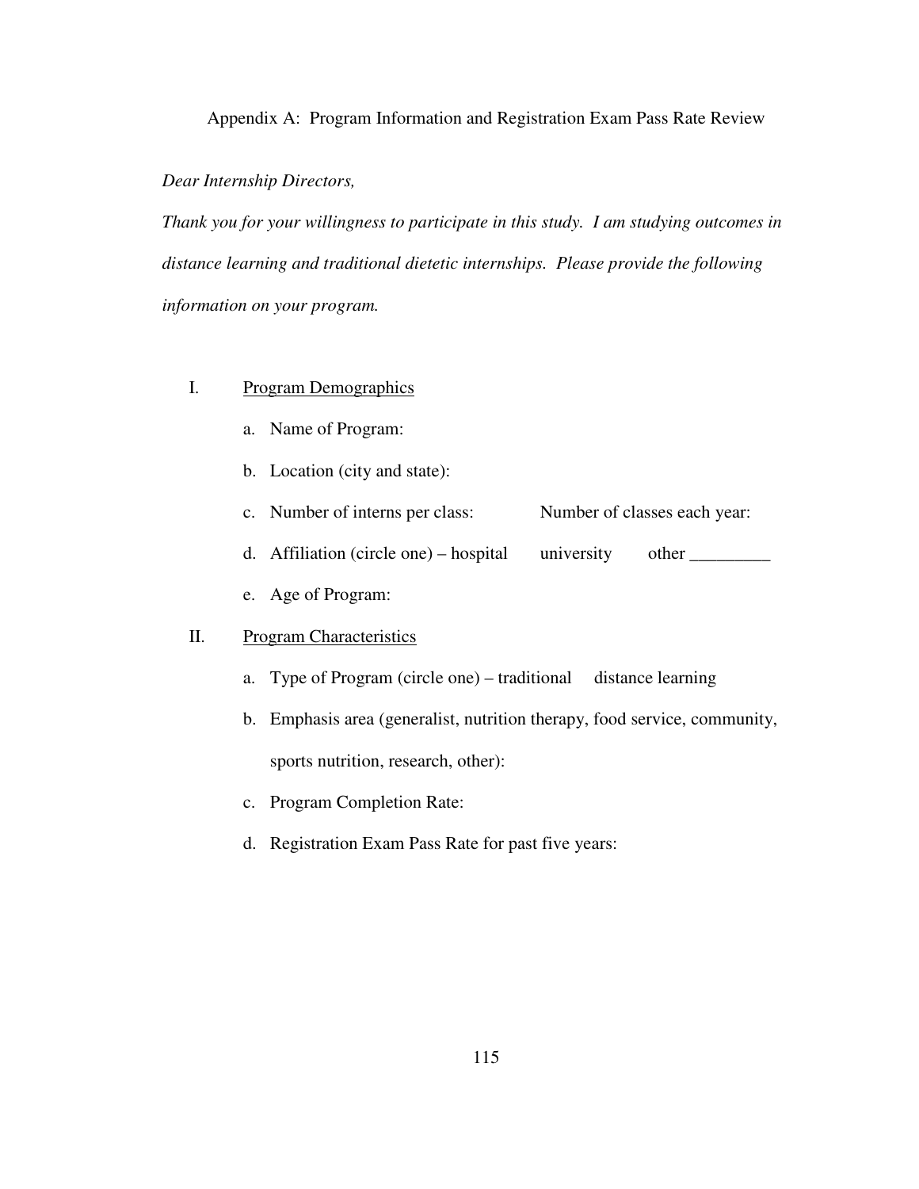# Appendix A: Program Information and Registration Exam Pass Rate Review

*Dear Internship Directors,*

*Thank you for your willingness to participate in this study. I am studying outcomes in distance learning and traditional dietetic internships. Please provide the following information on your program.*

I. Program Demographics

   a. Name of Program:

   b. Location (city and state):

   c. Number of interns per class:     Number of classes each year:

   d. Affiliation (circle one) – hospital     university     other _________

   e. Age of Program:

II. Program Characteristics

   a. Type of Program (circle one) – traditional     distance learning

   b. Emphasis area (generalist, nutrition therapy, food service, community, sports nutrition, research, other):

   c. Program Completion Rate:

   d. Registration Exam Pass Rate for past five years: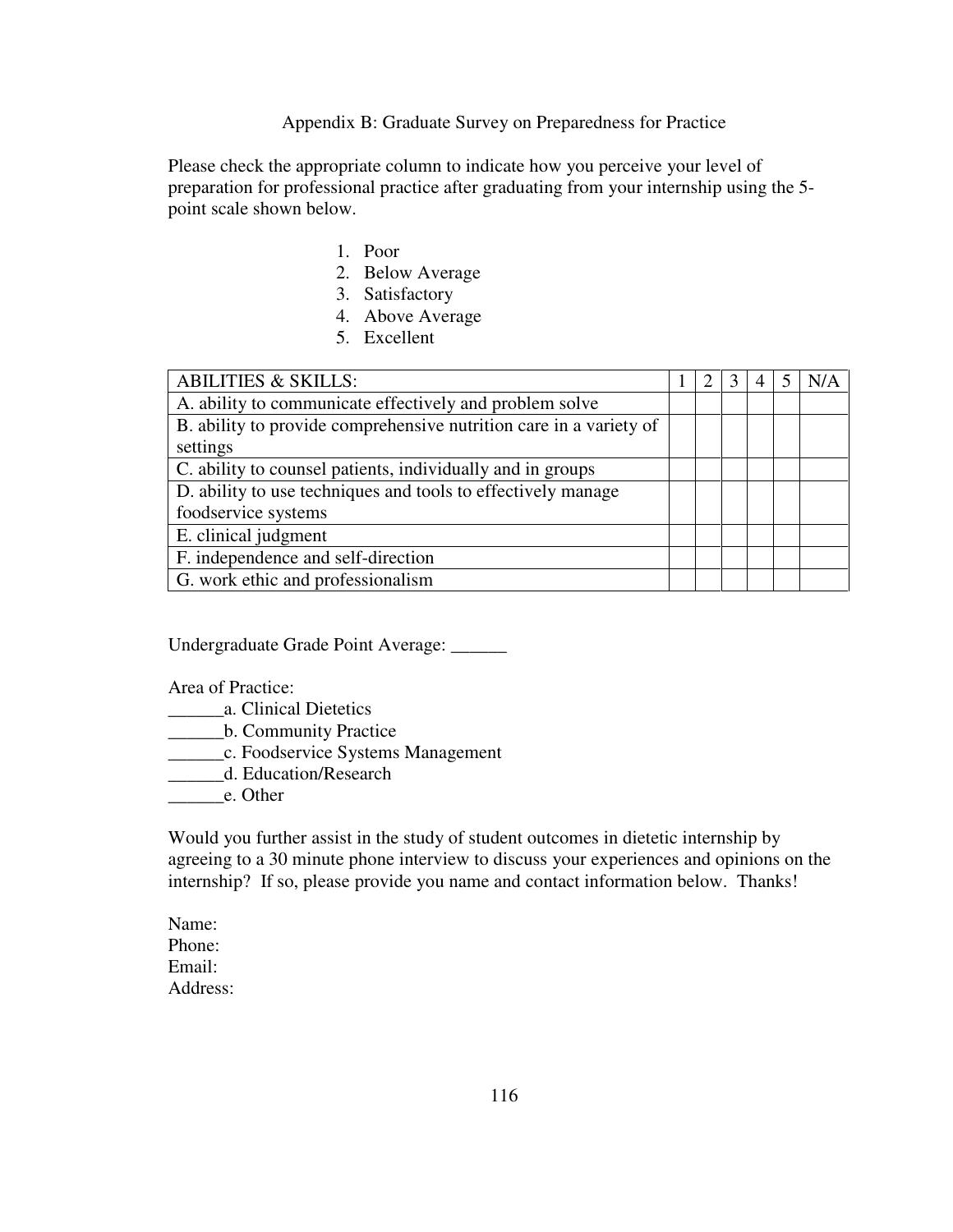# Appendix B: Graduate Survey on Preparedness for Practice

Please check the appropriate column to indicate how you perceive your level of preparation for professional practice after graduating from your internship using the 5-point scale shown below.

1. Poor
2. Below Average
3. Satisfactory
4. Above Average
5. Excellent

| ABILITIES & SKILLS: | 1 | 2 | 3 | 4 | 5 | N/A |
|---|---|---|---|---|---|---|
| A. ability to communicate effectively and problem solve | | | | | | |
| B. ability to provide comprehensive nutrition care in a variety of settings | | | | | | |
| C. ability to counsel patients, individually and in groups | | | | | | |
| D. ability to use techniques and tools to effectively manage foodservice systems | | | | | | |
| E. clinical judgment | | | | | | |
| F. independence and self-direction | | | | | | |
| G. work ethic and professionalism | | | | | | |

Undergraduate Grade Point Average: ______

Area of Practice:
______a. Clinical Dietetics
______b. Community Practice
______c. Foodservice Systems Management
______d. Education/Research
______e. Other

Would you further assist in the study of student outcomes in dietetic internship by agreeing to a 30 minute phone interview to discuss your experiences and opinions on the internship? If so, please provide you name and contact information below. Thanks!

Name:
Phone:
Email:
Address: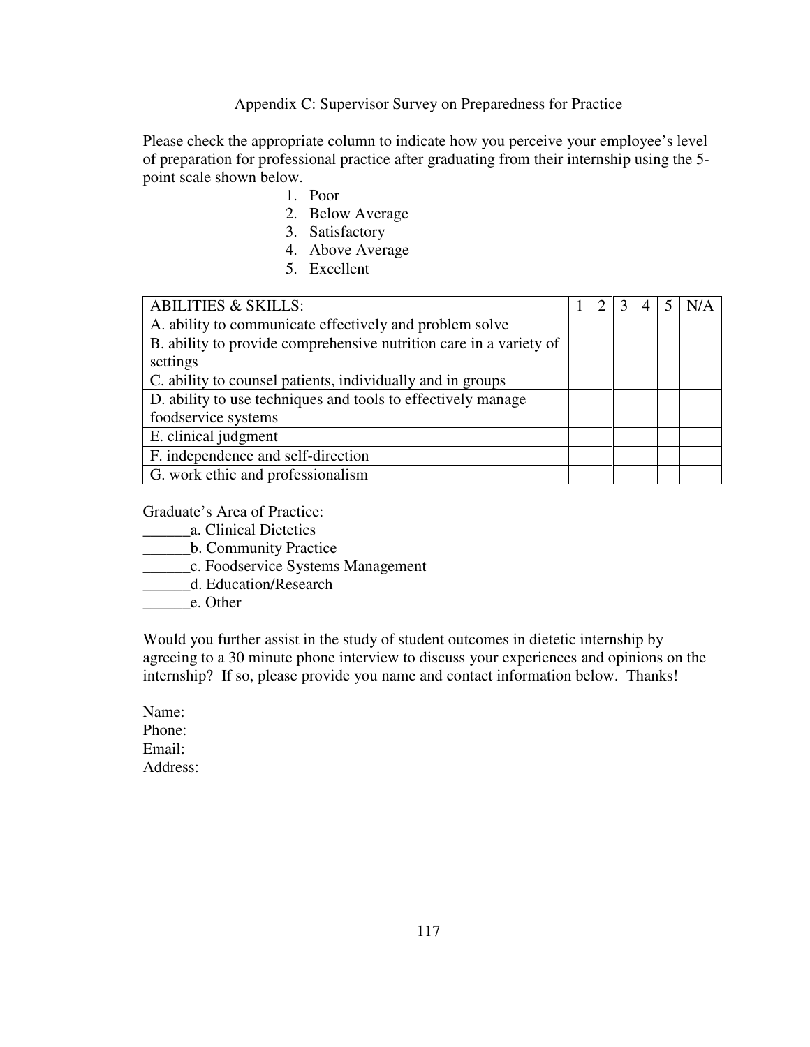# Appendix C: Supervisor Survey on Preparedness for Practice

Please check the appropriate column to indicate how you perceive your employee's level of preparation for professional practice after graduating from their internship using the 5-point scale shown below.

1. Poor
2. Below Average
3. Satisfactory
4. Above Average
5. Excellent

| ABILITIES & SKILLS: | 1 | 2 | 3 | 4 | 5 | N/A |
|---|---|---|---|---|---|---|
| A. ability to communicate effectively and problem solve | | | | | | |
| B. ability to provide comprehensive nutrition care in a variety of settings | | | | | | |
| C. ability to counsel patients, individually and in groups | | | | | | |
| D. ability to use techniques and tools to effectively manage foodservice systems | | | | | | |
| E. clinical judgment | | | | | | |
| F. independence and self-direction | | | | | | |
| G. work ethic and professionalism | | | | | | |

Graduate's Area of Practice:

______a. Clinical Dietetics
______b. Community Practice
______c. Foodservice Systems Management
______d. Education/Research
______e. Other

Would you further assist in the study of student outcomes in dietetic internship by agreeing to a 30 minute phone interview to discuss your experiences and opinions on the internship? If so, please provide you name and contact information below. Thanks!

Name:
Phone:
Email:
Address: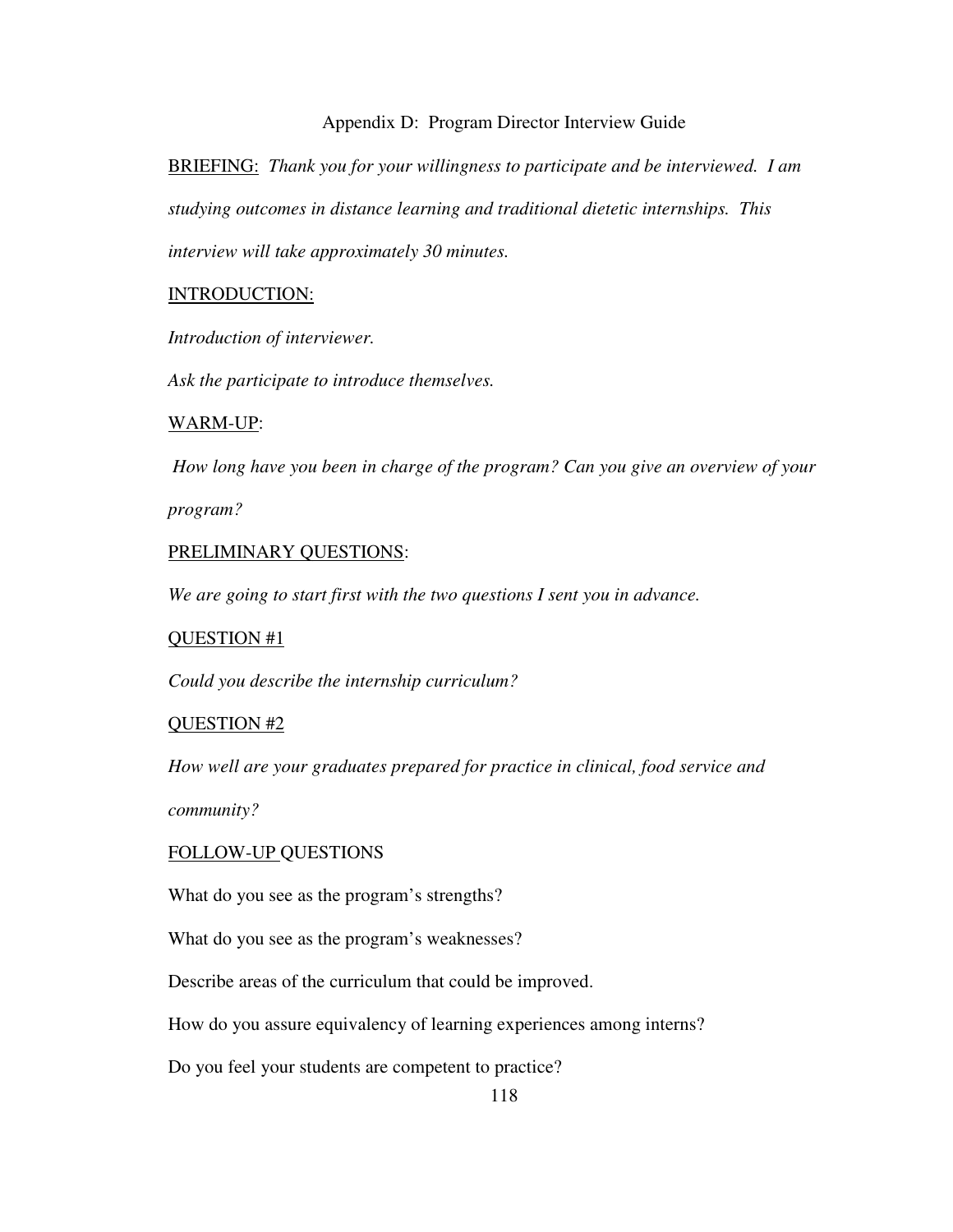# Appendix D: Program Director Interview Guide

<u>BRIEFING:</u> *Thank you for your willingness to participate and be interviewed. I am studying outcomes in distance learning and traditional dietetic internships. This interview will take approximately 30 minutes.*

<u>INTRODUCTION:</u>

*Introduction of interviewer.*

*Ask the participate to introduce themselves.*

<u>WARM-UP</u>:

*How long have you been in charge of the program? Can you give an overview of your program?*

<u>PRELIMINARY QUESTIONS</u>:

*We are going to start first with the two questions I sent you in advance.*

<u>QUESTION #1</u>

*Could you describe the internship curriculum?*

<u>QUESTION #2</u>

*How well are your graduates prepared for practice in clinical, food service and community?*

<u>FOLLOW-UP</u> QUESTIONS

What do you see as the program's strengths?

What do you see as the program's weaknesses?

Describe areas of the curriculum that could be improved.

How do you assure equivalency of learning experiences among interns?

Do you feel your students are competent to practice?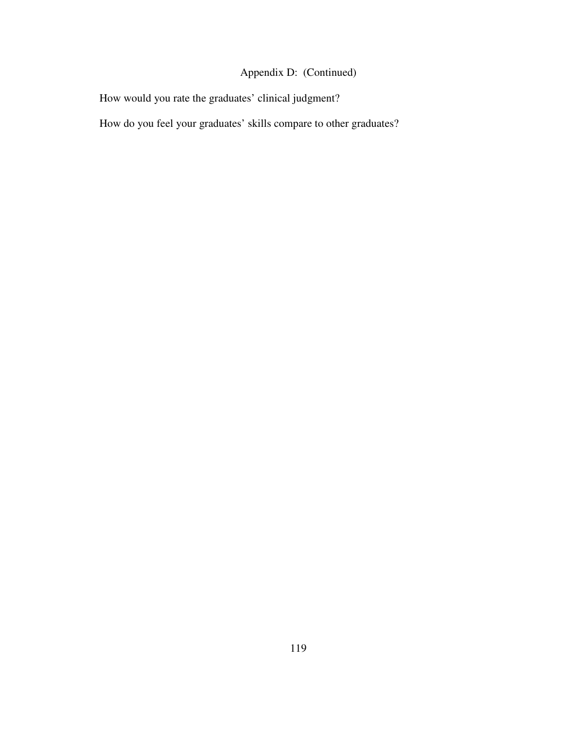Appendix D: (Continued)

How would you rate the graduates' clinical judgment?

How do you feel your graduates' skills compare to other graduates?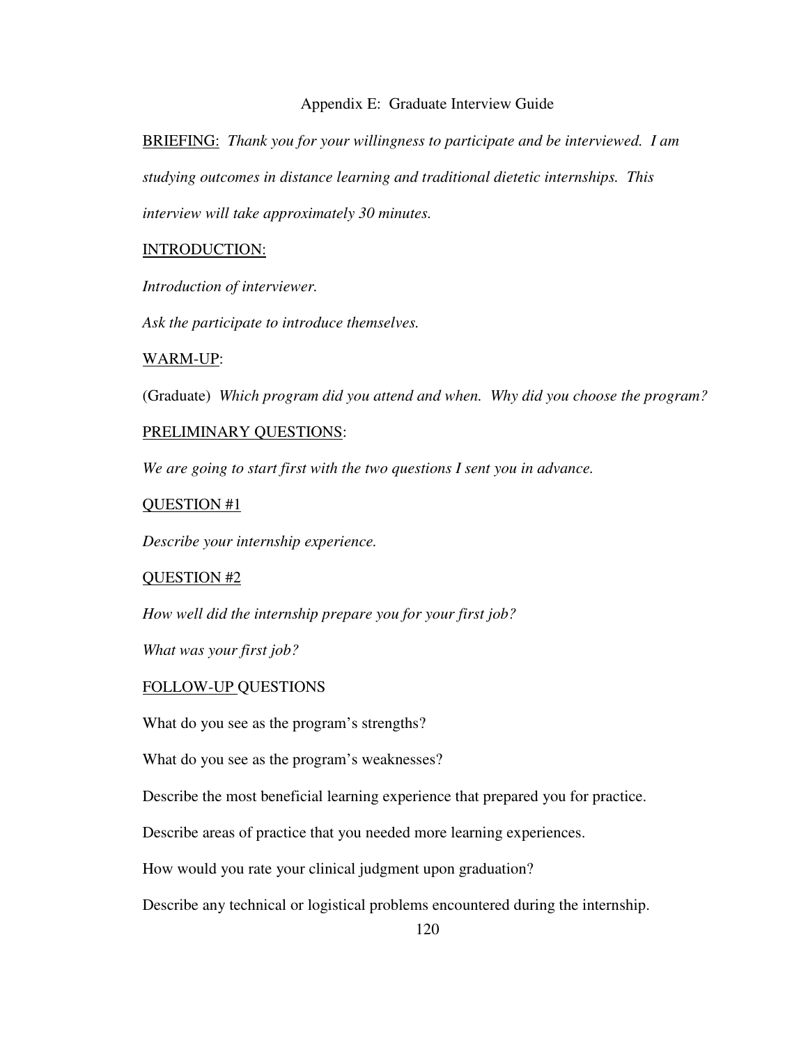# Appendix E: Graduate Interview Guide

BRIEFING: *Thank you for your willingness to participate and be interviewed. I am studying outcomes in distance learning and traditional dietetic internships. This interview will take approximately 30 minutes.*

INTRODUCTION:

*Introduction of interviewer.*

*Ask the participate to introduce themselves.*

WARM-UP:

(Graduate) *Which program did you attend and when. Why did you choose the program?*

PRELIMINARY QUESTIONS:

*We are going to start first with the two questions I sent you in advance.*

QUESTION #1

*Describe your internship experience.*

QUESTION #2

*How well did the internship prepare you for your first job?*

*What was your first job?*

FOLLOW-UP QUESTIONS

What do you see as the program's strengths?

What do you see as the program's weaknesses?

Describe the most beneficial learning experience that prepared you for practice.

Describe areas of practice that you needed more learning experiences.

How would you rate your clinical judgment upon graduation?

Describe any technical or logistical problems encountered during the internship.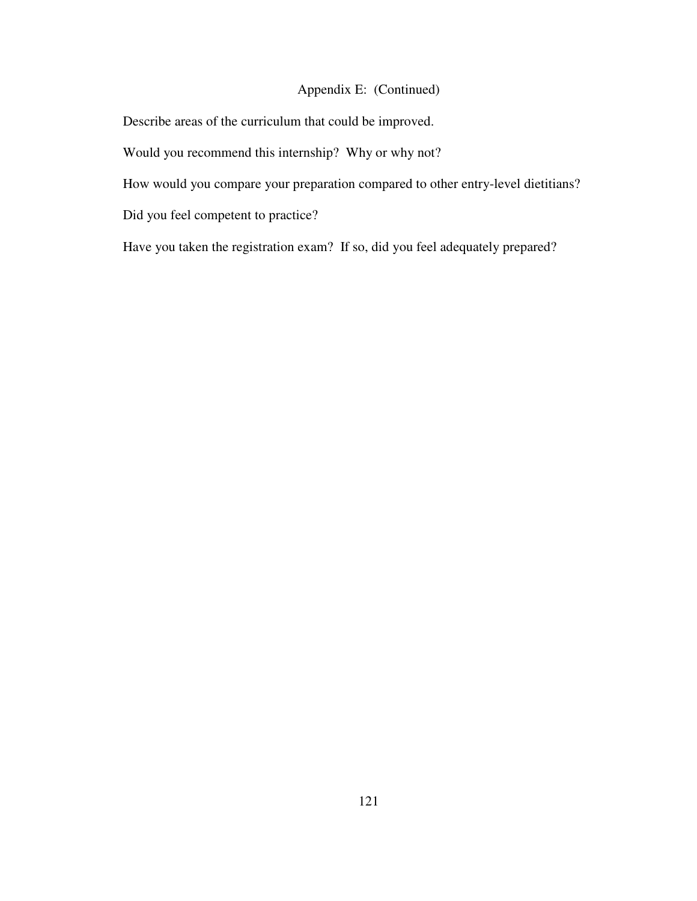Appendix E: (Continued)

Describe areas of the curriculum that could be improved.

Would you recommend this internship? Why or why not?

How would you compare your preparation compared to other entry-level dietitians?

Did you feel competent to practice?

Have you taken the registration exam? If so, did you feel adequately prepared?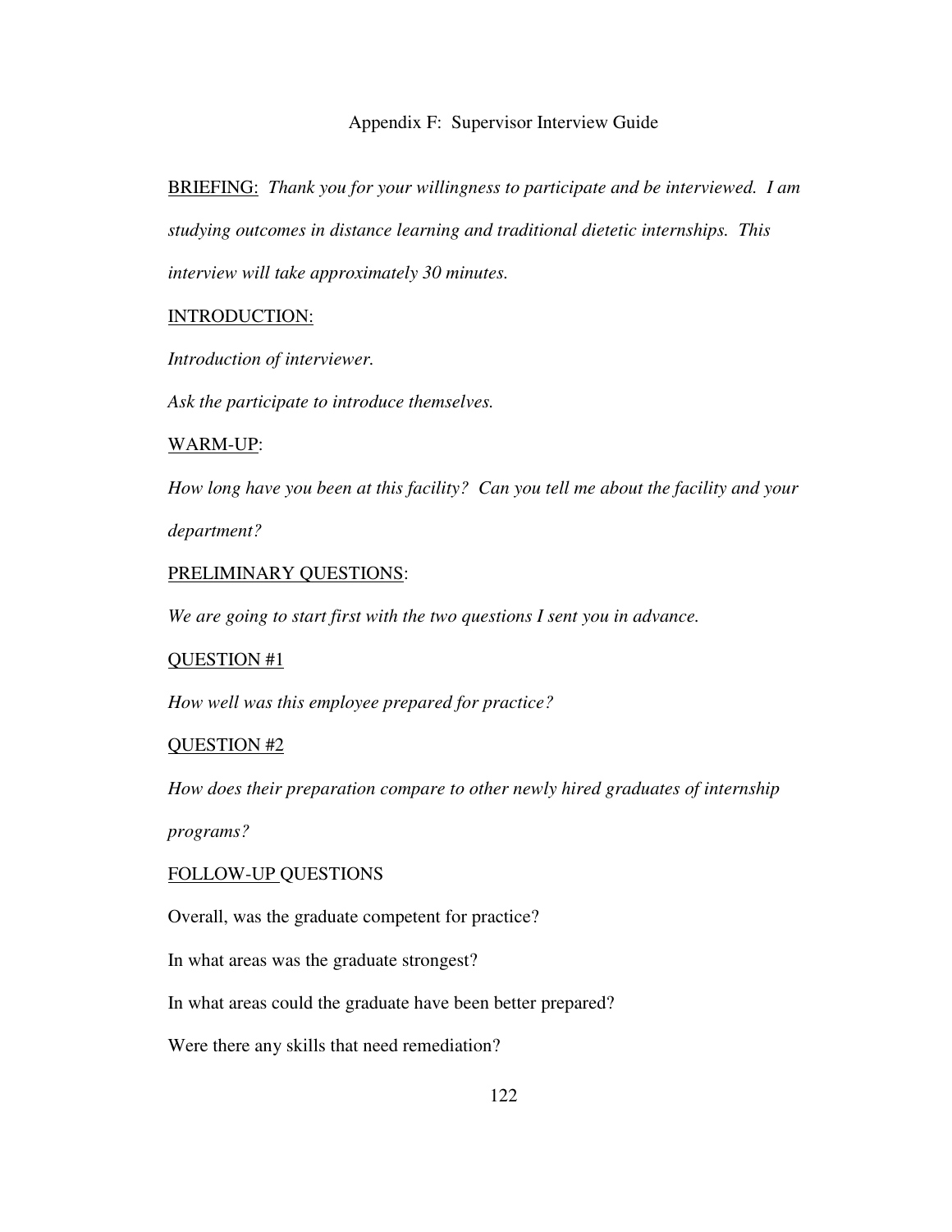# Appendix F: Supervisor Interview Guide

BRIEFING: *Thank you for your willingness to participate and be interviewed. I am studying outcomes in distance learning and traditional dietetic internships. This interview will take approximately 30 minutes.*

INTRODUCTION:

*Introduction of interviewer.*

*Ask the participate to introduce themselves.*

WARM-UP:

*How long have you been at this facility? Can you tell me about the facility and your department?*

PRELIMINARY QUESTIONS:

*We are going to start first with the two questions I sent you in advance.*

QUESTION #1

*How well was this employee prepared for practice?*

QUESTION #2

*How does their preparation compare to other newly hired graduates of internship programs?*

FOLLOW-UP QUESTIONS

Overall, was the graduate competent for practice?

In what areas was the graduate strongest?

In what areas could the graduate have been better prepared?

Were there any skills that need remediation?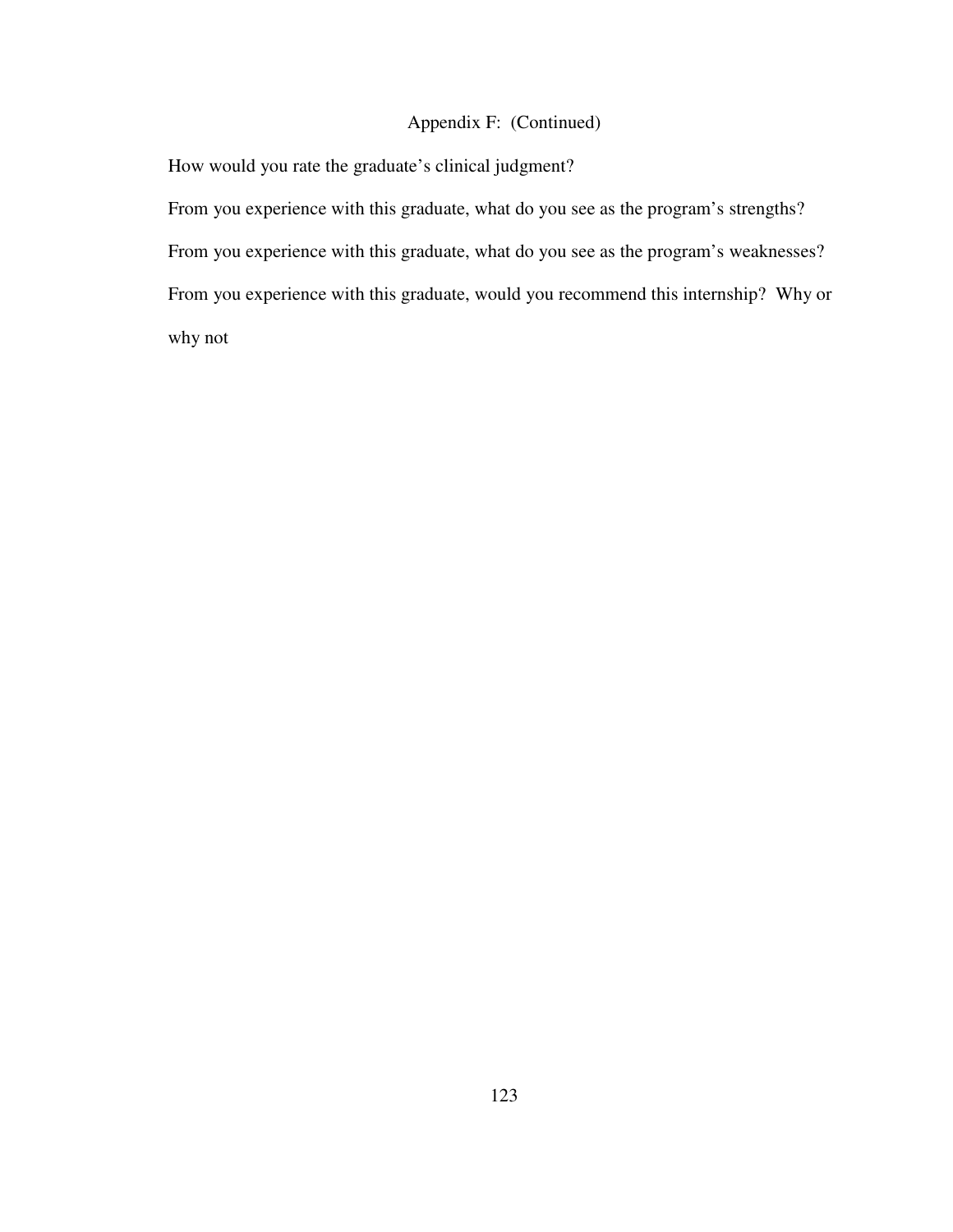Appendix F: (Continued)

How would you rate the graduate's clinical judgment?

From you experience with this graduate, what do you see as the program's strengths?

From you experience with this graduate, what do you see as the program's weaknesses?

From you experience with this graduate, would you recommend this internship? Why or why not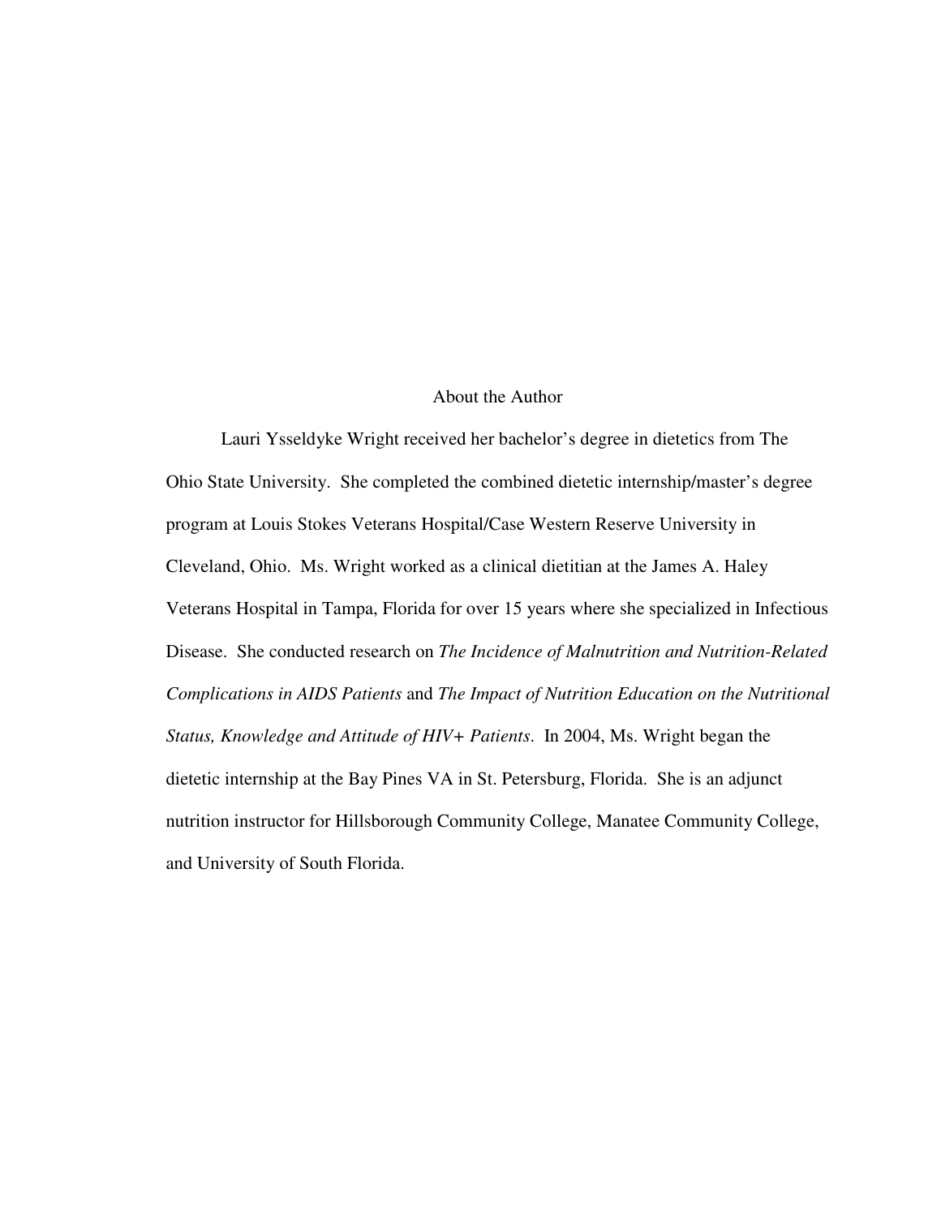# About the Author

Lauri Ysseldyke Wright received her bachelor's degree in dietetics from The Ohio State University. She completed the combined dietetic internship/master's degree program at Louis Stokes Veterans Hospital/Case Western Reserve University in Cleveland, Ohio. Ms. Wright worked as a clinical dietitian at the James A. Haley Veterans Hospital in Tampa, Florida for over 15 years where she specialized in Infectious Disease. She conducted research on *The Incidence of Malnutrition and Nutrition-Related Complications in AIDS Patients* and *The Impact of Nutrition Education on the Nutritional Status, Knowledge and Attitude of HIV+ Patients*. In 2004, Ms. Wright began the dietetic internship at the Bay Pines VA in St. Petersburg, Florida. She is an adjunct nutrition instructor for Hillsborough Community College, Manatee Community College, and University of South Florida.